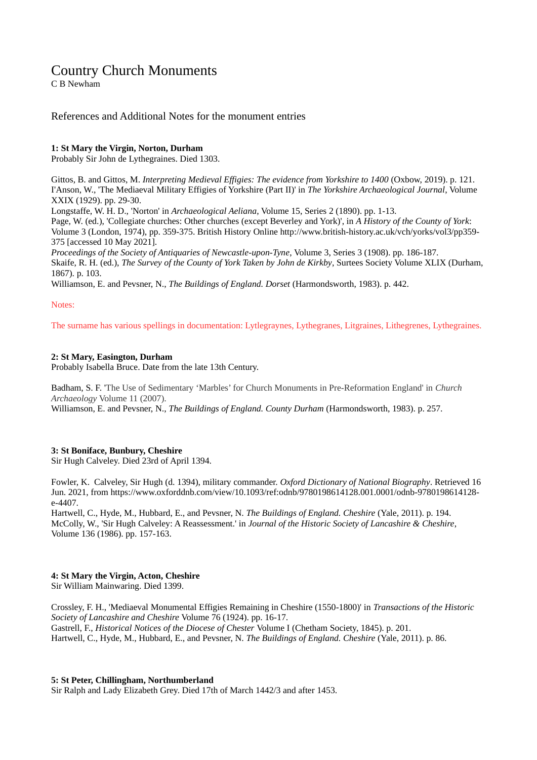# Country Church Monuments

C B Newham

## References and Additional Notes for the monument entries

### 1: St Mary the Virgin, Norton, Durham

Probably Sir John de Lythegraines. Died 1303.

Gittos, B. and Gittos, M. *Interpreting Medieval Effigies: The evidence from Yorkshire to 1400* (Oxbow, 2019). p. 121.
I'Anson, W., 'The Mediaeval Military Effigies of Yorkshire (Part II)' in *The Yorkshire Archaeological Journal*, Volume XXIX (1929). pp. 29-30.
Longstaffe, W. H. D., 'Norton' in *Archaeological Aeliana*, Volume 15, Series 2 (1890). pp. 1-13.
Page, W. (ed.), 'Collegiate churches: Other churches (except Beverley and York)', in *A History of the County of York*: Volume 3 (London, 1974), pp. 359-375. British History Online http://www.british-history.ac.uk/vch/yorks/vol3/pp359-375 [accessed 10 May 2021].
*Proceedings of the Society of Antiquaries of Newcastle-upon-Tyne*, Volume 3, Series 3 (1908). pp. 186-187.
Skaife, R. H. (ed.), *The Survey of the County of York Taken by John de Kirkby*, Surtees Society Volume XLIX (Durham, 1867). p. 103.
Williamson, E. and Pevsner, N., *The Buildings of England. Dorset* (Harmondsworth, 1983). p. 442.

Notes:

The surname has various spellings in documentation: Lytlegraynes, Lythegranes, Litgraines, Lithegrenes, Lythegraines.

### 2: St Mary, Easington, Durham

Probably Isabella Bruce. Date from the late 13th Century.

Badham, S. F. 'The Use of Sedimentary 'Marbles' for Church Monuments in Pre-Reformation England' in *Church Archaeology* Volume 11 (2007).
Williamson, E. and Pevsner, N., *The Buildings of England. County Durham* (Harmondsworth, 1983). p. 257.

### 3: St Boniface, Bunbury, Cheshire

Sir Hugh Calveley. Died 23rd of April 1394.

Fowler, K. Calveley, Sir Hugh (d. 1394), military commander. *Oxford Dictionary of National Biography*. Retrieved 16 Jun. 2021, from https://www.oxforddnb.com/view/10.1093/ref:odnb/9780198614128.001.0001/odnb-9780198614128-e-4407.
Hartwell, C., Hyde, M., Hubbard, E., and Pevsner, N. *The Buildings of England. Cheshire* (Yale, 2011). p. 194.
McColly, W., 'Sir Hugh Calveley: A Reassessment.' in *Journal of the Historic Society of Lancashire & Cheshire*, Volume 136 (1986). pp. 157-163.

### 4: St Mary the Virgin, Acton, Cheshire

Sir William Mainwaring. Died 1399.

Crossley, F. H., 'Mediaeval Monumental Effigies Remaining in Cheshire (1550-1800)' in *Transactions of the Historic Society of Lancashire and Cheshire* Volume 76 (1924). pp. 16-17.
Gastrell, F., *Historical Notices of the Diocese of Chester* Volume I (Chetham Society, 1845). p. 201.
Hartwell, C., Hyde, M., Hubbard, E., and Pevsner, N. *The Buildings of England. Cheshire* (Yale, 2011). p. 86.

### 5: St Peter, Chillingham, Northumberland

Sir Ralph and Lady Elizabeth Grey. Died 17th of March 1442/3 and after 1453.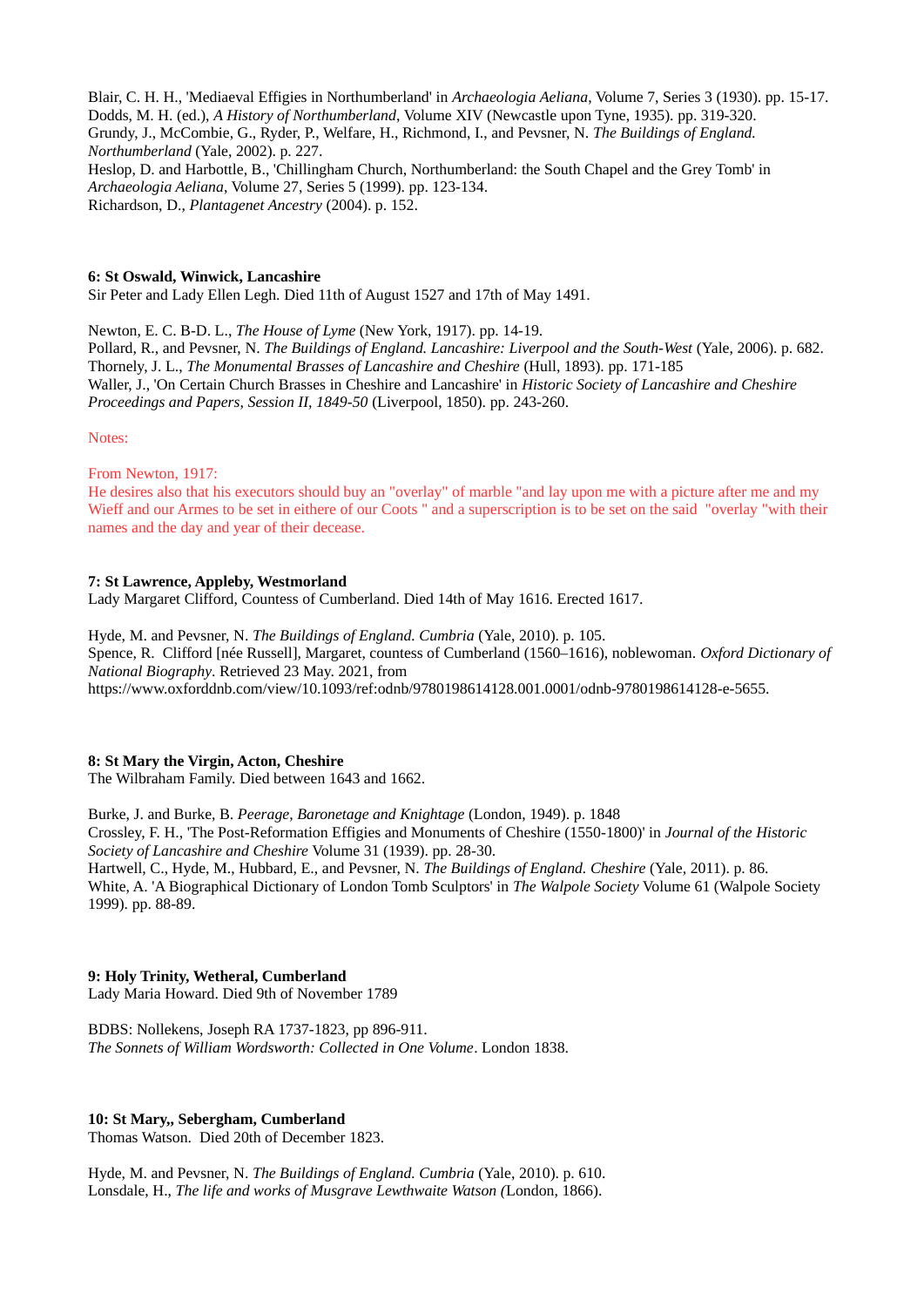Blair, C. H. H., 'Mediaeval Effigies in Northumberland' in *Archaeologia Aeliana*, Volume 7, Series 3 (1930). pp. 15-17.
Dodds, M. H. (ed.), *A History of Northumberland*, Volume XIV (Newcastle upon Tyne, 1935). pp. 319-320.
Grundy, J., McCombie, G., Ryder, P., Welfare, H., Richmond, I., and Pevsner, N. *The Buildings of England. Northumberland* (Yale, 2002). p. 227.
Heslop, D. and Harbottle, B., 'Chillingham Church, Northumberland: the South Chapel and the Grey Tomb' in *Archaeologia Aeliana*, Volume 27, Series 5 (1999). pp. 123-134.
Richardson, D., *Plantagenet Ancestry* (2004). p. 152.

**6: St Oswald, Winwick, Lancashire**
Sir Peter and Lady Ellen Legh. Died 11th of August 1527 and 17th of May 1491.

Newton, E. C. B-D. L., *The House of Lyme* (New York, 1917). pp. 14-19.
Pollard, R., and Pevsner, N. *The Buildings of England. Lancashire: Liverpool and the South-West* (Yale, 2006). p. 682.
Thornely, J. L., *The Monumental Brasses of Lancashire and Cheshire* (Hull, 1893). pp. 171-185
Waller, J., 'On Certain Church Brasses in Cheshire and Lancashire' in *Historic Society of Lancashire and Cheshire Proceedings and Papers, Session II, 1849-50* (Liverpool, 1850). pp. 243-260.

Notes:

From Newton, 1917:
He desires also that his executors should buy an "overlay" of marble "and lay upon me with a picture after me and my Wieff and our Armes to be set in eithere of our Coots " and a superscription is to be set on the said "overlay "with their names and the day and year of their decease.

**7: St Lawrence, Appleby, Westmorland**
Lady Margaret Clifford, Countess of Cumberland. Died 14th of May 1616. Erected 1617.

Hyde, M. and Pevsner, N. *The Buildings of England. Cumbria* (Yale, 2010). p. 105.
Spence, R. Clifford [née Russell], Margaret, countess of Cumberland (1560–1616), noblewoman. *Oxford Dictionary of National Biography*. Retrieved 23 May. 2021, from https://www.oxforddnb.com/view/10.1093/ref:odnb/9780198614128.001.0001/odnb-9780198614128-e-5655.

**8: St Mary the Virgin, Acton, Cheshire**
The Wilbraham Family. Died between 1643 and 1662.

Burke, J. and Burke, B. *Peerage, Baronetage and Knightage* (London, 1949). p. 1848
Crossley, F. H., 'The Post-Reformation Effigies and Monuments of Cheshire (1550-1800)' in *Journal of the Historic Society of Lancashire and Cheshire* Volume 31 (1939). pp. 28-30.
Hartwell, C., Hyde, M., Hubbard, E., and Pevsner, N. *The Buildings of England. Cheshire* (Yale, 2011). p. 86.
White, A. 'A Biographical Dictionary of London Tomb Sculptors' in *The Walpole Society* Volume 61 (Walpole Society 1999). pp. 88-89.

**9: Holy Trinity, Wetheral, Cumberland**
Lady Maria Howard. Died 9th of November 1789

BDBS: Nollekens, Joseph RA 1737-1823, pp 896-911.
*The Sonnets of William Wordsworth: Collected in One Volume*. London 1838.

**10: St Mary,, Sebergham, Cumberland**
Thomas Watson. Died 20th of December 1823.

Hyde, M. and Pevsner, N. *The Buildings of England. Cumbria* (Yale, 2010). p. 610.
Lonsdale, H., *The life and works of Musgrave Lewthwaite Watson (*London, 1866).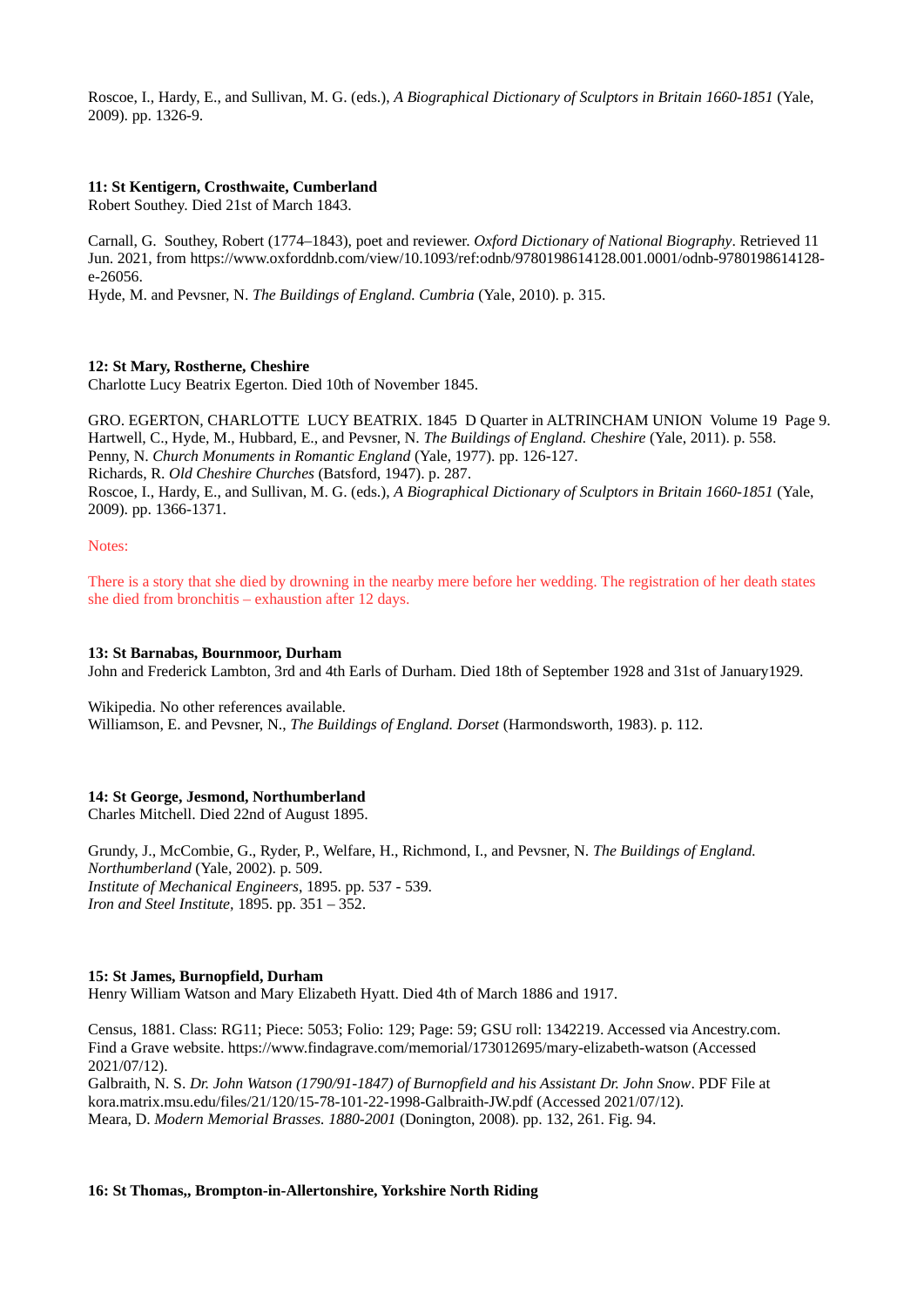Roscoe, I., Hardy, E., and Sullivan, M. G. (eds.), *A Biographical Dictionary of Sculptors in Britain 1660-1851* (Yale, 2009). pp. 1326-9.

**11: St Kentigern, Crosthwaite, Cumberland**
Robert Southey. Died 21st of March 1843.

Carnall, G. Southey, Robert (1774–1843), poet and reviewer. *Oxford Dictionary of National Biography*. Retrieved 11 Jun. 2021, from https://www.oxforddnb.com/view/10.1093/ref:odnb/9780198614128.001.0001/odnb-9780198614128-e-26056.
Hyde, M. and Pevsner, N. *The Buildings of England. Cumbria* (Yale, 2010). p. 315.

**12: St Mary, Rostherne, Cheshire**
Charlotte Lucy Beatrix Egerton. Died 10th of November 1845.

GRO. EGERTON, CHARLOTTE LUCY BEATRIX. 1845 D Quarter in ALTRINCHAM UNION Volume 19 Page 9.
Hartwell, C., Hyde, M., Hubbard, E., and Pevsner, N. *The Buildings of England. Cheshire* (Yale, 2011). p. 558.
Penny, N. *Church Monuments in Romantic England* (Yale, 1977). pp. 126-127.
Richards, R. *Old Cheshire Churches* (Batsford, 1947). p. 287.
Roscoe, I., Hardy, E., and Sullivan, M. G. (eds.), *A Biographical Dictionary of Sculptors in Britain 1660-1851* (Yale, 2009). pp. 1366-1371.

Notes:

There is a story that she died by drowning in the nearby mere before her wedding. The registration of her death states she died from bronchitis – exhaustion after 12 days.

**13: St Barnabas, Bournmoor, Durham**
John and Frederick Lambton, 3rd and 4th Earls of Durham. Died 18th of September 1928 and 31st of January1929.

Wikipedia. No other references available.
Williamson, E. and Pevsner, N., *The Buildings of England. Dorset* (Harmondsworth, 1983). p. 112.

**14: St George, Jesmond, Northumberland**
Charles Mitchell. Died 22nd of August 1895.

Grundy, J., McCombie, G., Ryder, P., Welfare, H., Richmond, I., and Pevsner, N. *The Buildings of England. Northumberland* (Yale, 2002). p. 509.
*Institute of Mechanical Engineers*, 1895. pp. 537 - 539.
*Iron and Steel Institute*, 1895. pp. 351 – 352.

**15: St James, Burnopfield, Durham**
Henry William Watson and Mary Elizabeth Hyatt. Died 4th of March 1886 and 1917.

Census, 1881. Class: RG11; Piece: 5053; Folio: 129; Page: 59; GSU roll: 1342219. Accessed via Ancestry.com.
Find a Grave website. https://www.findagrave.com/memorial/173012695/mary-elizabeth-watson (Accessed 2021/07/12).
Galbraith, N. S. *Dr. John Watson (1790/91-1847) of Burnopfield and his Assistant Dr. John Snow*. PDF File at kora.matrix.msu.edu/files/21/120/15-78-101-22-1998-Galbraith-JW.pdf (Accessed 2021/07/12).
Meara, D. *Modern Memorial Brasses. 1880-2001* (Donington, 2008). pp. 132, 261. Fig. 94.

**16: St Thomas,, Brompton-in-Allertonshire, Yorkshire North Riding**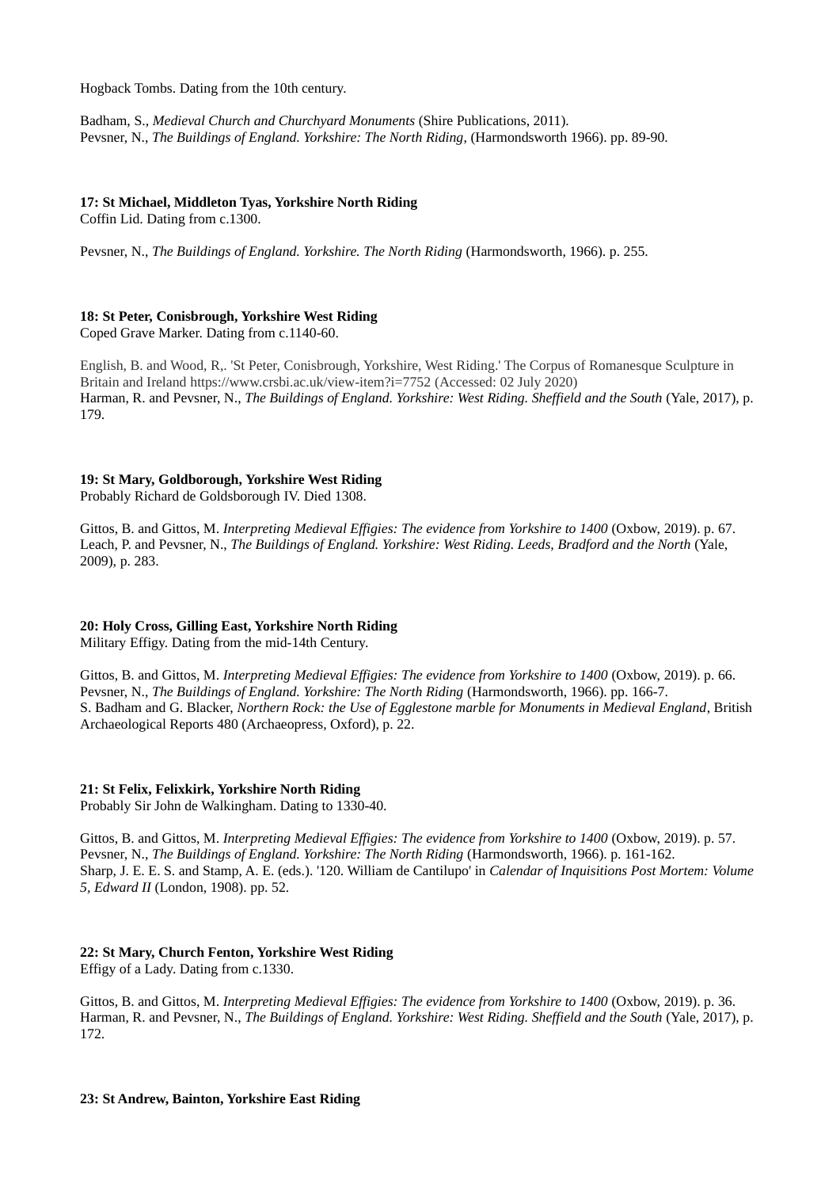Hogback Tombs. Dating from the 10th century.

Badham, S., *Medieval Church and Churchyard Monuments* (Shire Publications, 2011).
Pevsner, N., *The Buildings of England. Yorkshire: The North Riding*, (Harmondsworth 1966). pp. 89-90.

**17: St Michael, Middleton Tyas, Yorkshire North Riding**
Coffin Lid. Dating from c.1300.

Pevsner, N., *The Buildings of England. Yorkshire. The North Riding* (Harmondsworth, 1966). p. 255.

**18: St Peter, Conisbrough, Yorkshire West Riding**
Coped Grave Marker. Dating from c.1140-60.

English, B. and Wood, R,. 'St Peter, Conisbrough, Yorkshire, West Riding.' The Corpus of Romanesque Sculpture in Britain and Ireland https://www.crsbi.ac.uk/view-item?i=7752 (Accessed: 02 July 2020)
Harman, R. and Pevsner, N., *The Buildings of England. Yorkshire: West Riding. Sheffield and the South* (Yale, 2017), p. 179.

**19: St Mary, Goldborough, Yorkshire West Riding**
Probably Richard de Goldsborough IV. Died 1308.

Gittos, B. and Gittos, M. *Interpreting Medieval Effigies: The evidence from Yorkshire to 1400* (Oxbow, 2019). p. 67.
Leach, P. and Pevsner, N., *The Buildings of England. Yorkshire: West Riding. Leeds, Bradford and the North* (Yale, 2009), p. 283.

**20: Holy Cross, Gilling East, Yorkshire North Riding**
Military Effigy. Dating from the mid-14th Century.

Gittos, B. and Gittos, M. *Interpreting Medieval Effigies: The evidence from Yorkshire to 1400* (Oxbow, 2019). p. 66.
Pevsner, N., *The Buildings of England. Yorkshire: The North Riding* (Harmondsworth, 1966). pp. 166-7.
S. Badham and G. Blacker, *Northern Rock: the Use of Egglestone marble for Monuments in Medieval England*, British Archaeological Reports 480 (Archaeopress, Oxford), p. 22.

**21: St Felix, Felixkirk, Yorkshire North Riding**
Probably Sir John de Walkingham. Dating to 1330-40.

Gittos, B. and Gittos, M. *Interpreting Medieval Effigies: The evidence from Yorkshire to 1400* (Oxbow, 2019). p. 57.
Pevsner, N., *The Buildings of England. Yorkshire: The North Riding* (Harmondsworth, 1966). p. 161-162.
Sharp, J. E. E. S. and Stamp, A. E. (eds.). '120. William de Cantilupo' in *Calendar of Inquisitions Post Mortem: Volume 5, Edward II* (London, 1908). pp. 52.

**22: St Mary, Church Fenton, Yorkshire West Riding**
Effigy of a Lady. Dating from c.1330.

Gittos, B. and Gittos, M. *Interpreting Medieval Effigies: The evidence from Yorkshire to 1400* (Oxbow, 2019). p. 36.
Harman, R. and Pevsner, N., *The Buildings of England. Yorkshire: West Riding. Sheffield and the South* (Yale, 2017), p. 172.

**23: St Andrew, Bainton, Yorkshire East Riding**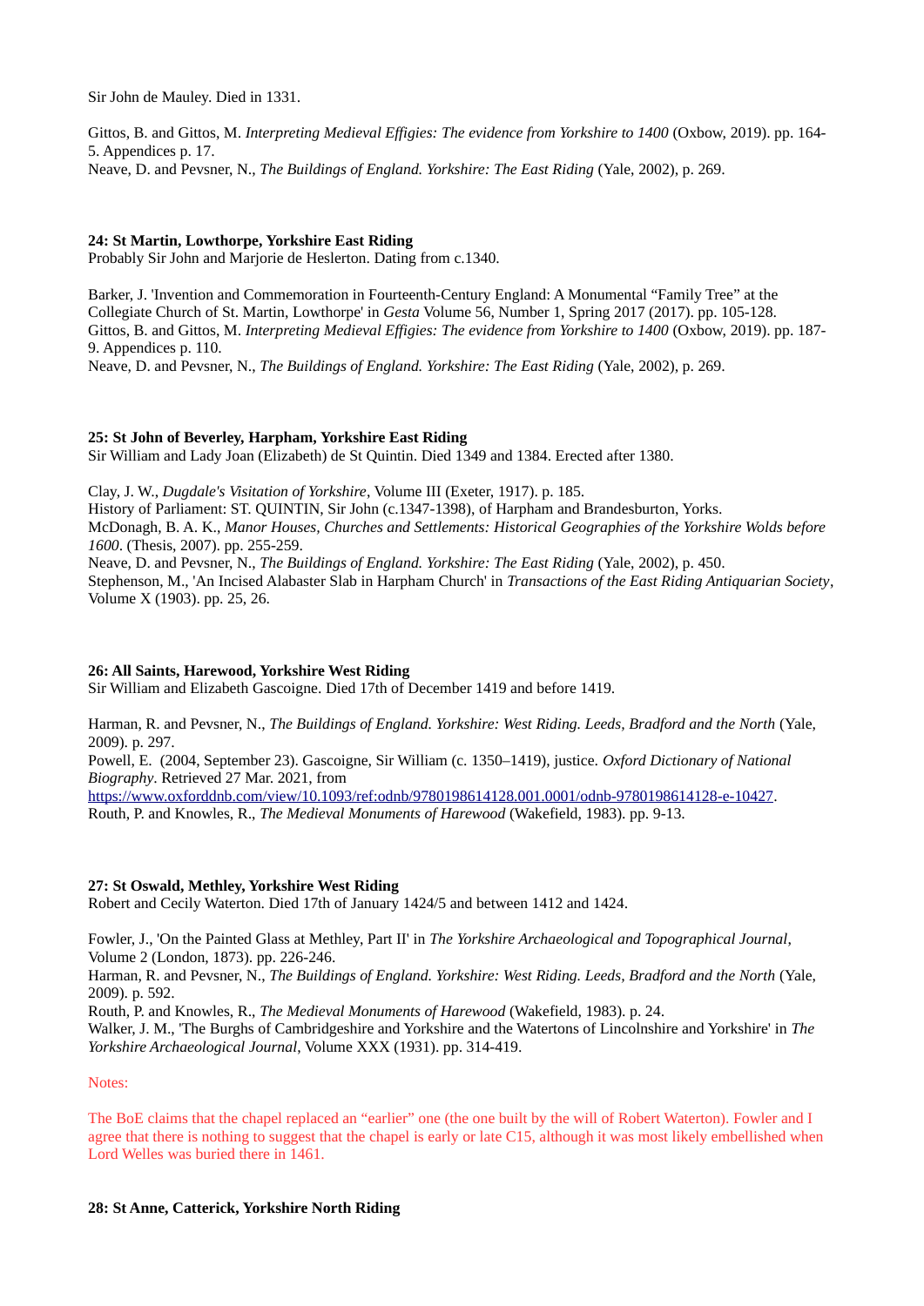Sir John de Mauley. Died in 1331.

Gittos, B. and Gittos, M. *Interpreting Medieval Effigies: The evidence from Yorkshire to 1400* (Oxbow, 2019). pp. 164-5. Appendices p. 17.
Neave, D. and Pevsner, N., *The Buildings of England. Yorkshire: The East Riding* (Yale, 2002), p. 269.

**24: St Martin, Lowthorpe, Yorkshire East Riding**
Probably Sir John and Marjorie de Heslerton. Dating from c.1340.

Barker, J. 'Invention and Commemoration in Fourteenth-Century England: A Monumental "Family Tree" at the Collegiate Church of St. Martin, Lowthorpe' in *Gesta* Volume 56, Number 1, Spring 2017 (2017). pp. 105-128.
Gittos, B. and Gittos, M. *Interpreting Medieval Effigies: The evidence from Yorkshire to 1400* (Oxbow, 2019). pp. 187-9. Appendices p. 110.
Neave, D. and Pevsner, N., *The Buildings of England. Yorkshire: The East Riding* (Yale, 2002), p. 269.

**25: St John of Beverley, Harpham, Yorkshire East Riding**
Sir William and Lady Joan (Elizabeth) de St Quintin. Died 1349 and 1384. Erected after 1380.

Clay, J. W., *Dugdale's Visitation of Yorkshire*, Volume III (Exeter, 1917). p. 185.
History of Parliament: ST. QUINTIN, Sir John (c.1347-1398), of Harpham and Brandesburton, Yorks.
McDonagh, B. A. K., *Manor Houses, Churches and Settlements: Historical Geographies of the Yorkshire Wolds before 1600*. (Thesis, 2007). pp. 255-259.
Neave, D. and Pevsner, N., *The Buildings of England. Yorkshire: The East Riding* (Yale, 2002), p. 450.
Stephenson, M., 'An Incised Alabaster Slab in Harpham Church' in *Transactions of the East Riding Antiquarian Society*, Volume X (1903). pp. 25, 26.

**26: All Saints, Harewood, Yorkshire West Riding**
Sir William and Elizabeth Gascoigne. Died 17th of December 1419 and before 1419.

Harman, R. and Pevsner, N., *The Buildings of England. Yorkshire: West Riding. Leeds, Bradford and the North* (Yale, 2009). p. 297.
Powell, E. (2004, September 23). Gascoigne, Sir William (c. 1350–1419), justice. *Oxford Dictionary of National Biography*. Retrieved 27 Mar. 2021, from https://www.oxforddnb.com/view/10.1093/ref:odnb/9780198614128.001.0001/odnb-9780198614128-e-10427.
Routh, P. and Knowles, R., *The Medieval Monuments of Harewood* (Wakefield, 1983). pp. 9-13.

**27: St Oswald, Methley, Yorkshire West Riding**
Robert and Cecily Waterton. Died 17th of January 1424/5 and between 1412 and 1424.

Fowler, J., 'On the Painted Glass at Methley, Part II' in *The Yorkshire Archaeological and Topographical Journal*, Volume 2 (London, 1873). pp. 226-246.
Harman, R. and Pevsner, N., *The Buildings of England. Yorkshire: West Riding. Leeds, Bradford and the North* (Yale, 2009). p. 592.
Routh, P. and Knowles, R., *The Medieval Monuments of Harewood* (Wakefield, 1983). p. 24.
Walker, J. M., 'The Burghs of Cambridgeshire and Yorkshire and the Watertons of Lincolnshire and Yorkshire' in *The Yorkshire Archaeological Journal*, Volume XXX (1931). pp. 314-419.

Notes:

The BoE claims that the chapel replaced an "earlier" one (the one built by the will of Robert Waterton). Fowler and I agree that there is nothing to suggest that the chapel is early or late C15, although it was most likely embellished when Lord Welles was buried there in 1461.

**28: St Anne, Catterick, Yorkshire North Riding**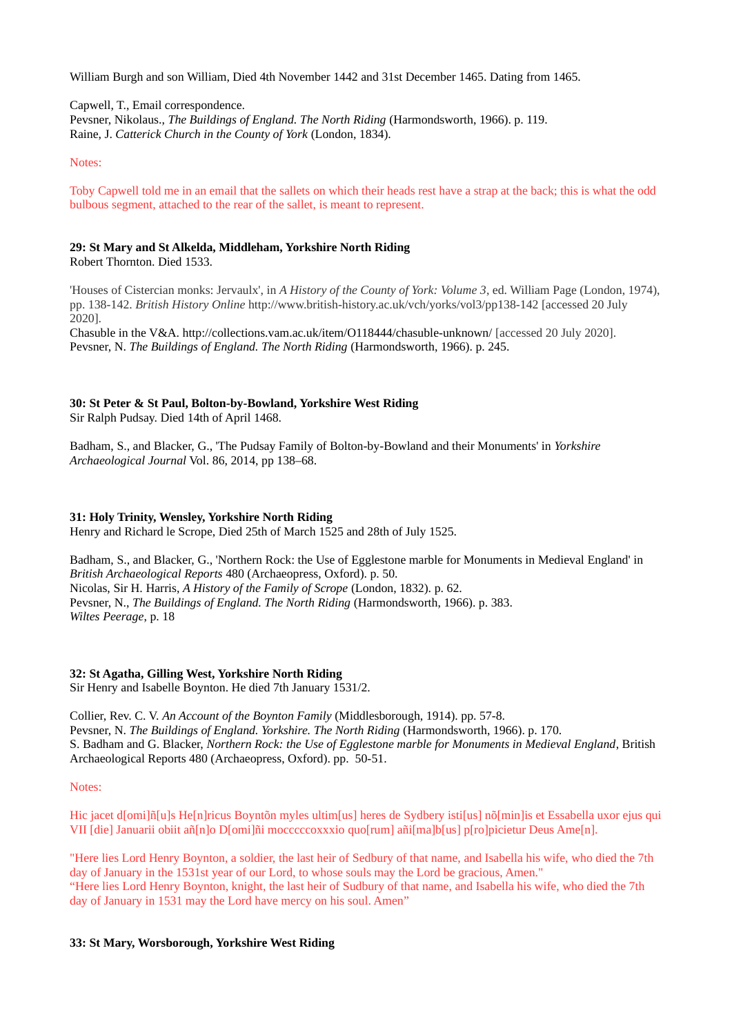William Burgh and son William, Died 4th November 1442 and 31st December 1465. Dating from 1465.

Capwell, T., Email correspondence.
Pevsner, Nikolaus., *The Buildings of England. The North Riding* (Harmondsworth, 1966). p. 119.
Raine, J. *Catterick Church in the County of York* (London, 1834).

Notes:

Toby Capwell told me in an email that the sallets on which their heads rest have a strap at the back; this is what the odd bulbous segment, attached to the rear of the sallet, is meant to represent.

**29: St Mary and St Alkelda, Middleham, Yorkshire North Riding**
Robert Thornton. Died 1533.

'Houses of Cistercian monks: Jervaulx', in *A History of the County of York: Volume 3*, ed. William Page (London, 1974), pp. 138-142. *British History Online* http://www.british-history.ac.uk/vch/yorks/vol3/pp138-142 [accessed 20 July 2020].
Chasuble in the V&A. http://collections.vam.ac.uk/item/O118444/chasuble-unknown/ [accessed 20 July 2020].
Pevsner, N. *The Buildings of England. The North Riding* (Harmondsworth, 1966). p. 245.

**30: St Peter & St Paul, Bolton-by-Bowland, Yorkshire West Riding**
Sir Ralph Pudsay. Died 14th of April 1468.

Badham, S., and Blacker, G., 'The Pudsay Family of Bolton-by-Bowland and their Monuments' in *Yorkshire Archaeological Journal* Vol. 86, 2014, pp 138–68.

**31: Holy Trinity, Wensley, Yorkshire North Riding**
Henry and Richard le Scrope, Died 25th of March 1525 and 28th of July 1525.

Badham, S., and Blacker, G., 'Northern Rock: the Use of Egglestone marble for Monuments in Medieval England' in *British Archaeological Reports* 480 (Archaeopress, Oxford). p. 50.
Nicolas, Sir H. Harris, *A History of the Family of Scrope* (London, 1832). p. 62.
Pevsner, N., *The Buildings of England. The North Riding* (Harmondsworth, 1966). p. 383.
*Wiltes Peerage*, p. 18

**32: St Agatha, Gilling West, Yorkshire North Riding**
Sir Henry and Isabelle Boynton. He died 7th January 1531/2.

Collier, Rev. C. V. *An Account of the Boynton Family* (Middlesborough, 1914). pp. 57-8.
Pevsner, N. *The Buildings of England. Yorkshire. The North Riding* (Harmondsworth, 1966). p. 170.
S. Badham and G. Blacker, *Northern Rock: the Use of Egglestone marble for Monuments in Medieval England*, British Archaeological Reports 480 (Archaeopress, Oxford). pp. 50-51.

Notes:

Hic jacet d[omi]ñ[u]s He[n]ricus Boyntõn myles ultim[us] heres de Sydbery isti[us] nõ[min]is et Essabella uxor ejus qui VII [die] Januarii obiit añ[n]o D[omi]ñi mocccccoxxxio quo[rum] añi[ma]b[us] p[ro]picietur Deus Ame[n].

"Here lies Lord Henry Boynton, a soldier, the last heir of Sedbury of that name, and Isabella his wife, who died the 7th day of January in the 1531st year of our Lord, to whose souls may the Lord be gracious, Amen."
"Here lies Lord Henry Boynton, knight, the last heir of Sudbury of that name, and Isabella his wife, who died the 7th day of January in 1531 may the Lord have mercy on his soul. Amen"

**33: St Mary, Worsborough, Yorkshire West Riding**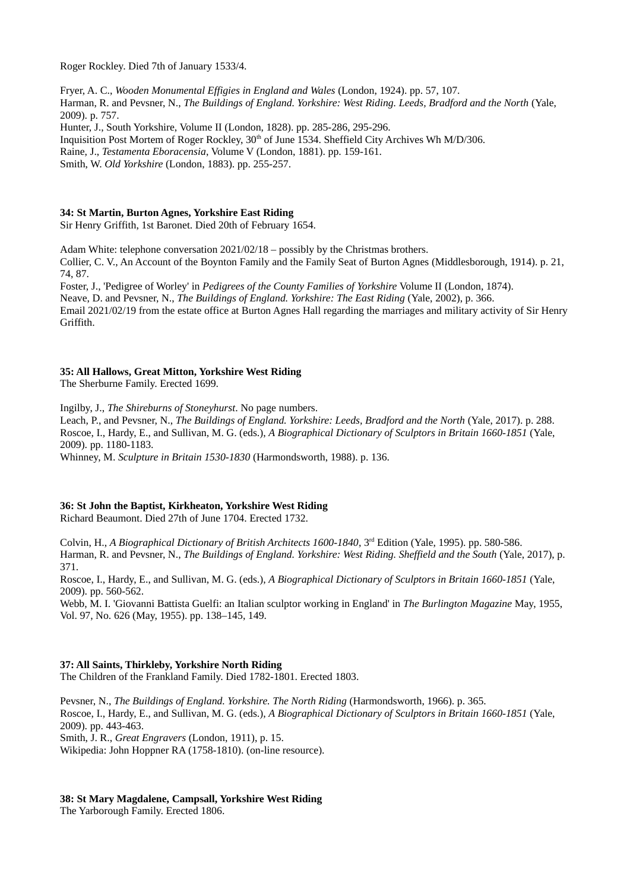Roger Rockley. Died 7th of January 1533/4.

Fryer, A. C., *Wooden Monumental Effigies in England and Wales* (London, 1924). pp. 57, 107.
Harman, R. and Pevsner, N., *The Buildings of England. Yorkshire: West Riding. Leeds, Bradford and the North* (Yale, 2009). p. 757.
Hunter, J., South Yorkshire, Volume II (London, 1828). pp. 285-286, 295-296.
Inquisition Post Mortem of Roger Rockley, 30th of June 1534. Sheffield City Archives Wh M/D/306.
Raine, J., *Testamenta Eboracensia*, Volume V (London, 1881). pp. 159-161.
Smith, W. *Old Yorkshire* (London, 1883). pp. 255-257.

**34: St Martin, Burton Agnes, Yorkshire East Riding**
Sir Henry Griffith, 1st Baronet. Died 20th of February 1654.

Adam White: telephone conversation 2021/02/18 – possibly by the Christmas brothers.
Collier, C. V., An Account of the Boynton Family and the Family Seat of Burton Agnes (Middlesborough, 1914). p. 21, 74, 87.
Foster, J., 'Pedigree of Worley' in *Pedigrees of the County Families of Yorkshire* Volume II (London, 1874).
Neave, D. and Pevsner, N., *The Buildings of England. Yorkshire: The East Riding* (Yale, 2002), p. 366.
Email 2021/02/19 from the estate office at Burton Agnes Hall regarding the marriages and military activity of Sir Henry Griffith.

**35: All Hallows, Great Mitton, Yorkshire West Riding**
The Sherburne Family. Erected 1699.

Ingilby, J., *The Shireburns of Stoneyhurst*. No page numbers.
Leach, P., and Pevsner, N., *The Buildings of England. Yorkshire: Leeds, Bradford and the North* (Yale, 2017). p. 288.
Roscoe, I., Hardy, E., and Sullivan, M. G. (eds.), *A Biographical Dictionary of Sculptors in Britain 1660-1851* (Yale, 2009). pp. 1180-1183.
Whinney, M. *Sculpture in Britain 1530-1830* (Harmondsworth, 1988). p. 136.

**36: St John the Baptist, Kirkheaton, Yorkshire West Riding**
Richard Beaumont. Died 27th of June 1704. Erected 1732.

Colvin, H., *A Biographical Dictionary of British Architects 1600-1840*, 3rd Edition (Yale, 1995). pp. 580-586.
Harman, R. and Pevsner, N., *The Buildings of England. Yorkshire: West Riding. Sheffield and the South* (Yale, 2017), p. 371.
Roscoe, I., Hardy, E., and Sullivan, M. G. (eds.), *A Biographical Dictionary of Sculptors in Britain 1660-1851* (Yale, 2009). pp. 560-562.
Webb, M. I. 'Giovanni Battista Guelfi: an Italian sculptor working in England' in *The Burlington Magazine* May, 1955, Vol. 97, No. 626 (May, 1955). pp. 138–145, 149.

**37: All Saints, Thirkleby, Yorkshire North Riding**
The Children of the Frankland Family. Died 1782-1801. Erected 1803.

Pevsner, N., *The Buildings of England. Yorkshire. The North Riding* (Harmondsworth, 1966). p. 365.
Roscoe, I., Hardy, E., and Sullivan, M. G. (eds.), *A Biographical Dictionary of Sculptors in Britain 1660-1851* (Yale, 2009). pp. 443-463.
Smith, J. R., *Great Engravers* (London, 1911), p. 15.
Wikipedia: John Hoppner RA (1758-1810). (on-line resource).

**38: St Mary Magdalene, Campsall, Yorkshire West Riding**
The Yarborough Family. Erected 1806.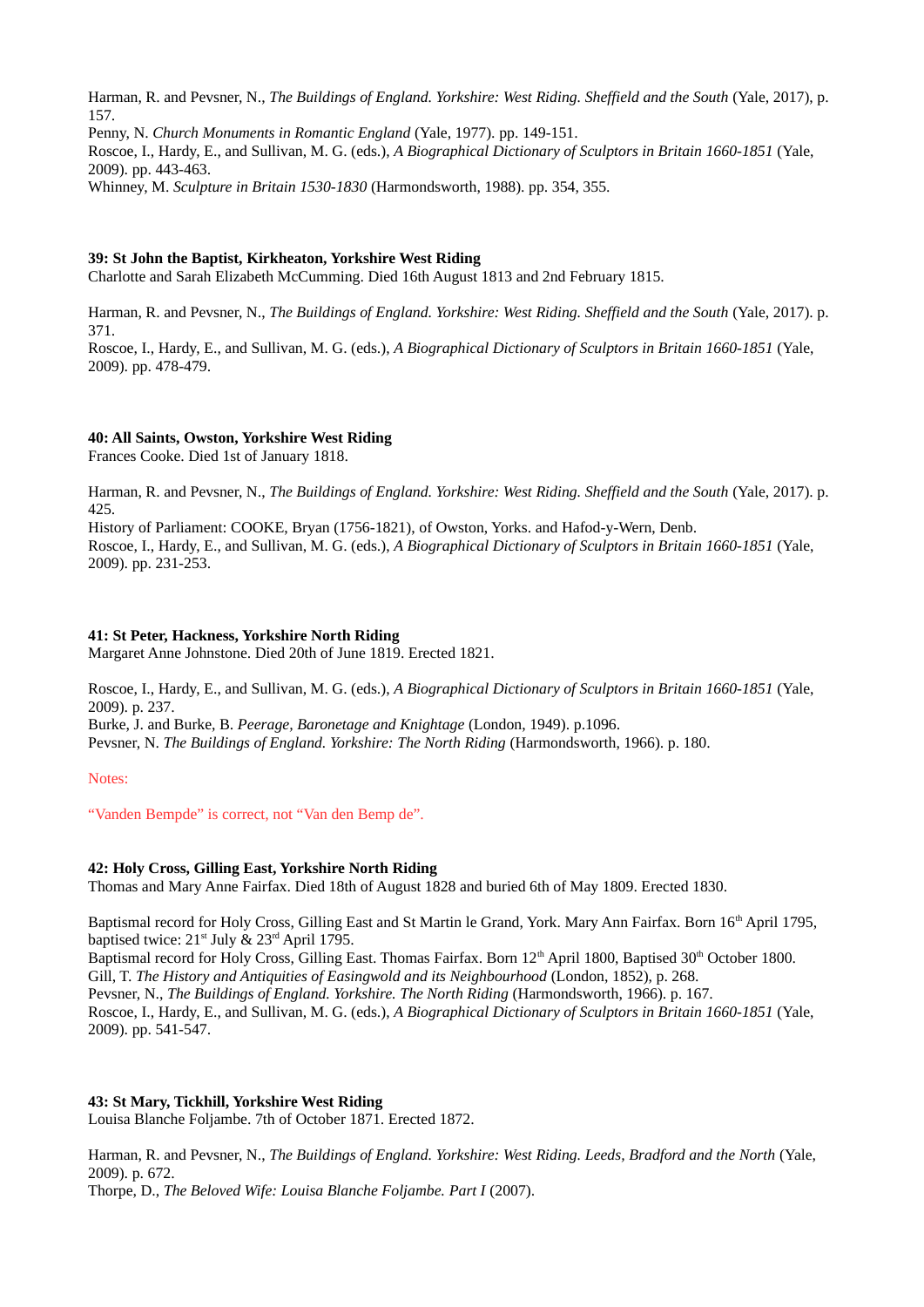Harman, R. and Pevsner, N., *The Buildings of England. Yorkshire: West Riding. Sheffield and the South* (Yale, 2017), p. 157.
Penny, N. *Church Monuments in Romantic England* (Yale, 1977). pp. 149-151.
Roscoe, I., Hardy, E., and Sullivan, M. G. (eds.), *A Biographical Dictionary of Sculptors in Britain 1660-1851* (Yale, 2009). pp. 443-463.
Whinney, M. *Sculpture in Britain 1530-1830* (Harmondsworth, 1988). pp. 354, 355.

**39: St John the Baptist, Kirkheaton, Yorkshire West Riding**
Charlotte and Sarah Elizabeth McCumming. Died 16th August 1813 and 2nd February 1815.

Harman, R. and Pevsner, N., *The Buildings of England. Yorkshire: West Riding. Sheffield and the South* (Yale, 2017). p. 371.
Roscoe, I., Hardy, E., and Sullivan, M. G. (eds.), *A Biographical Dictionary of Sculptors in Britain 1660-1851* (Yale, 2009). pp. 478-479.

**40: All Saints, Owston, Yorkshire West Riding**
Frances Cooke. Died 1st of January 1818.

Harman, R. and Pevsner, N., *The Buildings of England. Yorkshire: West Riding. Sheffield and the South* (Yale, 2017). p. 425.
History of Parliament: COOKE, Bryan (1756-1821), of Owston, Yorks. and Hafod-y-Wern, Denb.
Roscoe, I., Hardy, E., and Sullivan, M. G. (eds.), *A Biographical Dictionary of Sculptors in Britain 1660-1851* (Yale, 2009). pp. 231-253.

**41: St Peter, Hackness, Yorkshire North Riding**
Margaret Anne Johnstone. Died 20th of June 1819. Erected 1821.

Roscoe, I., Hardy, E., and Sullivan, M. G. (eds.), *A Biographical Dictionary of Sculptors in Britain 1660-1851* (Yale, 2009). p. 237.
Burke, J. and Burke, B. *Peerage, Baronetage and Knightage* (London, 1949). p.1096.
Pevsner, N. *The Buildings of England. Yorkshire: The North Riding* (Harmondsworth, 1966). p. 180.

Notes:

"Vanden Bempde" is correct, not "Van den Bemp de".

**42: Holy Cross, Gilling East, Yorkshire North Riding**
Thomas and Mary Anne Fairfax. Died 18th of August 1828 and buried 6th of May 1809. Erected 1830.

Baptismal record for Holy Cross, Gilling East and St Martin le Grand, York. Mary Ann Fairfax. Born 16th April 1795, baptised twice: 21st July & 23rd April 1795.
Baptismal record for Holy Cross, Gilling East. Thomas Fairfax. Born 12th April 1800, Baptised 30th October 1800.
Gill, T. *The History and Antiquities of Easingwold and its Neighbourhood* (London, 1852), p. 268.
Pevsner, N., *The Buildings of England. Yorkshire. The North Riding* (Harmondsworth, 1966). p. 167.
Roscoe, I., Hardy, E., and Sullivan, M. G. (eds.), *A Biographical Dictionary of Sculptors in Britain 1660-1851* (Yale, 2009). pp. 541-547.

**43: St Mary, Tickhill, Yorkshire West Riding**
Louisa Blanche Foljambe. 7th of October 1871. Erected 1872.

Harman, R. and Pevsner, N., *The Buildings of England. Yorkshire: West Riding. Leeds, Bradford and the North* (Yale, 2009). p. 672.
Thorpe, D., *The Beloved Wife: Louisa Blanche Foljambe. Part I* (2007).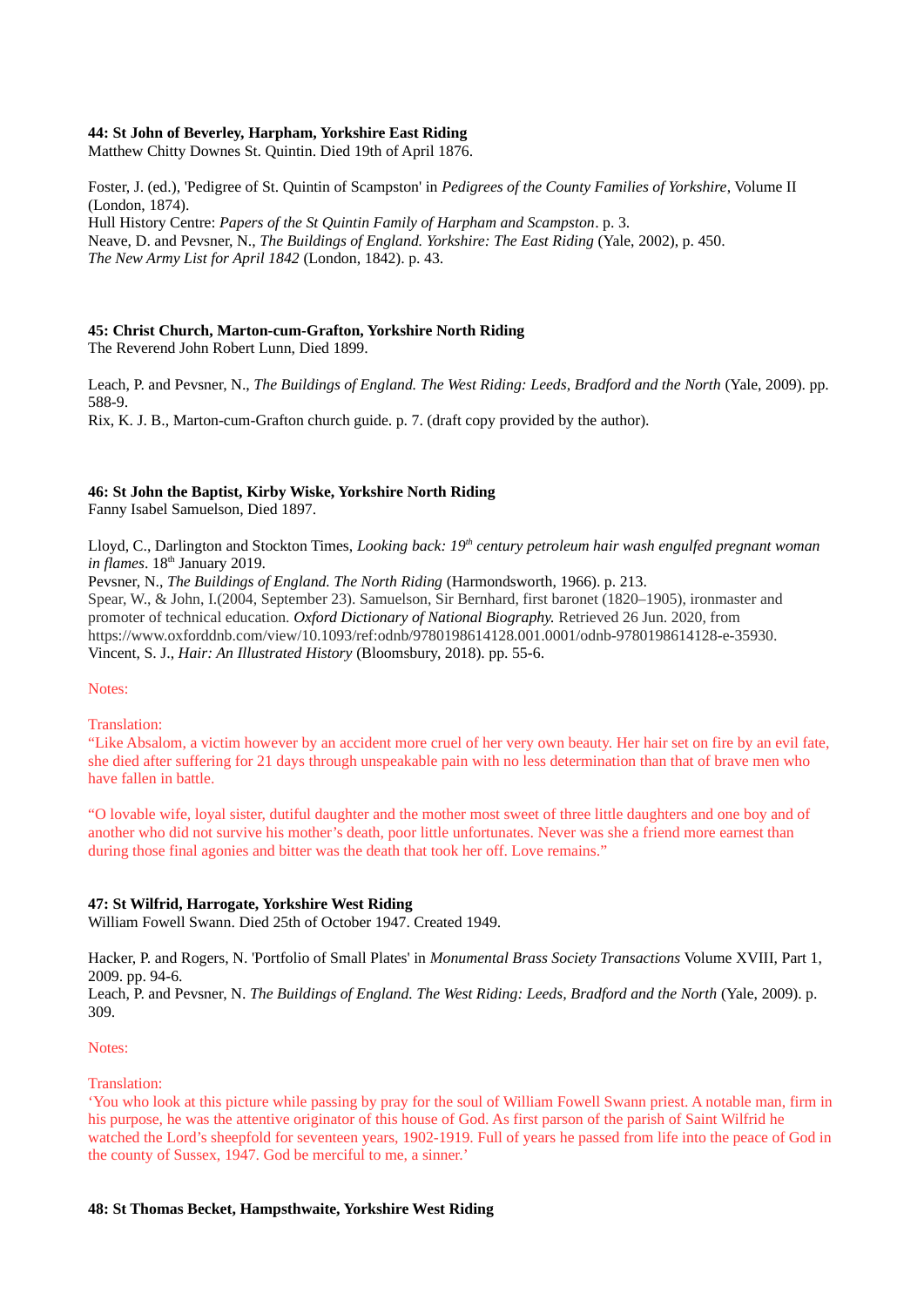**44: St John of Beverley, Harpham, Yorkshire East Riding**
Matthew Chitty Downes St. Quintin. Died 19th of April 1876.

Foster, J. (ed.), 'Pedigree of St. Quintin of Scampston' in *Pedigrees of the County Families of Yorkshire*, Volume II (London, 1874).
Hull History Centre: *Papers of the St Quintin Family of Harpham and Scampston*. p. 3.
Neave, D. and Pevsner, N., *The Buildings of England. Yorkshire: The East Riding* (Yale, 2002), p. 450.
*The New Army List for April 1842* (London, 1842). p. 43.

**45: Christ Church, Marton-cum-Grafton, Yorkshire North Riding**
The Reverend John Robert Lunn, Died 1899.

Leach, P. and Pevsner, N., *The Buildings of England. The West Riding: Leeds, Bradford and the North* (Yale, 2009). pp. 588-9.
Rix, K. J. B., Marton-cum-Grafton church guide. p. 7. (draft copy provided by the author).

**46: St John the Baptist, Kirby Wiske, Yorkshire North Riding**
Fanny Isabel Samuelson, Died 1897.

Lloyd, C., Darlington and Stockton Times, *Looking back: 19th century petroleum hair wash engulfed pregnant woman in flames*. 18th January 2019.
Pevsner, N., *The Buildings of England. The North Riding* (Harmondsworth, 1966). p. 213.
Spear, W., & John, I.(2004, September 23). Samuelson, Sir Bernhard, first baronet (1820–1905), ironmaster and promoter of technical education. *Oxford Dictionary of National Biography.* Retrieved 26 Jun. 2020, from https://www.oxforddnb.com/view/10.1093/ref:odnb/9780198614128.001.0001/odnb-9780198614128-e-35930.
Vincent, S. J., *Hair: An Illustrated History* (Bloomsbury, 2018). pp. 55-6.

Notes:

Translation:
"Like Absalom, a victim however by an accident more cruel of her very own beauty. Her hair set on fire by an evil fate, she died after suffering for 21 days through unspeakable pain with no less determination than that of brave men who have fallen in battle.

"O lovable wife, loyal sister, dutiful daughter and the mother most sweet of three little daughters and one boy and of another who did not survive his mother's death, poor little unfortunates. Never was she a friend more earnest than during those final agonies and bitter was the death that took her off. Love remains."

**47: St Wilfrid, Harrogate, Yorkshire West Riding**
William Fowell Swann. Died 25th of October 1947. Created 1949.

Hacker, P. and Rogers, N. 'Portfolio of Small Plates' in *Monumental Brass Society Transactions* Volume XVIII, Part 1, 2009. pp. 94-6.
Leach, P. and Pevsner, N. *The Buildings of England. The West Riding: Leeds, Bradford and the North* (Yale, 2009). p. 309.

Notes:

Translation:
'You who look at this picture while passing by pray for the soul of William Fowell Swann priest. A notable man, firm in his purpose, he was the attentive originator of this house of God. As first parson of the parish of Saint Wilfrid he watched the Lord's sheepfold for seventeen years, 1902-1919. Full of years he passed from life into the peace of God in the county of Sussex, 1947. God be merciful to me, a sinner.'

**48: St Thomas Becket, Hampsthwaite, Yorkshire West Riding**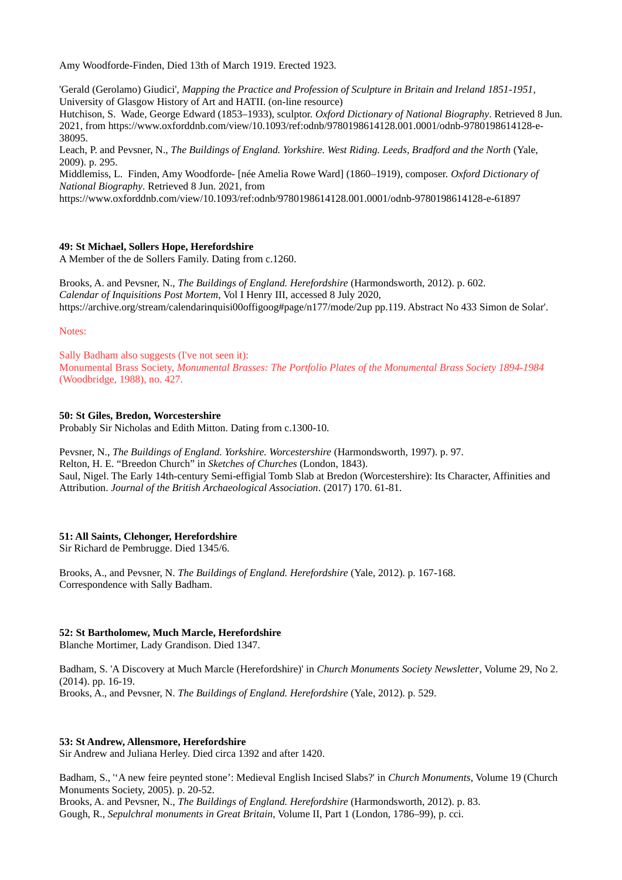Amy Woodforde-Finden, Died 13th of March 1919. Erected 1923.

'Gerald (Gerolamo) Giudici', *Mapping the Practice and Profession of Sculpture in Britain and Ireland 1851-1951*, University of Glasgow History of Art and HATII. (on-line resource)
Hutchison, S. Wade, George Edward (1853–1933), sculptor. *Oxford Dictionary of National Biography*. Retrieved 8 Jun. 2021, from https://www.oxforddnb.com/view/10.1093/ref:odnb/9780198614128.001.0001/odnb-9780198614128-e-38095.
Leach, P. and Pevsner, N., *The Buildings of England. Yorkshire. West Riding. Leeds, Bradford and the North* (Yale, 2009). p. 295.
Middlemiss, L. Finden, Amy Woodforde- [née Amelia Rowe Ward] (1860–1919), composer. *Oxford Dictionary of National Biography*. Retrieved 8 Jun. 2021, from https://www.oxforddnb.com/view/10.1093/ref:odnb/9780198614128.001.0001/odnb-9780198614128-e-61897

**49: St Michael, Sollers Hope, Herefordshire**
A Member of the de Sollers Family. Dating from c.1260.

Brooks, A. and Pevsner, N., *The Buildings of England. Herefordshire* (Harmondsworth, 2012). p. 602.
*Calendar of Inquisitions Post Mortem*, Vol I Henry III, accessed 8 July 2020, https://archive.org/stream/calendarinquisi00offigoog#page/n177/mode/2up pp.119. Abstract No 433 Simon de Solar'.

Notes:

Sally Badham also suggests (I've not seen it):
Monumental Brass Society, *Monumental Brasses: The Portfolio Plates of the Monumental Brass Society 1894-1984* (Woodbridge, 1988), no. 427.

**50: St Giles, Bredon, Worcestershire**
Probably Sir Nicholas and Edith Mitton. Dating from c.1300-10.

Pevsner, N., *The Buildings of England. Yorkshire. Worcestershire* (Harmondsworth, 1997). p. 97.
Relton, H. E. "Breedon Church" in *Sketches of Churches* (London, 1843).
Saul, Nigel. The Early 14th-century Semi-effigial Tomb Slab at Bredon (Worcestershire): Its Character, Affinities and Attribution. *Journal of the British Archaeological Association*. (2017) 170. 61-81.

**51: All Saints, Clehonger, Herefordshire**
Sir Richard de Pembrugge. Died 1345/6.

Brooks, A., and Pevsner, N. *The Buildings of England. Herefordshire* (Yale, 2012). p. 167-168.
Correspondence with Sally Badham.

**52: St Bartholomew, Much Marcle, Herefordshire**
Blanche Mortimer, Lady Grandison. Died 1347.

Badham, S. 'A Discovery at Much Marcle (Herefordshire)' in *Church Monuments Society Newsletter*, Volume 29, No 2. (2014). pp. 16-19.
Brooks, A., and Pevsner, N. *The Buildings of England. Herefordshire* (Yale, 2012). p. 529.

**53: St Andrew, Allensmore, Herefordshire**
Sir Andrew and Juliana Herley. Died circa 1392 and after 1420.

Badham, S., '‘A new feire peynted stone’: Medieval English Incised Slabs?' in *Church Monuments*, Volume 19 (Church Monuments Society, 2005). p. 20-52.
Brooks, A. and Pevsner, N., *The Buildings of England. Herefordshire* (Harmondsworth, 2012). p. 83.
Gough, R., *Sepulchral monuments in Great Britain*, Volume II, Part 1 (London, 1786–99), p. cci.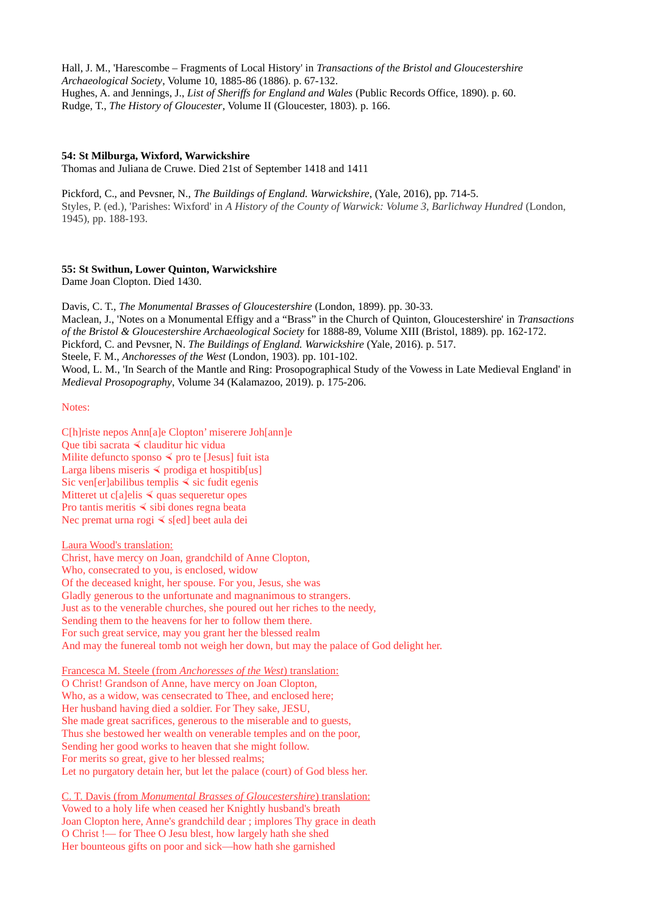Hall, J. M., 'Harescombe – Fragments of Local History' in *Transactions of the Bristol and Gloucestershire Archaeological Society*, Volume 10, 1885-86 (1886). p. 67-132.
Hughes, A. and Jennings, J., *List of Sheriffs for England and Wales* (Public Records Office, 1890). p. 60.
Rudge, T., *The History of Gloucester*, Volume II (Gloucester, 1803). p. 166.

**54: St Milburga, Wixford, Warwickshire**
Thomas and Juliana de Cruwe. Died 21st of September 1418 and 1411

Pickford, C., and Pevsner, N., *The Buildings of England. Warwickshire*, (Yale, 2016), pp. 714-5.
Styles, P. (ed.), 'Parishes: Wixford' in *A History of the County of Warwick: Volume 3, Barlichway Hundred* (London, 1945), pp. 188-193.

**55: St Swithun, Lower Quinton, Warwickshire**
Dame Joan Clopton. Died 1430.

Davis, C. T., *The Monumental Brasses of Gloucestershire* (London, 1899). pp. 30-33.
Maclean, J., 'Notes on a Monumental Effigy and a "Brass" in the Church of Quinton, Gloucestershire' in *Transactions of the Bristol & Gloucestershire Archaeological Society* for 1888-89, Volume XIII (Bristol, 1889). pp. 162-172.
Pickford, C. and Pevsner, N. *The Buildings of England. Warwickshire* (Yale, 2016). p. 517.
Steele, F. M., *Anchoresses of the West* (London, 1903). pp. 101-102.
Wood, L. M., 'In Search of the Mantle and Ring: Prosopographical Study of the Vowess in Late Medieval England' in *Medieval Prosopography*, Volume 34 (Kalamazoo, 2019). p. 175-206.

Notes:

C[h]riste nepos Ann[a]e Clopton' miserere Joh[ann]e
Que tibi sacrata ⋖ clauditur hic vidua
Milite defuncto sponso ⋖ pro te [Jesus] fuit ista
Larga libens miseris ⋖ prodiga et hospitib[us]
Sic ven[er]abilibus templis ⋖ sic fudit egenis
Mitteret ut c[a]elis ⋖ quas sequeretur opes
Pro tantis meritis ⋖ sibi dones regna beata
Nec premat urna rogi ⋖ s[ed] beet aula dei

Laura Wood's translation:
Christ, have mercy on Joan, grandchild of Anne Clopton,
Who, consecrated to you, is enclosed, widow
Of the deceased knight, her spouse. For you, Jesus, she was
Gladly generous to the unfortunate and magnanimous to strangers.
Just as to the venerable churches, she poured out her riches to the needy,
Sending them to the heavens for her to follow them there.
For such great service, may you grant her the blessed realm
And may the funereal tomb not weigh her down, but may the palace of God delight her.

Francesca M. Steele (from *Anchoresses of the West*) translation:
O Christ! Grandson of Anne, have mercy on Joan Clopton,
Who, as a widow, was censecrated to Thee, and enclosed here;
Her husband having died a soldier. For They sake, JESU,
She made great sacrifices, generous to the miserable and to guests,
Thus she bestowed her wealth on venerable temples and on the poor,
Sending her good works to heaven that she might follow.
For merits so great, give to her blessed realms;
Let no purgatory detain her, but let the palace (court) of God bless her.

C. T. Davis (from *Monumental Brasses of Gloucestershire*) translation:
Vowed to a holy life when ceased her Knightly husband's breath
Joan Clopton here, Anne's grandchild dear ; implores Thy grace in death
O Christ !— for Thee O Jesu blest, how largely hath she shed
Her bounteous gifts on poor and sick—how hath she garnished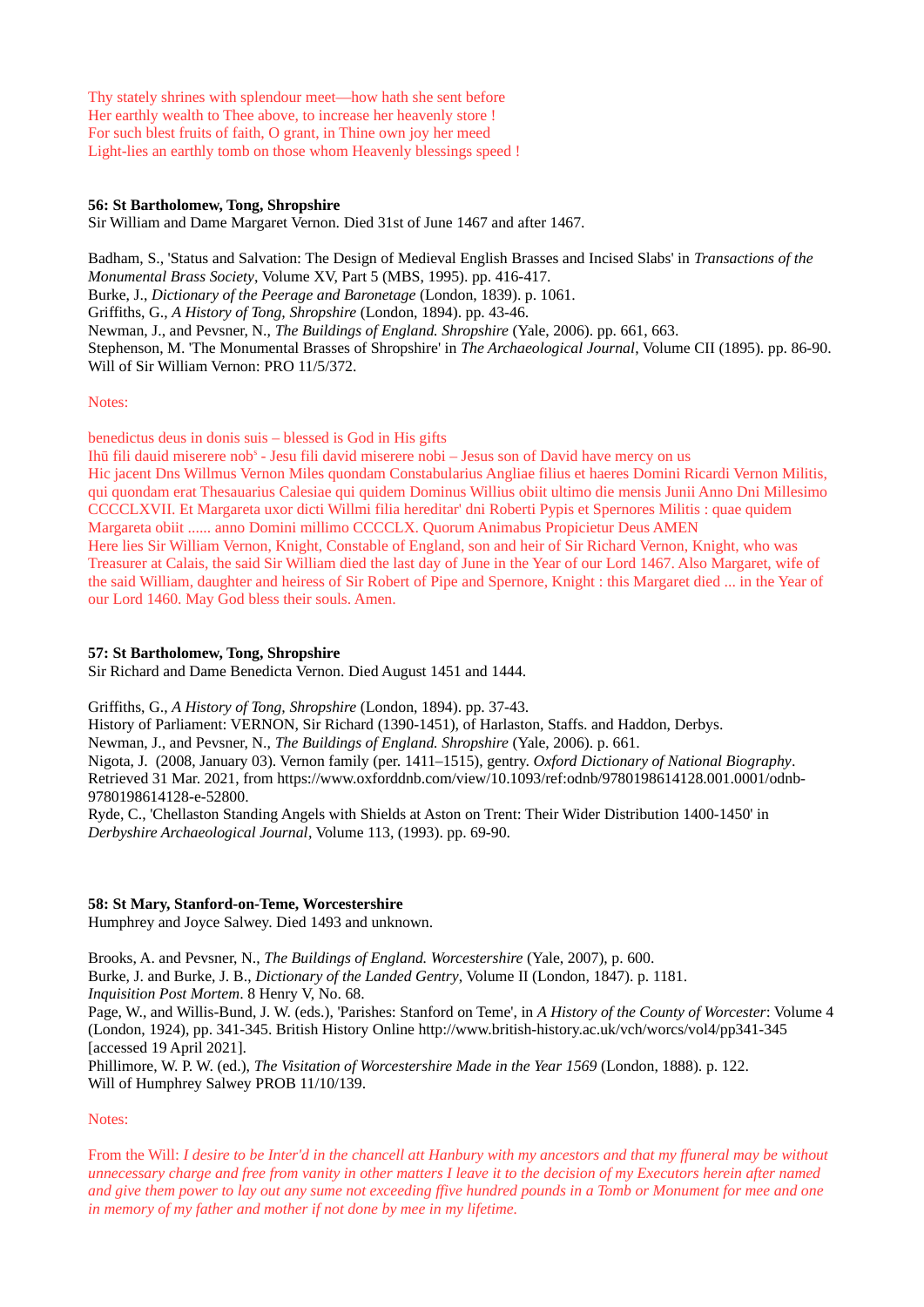Thy stately shrines with splendour meet—how hath she sent before
Her earthly wealth to Thee above, to increase her heavenly store !
For such blest fruits of faith, O grant, in Thine own joy her meed
Light-lies an earthly tomb on those whom Heavenly blessings speed !

**56: St Bartholomew, Tong, Shropshire**
Sir William and Dame Margaret Vernon. Died 31st of June 1467 and after 1467.

Badham, S., 'Status and Salvation: The Design of Medieval English Brasses and Incised Slabs' in *Transactions of the Monumental Brass Society*, Volume XV, Part 5 (MBS, 1995). pp. 416-417.
Burke, J., *Dictionary of the Peerage and Baronetage* (London, 1839). p. 1061.
Griffiths, G., *A History of Tong, Shropshire* (London, 1894). pp. 43-46.
Newman, J., and Pevsner, N., *The Buildings of England. Shropshire* (Yale, 2006). pp. 661, 663.
Stephenson, M. 'The Monumental Brasses of Shropshire' in *The Archaeological Journal*, Volume CII (1895). pp. 86-90.
Will of Sir William Vernon: PRO 11/5/372.

Notes:

benedictus deus in donis suis – blessed is God in His gifts
Ihū fili dauid miserere nobˢ - Jesu fili david miserere nobi – Jesus son of David have mercy on us
Hic jacent Dns Willmus Vernon Miles quondam Constabularius Angliae filius et haeres Domini Ricardi Vernon Militis, qui quondam erat Thesauarius Calesiae qui quidem Dominus Willius obiit ultimo die mensis Junii Anno Dni Millesimo CCCCLXVII. Et Margareta uxor dicti Willmi filia hereditar' dni Roberti Pypis et Spernores Militis : quae quidem Margareta obiit ...... anno Domini millimo CCCCLX. Quorum Animabus Propicietur Deus AMEN
Here lies Sir William Vernon, Knight, Constable of England, son and heir of Sir Richard Vernon, Knight, who was Treasurer at Calais, the said Sir William died the last day of June in the Year of our Lord 1467. Also Margaret, wife of the said William, daughter and heiress of Sir Robert of Pipe and Spernore, Knight : this Margaret died ... in the Year of our Lord 1460. May God bless their souls. Amen.

**57: St Bartholomew, Tong, Shropshire**
Sir Richard and Dame Benedicta Vernon. Died August 1451 and 1444.

Griffiths, G., *A History of Tong, Shropshire* (London, 1894). pp. 37-43.
History of Parliament: VERNON, Sir Richard (1390-1451), of Harlaston, Staffs. and Haddon, Derbys.
Newman, J., and Pevsner, N., *The Buildings of England. Shropshire* (Yale, 2006). p. 661.
Nigota, J. (2008, January 03). Vernon family (per. 1411–1515), gentry. *Oxford Dictionary of National Biography*. Retrieved 31 Mar. 2021, from https://www.oxforddnb.com/view/10.1093/ref:odnb/9780198614128.001.0001/odnb-9780198614128-e-52800.
Ryde, C., 'Chellaston Standing Angels with Shields at Aston on Trent: Their Wider Distribution 1400-1450' in *Derbyshire Archaeological Journal*, Volume 113, (1993). pp. 69-90.

**58: St Mary, Stanford-on-Teme, Worcestershire**
Humphrey and Joyce Salwey. Died 1493 and unknown.

Brooks, A. and Pevsner, N., *The Buildings of England. Worcestershire* (Yale, 2007), p. 600.
Burke, J. and Burke, J. B., *Dictionary of the Landed Gentry*, Volume II (London, 1847). p. 1181.
*Inquisition Post Mortem*. 8 Henry V, No. 68.
Page, W., and Willis-Bund, J. W. (eds.), 'Parishes: Stanford on Teme', in *A History of the County of Worcester*: Volume 4 (London, 1924), pp. 341-345. British History Online http://www.british-history.ac.uk/vch/worcs/vol4/pp341-345 [accessed 19 April 2021].
Phillimore, W. P. W. (ed.), *The Visitation of Worcestershire Made in the Year 1569* (London, 1888). p. 122.
Will of Humphrey Salwey PROB 11/10/139.

Notes:

From the Will: *I desire to be Inter'd in the chancell att Hanbury with my ancestors and that my ffuneral may be without unnecessary charge and free from vanity in other matters I leave it to the decision of my Executors herein after named and give them power to lay out any sume not exceeding ffive hundred pounds in a Tomb or Monument for mee and one in memory of my father and mother if not done by mee in my lifetime.*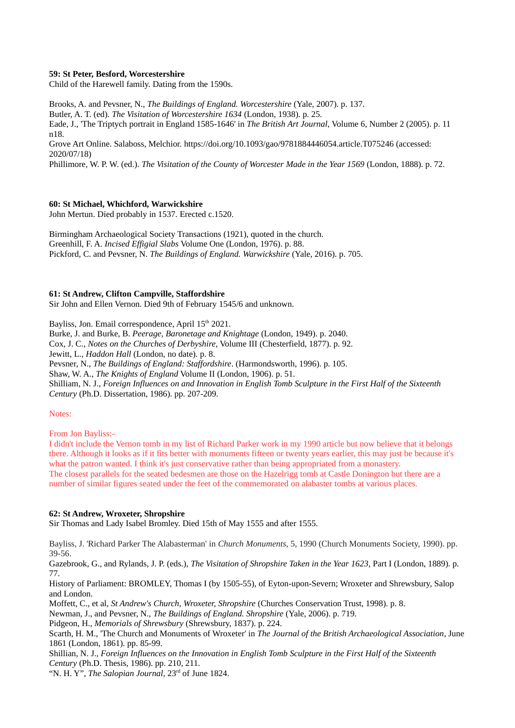**59: St Peter, Besford, Worcestershire**
Child of the Harewell family. Dating from the 1590s.

Brooks, A. and Pevsner, N., *The Buildings of England. Worcestershire* (Yale, 2007). p. 137.
Butler, A. T. (ed). *The Visitation of Worcestershire 1634* (London, 1938). p. 25.
Eade, J., 'The Triptych portrait in England 1585-1646' in *The British Art Journal*, Volume 6, Number 2 (2005). p. 11 n18.
Grove Art Online. Salaboss, Melchior. https://doi.org/10.1093/gao/9781884446054.article.T075246 (accessed: 2020/07/18)
Phillimore, W. P. W. (ed.). *The Visitation of the County of Worcester Made in the Year 1569* (London, 1888). p. 72.

**60: St Michael, Whichford, Warwickshire**
John Mertun. Died probably in 1537. Erected c.1520.

Birmingham Archaeological Society Transactions (1921), quoted in the church.
Greenhill, F. A. *Incised Effigial Slabs* Volume One (London, 1976). p. 88.
Pickford, C. and Pevsner, N. *The Buildings of England. Warwickshire* (Yale, 2016). p. 705.

**61: St Andrew, Clifton Campville, Staffordshire**
Sir John and Ellen Vernon. Died 9th of February 1545/6 and unknown.

Bayliss, Jon. Email correspondence, April 15th 2021.
Burke, J. and Burke, B. *Peerage, Baronetage and Knightage* (London, 1949). p. 2040.
Cox, J. C., *Notes on the Churches of Derbyshire*, Volume III (Chesterfield, 1877). p. 92.
Jewitt, L., *Haddon Hall* (London, no date). p. 8.
Pevsner, N., *The Buildings of England: Staffordshire*. (Harmondsworth, 1996). p. 105.
Shaw, W. A., *The Knights of England* Volume II (London, 1906). p. 51.
Shilliam, N. J., *Foreign Influences on and Innovation in English Tomb Sculpture in the First Half of the Sixteenth Century* (Ph.D. Dissertation, 1986). pp. 207-209.

Notes:

From Jon Bayliss:-
I didn't include the Vernon tomb in my list of Richard Parker work in my 1990 article but now believe that it belongs there. Although it looks as if it fits better with monuments fifteen or twenty years earlier, this may just be because it's what the patron wanted. I think it's just conservative rather than being appropriated from a monastery.
The closest parallels for the seated bedesmen are those on the Hazelrigg tomb at Castle Donington but there are a number of similar figures seated under the feet of the commemorated on alabaster tombs at various places.

**62: St Andrew, Wroxeter, Shropshire**
Sir Thomas and Lady Isabel Bromley. Died 15th of May 1555 and after 1555.

Bayliss, J. 'Richard Parker The Alabasterman' in *Church Monuments*, 5, 1990 (Church Monuments Society, 1990). pp. 39-56.
Gazebrook, G., and Rylands, J. P. (eds.), *The Visitation of Shropshire Taken in the Year 1623*, Part I (London, 1889). p. 77.
History of Parliament: BROMLEY, Thomas I (by 1505-55), of Eyton-upon-Severn; Wroxeter and Shrewsbury, Salop and London.
Moffett, C., et al, *St Andrew's Church, Wroxeter, Shropshire* (Churches Conservation Trust, 1998). p. 8.
Newman, J., and Pevsner, N., *The Buildings of England. Shropshire* (Yale, 2006). p. 719.
Pidgeon, H., *Memorials of Shrewsbury* (Shrewsbury, 1837). p. 224.
Scarth, H. M., 'The Church and Monuments of Wroxeter' in *The Journal of the British Archaeological Association*, June 1861 (London, 1861). pp. 85-99.
Shillian, N. J., *Foreign Influences on the Innovation in English Tomb Sculpture in the First Half of the Sixteenth Century* (Ph.D. Thesis, 1986). pp. 210, 211.
"N. H. Y", *The Salopian Journal*, 23rd of June 1824.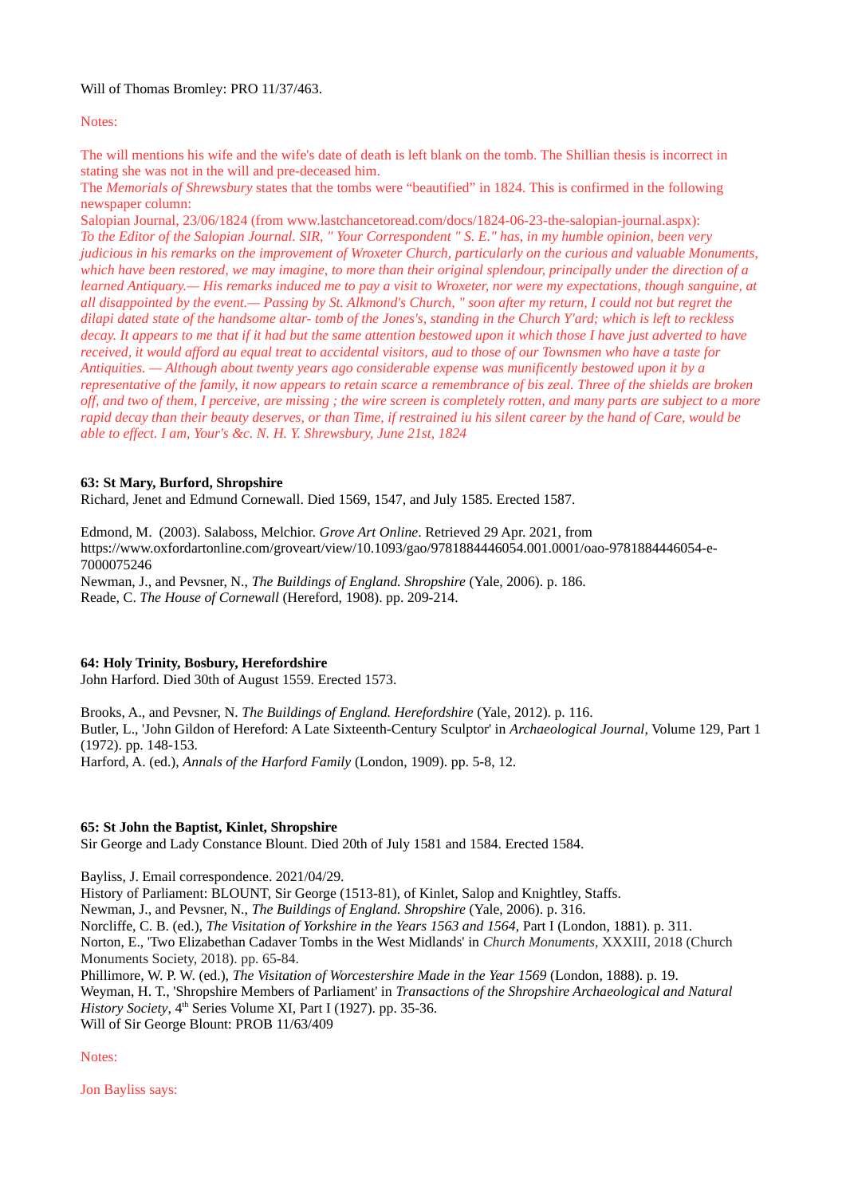Will of Thomas Bromley: PRO 11/37/463.

Notes:

The will mentions his wife and the wife's date of death is left blank on the tomb. The Shillian thesis is incorrect in stating she was not in the will and pre-deceased him.
The *Memorials of Shrewsbury* states that the tombs were "beautified" in 1824. This is confirmed in the following newspaper column:
Salopian Journal, 23/06/1824 (from www.lastchancetoread.com/docs/1824-06-23-the-salopian-journal.aspx):
*To the Editor of the Salopian Journal. SIR, " Your Correspondent " S. E." has, in my humble opinion, been very judicious in his remarks on the improvement of Wroxeter Church, particularly on the curious and valuable Monuments, which have been restored, we may imagine, to more than their original splendour, principally under the direction of a learned Antiquary.— His remarks induced me to pay a visit to Wroxeter, nor were my expectations, though sanguine, at all disappointed by the event.— Passing by St. Alkmond's Church, " soon after my return, I could not but regret the dilapi dated state of the handsome altar- tomb of the Jones's, standing in the Church Y'ard; which is left to reckless decay. It appears to me that if it had but the same attention bestowed upon it which those I have just adverted to have received, it would afford au equal treat to accidental visitors, aud to those of our Townsmen who have a taste for Antiquities. — Although about twenty years ago considerable expense was munificently bestowed upon it by a representative of the family, it now appears to retain scarce a remembrance of bis zeal. Three of the shields are broken off, and two of them, I perceive, are missing ; the wire screen is completely rotten, and many parts are subject to a more rapid decay than their beauty deserves, or than Time, if restrained iu his silent career by the hand of Care, would be able to effect. I am, Your's &c. N. H. Y. Shrewsbury, June 21st, 1824*

**63: St Mary, Burford, Shropshire**
Richard, Jenet and Edmund Cornewall. Died 1569, 1547, and July 1585. Erected 1587.

Edmond, M. (2003). Salaboss, Melchior. *Grove Art Online*. Retrieved 29 Apr. 2021, from https://www.oxfordartonline.com/groveart/view/10.1093/gao/9781884446054.001.0001/oao-9781884446054-e-7000075246
Newman, J., and Pevsner, N., *The Buildings of England. Shropshire* (Yale, 2006). p. 186.
Reade, C. *The House of Cornewall* (Hereford, 1908). pp. 209-214.

**64: Holy Trinity, Bosbury, Herefordshire**
John Harford. Died 30th of August 1559. Erected 1573.

Brooks, A., and Pevsner, N. *The Buildings of England. Herefordshire* (Yale, 2012). p. 116.
Butler, L., 'John Gildon of Hereford: A Late Sixteenth-Century Sculptor' in *Archaeological Journal*, Volume 129, Part 1 (1972). pp. 148-153.
Harford, A. (ed.), *Annals of the Harford Family* (London, 1909). pp. 5-8, 12.

**65: St John the Baptist, Kinlet, Shropshire**
Sir George and Lady Constance Blount. Died 20th of July 1581 and 1584. Erected 1584.

Bayliss, J. Email correspondence. 2021/04/29.
History of Parliament: BLOUNT, Sir George (1513-81), of Kinlet, Salop and Knightley, Staffs.
Newman, J., and Pevsner, N., *The Buildings of England. Shropshire* (Yale, 2006). p. 316.
Norcliffe, C. B. (ed.), *The Visitation of Yorkshire in the Years 1563 and 1564*, Part I (London, 1881). p. 311.
Norton, E., 'Two Elizabethan Cadaver Tombs in the West Midlands' in *Church Monuments*, XXXIII, 2018 (Church Monuments Society, 2018). pp. 65-84.
Phillimore, W. P. W. (ed.), *The Visitation of Worcestershire Made in the Year 1569* (London, 1888). p. 19.
Weyman, H. T., 'Shropshire Members of Parliament' in *Transactions of the Shropshire Archaeological and Natural History Society*, 4th Series Volume XI, Part I (1927). pp. 35-36.
Will of Sir George Blount: PROB 11/63/409

Notes:

Jon Bayliss says: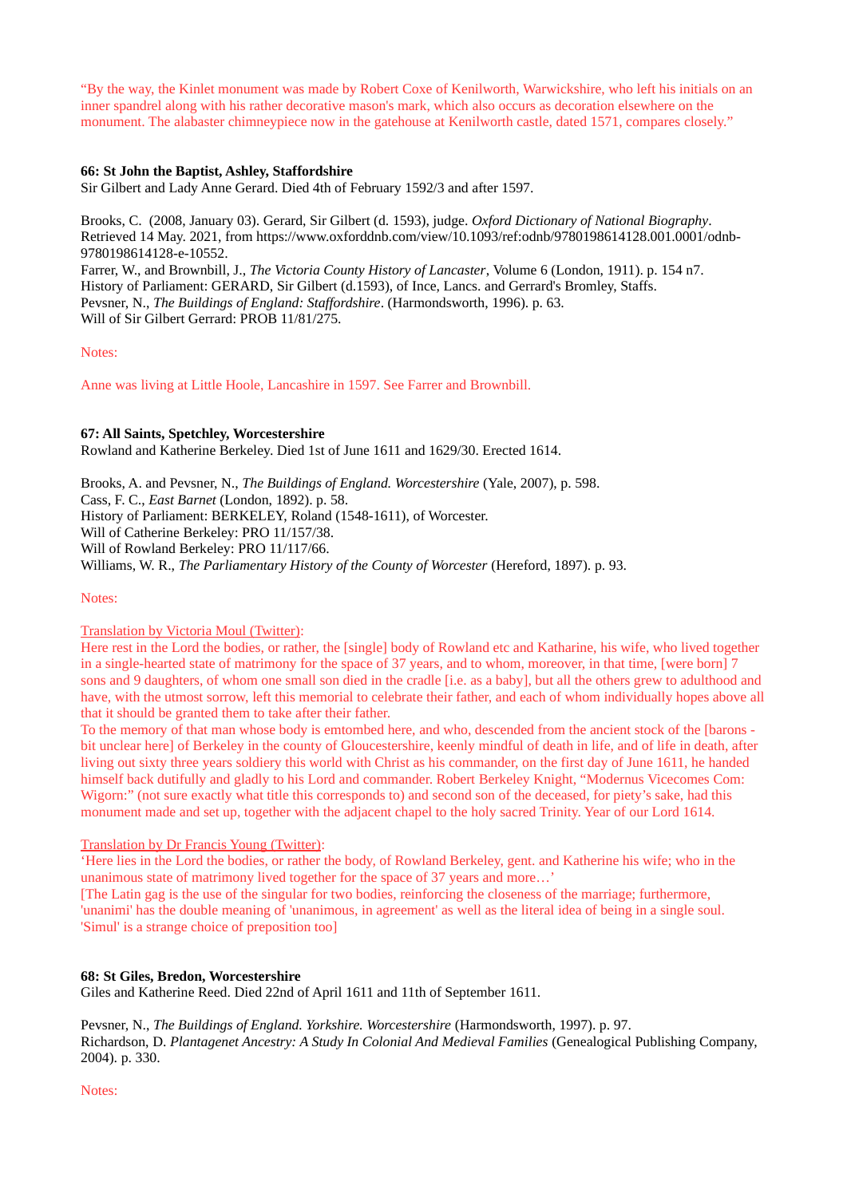“By the way, the Kinlet monument was made by Robert Coxe of Kenilworth, Warwickshire, who left his initials on an inner spandrel along with his rather decorative mason's mark, which also occurs as decoration elsewhere on the monument. The alabaster chimneypiece now in the gatehouse at Kenilworth castle, dated 1571, compares closely.”

**66: St John the Baptist, Ashley, Staffordshire**
Sir Gilbert and Lady Anne Gerard. Died 4th of February 1592/3 and after 1597.

Brooks, C. (2008, January 03). Gerard, Sir Gilbert (d. 1593), judge. *Oxford Dictionary of National Biography*. Retrieved 14 May. 2021, from https://www.oxforddnb.com/view/10.1093/ref:odnb/9780198614128.001.0001/odnb-9780198614128-e-10552.
Farrer, W., and Brownbill, J., *The Victoria County History of Lancaster*, Volume 6 (London, 1911). p. 154 n7.
History of Parliament: GERARD, Sir Gilbert (d.1593), of Ince, Lancs. and Gerrard's Bromley, Staffs.
Pevsner, N., *The Buildings of England: Staffordshire*. (Harmondsworth, 1996). p. 63.
Will of Sir Gilbert Gerrard: PROB 11/81/275.

Notes:

Anne was living at Little Hoole, Lancashire in 1597. See Farrer and Brownbill.

**67: All Saints, Spetchley, Worcestershire**
Rowland and Katherine Berkeley. Died 1st of June 1611 and 1629/30. Erected 1614.

Brooks, A. and Pevsner, N., *The Buildings of England. Worcestershire* (Yale, 2007), p. 598.
Cass, F. C., *East Barnet* (London, 1892). p. 58.
History of Parliament: BERKELEY, Roland (1548-1611), of Worcester.
Will of Catherine Berkeley: PRO 11/157/38.
Will of Rowland Berkeley: PRO 11/117/66.
Williams, W. R., *The Parliamentary History of the County of Worcester* (Hereford, 1897). p. 93.

Notes:

Translation by Victoria Moul (Twitter):
Here rest in the Lord the bodies, or rather, the [single] body of Rowland etc and Katharine, his wife, who lived together in a single-hearted state of matrimony for the space of 37 years, and to whom, moreover, in that time, [were born] 7 sons and 9 daughters, of whom one small son died in the cradle [i.e. as a baby], but all the others grew to adulthood and have, with the utmost sorrow, left this memorial to celebrate their father, and each of whom individually hopes above all that it should be granted them to take after their father.
To the memory of that man whose body is emtombed here, and who, descended from the ancient stock of the [barons - bit unclear here] of Berkeley in the county of Gloucestershire, keenly mindful of death in life, and of life in death, after living out sixty three years soldiery this world with Christ as his commander, on the first day of June 1611, he handed himself back dutifully and gladly to his Lord and commander. Robert Berkeley Knight, “Modernus Vicecomes Com: Wigorn:” (not sure exactly what title this corresponds to) and second son of the deceased, for piety’s sake, had this monument made and set up, together with the adjacent chapel to the holy sacred Trinity. Year of our Lord 1614.

Translation by Dr Francis Young (Twitter):
‘Here lies in the Lord the bodies, or rather the body, of Rowland Berkeley, gent. and Katherine his wife; who in the unanimous state of matrimony lived together for the space of 37 years and more…’
[The Latin gag is the use of the singular for two bodies, reinforcing the closeness of the marriage; furthermore, 'unanimi' has the double meaning of 'unanimous, in agreement' as well as the literal idea of being in a single soul. 'Simul' is a strange choice of preposition too]

**68: St Giles, Bredon, Worcestershire**
Giles and Katherine Reed. Died 22nd of April 1611 and 11th of September 1611.

Pevsner, N., *The Buildings of England. Yorkshire. Worcestershire* (Harmondsworth, 1997). p. 97.
Richardson, D. *Plantagenet Ancestry: A Study In Colonial And Medieval Families* (Genealogical Publishing Company, 2004). p. 330.

Notes: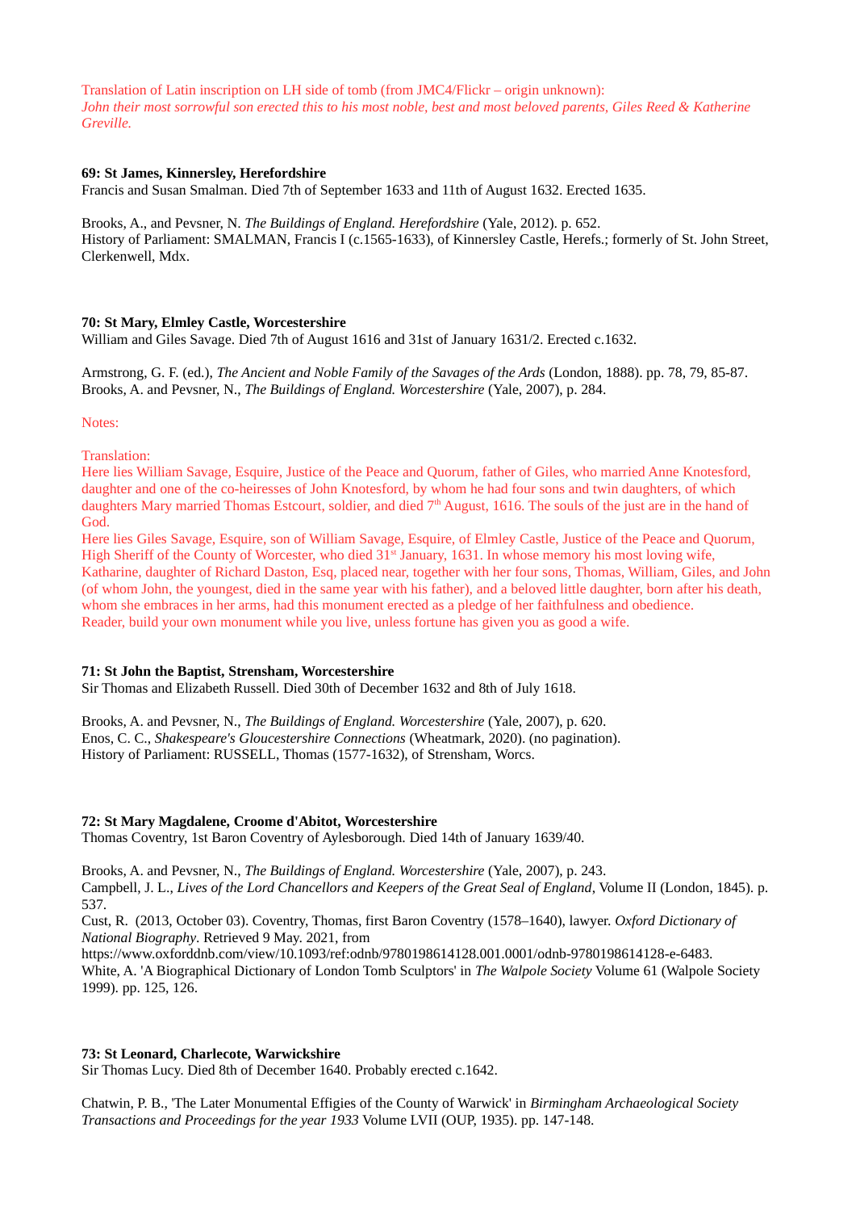Translation of Latin inscription on LH side of tomb (from JMC4/Flickr – origin unknown):
*John their most sorrowful son erected this to his most noble, best and most beloved parents, Giles Reed & Katherine Greville.*

**69: St James, Kinnersley, Herefordshire**
Francis and Susan Smalman. Died 7th of September 1633 and 11th of August 1632. Erected 1635.

Brooks, A., and Pevsner, N. *The Buildings of England. Herefordshire* (Yale, 2012). p. 652.
History of Parliament: SMALMAN, Francis I (c.1565-1633), of Kinnersley Castle, Herefs.; formerly of St. John Street, Clerkenwell, Mdx.

**70: St Mary, Elmley Castle, Worcestershire**
William and Giles Savage. Died 7th of August 1616 and 31st of January 1631/2. Erected c.1632.

Armstrong, G. F. (ed.), *The Ancient and Noble Family of the Savages of the Ards* (London, 1888). pp. 78, 79, 85-87.
Brooks, A. and Pevsner, N., *The Buildings of England. Worcestershire* (Yale, 2007), p. 284.

Notes:

Translation:
Here lies William Savage, Esquire, Justice of the Peace and Quorum, father of Giles, who married Anne Knotesford, daughter and one of the co-heiresses of John Knotesford, by whom he had four sons and twin daughters, of which daughters Mary married Thomas Estcourt, soldier, and died 7th August, 1616. The souls of the just are in the hand of God.
Here lies Giles Savage, Esquire, son of William Savage, Esquire, of Elmley Castle, Justice of the Peace and Quorum, High Sheriff of the County of Worcester, who died 31st January, 1631. In whose memory his most loving wife, Katharine, daughter of Richard Daston, Esq, placed near, together with her four sons, Thomas, William, Giles, and John (of whom John, the youngest, died in the same year with his father), and a beloved little daughter, born after his death, whom she embraces in her arms, had this monument erected as a pledge of her faithfulness and obedience.
Reader, build your own monument while you live, unless fortune has given you as good a wife.

**71: St John the Baptist, Strensham, Worcestershire**
Sir Thomas and Elizabeth Russell. Died 30th of December 1632 and 8th of July 1618.

Brooks, A. and Pevsner, N., *The Buildings of England. Worcestershire* (Yale, 2007), p. 620.
Enos, C. C., *Shakespeare's Gloucestershire Connections* (Wheatmark, 2020). (no pagination).
History of Parliament: RUSSELL, Thomas (1577-1632), of Strensham, Worcs.

**72: St Mary Magdalene, Croome d'Abitot, Worcestershire**
Thomas Coventry, 1st Baron Coventry of Aylesborough. Died 14th of January 1639/40.

Brooks, A. and Pevsner, N., *The Buildings of England. Worcestershire* (Yale, 2007), p. 243.
Campbell, J. L., *Lives of the Lord Chancellors and Keepers of the Great Seal of England*, Volume II (London, 1845). p. 537.
Cust, R. (2013, October 03). Coventry, Thomas, first Baron Coventry (1578–1640), lawyer. *Oxford Dictionary of National Biography*. Retrieved 9 May. 2021, from https://www.oxforddnb.com/view/10.1093/ref:odnb/9780198614128.001.0001/odnb-9780198614128-e-6483.
White, A. 'A Biographical Dictionary of London Tomb Sculptors' in *The Walpole Society* Volume 61 (Walpole Society 1999). pp. 125, 126.

**73: St Leonard, Charlecote, Warwickshire**
Sir Thomas Lucy. Died 8th of December 1640. Probably erected c.1642.

Chatwin, P. B., 'The Later Monumental Effigies of the County of Warwick' in *Birmingham Archaeological Society Transactions and Proceedings for the year 1933* Volume LVII (OUP, 1935). pp. 147-148.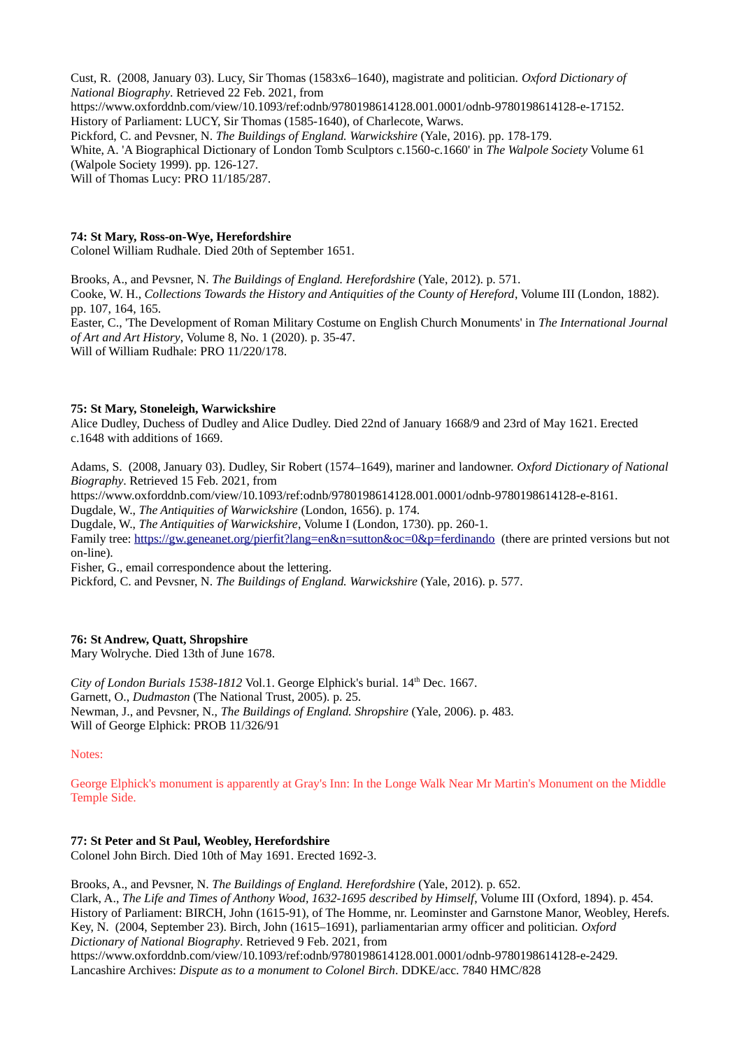Cust, R. (2008, January 03). Lucy, Sir Thomas (1583x6–1640), magistrate and politician. *Oxford Dictionary of National Biography*. Retrieved 22 Feb. 2021, from https://www.oxforddnb.com/view/10.1093/ref:odnb/9780198614128.001.0001/odnb-9780198614128-e-17152.
History of Parliament: LUCY, Sir Thomas (1585-1640), of Charlecote, Warws.
Pickford, C. and Pevsner, N. *The Buildings of England. Warwickshire* (Yale, 2016). pp. 178-179.
White, A. 'A Biographical Dictionary of London Tomb Sculptors c.1560-c.1660' in *The Walpole Society* Volume 61 (Walpole Society 1999). pp. 126-127.
Will of Thomas Lucy: PRO 11/185/287.

**74: St Mary, Ross-on-Wye, Herefordshire**
Colonel William Rudhale. Died 20th of September 1651.

Brooks, A., and Pevsner, N. *The Buildings of England. Herefordshire* (Yale, 2012). p. 571.
Cooke, W. H., *Collections Towards the History and Antiquities of the County of Hereford*, Volume III (London, 1882). pp. 107, 164, 165.
Easter, C., 'The Development of Roman Military Costume on English Church Monuments' in *The International Journal of Art and Art History*, Volume 8, No. 1 (2020). p. 35-47.
Will of William Rudhale: PRO 11/220/178.

**75: St Mary, Stoneleigh, Warwickshire**
Alice Dudley, Duchess of Dudley and Alice Dudley. Died 22nd of January 1668/9 and 23rd of May 1621. Erected c.1648 with additions of 1669.

Adams, S. (2008, January 03). Dudley, Sir Robert (1574–1649), mariner and landowner. *Oxford Dictionary of National Biography*. Retrieved 15 Feb. 2021, from https://www.oxforddnb.com/view/10.1093/ref:odnb/9780198614128.001.0001/odnb-9780198614128-e-8161.
Dugdale, W., *The Antiquities of Warwickshire* (London, 1656). p. 174.
Dugdale, W., *The Antiquities of Warwickshire*, Volume I (London, 1730). pp. 260-1.
Family tree: https://gw.geneanet.org/pierfit?lang=en&n=sutton&oc=0&p=ferdinando (there are printed versions but not on-line).
Fisher, G., email correspondence about the lettering.
Pickford, C. and Pevsner, N. *The Buildings of England. Warwickshire* (Yale, 2016). p. 577.

**76: St Andrew, Quatt, Shropshire**
Mary Wolryche. Died 13th of June 1678.

*City of London Burials 1538-1812* Vol.1. George Elphick's burial. 14th Dec. 1667.
Garnett, O., *Dudmaston* (The National Trust, 2005). p. 25.
Newman, J., and Pevsner, N., *The Buildings of England. Shropshire* (Yale, 2006). p. 483.
Will of George Elphick: PROB 11/326/91

Notes:

George Elphick's monument is apparently at Gray's Inn: In the Longe Walk Near Mr Martin's Monument on the Middle Temple Side.

**77: St Peter and St Paul, Weobley, Herefordshire**
Colonel John Birch. Died 10th of May 1691. Erected 1692-3.

Brooks, A., and Pevsner, N. *The Buildings of England. Herefordshire* (Yale, 2012). p. 652.
Clark, A., *The Life and Times of Anthony Wood, 1632-1695 described by Himself*, Volume III (Oxford, 1894). p. 454.
History of Parliament: BIRCH, John (1615-91), of The Homme, nr. Leominster and Garnstone Manor, Weobley, Herefs.
Key, N. (2004, September 23). Birch, John (1615–1691), parliamentarian army officer and politician. *Oxford Dictionary of National Biography*. Retrieved 9 Feb. 2021, from https://www.oxforddnb.com/view/10.1093/ref:odnb/9780198614128.001.0001/odnb-9780198614128-e-2429.
Lancashire Archives: *Dispute as to a monument to Colonel Birch*. DDKE/acc. 7840 HMC/828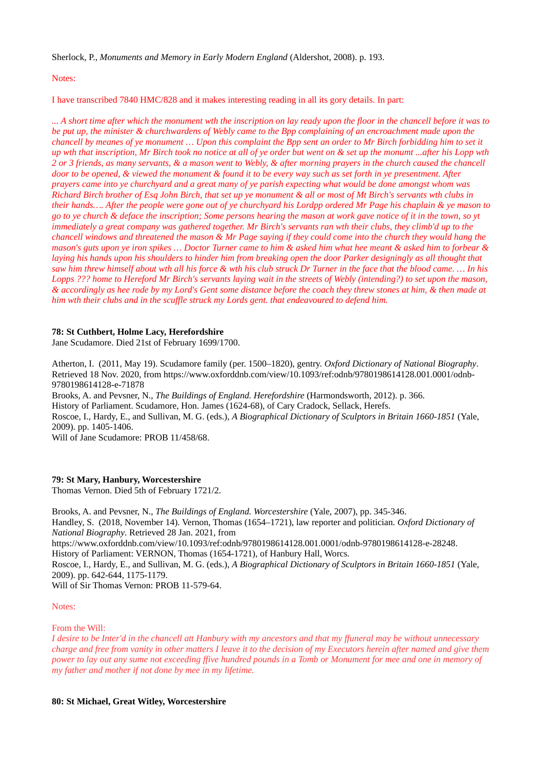Sherlock, P., *Monuments and Memory in Early Modern England* (Aldershot, 2008). p. 193.

Notes:

I have transcribed 7840 HMC/828 and it makes interesting reading in all its gory details. In part:

*... A short time after which the monument wth the inscription on lay ready upon the floor in the chancell before it was to be put up, the minister & churchwardens of Webly came to the Bpp complaining of an encroachment made upon the chancell by meanes of ye monument … Upon this complaint the Bpp sent an order to Mr Birch forbidding him to set it up wth that inscription, Mr Birch took no notice at all of ye order but went on & set up the monumt ...after his Lopp wth 2 or 3 friends, as many servants, & a mason went to Webly, & after morning prayers in the church caused the chancell door to be opened, & viewed the monument & found it to be every way such as set forth in ye presentment. After prayers came into ye churchyard and a great many of ye parish expecting what would be done amongst whom was Richard Birch brother of Esq John Birch, that set up ye monument & all or most of Mt Birch's servants wth clubs in their hands…. After the people were gone out of ye churchyard his Lordpp ordered Mr Page his chaplain & ye mason to go to ye church & deface the inscription; Some persons hearing the mason at work gave notice of it in the town, so yt immediately a great company was gathered together. Mr Birch's servants ran wth their clubs, they climb'd up to the chancell windows and threatened the mason & Mr Page saying if they could come into the church they would hang the mason's guts upon ye iron spikes … Doctor Turner came to him & asked him what hee meant & asked him to forbear & laying his hands upon his shoulders to hinder him from breaking open the door Parker designingly as all thought that saw him threw himself about wth all his force & wth his club struck Dr Turner in the face that the blood came. … In his Lopps ??? home to Hereford Mr Birch's servants laying wait in the streets of Webly (intending?) to set upon the mason, & accordingly as hee rode by my Lord's Gent some distance before the coach they threw stones at him, & then made at him wth their clubs and in the scuffle struck my Lords gent. that endeavoured to defend him.*

**78: St Cuthbert, Holme Lacy, Herefordshire**
Jane Scudamore. Died 21st of February 1699/1700.

Atherton, I. (2011, May 19). Scudamore family (per. 1500–1820), gentry. *Oxford Dictionary of National Biography*. Retrieved 18 Nov. 2020, from https://www.oxforddnb.com/view/10.1093/ref:odnb/9780198614128.001.0001/odnb-9780198614128-e-71878
Brooks, A. and Pevsner, N., *The Buildings of England. Herefordshire* (Harmondsworth, 2012). p. 366.
History of Parliament. Scudamore, Hon. James (1624-68), of Cary Cradock, Sellack, Herefs.
Roscoe, I., Hardy, E., and Sullivan, M. G. (eds.), *A Biographical Dictionary of Sculptors in Britain 1660-1851* (Yale, 2009). pp. 1405-1406.
Will of Jane Scudamore: PROB 11/458/68.

**79: St Mary, Hanbury, Worcestershire**
Thomas Vernon. Died 5th of February 1721/2.

Brooks, A. and Pevsner, N., *The Buildings of England. Worcestershire* (Yale, 2007), pp. 345-346.
Handley, S. (2018, November 14). Vernon, Thomas (1654–1721), law reporter and politician. *Oxford Dictionary of National Biography*. Retrieved 28 Jan. 2021, from https://www.oxforddnb.com/view/10.1093/ref:odnb/9780198614128.001.0001/odnb-9780198614128-e-28248.
History of Parliament: VERNON, Thomas (1654-1721), of Hanbury Hall, Worcs.
Roscoe, I., Hardy, E., and Sullivan, M. G. (eds.), *A Biographical Dictionary of Sculptors in Britain 1660-1851* (Yale, 2009). pp. 642-644, 1175-1179.
Will of Sir Thomas Vernon: PROB 11-579-64.

Notes:

From the Will:
*I desire to be Inter'd in the chancell att Hanbury with my ancestors and that my ffuneral may be without unnecessary charge and free from vanity in other matters I leave it to the decision of my Executors herein after named and give them power to lay out any sume not exceeding ffive hundred pounds in a Tomb or Monument for mee and one in memory of my father and mother if not done by mee in my lifetime.*

**80: St Michael, Great Witley, Worcestershire**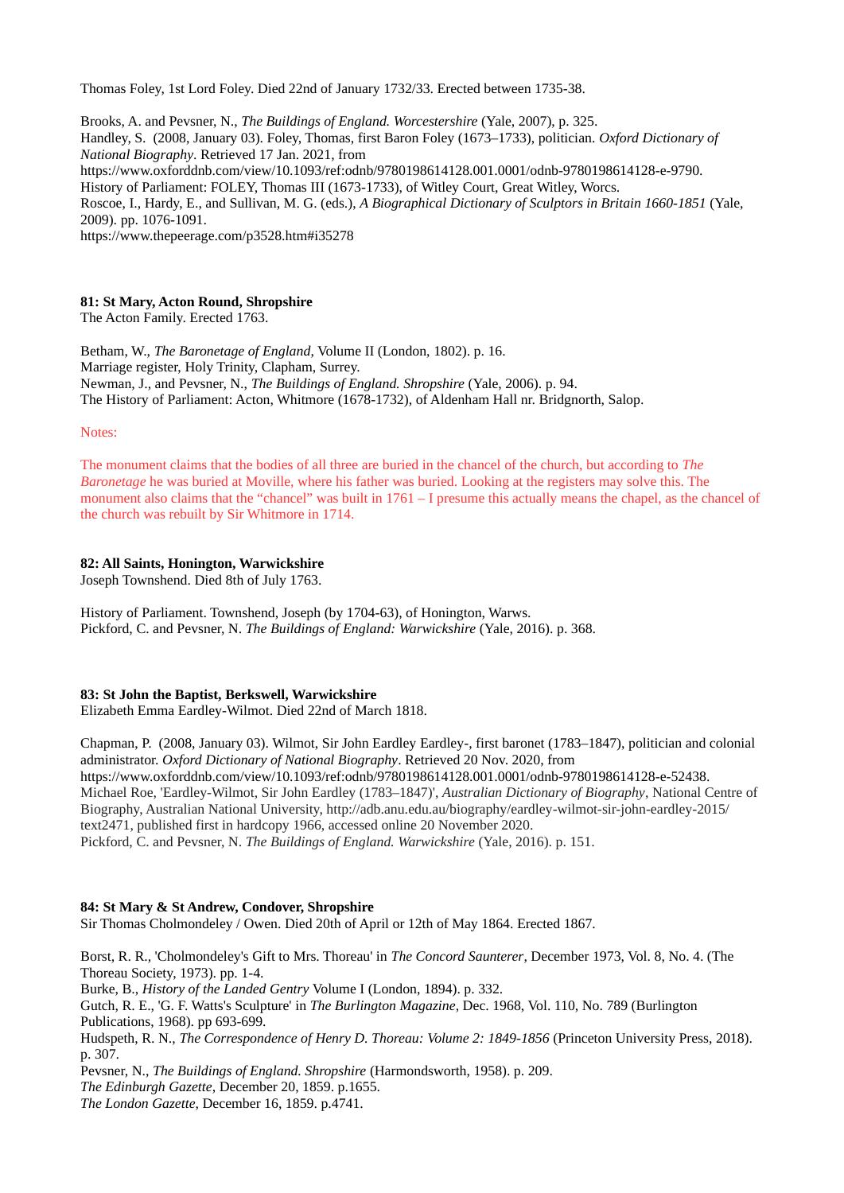Thomas Foley, 1st Lord Foley. Died 22nd of January 1732/33. Erected between 1735-38.

Brooks, A. and Pevsner, N., *The Buildings of England. Worcestershire* (Yale, 2007), p. 325.
Handley, S. (2008, January 03). Foley, Thomas, first Baron Foley (1673–1733), politician. *Oxford Dictionary of National Biography*. Retrieved 17 Jan. 2021, from https://www.oxforddnb.com/view/10.1093/ref:odnb/9780198614128.001.0001/odnb-9780198614128-e-9790.
History of Parliament: FOLEY, Thomas III (1673-1733), of Witley Court, Great Witley, Worcs.
Roscoe, I., Hardy, E., and Sullivan, M. G. (eds.), *A Biographical Dictionary of Sculptors in Britain 1660-1851* (Yale, 2009). pp. 1076-1091.
https://www.thepeerage.com/p3528.htm#i35278

**81: St Mary, Acton Round, Shropshire**
The Acton Family. Erected 1763.

Betham, W., *The Baronetage of England*, Volume II (London, 1802). p. 16.
Marriage register, Holy Trinity, Clapham, Surrey.
Newman, J., and Pevsner, N., *The Buildings of England. Shropshire* (Yale, 2006). p. 94.
The History of Parliament: Acton, Whitmore (1678-1732), of Aldenham Hall nr. Bridgnorth, Salop.

Notes:

The monument claims that the bodies of all three are buried in the chancel of the church, but according to *The Baronetage* he was buried at Moville, where his father was buried. Looking at the registers may solve this. The monument also claims that the "chancel" was built in 1761 – I presume this actually means the chapel, as the chancel of the church was rebuilt by Sir Whitmore in 1714.

**82: All Saints, Honington, Warwickshire**
Joseph Townshend. Died 8th of July 1763.

History of Parliament. Townshend, Joseph (by 1704-63), of Honington, Warws.
Pickford, C. and Pevsner, N. *The Buildings of England: Warwickshire* (Yale, 2016). p. 368.

**83: St John the Baptist, Berkswell, Warwickshire**
Elizabeth Emma Eardley-Wilmot. Died 22nd of March 1818.

Chapman, P. (2008, January 03). Wilmot, Sir John Eardley Eardley-, first baronet (1783–1847), politician and colonial administrator. *Oxford Dictionary of National Biography*. Retrieved 20 Nov. 2020, from https://www.oxforddnb.com/view/10.1093/ref:odnb/9780198614128.001.0001/odnb-9780198614128-e-52438.
Michael Roe, 'Eardley-Wilmot, Sir John Eardley (1783–1847)', *Australian Dictionary of Biography*, National Centre of Biography, Australian National University, http://adb.anu.edu.au/biography/eardley-wilmot-sir-john-eardley-2015/text2471, published first in hardcopy 1966, accessed online 20 November 2020.
Pickford, C. and Pevsner, N. *The Buildings of England. Warwickshire* (Yale, 2016). p. 151.

**84: St Mary & St Andrew, Condover, Shropshire**
Sir Thomas Cholmondeley / Owen. Died 20th of April or 12th of May 1864. Erected 1867.

Borst, R. R., 'Cholmondeley's Gift to Mrs. Thoreau' in *The Concord Saunterer*, December 1973, Vol. 8, No. 4. (The Thoreau Society, 1973). pp. 1-4.
Burke, B., *History of the Landed Gentry* Volume I (London, 1894). p. 332.
Gutch, R. E., 'G. F. Watts's Sculpture' in *The Burlington Magazine*, Dec. 1968, Vol. 110, No. 789 (Burlington Publications, 1968). pp 693-699.
Hudspeth, R. N., *The Correspondence of Henry D. Thoreau: Volume 2: 1849-1856* (Princeton University Press, 2018). p. 307.
Pevsner, N., *The Buildings of England. Shropshire* (Harmondsworth, 1958). p. 209.
*The Edinburgh Gazette*, December 20, 1859. p.1655.
*The London Gazette*, December 16, 1859. p.4741.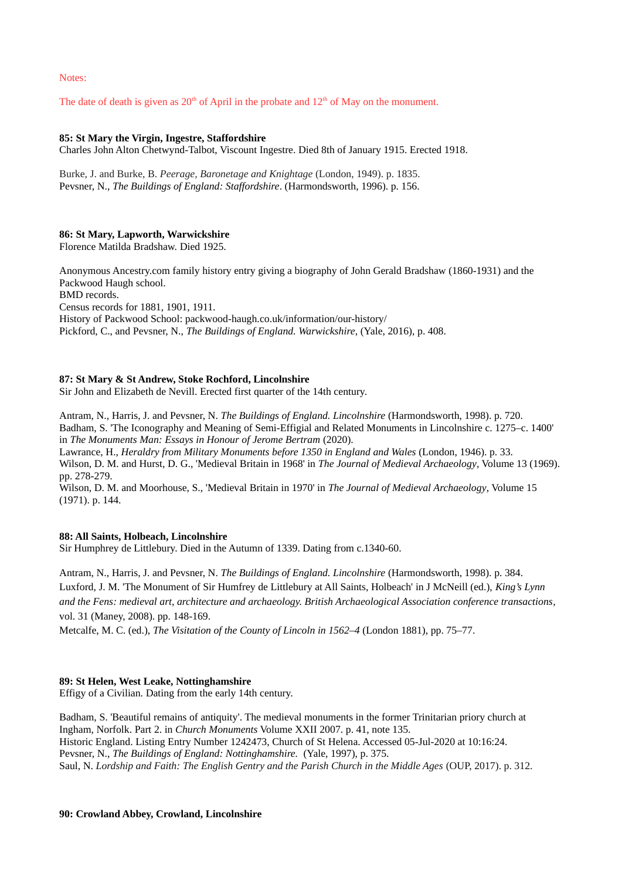Notes:

The date of death is given as 20th of April in the probate and 12th of May on the monument.

**85: St Mary the Virgin, Ingestre, Staffordshire**
Charles John Alton Chetwynd-Talbot, Viscount Ingestre. Died 8th of January 1915. Erected 1918.

Burke, J. and Burke, B. *Peerage, Baronetage and Knightage* (London, 1949). p. 1835.
Pevsner, N., *The Buildings of England: Staffordshire*. (Harmondsworth, 1996). p. 156.

**86: St Mary, Lapworth, Warwickshire**
Florence Matilda Bradshaw. Died 1925.

Anonymous Ancestry.com family history entry giving a biography of John Gerald Bradshaw (1860-1931) and the Packwood Haugh school.
BMD records.
Census records for 1881, 1901, 1911.
History of Packwood School: packwood-haugh.co.uk/information/our-history/
Pickford, C., and Pevsner, N., *The Buildings of England. Warwickshire*, (Yale, 2016), p. 408.

**87: St Mary & St Andrew, Stoke Rochford, Lincolnshire**
Sir John and Elizabeth de Nevill. Erected first quarter of the 14th century.

Antram, N., Harris, J. and Pevsner, N. *The Buildings of England. Lincolnshire* (Harmondsworth, 1998). p. 720.
Badham, S. 'The Iconography and Meaning of Semi-Effigial and Related Monuments in Lincolnshire c. 1275–c. 1400' in *The Monuments Man: Essays in Honour of Jerome Bertram* (2020).
Lawrance, H., *Heraldry from Military Monuments before 1350 in England and Wales* (London, 1946). p. 33.
Wilson, D. M. and Hurst, D. G., 'Medieval Britain in 1968' in *The Journal of Medieval Archaeology*, Volume 13 (1969). pp. 278-279.
Wilson, D. M. and Moorhouse, S., 'Medieval Britain in 1970' in *The Journal of Medieval Archaeology*, Volume 15 (1971). p. 144.

**88: All Saints, Holbeach, Lincolnshire**
Sir Humphrey de Littlebury. Died in the Autumn of 1339. Dating from c.1340-60.

Antram, N., Harris, J. and Pevsner, N. *The Buildings of England. Lincolnshire* (Harmondsworth, 1998). p. 384.
Luxford, J. M. 'The Monument of Sir Humfrey de Littlebury at All Saints, Holbeach' in J McNeill (ed.), *King's Lynn and the Fens: medieval art, architecture and archaeology. British Archaeological Association conference transactions*, vol. 31 (Maney, 2008). pp. 148-169.
Metcalfe, M. C. (ed.), *The Visitation of the County of Lincoln in 1562–4* (London 1881), pp. 75–77.

**89: St Helen, West Leake, Nottinghamshire**
Effigy of a Civilian. Dating from the early 14th century.

Badham, S. 'Beautiful remains of antiquity'. The medieval monuments in the former Trinitarian priory church at Ingham, Norfolk. Part 2. in *Church Monuments* Volume XXII 2007. p. 41, note 135.
Historic England. Listing Entry Number 1242473, Church of St Helena. Accessed 05-Jul-2020 at 10:16:24.
Pevsner, N., *The Buildings of England: Nottinghamshire.* (Yale, 1997), p. 375.
Saul, N. *Lordship and Faith: The English Gentry and the Parish Church in the Middle Ages* (OUP, 2017). p. 312.

**90: Crowland Abbey, Crowland, Lincolnshire**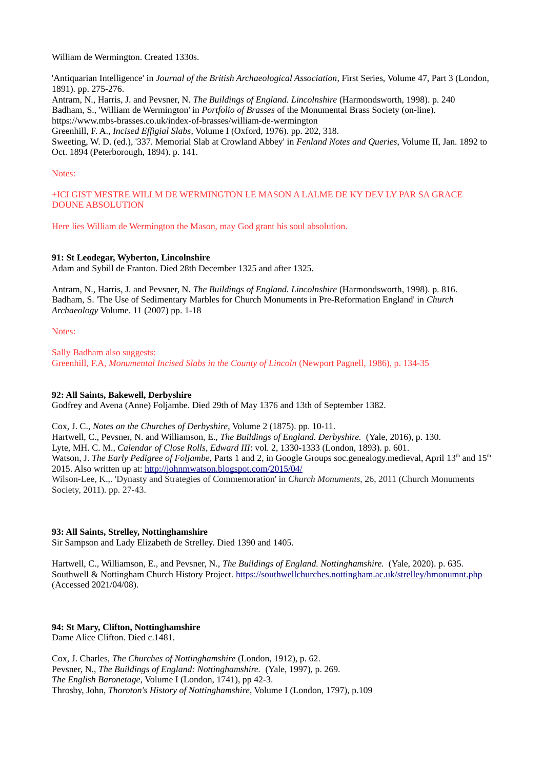William de Wermington. Created 1330s.

'Antiquarian Intelligence' in *Journal of the British Archaeological Association*, First Series, Volume 47, Part 3 (London, 1891). pp. 275-276.
Antram, N., Harris, J. and Pevsner, N. *The Buildings of England. Lincolnshire* (Harmondsworth, 1998). p. 240
Badham, S., 'William de Wermington' in *Portfolio of Brasses* of the Monumental Brass Society (on-line). https://www.mbs-brasses.co.uk/index-of-brasses/william-de-wermington
Greenhill, F. A., *Incised Effigial Slabs*, Volume I (Oxford, 1976). pp. 202, 318.
Sweeting, W. D. (ed.), '337. Memorial Slab at Crowland Abbey' in *Fenland Notes and Queries*, Volume II, Jan. 1892 to Oct. 1894 (Peterborough, 1894). p. 141.

Notes:

+ICI GIST MESTRE WILLM DE WERMINGTON LE MASON A LALME DE KY DEV LY PAR SA GRACE DOUNE ABSOLUTION

Here lies William de Wermington the Mason, may God grant his soul absolution.

**91: St Leodegar, Wyberton, Lincolnshire**
Adam and Sybill de Franton. Died 28th December 1325 and after 1325.

Antram, N., Harris, J. and Pevsner, N. *The Buildings of England. Lincolnshire* (Harmondsworth, 1998). p. 816.
Badham, S. 'The Use of Sedimentary Marbles for Church Monuments in Pre-Reformation England' in *Church Archaeology* Volume. 11 (2007) pp. 1-18

Notes:

Sally Badham also suggests:
Greenhill, F.A, *Monumental Incised Slabs in the County of Lincoln* (Newport Pagnell, 1986), p. 134-35

**92: All Saints, Bakewell, Derbyshire**
Godfrey and Avena (Anne) Foljambe. Died 29th of May 1376 and 13th of September 1382.

Cox, J. C., *Notes on the Churches of Derbyshire*, Volume 2 (1875). pp. 10-11.
Hartwell, C., Pevsner, N. and Williamson, E., *The Buildings of England. Derbyshire.* (Yale, 2016), p. 130.
Lyte, MH. C. M., *Calendar of Close Rolls, Edward III*: vol. 2, 1330-1333 (London, 1893). p. 601.
Watson, J. *The Early Pedigree of Foljambe*, Parts 1 and 2, in Google Groups soc.genealogy.medieval, April 13th and 15th 2015. Also written up at: http://johnmwatson.blogspot.com/2015/04/
Wilson-Lee, K.,. 'Dynasty and Strategies of Commemoration' in *Church Monuments*, 26, 2011 (Church Monuments Society, 2011). pp. 27-43.

**93: All Saints, Strelley, Nottinghamshire**
Sir Sampson and Lady Elizabeth de Strelley. Died 1390 and 1405.

Hartwell, C., Williamson, E., and Pevsner, N., *The Buildings of England. Nottinghamshire.* (Yale, 2020). p. 635.
Southwell & Nottingham Church History Project. https://southwellchurches.nottingham.ac.uk/strelley/hmonumnt.php (Accessed 2021/04/08).

**94: St Mary, Clifton, Nottinghamshire**
Dame Alice Clifton. Died c.1481.

Cox, J. Charles, *The Churches of Nottinghamshire* (London, 1912), p. 62.
Pevsner, N., *The Buildings of England: Nottinghamshire.* (Yale, 1997), p. 269.
*The English Baronetage*, Volume I (London, 1741), pp 42-3.
Throsby, John, *Thoroton's History of Nottinghamshire*, Volume I (London, 1797), p.109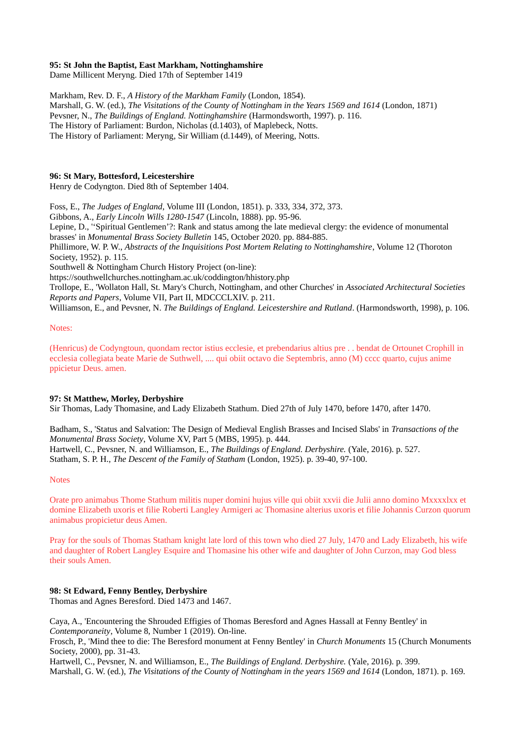**95: St John the Baptist, East Markham, Nottinghamshire**
Dame Millicent Meryng. Died 17th of September 1419

Markham, Rev. D. F., *A History of the Markham Family* (London, 1854).
Marshall, G. W. (ed.), *The Visitations of the County of Nottingham in the Years 1569 and 1614* (London, 1871)
Pevsner, N., *The Buildings of England. Nottinghamshire* (Harmondsworth, 1997). p. 116.
The History of Parliament: Burdon, Nicholas (d.1403), of Maplebeck, Notts.
The History of Parliament: Meryng, Sir William (d.1449), of Meering, Notts.

**96: St Mary, Bottesford, Leicestershire**
Henry de Codyngton. Died 8th of September 1404.

Foss, E., *The Judges of England*, Volume III (London, 1851). p. 333, 334, 372, 373.
Gibbons, A., *Early Lincoln Wills 1280-1547* (Lincoln, 1888). pp. 95-96.
Lepine, D., ''Spiritual Gentlemen'?: Rank and status among the late medieval clergy: the evidence of monumental brasses' in *Monumental Brass Society Bulletin* 145, October 2020. pp. 884-885.
Phillimore, W. P. W., *Abstracts of the Inquisitions Post Mortem Relating to Nottinghamshire*, Volume 12 (Thoroton Society, 1952). p. 115.
Southwell & Nottingham Church History Project (on-line):
https://southwellchurches.nottingham.ac.uk/coddington/hhistory.php
Trollope, E., 'Wollaton Hall, St. Mary's Church, Nottingham, and other Churches' in *Associated Architectural Societies Reports and Papers*, Volume VII, Part II, MDCCCLXIV. p. 211.
Williamson, E., and Pevsner, N. *The Buildings of England. Leicestershire and Rutland*. (Harmondsworth, 1998), p. 106.

Notes:

(Henricus) de Codyngtoun, quondam rector istius ecclesie, et prebendarius altius pre . . bendat de Ortounet Crophill in ecclesia collegiata beate Marie de Suthwell, .... qui obiit octavo die Septembris, anno (M) cccc quarto, cujus anime ppicietur Deus. amen.

**97: St Matthew, Morley, Derbyshire**
Sir Thomas, Lady Thomasine, and Lady Elizabeth Stathum. Died 27th of July 1470, before 1470, after 1470.

Badham, S., 'Status and Salvation: The Design of Medieval English Brasses and Incised Slabs' in *Transactions of the Monumental Brass Society*, Volume XV, Part 5 (MBS, 1995). p. 444.
Hartwell, C., Pevsner, N. and Williamson, E., *The Buildings of England. Derbyshire.* (Yale, 2016). p. 527.
Statham, S. P. H., *The Descent of the Family of Statham* (London, 1925). p. 39-40, 97-100.

Notes

Orate pro animabus Thome Stathum militis nuper domini hujus ville qui obiit xxvii die Julii anno domino Mxxxxlxx et domine Elizabeth uxoris et filie Roberti Langley Armigeri ac Thomasine alterius uxoris et filie Johannis Curzon quorum animabus propicietur deus Amen.

Pray for the souls of Thomas Statham knight late lord of this town who died 27 July, 1470 and Lady Elizabeth, his wife and daughter of Robert Langley Esquire and Thomasine his other wife and daughter of John Curzon, may God bless their souls Amen.

**98: St Edward, Fenny Bentley, Derbyshire**
Thomas and Agnes Beresford. Died 1473 and 1467.

Caya, A., 'Encountering the Shrouded Effigies of Thomas Beresford and Agnes Hassall at Fenny Bentley' in *Contemporaneity*, Volume 8, Number 1 (2019). On-line.
Frosch, P., 'Mind thee to die: The Beresford monument at Fenny Bentley' in *Church Monuments* 15 (Church Monuments Society, 2000), pp. 31-43.
Hartwell, C., Pevsner, N. and Williamson, E., *The Buildings of England. Derbyshire.* (Yale, 2016). p. 399.
Marshall, G. W. (ed.), *The Visitations of the County of Nottingham in the years 1569 and 1614* (London, 1871). p. 169.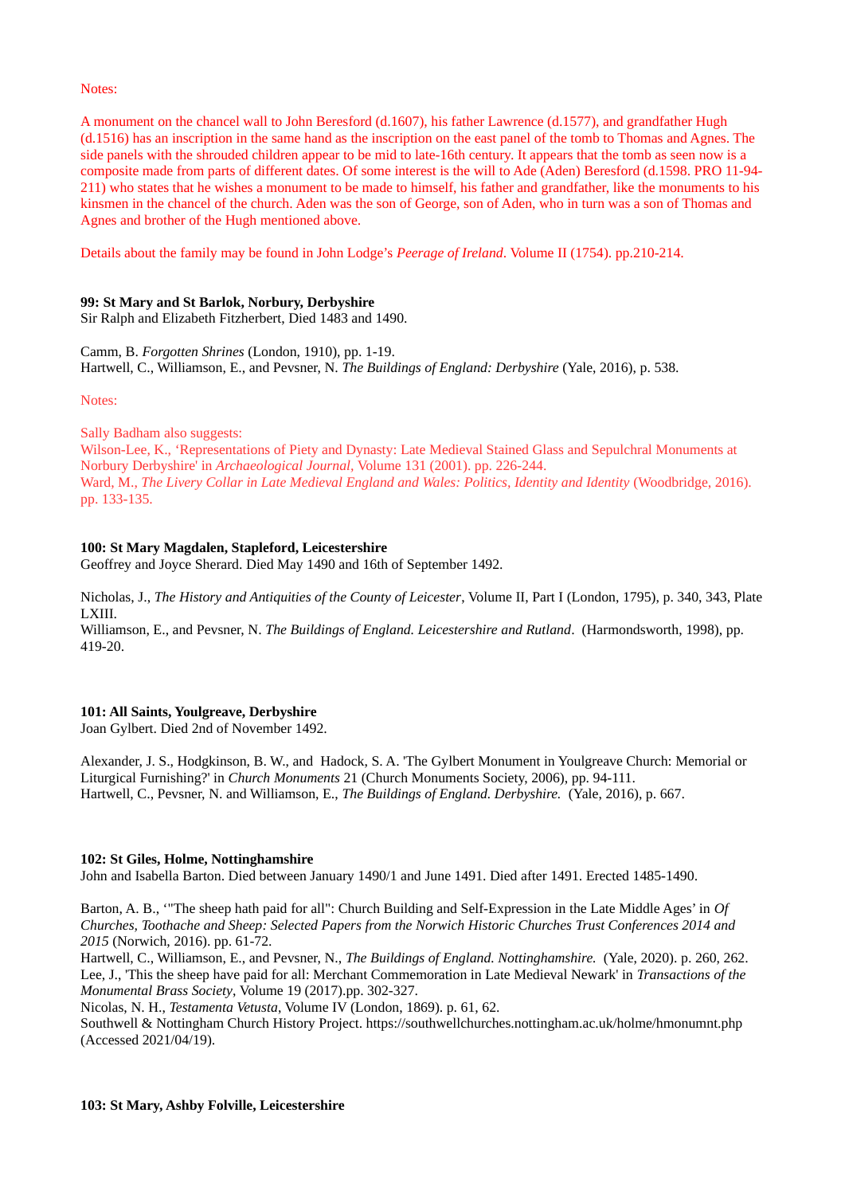Notes:

A monument on the chancel wall to John Beresford (d.1607), his father Lawrence (d.1577), and grandfather Hugh (d.1516) has an inscription in the same hand as the inscription on the east panel of the tomb to Thomas and Agnes. The side panels with the shrouded children appear to be mid to late-16th century. It appears that the tomb as seen now is a composite made from parts of different dates. Of some interest is the will to Ade (Aden) Beresford (d.1598. PRO 11-94-211) who states that he wishes a monument to be made to himself, his father and grandfather, like the monuments to his kinsmen in the chancel of the church. Aden was the son of George, son of Aden, who in turn was a son of Thomas and Agnes and brother of the Hugh mentioned above.

Details about the family may be found in John Lodge's *Peerage of Ireland*. Volume II (1754). pp.210-214.

**99: St Mary and St Barlok, Norbury, Derbyshire**
Sir Ralph and Elizabeth Fitzherbert, Died 1483 and 1490.

Camm, B. *Forgotten Shrines* (London, 1910), pp. 1-19.
Hartwell, C., Williamson, E., and Pevsner, N. *The Buildings of England: Derbyshire* (Yale, 2016), p. 538.

Notes:

Sally Badham also suggests:
Wilson-Lee, K., 'Representations of Piety and Dynasty: Late Medieval Stained Glass and Sepulchral Monuments at Norbury Derbyshire' in *Archaeological Journal*, Volume 131 (2001). pp. 226-244.
Ward, M., *The Livery Collar in Late Medieval England and Wales: Politics, Identity and Identity* (Woodbridge, 2016). pp. 133-135.

**100: St Mary Magdalen, Stapleford, Leicestershire**
Geoffrey and Joyce Sherard. Died May 1490 and 16th of September 1492.

Nicholas, J., *The History and Antiquities of the County of Leicester*, Volume II, Part I (London, 1795), p. 340, 343, Plate LXIII.
Williamson, E., and Pevsner, N. *The Buildings of England. Leicestershire and Rutland*. (Harmondsworth, 1998), pp. 419-20.

**101: All Saints, Youlgreave, Derbyshire**
Joan Gylbert. Died 2nd of November 1492.

Alexander, J. S., Hodgkinson, B. W., and Hadock, S. A. 'The Gylbert Monument in Youlgreave Church: Memorial or Liturgical Furnishing?' in *Church Monuments* 21 (Church Monuments Society, 2006), pp. 94-111.
Hartwell, C., Pevsner, N. and Williamson, E., *The Buildings of England. Derbyshire.* (Yale, 2016), p. 667.

**102: St Giles, Holme, Nottinghamshire**
John and Isabella Barton. Died between January 1490/1 and June 1491. Died after 1491. Erected 1485-1490.

Barton, A. B., '"The sheep hath paid for all": Church Building and Self-Expression in the Late Middle Ages' in *Of Churches, Toothache and Sheep: Selected Papers from the Norwich Historic Churches Trust Conferences 2014 and 2015* (Norwich, 2016). pp. 61-72.
Hartwell, C., Williamson, E., and Pevsner, N., *The Buildings of England. Nottinghamshire.* (Yale, 2020). p. 260, 262.
Lee, J., 'This the sheep have paid for all: Merchant Commemoration in Late Medieval Newark' in *Transactions of the Monumental Brass Society*, Volume 19 (2017).pp. 302-327.
Nicolas, N. H., *Testamenta Vetusta*, Volume IV (London, 1869). p. 61, 62.
Southwell & Nottingham Church History Project. https://southwellchurches.nottingham.ac.uk/holme/hmonumnt.php (Accessed 2021/04/19).

**103: St Mary, Ashby Folville, Leicestershire**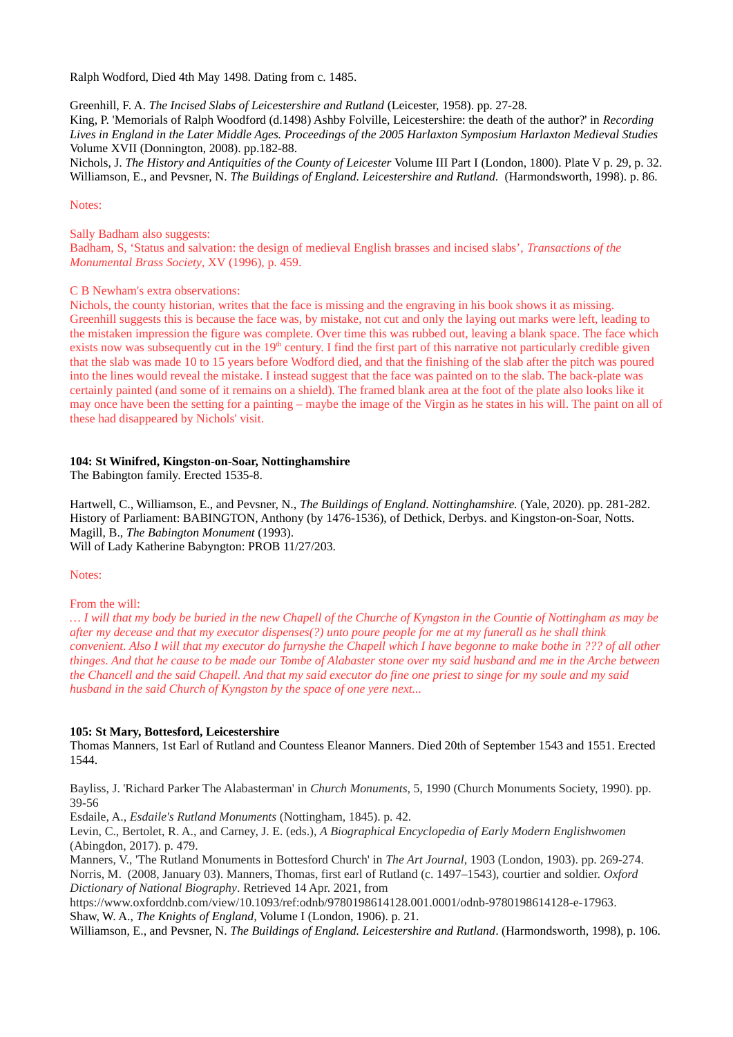Ralph Wodford, Died 4th May 1498. Dating from c. 1485.

Greenhill, F. A. *The Incised Slabs of Leicestershire and Rutland* (Leicester, 1958). pp. 27-28.
King, P. 'Memorials of Ralph Woodford (d.1498) Ashby Folville, Leicestershire: the death of the author?' in *Recording Lives in England in the Later Middle Ages. Proceedings of the 2005 Harlaxton Symposium Harlaxton Medieval Studies* Volume XVII (Donnington, 2008). pp.182-88.
Nichols, J. *The History and Antiquities of the County of Leicester* Volume III Part I (London, 1800). Plate V p. 29, p. 32.
Williamson, E., and Pevsner, N. *The Buildings of England. Leicestershire and Rutland.* (Harmondsworth, 1998). p. 86.

Notes:

Sally Badham also suggests:
Badham, S, 'Status and salvation: the design of medieval English brasses and incised slabs', *Transactions of the Monumental Brass Society*, XV (1996), p. 459.

C B Newham's extra observations:
Nichols, the county historian, writes that the face is missing and the engraving in his book shows it as missing. Greenhill suggests this is because the face was, by mistake, not cut and only the laying out marks were left, leading to the mistaken impression the figure was complete. Over time this was rubbed out, leaving a blank space. The face which exists now was subsequently cut in the 19th century. I find the first part of this narrative not particularly credible given that the slab was made 10 to 15 years before Wodford died, and that the finishing of the slab after the pitch was poured into the lines would reveal the mistake. I instead suggest that the face was painted on to the slab. The back-plate was certainly painted (and some of it remains on a shield). The framed blank area at the foot of the plate also looks like it may once have been the setting for a painting – maybe the image of the Virgin as he states in his will. The paint on all of these had disappeared by Nichols' visit.

**104: St Winifred, Kingston-on-Soar, Nottinghamshire**
The Babington family. Erected 1535-8.

Hartwell, C., Williamson, E., and Pevsner, N., *The Buildings of England. Nottinghamshire.* (Yale, 2020). pp. 281-282.
History of Parliament: BABINGTON, Anthony (by 1476-1536), of Dethick, Derbys. and Kingston-on-Soar, Notts.
Magill, B., *The Babington Monument* (1993).
Will of Lady Katherine Babyngton: PROB 11/27/203.

Notes:

From the will:
*… I will that my body be buried in the new Chapell of the Churche of Kyngston in the Countie of Nottingham as may be after my decease and that my executor dispenses(?) unto poure people for me at my funerall as he shall think convenient. Also I will that my executor do furnyshe the Chapell which I have begonne to make bothe in ??? of all other thinges. And that he cause to be made our Tombe of Alabaster stone over my said husband and me in the Arche between the Chancell and the said Chapell. And that my said executor do fine one priest to singe for my soule and my said husband in the said Church of Kyngston by the space of one yere next...*

**105: St Mary, Bottesford, Leicestershire**
Thomas Manners, 1st Earl of Rutland and Countess Eleanor Manners. Died 20th of September 1543 and 1551. Erected 1544.

Bayliss, J. 'Richard Parker The Alabasterman' in *Church Monuments,* 5, 1990 (Church Monuments Society, 1990). pp. 39-56
Esdaile, A., *Esdaile's Rutland Monuments* (Nottingham, 1845). p. 42.
Levin, C., Bertolet, R. A., and Carney, J. E. (eds.), *A Biographical Encyclopedia of Early Modern Englishwomen* (Abingdon, 2017). p. 479.
Manners, V., 'The Rutland Monuments in Bottesford Church' in *The Art Journal,* 1903 (London, 1903). pp. 269-274.
Norris, M. (2008, January 03). Manners, Thomas, first earl of Rutland (c. 1497–1543), courtier and soldier. *Oxford Dictionary of National Biography*. Retrieved 14 Apr. 2021, from https://www.oxforddnb.com/view/10.1093/ref:odnb/9780198614128.001.0001/odnb-9780198614128-e-17963.
Shaw, W. A., *The Knights of England,* Volume I (London, 1906). p. 21.
Williamson, E., and Pevsner, N. *The Buildings of England. Leicestershire and Rutland*. (Harmondsworth, 1998), p. 106.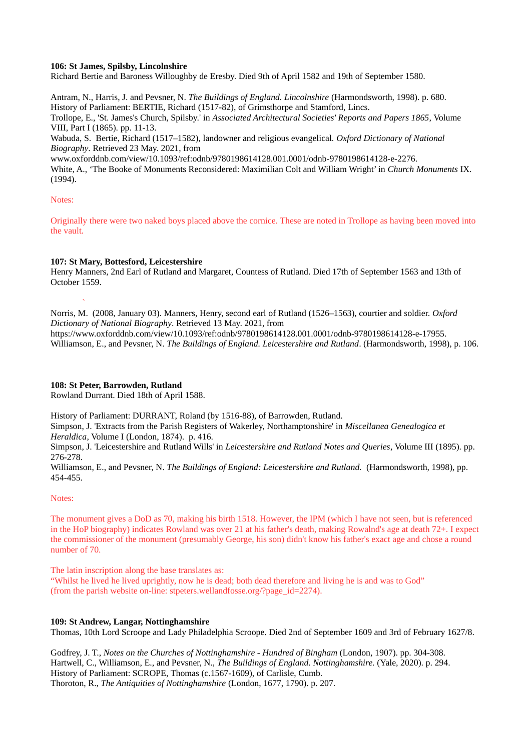**106: St James, Spilsby, Lincolnshire**
Richard Bertie and Baroness Willoughby de Eresby. Died 9th of April 1582 and 19th of September 1580.

Antram, N., Harris, J. and Pevsner, N. *The Buildings of England. Lincolnshire* (Harmondsworth, 1998). p. 680.
History of Parliament: BERTIE, Richard (1517-82), of Grimsthorpe and Stamford, Lincs.
Trollope, E., 'St. James's Church, Spilsby.' in *Associated Architectural Societies' Reports and Papers 1865*, Volume VIII, Part I (1865). pp. 11-13.
Wabuda, S. Bertie, Richard (1517–1582), landowner and religious evangelical. *Oxford Dictionary of National Biography*. Retrieved 23 May. 2021, from www.oxforddnb.com/view/10.1093/ref:odnb/9780198614128.001.0001/odnb-9780198614128-e-2276.
White, A., 'The Booke of Monuments Reconsidered: Maximilian Colt and William Wright' in *Church Monuments* IX. (1994).

Notes:

Originally there were two naked boys placed above the cornice. These are noted in Trollope as having been moved into the vault.

**107: St Mary, Bottesford, Leicestershire**
Henry Manners, 2nd Earl of Rutland and Margaret, Countess of Rutland. Died 17th of September 1563 and 13th of October 1559.

Norris, M. (2008, January 03). Manners, Henry, second earl of Rutland (1526–1563), courtier and soldier. *Oxford Dictionary of National Biography*. Retrieved 13 May. 2021, from https://www.oxforddnb.com/view/10.1093/ref:odnb/9780198614128.001.0001/odnb-9780198614128-e-17955.
Williamson, E., and Pevsner, N. *The Buildings of England. Leicestershire and Rutland*. (Harmondsworth, 1998), p. 106.

**108: St Peter, Barrowden, Rutland**
Rowland Durrant. Died 18th of April 1588.

History of Parliament: DURRANT, Roland (by 1516-88), of Barrowden, Rutland.
Simpson, J. 'Extracts from the Parish Registers of Wakerley, Northamptonshire' in *Miscellanea Genealogica et Heraldica*, Volume I (London, 1874). p. 416.
Simpson, J. 'Leicestershire and Rutland Wills' in *Leicestershire and Rutland Notes and Queries*, Volume III (1895). pp. 276-278.
Williamson, E., and Pevsner, N. *The Buildings of England: Leicestershire and Rutland.* (Harmondsworth, 1998), pp. 454-455.

Notes:

The monument gives a DoD as 70, making his birth 1518. However, the IPM (which I have not seen, but is referenced in the HoP biography) indicates Rowland was over 21 at his father's death, making Rowalnd's age at death 72+. I expect the commissioner of the monument (presumably George, his son) didn't know his father's exact age and chose a round number of 70.

The latin inscription along the base translates as:
"Whilst he lived he lived uprightly, now he is dead; both dead therefore and living he is and was to God"
(from the parish website on-line: stpeters.wellandfosse.org/?page_id=2274).

**109: St Andrew, Langar, Nottinghamshire**
Thomas, 10th Lord Scroope and Lady Philadelphia Scroope. Died 2nd of September 1609 and 3rd of February 1627/8.

Godfrey, J. T., *Notes on the Churches of Nottinghamshire - Hundred of Bingham* (London, 1907). pp. 304-308.
Hartwell, C., Williamson, E., and Pevsner, N., *The Buildings of England. Nottinghamshire.* (Yale, 2020). p. 294.
History of Parliament: SCROPE, Thomas (c.1567-1609), of Carlisle, Cumb.
Thoroton, R., *The Antiquities of Nottinghamshire* (London, 1677, 1790). p. 207.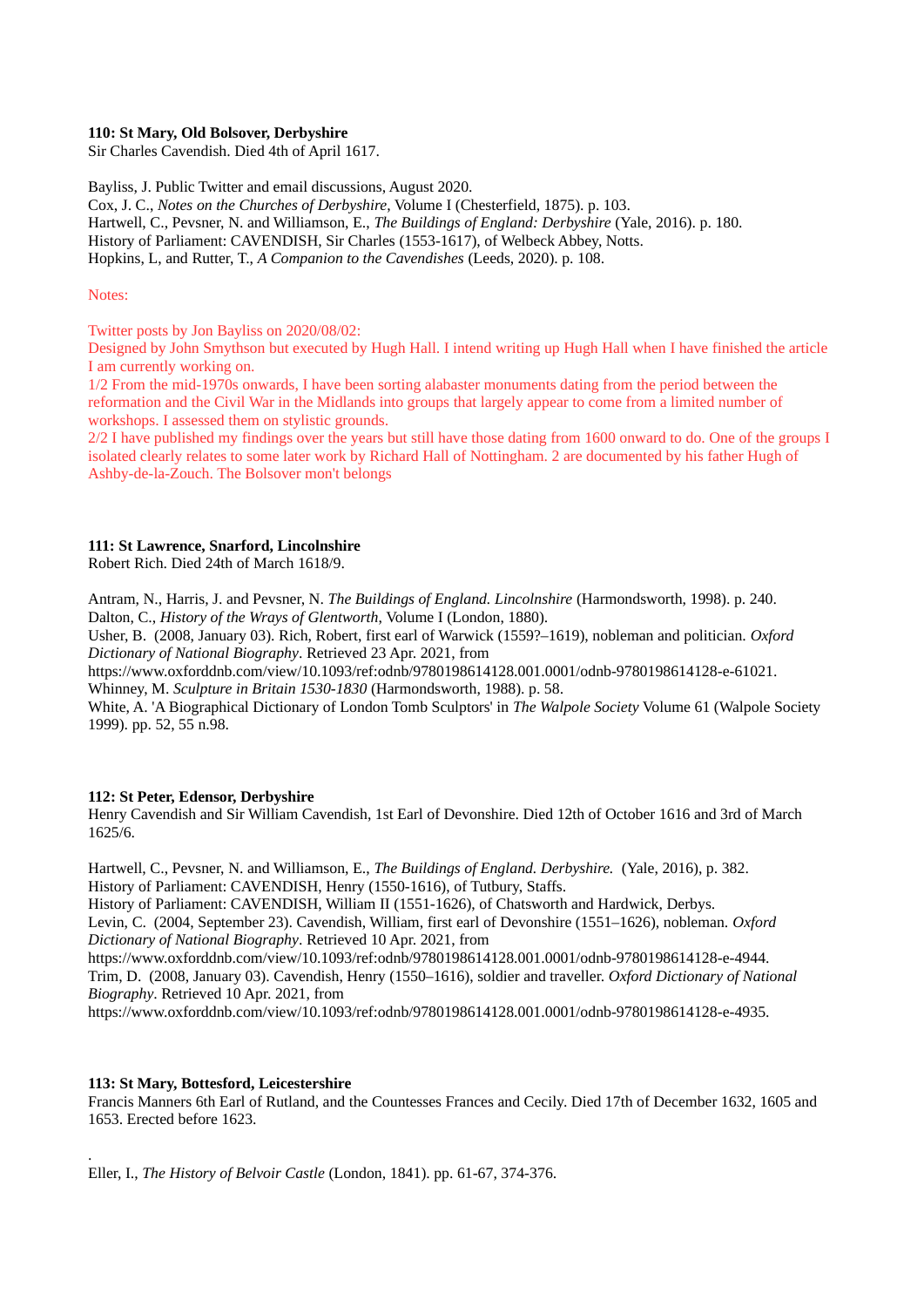**110: St Mary, Old Bolsover, Derbyshire**
Sir Charles Cavendish. Died 4th of April 1617.

Bayliss, J. Public Twitter and email discussions, August 2020.
Cox, J. C., *Notes on the Churches of Derbyshire*, Volume I (Chesterfield, 1875). p. 103.
Hartwell, C., Pevsner, N. and Williamson, E., *The Buildings of England: Derbyshire* (Yale, 2016). p. 180.
History of Parliament: CAVENDISH, Sir Charles (1553-1617), of Welbeck Abbey, Notts.
Hopkins, L, and Rutter, T., *A Companion to the Cavendishes* (Leeds, 2020). p. 108.

Notes:

Twitter posts by Jon Bayliss on 2020/08/02:
Designed by John Smythson but executed by Hugh Hall. I intend writing up Hugh Hall when I have finished the article I am currently working on.
1/2 From the mid-1970s onwards, I have been sorting alabaster monuments dating from the period between the reformation and the Civil War in the Midlands into groups that largely appear to come from a limited number of workshops. I assessed them on stylistic grounds.
2/2 I have published my findings over the years but still have those dating from 1600 onward to do. One of the groups I isolated clearly relates to some later work by Richard Hall of Nottingham. 2 are documented by his father Hugh of Ashby-de-la-Zouch. The Bolsover mon't belongs

**111: St Lawrence, Snarford, Lincolnshire**
Robert Rich. Died 24th of March 1618/9.

Antram, N., Harris, J. and Pevsner, N. *The Buildings of England. Lincolnshire* (Harmondsworth, 1998). p. 240.
Dalton, C., *History of the Wrays of Glentworth*, Volume I (London, 1880).
Usher, B. (2008, January 03). Rich, Robert, first earl of Warwick (1559?–1619), nobleman and politician. *Oxford Dictionary of National Biography*. Retrieved 23 Apr. 2021, from https://www.oxforddnb.com/view/10.1093/ref:odnb/9780198614128.001.0001/odnb-9780198614128-e-61021.
Whinney, M. *Sculpture in Britain 1530-1830* (Harmondsworth, 1988). p. 58.
White, A. 'A Biographical Dictionary of London Tomb Sculptors' in *The Walpole Society* Volume 61 (Walpole Society 1999). pp. 52, 55 n.98.

**112: St Peter, Edensor, Derbyshire**
Henry Cavendish and Sir William Cavendish, 1st Earl of Devonshire. Died 12th of October 1616 and 3rd of March 1625/6.

Hartwell, C., Pevsner, N. and Williamson, E., *The Buildings of England. Derbyshire.* (Yale, 2016), p. 382.
History of Parliament: CAVENDISH, Henry (1550-1616), of Tutbury, Staffs.
History of Parliament: CAVENDISH, William II (1551-1626), of Chatsworth and Hardwick, Derbys.
Levin, C. (2004, September 23). Cavendish, William, first earl of Devonshire (1551–1626), nobleman. *Oxford Dictionary of National Biography*. Retrieved 10 Apr. 2021, from https://www.oxforddnb.com/view/10.1093/ref:odnb/9780198614128.001.0001/odnb-9780198614128-e-4944.
Trim, D. (2008, January 03). Cavendish, Henry (1550–1616), soldier and traveller. *Oxford Dictionary of National Biography*. Retrieved 10 Apr. 2021, from https://www.oxforddnb.com/view/10.1093/ref:odnb/9780198614128.001.0001/odnb-9780198614128-e-4935.

**113: St Mary, Bottesford, Leicestershire**
Francis Manners 6th Earl of Rutland, and the Countesses Frances and Cecily. Died 17th of December 1632, 1605 and 1653. Erected before 1623.

.
Eller, I., *The History of Belvoir Castle* (London, 1841). pp. 61-67, 374-376.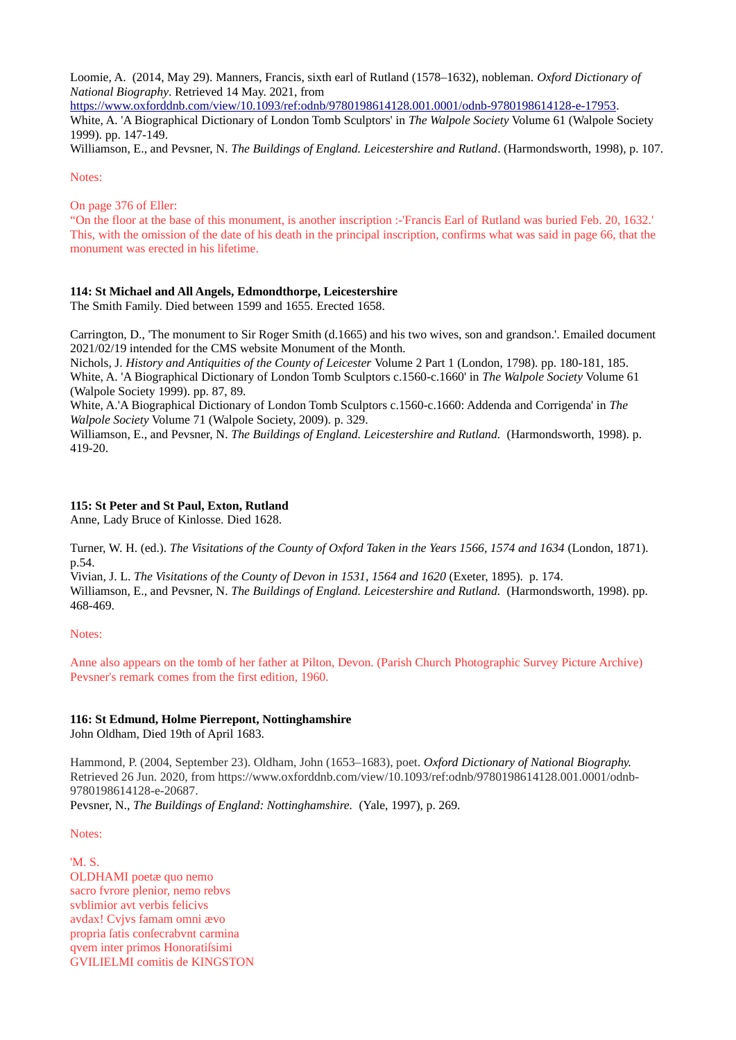Loomie, A. (2014, May 29). Manners, Francis, sixth earl of Rutland (1578–1632), nobleman. *Oxford Dictionary of National Biography*. Retrieved 14 May. 2021, from https://www.oxforddnb.com/view/10.1093/ref:odnb/9780198614128.001.0001/odnb-9780198614128-e-17953.
White, A. 'A Biographical Dictionary of London Tomb Sculptors' in *The Walpole Society* Volume 61 (Walpole Society 1999). pp. 147-149.
Williamson, E., and Pevsner, N. *The Buildings of England. Leicestershire and Rutland*. (Harmondsworth, 1998), p. 107.

Notes:

On page 376 of Eller:
“On the floor at the base of this monument, is another inscription :-'Francis Earl of Rutland was buried Feb. 20, 1632.' This, with the omission of the date of his death in the principal inscription, confirms what was said in page 66, that the monument was erected in his lifetime.

**114: St Michael and All Angels, Edmondthorpe, Leicestershire**
The Smith Family. Died between 1599 and 1655. Erected 1658.

Carrington, D., 'The monument to Sir Roger Smith (d.1665) and his two wives, son and grandson.'. Emailed document 2021/02/19 intended for the CMS website Monument of the Month.
Nichols, J. *History and Antiquities of the County of Leicester* Volume 2 Part 1 (London, 1798). pp. 180-181, 185.
White, A. 'A Biographical Dictionary of London Tomb Sculptors c.1560-c.1660' in *The Walpole Society* Volume 61 (Walpole Society 1999). pp. 87, 89.
White, A.'A Biographical Dictionary of London Tomb Sculptors c.1560-c.1660: Addenda and Corrigenda' in *The Walpole Society* Volume 71 (Walpole Society, 2009). p. 329.
Williamson, E., and Pevsner, N. *The Buildings of England. Leicestershire and Rutland.* (Harmondsworth, 1998). p. 419-20.

**115: St Peter and St Paul, Exton, Rutland**
Anne, Lady Bruce of Kinlosse. Died 1628.

Turner, W. H. (ed.). *The Visitations of the County of Oxford Taken in the Years 1566, 1574 and 1634* (London, 1871). p.54.
Vivian, J. L. *The Visitations of the County of Devon in 1531, 1564 and 1620* (Exeter, 1895). p. 174.
Williamson, E., and Pevsner, N. *The Buildings of England. Leicestershire and Rutland.* (Harmondsworth, 1998). pp. 468-469.

Notes:

Anne also appears on the tomb of her father at Pilton, Devon. (Parish Church Photographic Survey Picture Archive)
Pevsner's remark comes from the first edition, 1960.

**116: St Edmund, Holme Pierrepont, Nottinghamshire**
John Oldham, Died 19th of April 1683.

Hammond, P. (2004, September 23). Oldham, John (1653–1683), poet. *Oxford Dictionary of National Biography.* Retrieved 26 Jun. 2020, from https://www.oxforddnb.com/view/10.1093/ref:odnb/9780198614128.001.0001/odnb-9780198614128-e-20687.
Pevsner, N., *The Buildings of England: Nottinghamshire.* (Yale, 1997), p. 269.

Notes:

'M. S.
OLDHAMI poetæ quo nemo
sacro fvrore plenior, nemo rebvs
svblimior avt verbis felicivs
avdax! Cvjvs famam omni ævo
propria ſatis conſecrabvnt carmina
qvem inter primos Honoratiſsimi
GVILIELMI comitis de KINGSTON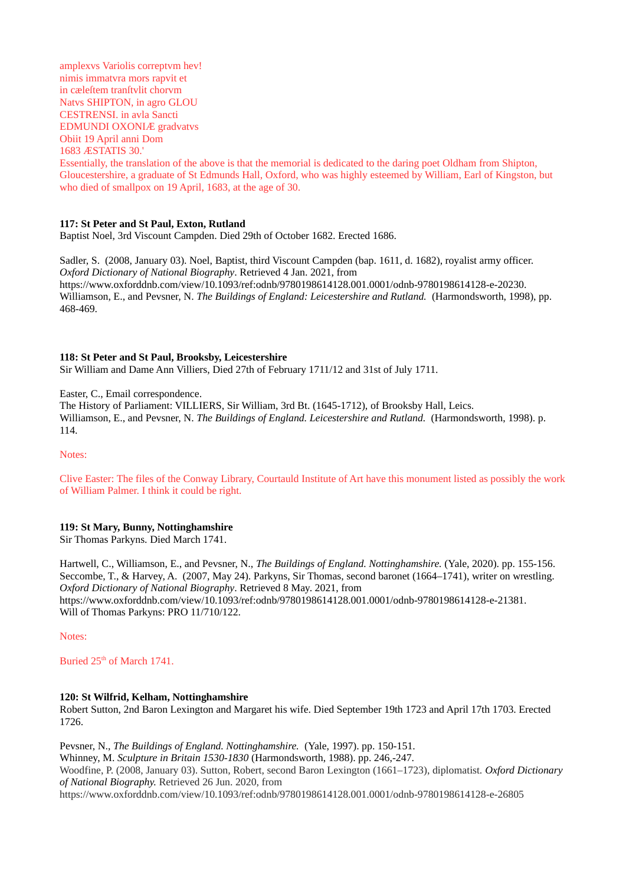amplexvs Variolis correptvm hev!
nimis immatvra mors rapvit et
in cæleftem tranftvlit chorvm
Natvs SHIPTON, in agro GLOU
CESTRENSI. in avla Sancti
EDMUNDI OXONIÆ gradvatvs
Obiit 19 April anni Dom
1683 ÆSTATIS 30.'

Essentially, the translation of the above is that the memorial is dedicated to the daring poet Oldham from Shipton, Gloucestershire, a graduate of St Edmunds Hall, Oxford, who was highly esteemed by William, Earl of Kingston, but who died of smallpox on 19 April, 1683, at the age of 30.

**117: St Peter and St Paul, Exton, Rutland**
Baptist Noel, 3rd Viscount Campden. Died 29th of October 1682. Erected 1686.

Sadler, S. (2008, January 03). Noel, Baptist, third Viscount Campden (bap. 1611, d. 1682), royalist army officer. *Oxford Dictionary of National Biography*. Retrieved 4 Jan. 2021, from https://www.oxforddnb.com/view/10.1093/ref:odnb/9780198614128.001.0001/odnb-9780198614128-e-20230.
Williamson, E., and Pevsner, N. *The Buildings of England: Leicestershire and Rutland.* (Harmondsworth, 1998), pp. 468-469.

**118: St Peter and St Paul, Brooksby, Leicestershire**
Sir William and Dame Ann Villiers, Died 27th of February 1711/12 and 31st of July 1711.

Easter, C., Email correspondence.
The History of Parliament: VILLIERS, Sir William, 3rd Bt. (1645-1712), of Brooksby Hall, Leics.
Williamson, E., and Pevsner, N. *The Buildings of England. Leicestershire and Rutland.* (Harmondsworth, 1998). p. 114.

Notes:

Clive Easter: The files of the Conway Library, Courtauld Institute of Art have this monument listed as possibly the work of William Palmer. I think it could be right.

**119: St Mary, Bunny, Nottinghamshire**
Sir Thomas Parkyns. Died March 1741.

Hartwell, C., Williamson, E., and Pevsner, N., *The Buildings of England. Nottinghamshire.* (Yale, 2020). pp. 155-156.
Seccombe, T., & Harvey, A. (2007, May 24). Parkyns, Sir Thomas, second baronet (1664–1741), writer on wrestling. *Oxford Dictionary of National Biography*. Retrieved 8 May. 2021, from https://www.oxforddnb.com/view/10.1093/ref:odnb/9780198614128.001.0001/odnb-9780198614128-e-21381.
Will of Thomas Parkyns: PRO 11/710/122.

Notes:

Buried 25th of March 1741.

**120: St Wilfrid, Kelham, Nottinghamshire**
Robert Sutton, 2nd Baron Lexington and Margaret his wife. Died September 19th 1723 and April 17th 1703. Erected 1726.

Pevsner, N., *The Buildings of England. Nottinghamshire.* (Yale, 1997). pp. 150-151.
Whinney, M. *Sculpture in Britain 1530-1830* (Harmondsworth, 1988). pp. 246,-247.
Woodfine, P. (2008, January 03). Sutton, Robert, second Baron Lexington (1661–1723), diplomatist. ***Oxford Dictionary of National Biography.*** Retrieved 26 Jun. 2020, from https://www.oxforddnb.com/view/10.1093/ref:odnb/9780198614128.001.0001/odnb-9780198614128-e-26805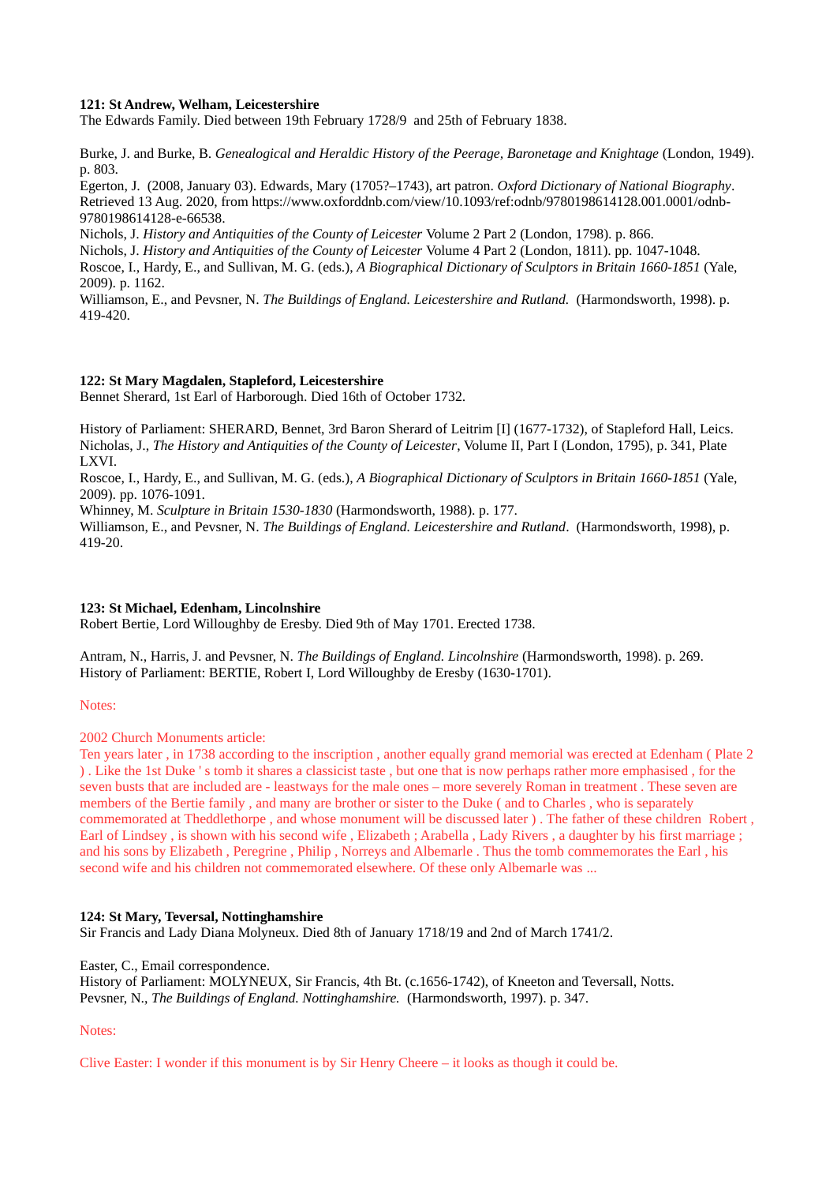**121: St Andrew, Welham, Leicestershire**

The Edwards Family. Died between 19th February 1728/9 and 25th of February 1838.

Burke, J. and Burke, B. *Genealogical and Heraldic History of the Peerage, Baronetage and Knightage* (London, 1949). p. 803.
Egerton, J. (2008, January 03). Edwards, Mary (1705?–1743), art patron. *Oxford Dictionary of National Biography*. Retrieved 13 Aug. 2020, from https://www.oxforddnb.com/view/10.1093/ref:odnb/9780198614128.001.0001/odnb-9780198614128-e-66538.
Nichols, J. *History and Antiquities of the County of Leicester* Volume 2 Part 2 (London, 1798). p. 866.
Nichols, J. *History and Antiquities of the County of Leicester* Volume 4 Part 2 (London, 1811). pp. 1047-1048.
Roscoe, I., Hardy, E., and Sullivan, M. G. (eds.), *A Biographical Dictionary of Sculptors in Britain 1660-1851* (Yale, 2009). p. 1162.
Williamson, E., and Pevsner, N. *The Buildings of England. Leicestershire and Rutland.* (Harmondsworth, 1998). p. 419-420.

**122: St Mary Magdalen, Stapleford, Leicestershire**

Bennet Sherard, 1st Earl of Harborough. Died 16th of October 1732.

History of Parliament: SHERARD, Bennet, 3rd Baron Sherard of Leitrim [I] (1677-1732), of Stapleford Hall, Leics.
Nicholas, J., *The History and Antiquities of the County of Leicester*, Volume II, Part I (London, 1795), p. 341, Plate LXVI.
Roscoe, I., Hardy, E., and Sullivan, M. G. (eds.), *A Biographical Dictionary of Sculptors in Britain 1660-1851* (Yale, 2009). pp. 1076-1091.
Whinney, M. *Sculpture in Britain 1530-1830* (Harmondsworth, 1988). p. 177.
Williamson, E., and Pevsner, N. *The Buildings of England. Leicestershire and Rutland*. (Harmondsworth, 1998), p. 419-20.

**123: St Michael, Edenham, Lincolnshire**

Robert Bertie, Lord Willoughby de Eresby. Died 9th of May 1701. Erected 1738.

Antram, N., Harris, J. and Pevsner, N. *The Buildings of England. Lincolnshire* (Harmondsworth, 1998). p. 269.
History of Parliament: BERTIE, Robert I, Lord Willoughby de Eresby (1630-1701).

Notes:

2002 Church Monuments article:
Ten years later , in 1738 according to the inscription , another equally grand memorial was erected at Edenham ( Plate 2 ) . Like the 1st Duke ' s tomb it shares a classicist taste , but one that is now perhaps rather more emphasised , for the seven busts that are included are - leastways for the male ones – more severely Roman in treatment . These seven are members of the Bertie family , and many are brother or sister to the Duke ( and to Charles , who is separately commemorated at Theddlethorpe , and whose monument will be discussed later ) . The father of these children Robert , Earl of Lindsey , is shown with his second wife , Elizabeth ; Arabella , Lady Rivers , a daughter by his first marriage ; and his sons by Elizabeth , Peregrine , Philip , Norreys and Albemarle . Thus the tomb commemorates the Earl , his second wife and his children not commemorated elsewhere. Of these only Albemarle was ...

**124: St Mary, Teversal, Nottinghamshire**

Sir Francis and Lady Diana Molyneux. Died 8th of January 1718/19 and 2nd of March 1741/2.

Easter, C., Email correspondence.
History of Parliament: MOLYNEUX, Sir Francis, 4th Bt. (c.1656-1742), of Kneeton and Teversall, Notts.
Pevsner, N., *The Buildings of England. Nottinghamshire.* (Harmondsworth, 1997). p. 347.

Notes:

Clive Easter: I wonder if this monument is by Sir Henry Cheere – it looks as though it could be.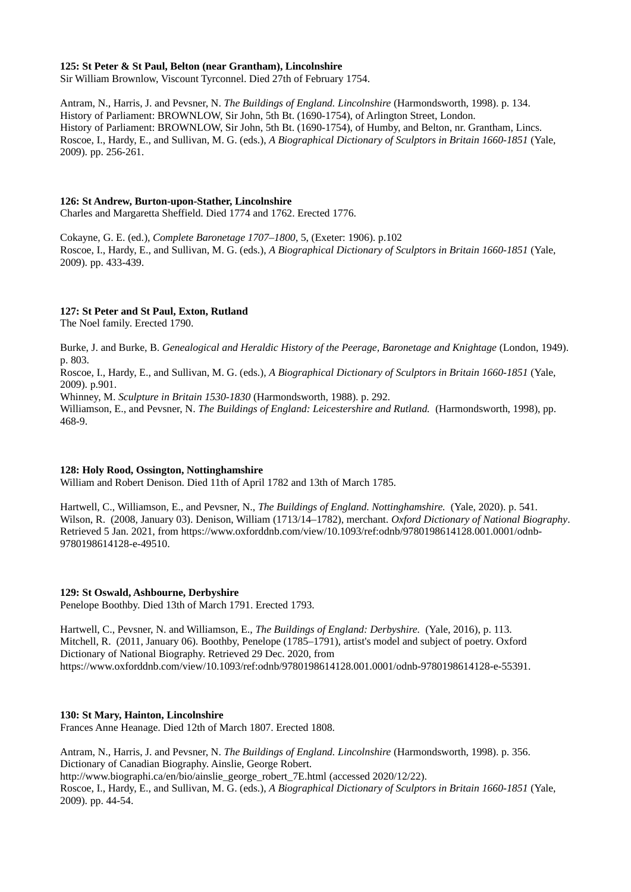**125: St Peter & St Paul, Belton (near Grantham), Lincolnshire**
Sir William Brownlow, Viscount Tyrconnel. Died 27th of February 1754.

Antram, N., Harris, J. and Pevsner, N. *The Buildings of England. Lincolnshire* (Harmondsworth, 1998). p. 134.
History of Parliament: BROWNLOW, Sir John, 5th Bt. (1690-1754), of Arlington Street, London.
History of Parliament: BROWNLOW, Sir John, 5th Bt. (1690-1754), of Humby, and Belton, nr. Grantham, Lincs.
Roscoe, I., Hardy, E., and Sullivan, M. G. (eds.), *A Biographical Dictionary of Sculptors in Britain 1660-1851* (Yale, 2009). pp. 256-261.

**126: St Andrew, Burton-upon-Stather, Lincolnshire**
Charles and Margaretta Sheffield. Died 1774 and 1762. Erected 1776.

Cokayne, G. E. (ed.), *Complete Baronetage 1707–1800*, 5, (Exeter: 1906). p.102
Roscoe, I., Hardy, E., and Sullivan, M. G. (eds.), *A Biographical Dictionary of Sculptors in Britain 1660-1851* (Yale, 2009). pp. 433-439.

**127: St Peter and St Paul, Exton, Rutland**
The Noel family. Erected 1790.

Burke, J. and Burke, B. *Genealogical and Heraldic History of the Peerage, Baronetage and Knightage* (London, 1949). p. 803.
Roscoe, I., Hardy, E., and Sullivan, M. G. (eds.), *A Biographical Dictionary of Sculptors in Britain 1660-1851* (Yale, 2009). p.901.
Whinney, M. *Sculpture in Britain 1530-1830* (Harmondsworth, 1988). p. 292.
Williamson, E., and Pevsner, N. *The Buildings of England: Leicestershire and Rutland.* (Harmondsworth, 1998), pp. 468-9.

**128: Holy Rood, Ossington, Nottinghamshire**
William and Robert Denison. Died 11th of April 1782 and 13th of March 1785.

Hartwell, C., Williamson, E., and Pevsner, N., *The Buildings of England. Nottinghamshire.* (Yale, 2020). p. 541.
Wilson, R. (2008, January 03). Denison, William (1713/14–1782), merchant. *Oxford Dictionary of National Biography*. Retrieved 5 Jan. 2021, from https://www.oxforddnb.com/view/10.1093/ref:odnb/9780198614128.001.0001/odnb-9780198614128-e-49510.

**129: St Oswald, Ashbourne, Derbyshire**
Penelope Boothby. Died 13th of March 1791. Erected 1793.

Hartwell, C., Pevsner, N. and Williamson, E., *The Buildings of England: Derbyshire.* (Yale, 2016), p. 113.
Mitchell, R. (2011, January 06). Boothby, Penelope (1785–1791), artist's model and subject of poetry. Oxford Dictionary of National Biography. Retrieved 29 Dec. 2020, from https://www.oxforddnb.com/view/10.1093/ref:odnb/9780198614128.001.0001/odnb-9780198614128-e-55391.

**130: St Mary, Hainton, Lincolnshire**
Frances Anne Heanage. Died 12th of March 1807. Erected 1808.

Antram, N., Harris, J. and Pevsner, N. *The Buildings of England. Lincolnshire* (Harmondsworth, 1998). p. 356.
Dictionary of Canadian Biography. Ainslie, George Robert.
http://www.biographi.ca/en/bio/ainslie_george_robert_7E.html (accessed 2020/12/22).
Roscoe, I., Hardy, E., and Sullivan, M. G. (eds.), *A Biographical Dictionary of Sculptors in Britain 1660-1851* (Yale, 2009). pp. 44-54.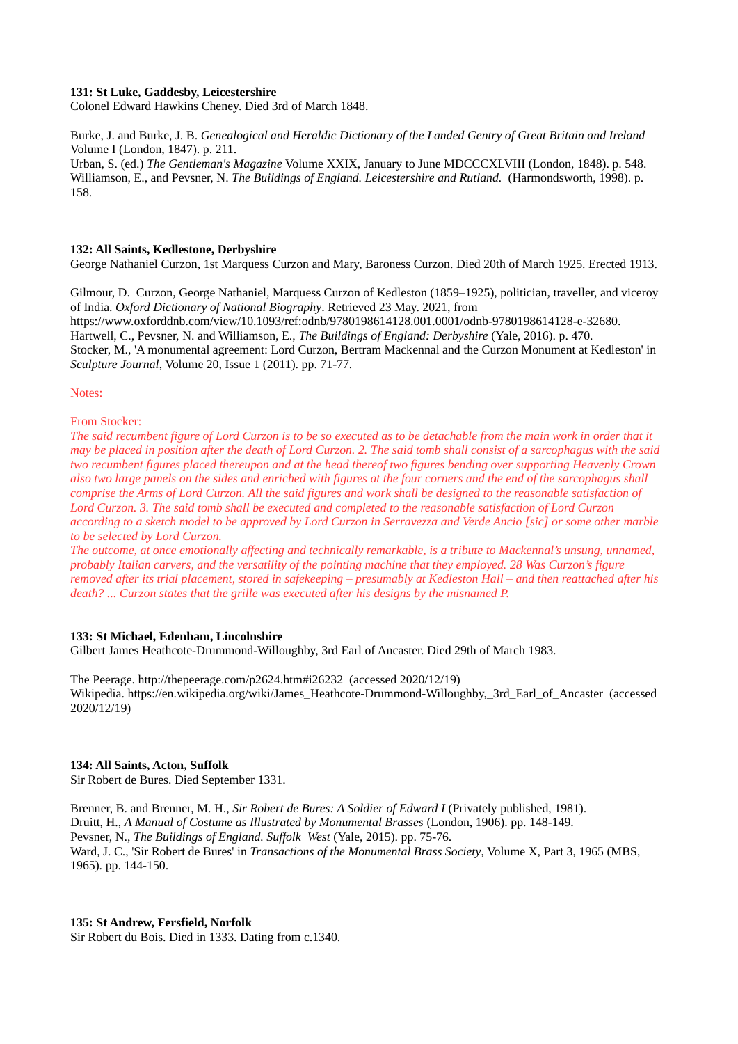**131: St Luke, Gaddesby, Leicestershire**
Colonel Edward Hawkins Cheney. Died 3rd of March 1848.

Burke, J. and Burke, J. B. *Genealogical and Heraldic Dictionary of the Landed Gentry of Great Britain and Ireland* Volume I (London, 1847). p. 211.
Urban, S. (ed.) *The Gentleman's Magazine* Volume XXIX, January to June MDCCCXLVIII (London, 1848). p. 548.
Williamson, E., and Pevsner, N. *The Buildings of England. Leicestershire and Rutland.* (Harmondsworth, 1998). p. 158.

**132: All Saints, Kedlestone, Derbyshire**
George Nathaniel Curzon, 1st Marquess Curzon and Mary, Baroness Curzon. Died 20th of March 1925. Erected 1913.

Gilmour, D. Curzon, George Nathaniel, Marquess Curzon of Kedleston (1859–1925), politician, traveller, and viceroy of India. *Oxford Dictionary of National Biography*. Retrieved 23 May. 2021, from https://www.oxforddnb.com/view/10.1093/ref:odnb/9780198614128.001.0001/odnb-9780198614128-e-32680.
Hartwell, C., Pevsner, N. and Williamson, E., *The Buildings of England: Derbyshire* (Yale, 2016). p. 470.
Stocker, M., 'A monumental agreement: Lord Curzon, Bertram Mackennal and the Curzon Monument at Kedleston' in *Sculpture Journal*, Volume 20, Issue 1 (2011). pp. 71-77.

Notes:

From Stocker:
*The said recumbent figure of Lord Curzon is to be so executed as to be detachable from the main work in order that it may be placed in position after the death of Lord Curzon. 2. The said tomb shall consist of a sarcophagus with the said two recumbent figures placed thereupon and at the head thereof two figures bending over supporting Heavenly Crown also two large panels on the sides and enriched with figures at the four corners and the end of the sarcophagus shall comprise the Arms of Lord Curzon. All the said figures and work shall be designed to the reasonable satisfaction of Lord Curzon. 3. The said tomb shall be executed and completed to the reasonable satisfaction of Lord Curzon according to a sketch model to be approved by Lord Curzon in Serravezza and Verde Ancio [sic] or some other marble to be selected by Lord Curzon.*
*The outcome, at once emotionally affecting and technically remarkable, is a tribute to Mackennal's unsung, unnamed, probably Italian carvers, and the versatility of the pointing machine that they employed. 28 Was Curzon's figure removed after its trial placement, stored in safekeeping – presumably at Kedleston Hall – and then reattached after his death? ... Curzon states that the grille was executed after his designs by the misnamed P.*

**133: St Michael, Edenham, Lincolnshire**
Gilbert James Heathcote-Drummond-Willoughby, 3rd Earl of Ancaster. Died 29th of March 1983.

The Peerage. http://thepeerage.com/p2624.htm#i26232 (accessed 2020/12/19)
Wikipedia. https://en.wikipedia.org/wiki/James_Heathcote-Drummond-Willoughby,_3rd_Earl_of_Ancaster (accessed 2020/12/19)

**134: All Saints, Acton, Suffolk**
Sir Robert de Bures. Died September 1331.

Brenner, B. and Brenner, M. H., *Sir Robert de Bures: A Soldier of Edward I* (Privately published, 1981).
Druitt, H., *A Manual of Costume as Illustrated by Monumental Brasses* (London, 1906). pp. 148-149.
Pevsner, N., *The Buildings of England. Suffolk West* (Yale, 2015). pp. 75-76.
Ward, J. C., 'Sir Robert de Bures' in *Transactions of the Monumental Brass Society*, Volume X, Part 3, 1965 (MBS, 1965). pp. 144-150.

**135: St Andrew, Fersfield, Norfolk**
Sir Robert du Bois. Died in 1333. Dating from c.1340.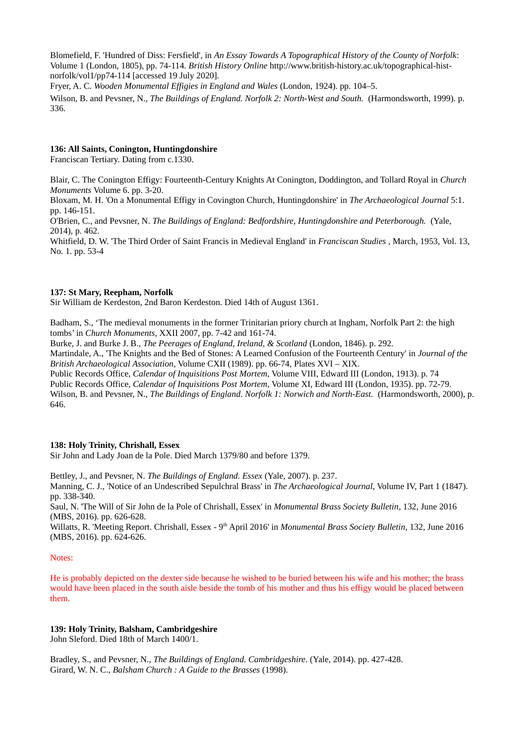Blomefield, F. 'Hundred of Diss: Fersfield', in *An Essay Towards A Topographical History of the County of Norfolk*: Volume 1 (London, 1805), pp. 74-114. *British History Online* http://www.british-history.ac.uk/topographical-hist-norfolk/vol1/pp74-114 [accessed 19 July 2020].

Fryer, A. C. *Wooden Monumental Effigies in England and Wales* (London, 1924). pp. 104–5.

Wilson, B. and Pevsner, N., *The Buildings of England. Norfolk 2: North-West and South.* (Harmondsworth, 1999). p. 336.

**136: All Saints, Conington, Huntingdonshire**
Franciscan Tertiary. Dating from c.1330.

Blair, C. The Conington Effigy: Fourteenth-Century Knights At Conington, Doddington, and Tollard Royal in *Church Monuments* Volume 6. pp. 3-20.
Bloxam, M. H. 'On a Monumental Effigy in Covington Church, Huntingdonshire' in *The Archaeological Journal* 5:1. pp. 146-151.
O'Brien, C., and Pevsner, N. *The Buildings of England: Bedfordshire, Huntingdonshire and Peterborough.* (Yale, 2014), p. 462.
Whitfield, D. W. 'The Third Order of Saint Francis in Medieval England' in *Franciscan Studies* , March, 1953, Vol. 13, No. 1. pp. 53-4

**137: St Mary, Reepham, Norfolk**
Sir William de Kerdeston, 2nd Baron Kerdeston. Died 14th of August 1361.

Badham, S., 'The medieval monuments in the former Trinitarian priory church at Ingham, Norfolk Part 2: the high tombs' in *Church Monuments*, XXII 2007, pp. 7-42 and 161-74.
Burke, J. and Burke J. B., *The Peerages of England, Ireland, & Scotland* (London, 1846). p. 292.
Martindale, A., 'The Knights and the Bed of Stones: A Learned Confusion of the Fourteenth Century' in *Journal of the British Archaeological Association*, Volume CXII (1989). pp. 66-74, Plates XVI – XIX.
Public Records Office, *Calendar of Inquisitions Post Mortem*, Volume VIII, Edward III (London, 1913). p. 74
Public Records Office, *Calendar of Inquisitions Post Mortem*, Volume XI, Edward III (London, 1935). pp. 72-79.
Wilson, B. and Pevsner, N., *The Buildings of England. Norfolk 1: Norwich and North-East.* (Harmondsworth, 2000), p. 646.

**138: Holy Trinity, Chrishall, Essex**
Sir John and Lady Joan de la Pole. Died March 1379/80 and before 1379.

Bettley, J., and Pevsner, N. *The Buildings of England. Essex* (Yale, 2007). p. 237.
Manning, C. J., 'Notice of an Undescribed Sepulchral Brass' in *The Archaeological Journal*, Volume IV, Part 1 (1847). pp. 338-340.
Saul, N. 'The Will of Sir John de la Pole of Chrishall, Essex' in *Monumental Brass Society Bulletin*, 132, June 2016 (MBS, 2016). pp. 626-628.
Willatts, R. 'Meeting Report. Chrishall, Essex - 9th April 2016' in *Monumental Brass Society Bulletin*, 132, June 2016 (MBS, 2016). pp. 624-626.

Notes:

He is probably depicted on the dexter side because he wished to be buried between his wife and his mother; the brass would have been placed in the south aisle beside the tomb of his mother and thus his effigy would be placed between them.

**139: Holy Trinity, Balsham, Cambridgeshire**
John Sleford. Died 18th of March 1400/1.

Bradley, S., and Pevsner, N., *The Buildings of England. Cambridgeshire*. (Yale, 2014). pp. 427-428.
Girard, W. N. C., *Balsham Church : A Guide to the Brasses* (1998).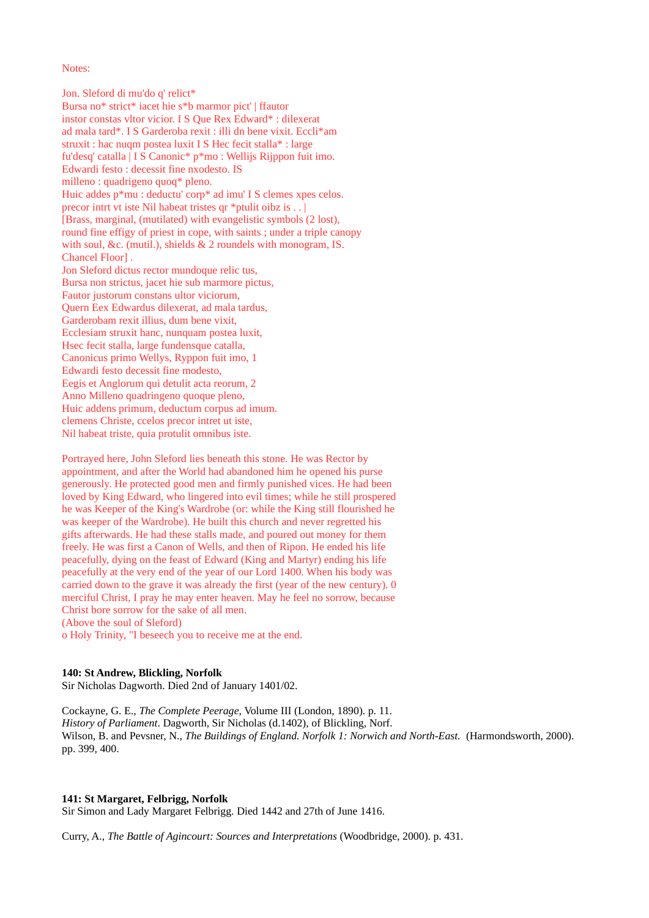Notes:

Jon. Sleford di mu'do q' relict*
Bursa no* strict* iacet hie s*b marmor pict' | ffautor
instor constas vltor vicior. I S Que Rex Edward* : dilexerat
ad mala tard*. I S Garderoba rexit : illi dn bene vixit. Eccli*am
struxit : hac nuqm postea luxit I S Hec fecit stalla* : large
fu'desq' catalla | I S Canonic* p*mo : Wellijs Rijppon fuit imo.
Edwardi festo : decessit fine nxodesto. IS
milleno : quadrigeno quoq* pleno.
Huic addes p*mu : deductu' corp* ad imu' I S clemes xpes celos.
precor intrt vt iste Nil habeat tristes qr *ptulit oibz is . . |
[Brass, marginal, (mutilated) with evangelistic symbols (2 lost),
round fine effigy of priest in cope, with saints ; under a triple canopy
with soul, &c. (mutil.), shields & 2 roundels with monogram, IS.
Chancel Floor] .
Jon Sleford dictus rector mundoque relic tus,
Bursa non strictus, jacet hie sub marmore pictus,
Fautor justorum constans ultor viciorum,
Quern Eex Edwardus dilexerat, ad mala tardus,
Garderobam rexit illius, dum bene vixit,
Ecclesiam struxit hanc, nunquam postea luxit,
Hsec fecit stalla, large fundensque catalla,
Canonicus primo Wellys, Ryppon fuit imo, 1
Edwardi festo decessit fine modesto,
Eegis et Anglorum qui detulit acta reorum, 2
Anno Milleno quadringeno quoque pleno,
Huic addens primum, deductum corpus ad imum.
clemens Christe, ccelos precor intret ut iste,
Nil habeat triste, quia protulit omnibus iste.

Portrayed here, John Sleford lies beneath this stone. He was Rector by
appointment, and after the World had abandoned him he opened his purse
generously. He protected good men and firmly punished vices. He had been
loved by King Edward, who lingered into evil times; while he still prospered
he was Keeper of the King's Wardrobe (or: while the King still flourished he
was keeper of the Wardrobe). He built this church and never regretted his
gifts afterwards. He had these stalls made, and poured out money for them
freely. He was first a Canon of Wells, and then of Ripon. He ended his life
peacefully, dying on the feast of Edward (King and Martyr) ending his life
peacefully at the very end of the year of our Lord 1400. When his body was
carried down to the grave it was already the first (year of the new century). 0
merciful Christ, I pray he may enter heaven. May he feel no sorrow, because
Christ bore sorrow for the sake of all men.
(Above the soul of Sleford)
o Holy Trinity, "I beseech you to receive me at the end.

**140: St Andrew, Blickling, Norfolk**
Sir Nicholas Dagworth. Died 2nd of January 1401/02.

Cockayne, G. E., *The Complete Peerage*, Volume III (London, 1890). p. 11.
*History of Parliament*. Dagworth, Sir Nicholas (d.1402), of Blickling, Norf.
Wilson, B. and Pevsner, N., *The Buildings of England. Norfolk 1: Norwich and North-East.* (Harmondsworth, 2000). pp. 399, 400.

**141: St Margaret, Felbrigg, Norfolk**
Sir Simon and Lady Margaret Felbrigg. Died 1442 and 27th of June 1416.

Curry, A., *The Battle of Agincourt: Sources and Interpretations* (Woodbridge, 2000). p. 431.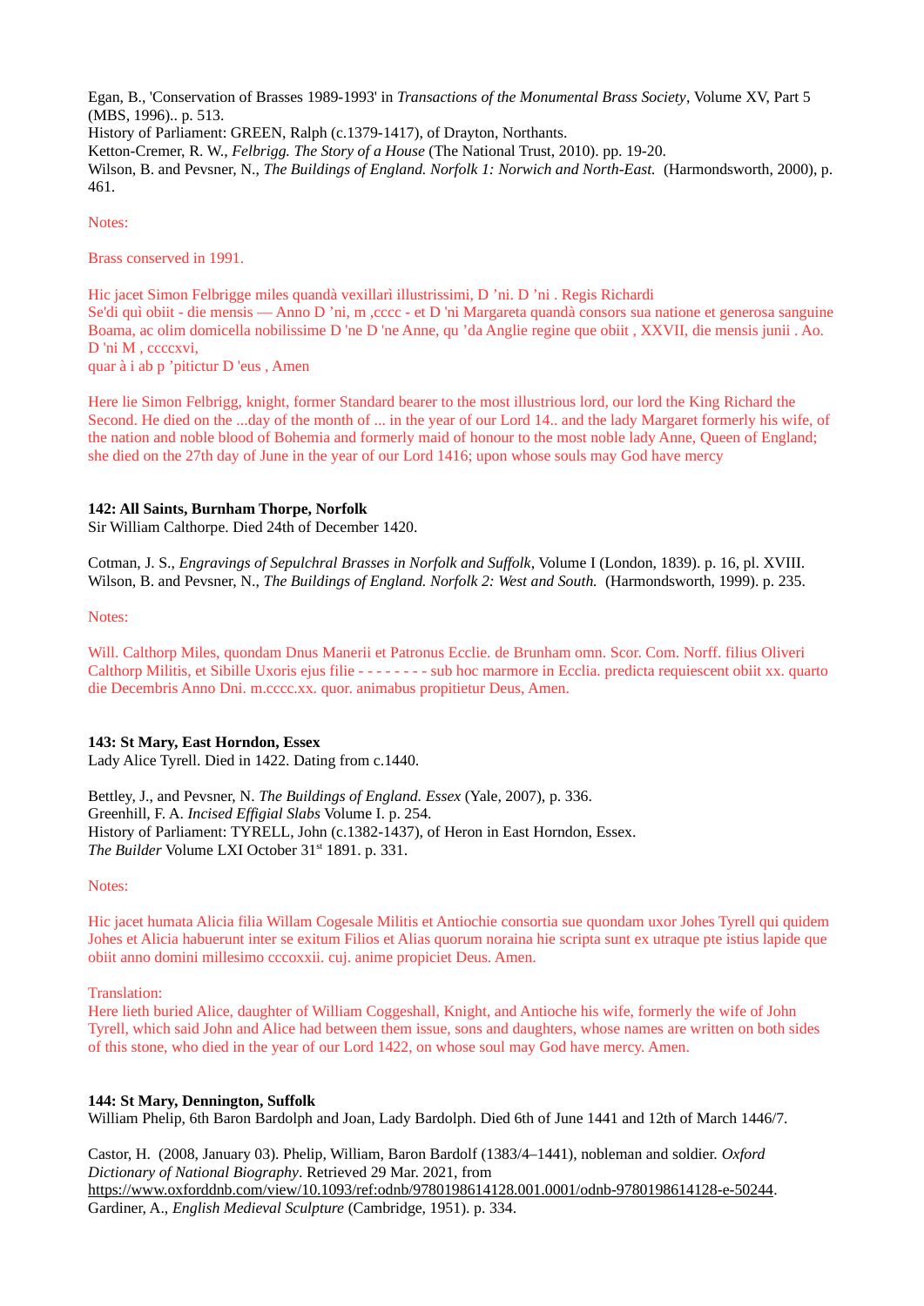Egan, B., 'Conservation of Brasses 1989-1993' in *Transactions of the Monumental Brass Society*, Volume XV, Part 5 (MBS, 1996).. p. 513.
History of Parliament: GREEN, Ralph (c.1379-1417), of Drayton, Northants.
Ketton-Cremer, R. W., *Felbrigg. The Story of a House* (The National Trust, 2010). pp. 19-20.
Wilson, B. and Pevsner, N., *The Buildings of England. Norfolk 1: Norwich and North-East.* (Harmondsworth, 2000), p. 461.

Notes:

Brass conserved in 1991.

Hic jacet Simon Felbrigge miles quandà vexillarì illustrissimi, D 'ni. D 'ni . Regis Richardi
Se'di quì obiit - die mensis — Anno D 'ni, m ,cccc - et D 'ni Margareta quandà consors sua natione et generosa sanguine Boama, ac olim domicella nobilissime D 'ne D 'ne Anne, qu 'da Anglie regine que obiit , XXVII, die mensis junii . Ao. D 'ni M , ccccxvi,
quar à i ab p 'pitictur D 'eus , Amen

Here lie Simon Felbrigg, knight, former Standard bearer to the most illustrious lord, our lord the King Richard the Second. He died on the ...day of the month of ... in the year of our Lord 14.. and the lady Margaret formerly his wife, of the nation and noble blood of Bohemia and formerly maid of honour to the most noble lady Anne, Queen of England; she died on the 27th day of June in the year of our Lord 1416; upon whose souls may God have mercy

**142: All Saints, Burnham Thorpe, Norfolk**
Sir William Calthorpe. Died 24th of December 1420.

Cotman, J. S., *Engravings of Sepulchral Brasses in Norfolk and Suffolk*, Volume I (London, 1839). p. 16, pl. XVIII.
Wilson, B. and Pevsner, N., *The Buildings of England. Norfolk 2: West and South.* (Harmondsworth, 1999). p. 235.

Notes:

Will. Calthorp Miles, quondam Dnus Manerii et Patronus Ecclie. de Brunham omn. Scor. Com. Norff. filius Oliveri Calthorp Militis, et Sibille Uxoris ejus filie - - - - - - - - sub hoc marmore in Ecclia. predicta requiescent obiit xx. quarto die Decembris Anno Dni. m.cccc.xx. quor. animabus propitietur Deus, Amen.

**143: St Mary, East Horndon, Essex**
Lady Alice Tyrell. Died in 1422. Dating from c.1440.

Bettley, J., and Pevsner, N. *The Buildings of England. Essex* (Yale, 2007), p. 336.
Greenhill, F. A. *Incised Effigial Slabs* Volume I. p. 254.
History of Parliament: TYRELL, John (c.1382-1437), of Heron in East Horndon, Essex.
*The Builder* Volume LXI October 31st 1891. p. 331.

Notes:

Hic jacet humata Alicia filia Willam Cogesale Militis et Antiochie consortia sue quondam uxor Johes Tyrell qui quidem Johes et Alicia habuerunt inter se exitum Filios et Alias quorum noraina hie scripta sunt ex utraque pte istius lapide que obiit anno domini millesimo cccoxxii. cuj. anime propiciet Deus. Amen.

Translation:
Here lieth buried Alice, daughter of William Coggeshall, Knight, and Antioche his wife, formerly the wife of John Tyrell, which said John and Alice had between them issue, sons and daughters, whose names are written on both sides of this stone, who died in the year of our Lord 1422, on whose soul may God have mercy. Amen.

**144: St Mary, Dennington, Suffolk**
William Phelip, 6th Baron Bardolph and Joan, Lady Bardolph. Died 6th of June 1441 and 12th of March 1446/7.

Castor, H. (2008, January 03). Phelip, William, Baron Bardolf (1383/4–1441), nobleman and soldier. *Oxford Dictionary of National Biography*. Retrieved 29 Mar. 2021, from https://www.oxforddnb.com/view/10.1093/ref:odnb/9780198614128.001.0001/odnb-9780198614128-e-50244.
Gardiner, A., *English Medieval Sculpture* (Cambridge, 1951). p. 334.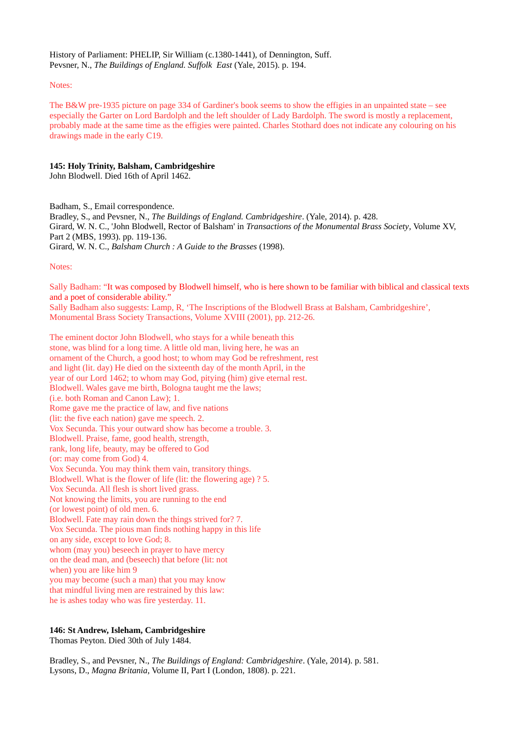History of Parliament: PHELIP, Sir William (c.1380-1441), of Dennington, Suff.
Pevsner, N., *The Buildings of England. Suffolk East* (Yale, 2015). p. 194.

Notes:

The B&W pre-1935 picture on page 334 of Gardiner's book seems to show the effigies in an unpainted state – see especially the Garter on Lord Bardolph and the left shoulder of Lady Bardolph. The sword is mostly a replacement, probably made at the same time as the effigies were painted. Charles Stothard does not indicate any colouring on his drawings made in the early C19.

**145: Holy Trinity, Balsham, Cambridgeshire**
John Blodwell. Died 16th of April 1462.

Badham, S., Email correspondence.
Bradley, S., and Pevsner, N., *The Buildings of England. Cambridgeshire*. (Yale, 2014). p. 428.
Girard, W. N. C., 'John Blodwell, Rector of Balsham' in *Transactions of the Monumental Brass Society*, Volume XV, Part 2 (MBS, 1993). pp. 119-136.
Girard, W. N. C., *Balsham Church : A Guide to the Brasses* (1998).

Notes:

Sally Badham: "It was composed by Blodwell himself, who is here shown to be familiar with biblical and classical texts and a poet of considerable ability."
Sally Badham also suggests: Lamp, R, 'The Inscriptions of the Blodwell Brass at Balsham, Cambridgeshire', Monumental Brass Society Transactions, Volume XVIII (2001), pp. 212-26.

The eminent doctor John Blodwell, who stays for a while beneath this
stone, was blind for a long time. A little old man, living here, he was an
ornament of the Church, a good host; to whom may God be refreshment, rest
and light (lit. day) He died on the sixteenth day of the month April, in the
year of our Lord 1462; to whom may God, pitying (him) give eternal rest.
Blodwell. Wales gave me birth, Bologna taught me the laws;
(i.e. both Roman and Canon Law); 1.
Rome gave me the practice of law, and five nations
(lit: the five each nation) gave me speech. 2.
Vox Secunda. This your outward show has become a trouble. 3.
Blodwell. Praise, fame, good health, strength,
rank, long life, beauty, may be offered to God
(or: may come from God) 4.
Vox Secunda. You may think them vain, transitory things.
Blodwell. What is the flower of life (lit: the flowering age) ? 5.
Vox Secunda. All flesh is short lived grass.
Not knowing the limits, you are running to the end
(or lowest point) of old men. 6.
Blodwell. Fate may rain down the things strived for? 7.
Vox Secunda. The pious man finds nothing happy in this life
on any side, except to love God; 8.
whom (may you) beseech in prayer to have mercy
on the dead man, and (beseech) that before (lit: not
when) you are like him 9
you may become (such a man) that you may know
that mindful living men are restrained by this law:
he is ashes today who was fire yesterday. 11.

**146: St Andrew, Isleham, Cambridgeshire**
Thomas Peyton. Died 30th of July 1484.

Bradley, S., and Pevsner, N., *The Buildings of England: Cambridgeshire*. (Yale, 2014). p. 581.
Lysons, D., *Magna Britania*, Volume II, Part I (London, 1808). p. 221.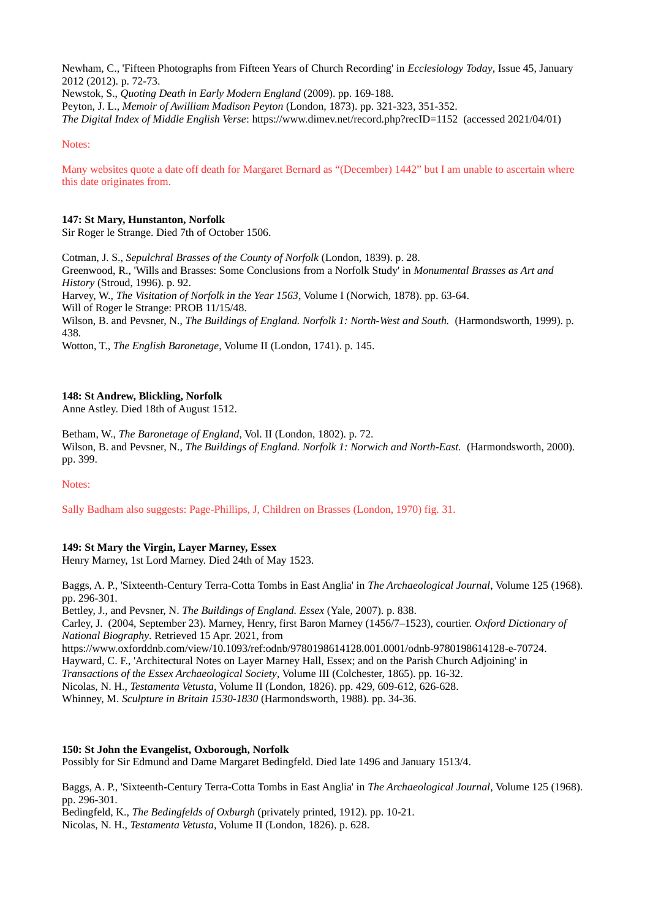Newham, C., 'Fifteen Photographs from Fifteen Years of Church Recording' in *Ecclesiology Today*, Issue 45, January 2012 (2012). p. 72-73.
Newstok, S., *Quoting Death in Early Modern England* (2009). pp. 169-188.
Peyton, J. L., *Memoir of Awilliam Madison Peyton* (London, 1873). pp. 321-323, 351-352.
*The Digital Index of Middle English Verse*: https://www.dimev.net/record.php?recID=1152 (accessed 2021/04/01)

Notes:

Many websites quote a date off death for Margaret Bernard as "(December) 1442" but I am unable to ascertain where this date originates from.

**147: St Mary, Hunstanton, Norfolk**
Sir Roger le Strange. Died 7th of October 1506.

Cotman, J. S., *Sepulchral Brasses of the County of Norfolk* (London, 1839). p. 28.
Greenwood, R., 'Wills and Brasses: Some Conclusions from a Norfolk Study' in *Monumental Brasses as Art and History* (Stroud, 1996). p. 92.
Harvey, W., *The Visitation of Norfolk in the Year 1563*, Volume I (Norwich, 1878). pp. 63-64.
Will of Roger le Strange: PROB 11/15/48.
Wilson, B. and Pevsner, N., *The Buildings of England. Norfolk 1: North-West and South.* (Harmondsworth, 1999). p. 438.
Wotton, T., *The English Baronetage*, Volume II (London, 1741). p. 145.

**148: St Andrew, Blickling, Norfolk**
Anne Astley. Died 18th of August 1512.

Betham, W., *The Baronetage of England*, Vol. II (London, 1802). p. 72.
Wilson, B. and Pevsner, N., *The Buildings of England. Norfolk 1: Norwich and North-East.* (Harmondsworth, 2000). pp. 399.

Notes:

Sally Badham also suggests: Page-Phillips, J, Children on Brasses (London, 1970) fig. 31.

**149: St Mary the Virgin, Layer Marney, Essex**
Henry Marney, 1st Lord Marney. Died 24th of May 1523.

Baggs, A. P., 'Sixteenth-Century Terra-Cotta Tombs in East Anglia' in *The Archaeological Journal*, Volume 125 (1968). pp. 296-301.
Bettley, J., and Pevsner, N. *The Buildings of England. Essex* (Yale, 2007). p. 838.
Carley, J. (2004, September 23). Marney, Henry, first Baron Marney (1456/7–1523), courtier. *Oxford Dictionary of National Biography*. Retrieved 15 Apr. 2021, from https://www.oxforddnb.com/view/10.1093/ref:odnb/9780198614128.001.0001/odnb-9780198614128-e-70724.
Hayward, C. F., 'Architectural Notes on Layer Marney Hall, Essex; and on the Parish Church Adjoining' in *Transactions of the Essex Archaeological Society*, Volume III (Colchester, 1865). pp. 16-32.
Nicolas, N. H., *Testamenta Vetusta*, Volume II (London, 1826). pp. 429, 609-612, 626-628.
Whinney, M. *Sculpture in Britain 1530-1830* (Harmondsworth, 1988). pp. 34-36.

**150: St John the Evangelist, Oxborough, Norfolk**
Possibly for Sir Edmund and Dame Margaret Bedingfeld. Died late 1496 and January 1513/4.

Baggs, A. P., 'Sixteenth-Century Terra-Cotta Tombs in East Anglia' in *The Archaeological Journal*, Volume 125 (1968). pp. 296-301.
Bedingfeld, K., *The Bedingfelds of Oxburgh* (privately printed, 1912). pp. 10-21.
Nicolas, N. H., *Testamenta Vetusta*, Volume II (London, 1826). p. 628.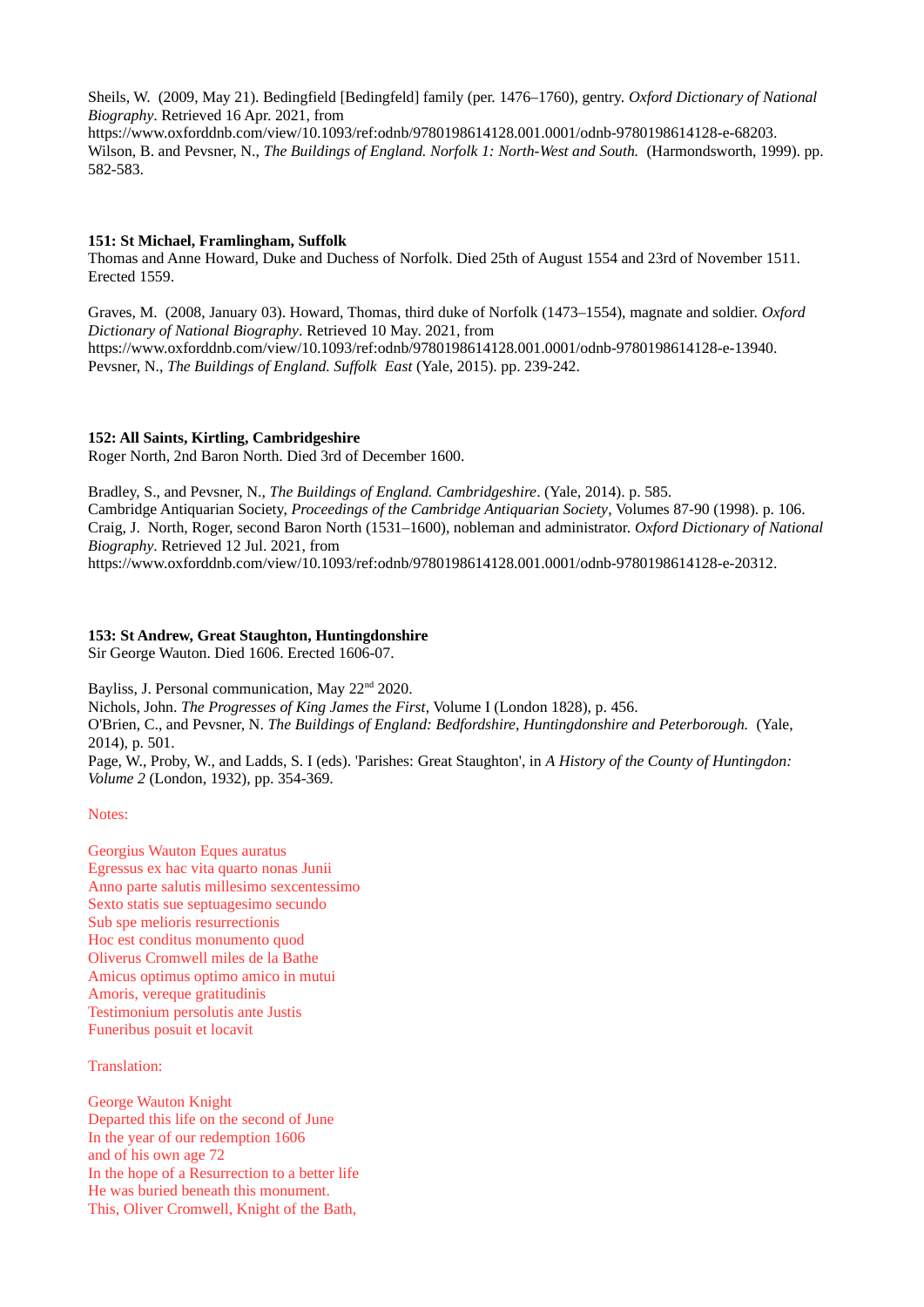Sheils, W. (2009, May 21). Bedingfield [Bedingfeld] family (per. 1476–1760), gentry. *Oxford Dictionary of National Biography*. Retrieved 16 Apr. 2021, from https://www.oxforddnb.com/view/10.1093/ref:odnb/9780198614128.001.0001/odnb-9780198614128-e-68203.
Wilson, B. and Pevsner, N., *The Buildings of England. Norfolk 1: North-West and South.* (Harmondsworth, 1999). pp. 582-583.

**151: St Michael, Framlingham, Suffolk**
Thomas and Anne Howard, Duke and Duchess of Norfolk. Died 25th of August 1554 and 23rd of November 1511. Erected 1559.

Graves, M. (2008, January 03). Howard, Thomas, third duke of Norfolk (1473–1554), magnate and soldier. *Oxford Dictionary of National Biography*. Retrieved 10 May. 2021, from https://www.oxforddnb.com/view/10.1093/ref:odnb/9780198614128.001.0001/odnb-9780198614128-e-13940.
Pevsner, N., *The Buildings of England. Suffolk East* (Yale, 2015). pp. 239-242.

**152: All Saints, Kirtling, Cambridgeshire**
Roger North, 2nd Baron North. Died 3rd of December 1600.

Bradley, S., and Pevsner, N., *The Buildings of England. Cambridgeshire*. (Yale, 2014). p. 585.
Cambridge Antiquarian Society, *Proceedings of the Cambridge Antiquarian Society*, Volumes 87-90 (1998). p. 106.
Craig, J. North, Roger, second Baron North (1531–1600), nobleman and administrator. *Oxford Dictionary of National Biography*. Retrieved 12 Jul. 2021, from https://www.oxforddnb.com/view/10.1093/ref:odnb/9780198614128.001.0001/odnb-9780198614128-e-20312.

**153: St Andrew, Great Staughton, Huntingdonshire**
Sir George Wauton. Died 1606. Erected 1606-07.

Bayliss, J. Personal communication, May 22nd 2020.
Nichols, John. *The Progresses of King James the First*, Volume I (London 1828), p. 456.
O'Brien, C., and Pevsner, N. *The Buildings of England: Bedfordshire, Huntingdonshire and Peterborough.* (Yale, 2014), p. 501.
Page, W., Proby, W., and Ladds, S. I (eds). 'Parishes: Great Staughton', in *A History of the County of Huntingdon: Volume 2* (London, 1932), pp. 354-369.

Notes:

Georgius Wauton Eques auratus
Egressus ex hac vita quarto nonas Junii
Anno parte salutis millesimo sexcentessimo
Sexto statis sue septuagesimo secundo
Sub spe melioris resurrectionis
Hoc est conditus monumento quod
Oliverus Cromwell miles de la Bathe
Amicus optimus optimo amico in mutui
Amoris, vereque gratitudinis
Testimonium persolutis ante Justis
Funeribus posuit et locavit

Translation:

George Wauton Knight
Departed this life on the second of June
In the year of our redemption 1606
and of his own age 72
In the hope of a Resurrection to a better life
He was buried beneath this monument.
This, Oliver Cromwell, Knight of the Bath,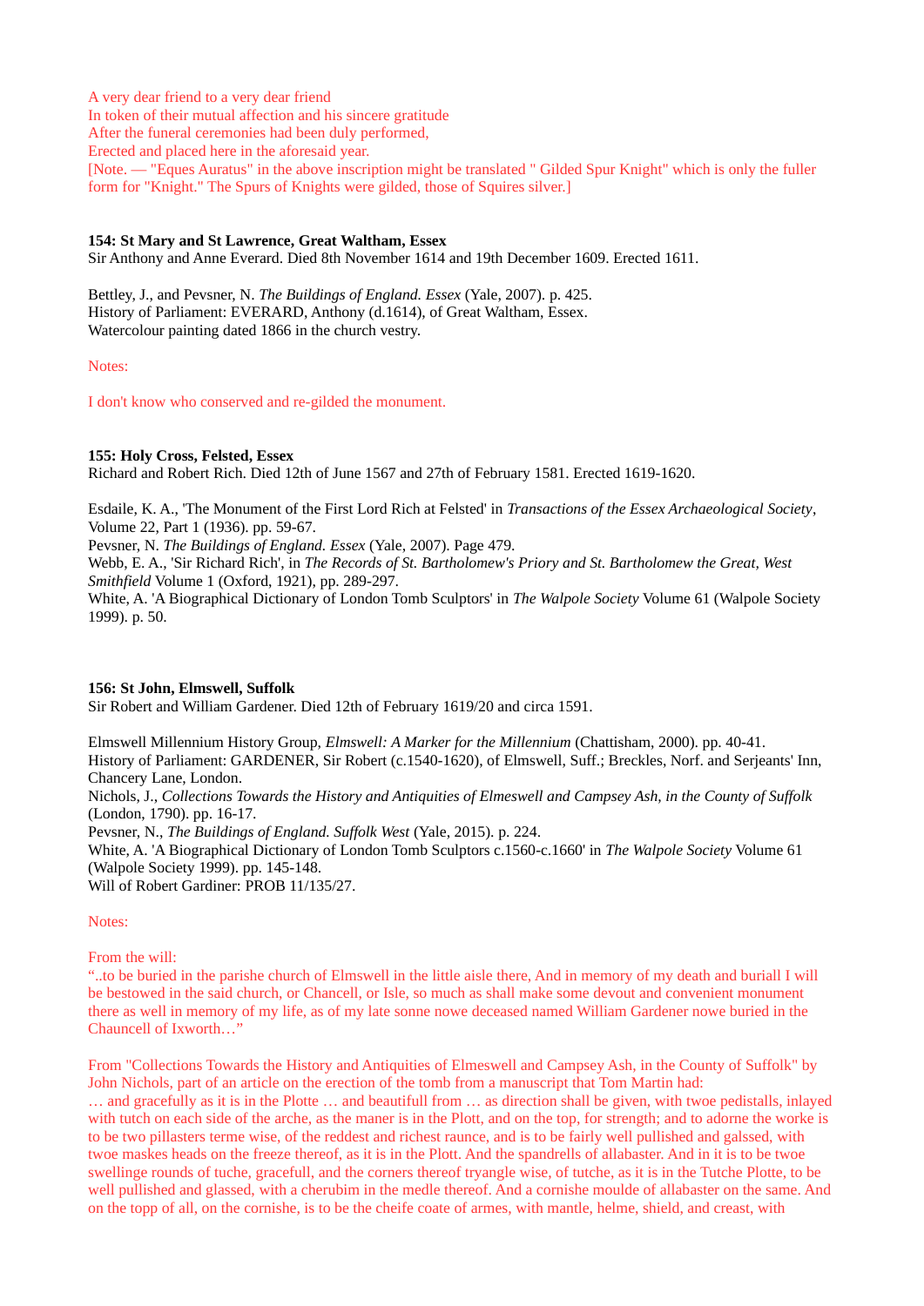A very dear friend to a very dear friend
In token of their mutual affection and his sincere gratitude
After the funeral ceremonies had been duly performed,
Erected and placed here in the aforesaid year.
[Note. — "Eques Auratus" in the above inscription might be translated " Gilded Spur Knight" which is only the fuller form for "Knight." The Spurs of Knights were gilded, those of Squires silver.]

**154: St Mary and St Lawrence, Great Waltham, Essex**
Sir Anthony and Anne Everard. Died 8th November 1614 and 19th December 1609. Erected 1611.

Bettley, J., and Pevsner, N. *The Buildings of England. Essex* (Yale, 2007). p. 425.
History of Parliament: EVERARD, Anthony (d.1614), of Great Waltham, Essex.
Watercolour painting dated 1866 in the church vestry.

Notes:

I don't know who conserved and re-gilded the monument.

**155: Holy Cross, Felsted, Essex**
Richard and Robert Rich. Died 12th of June 1567 and 27th of February 1581. Erected 1619-1620.

Esdaile, K. A., 'The Monument of the First Lord Rich at Felsted' in *Transactions of the Essex Archaeological Society*, Volume 22, Part 1 (1936). pp. 59-67.
Pevsner, N. *The Buildings of England. Essex* (Yale, 2007). Page 479.
Webb, E. A., 'Sir Richard Rich', in *The Records of St. Bartholomew's Priory and St. Bartholomew the Great, West Smithfield* Volume 1 (Oxford, 1921), pp. 289-297.
White, A. 'A Biographical Dictionary of London Tomb Sculptors' in *The Walpole Society* Volume 61 (Walpole Society 1999). p. 50.

**156: St John, Elmswell, Suffolk**
Sir Robert and William Gardener. Died 12th of February 1619/20 and circa 1591.

Elmswell Millennium History Group, *Elmswell: A Marker for the Millennium* (Chattisham, 2000). pp. 40-41.
History of Parliament: GARDENER, Sir Robert (c.1540-1620), of Elmswell, Suff.; Breckles, Norf. and Serjeants' Inn, Chancery Lane, London.
Nichols, J., *Collections Towards the History and Antiquities of Elmeswell and Campsey Ash, in the County of Suffolk* (London, 1790). pp. 16-17.
Pevsner, N., *The Buildings of England. Suffolk West* (Yale, 2015). p. 224.
White, A. 'A Biographical Dictionary of London Tomb Sculptors c.1560-c.1660' in *The Walpole Society* Volume 61 (Walpole Society 1999). pp. 145-148.
Will of Robert Gardiner: PROB 11/135/27.

Notes:

From the will:
"..to be buried in the parishe church of Elmswell in the little aisle there, And in memory of my death and buriall I will be bestowed in the said church, or Chancell, or Isle, so much as shall make some devout and convenient monument there as well in memory of my life, as of my late sonne nowe deceased named William Gardener nowe buried in the Chauncell of Ixworth…"

From "Collections Towards the History and Antiquities of Elmeswell and Campsey Ash, in the County of Suffolk" by John Nichols, part of an article on the erection of the tomb from a manuscript that Tom Martin had:
… and gracefully as it is in the Plotte … and beautifull from … as direction shall be given, with twoe pedistalls, inlayed with tutch on each side of the arche, as the maner is in the Plott, and on the top, for strength; and to adorne the worke is to be two pillasters terme wise, of the reddest and richest raunce, and is to be fairly well pullished and galssed, with twoe maskes heads on the freeze thereof, as it is in the Plott. And the spandrells of allabaster. And in it is to be twoe swellinge rounds of tuche, gracefull, and the corners thereof tryangle wise, of tutche, as it is in the Tutche Plotte, to be well pullished and glassed, with a cherubim in the medle thereof. And a cornishe moulde of allabaster on the same. And on the topp of all, on the cornishe, is to be the cheife coate of armes, with mantle, helme, shield, and creast, with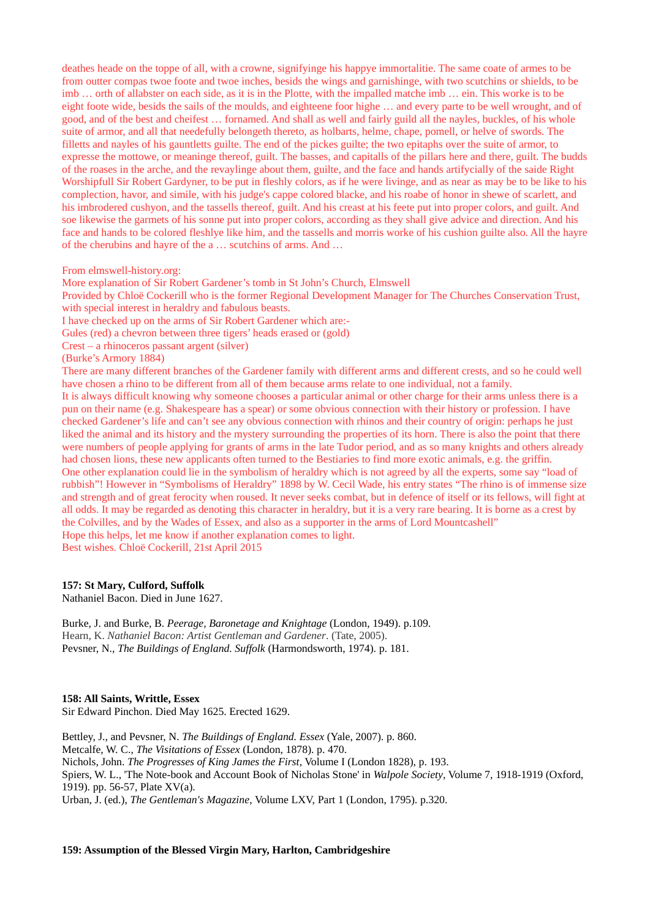deathes heade on the toppe of all, with a crowne, signifyinge his happye immortalitie. The same coate of armes to be from outter compas twoe foote and twoe inches, besids the wings and garnishinge, with two scutchins or shields, to be imb … orth of allabster on each side, as it is in the Plotte, with the impalled matche imb … ein. This worke is to be eight foote wide, besids the sails of the moulds, and eighteene foor highe … and every parte to be well wrought, and of good, and of the best and cheifest … fornamed. And shall as well and fairly guild all the nayles, buckles, of his whole suite of armor, and all that needefully belongeth thereto, as holbarts, helme, chape, pomell, or helve of swords. The filletts and nayles of his gauntletts guilte. The end of the pickes guilte; the two epitaphs over the suite of armor, to expresse the mottowe, or meaninge thereof, guilt. The basses, and capitalls of the pillars here and there, guilt. The budds of the roases in the arche, and the revaylinge about them, guilte, and the face and hands artyfcially of the saide Right Worshipfull Sir Robert Gardyner, to be put in fleshly colors, as if he were livinge, and as near as may be to be like to his complection, havor, and simile, with his judge's cappe colored blacke, and his roabe of honor in shewe of scarlett, and his imbrodered cushyon, and the tassells thereof, guilt. And his creast at his feete put into proper colors, and guilt. And soe likewise the garmets of his sonne put into proper colors, according as they shall give advice and direction. And his face and hands to be colored fleshlye like him, and the tassells and morris worke of his cushion guilte also. All the hayre of the cherubins and hayre of the a … scutchins of arms. And …

From elmswell-history.org:
More explanation of Sir Robert Gardener's tomb in St John's Church, Elmswell
Provided by Chloë Cockerill who is the former Regional Development Manager for The Churches Conservation Trust, with special interest in heraldry and fabulous beasts.
I have checked up on the arms of Sir Robert Gardener which are:-
Gules (red) a chevron between three tigers' heads erased or (gold)
Crest – a rhinoceros passant argent (silver)
(Burke's Armory 1884)
There are many different branches of the Gardener family with different arms and different crests, and so he could well have chosen a rhino to be different from all of them because arms relate to one individual, not a family.
It is always difficult knowing why someone chooses a particular animal or other charge for their arms unless there is a pun on their name (e.g. Shakespeare has a spear) or some obvious connection with their history or profession. I have checked Gardener's life and can't see any obvious connection with rhinos and their country of origin: perhaps he just liked the animal and its history and the mystery surrounding the properties of its horn. There is also the point that there were numbers of people applying for grants of arms in the late Tudor period, and as so many knights and others already had chosen lions, these new applicants often turned to the Bestiaries to find more exotic animals, e.g. the griffin.
One other explanation could lie in the symbolism of heraldry which is not agreed by all the experts, some say "load of rubbish"! However in "Symbolisms of Heraldry" 1898 by W. Cecil Wade, his entry states "The rhino is of immense size and strength and of great ferocity when roused. It never seeks combat, but in defence of itself or its fellows, will fight at all odds. It may be regarded as denoting this character in heraldry, but it is a very rare bearing. It is borne as a crest by the Colvilles, and by the Wades of Essex, and also as a supporter in the arms of Lord Mountcashell"
Hope this helps, let me know if another explanation comes to light.
Best wishes. Chloë Cockerill, 21st April 2015

**157: St Mary, Culford, Suffolk**
Nathaniel Bacon. Died in June 1627.

Burke, J. and Burke, B. *Peerage, Baronetage and Knightage* (London, 1949). p.109.
Hearn, K. *Nathaniel Bacon: Artist Gentleman and Gardener*. (Tate, 2005).
Pevsner, N., *The Buildings of England. Suffolk* (Harmondsworth, 1974). p. 181.

**158: All Saints, Writtle, Essex**
Sir Edward Pinchon. Died May 1625. Erected 1629.

Bettley, J., and Pevsner, N. *The Buildings of England. Essex* (Yale, 2007). p. 860.
Metcalfe, W. C., *The Visitations of Essex* (London, 1878). p. 470.
Nichols, John. *The Progresses of King James the First*, Volume I (London 1828), p. 193.
Spiers, W. L., 'The Note-book and Account Book of Nicholas Stone' in *Walpole Society*, Volume 7, 1918-1919 (Oxford, 1919). pp. 56-57, Plate XV(a).
Urban, J. (ed.), *The Gentleman's Magazine*, Volume LXV, Part 1 (London, 1795). p.320.

**159: Assumption of the Blessed Virgin Mary, Harlton, Cambridgeshire**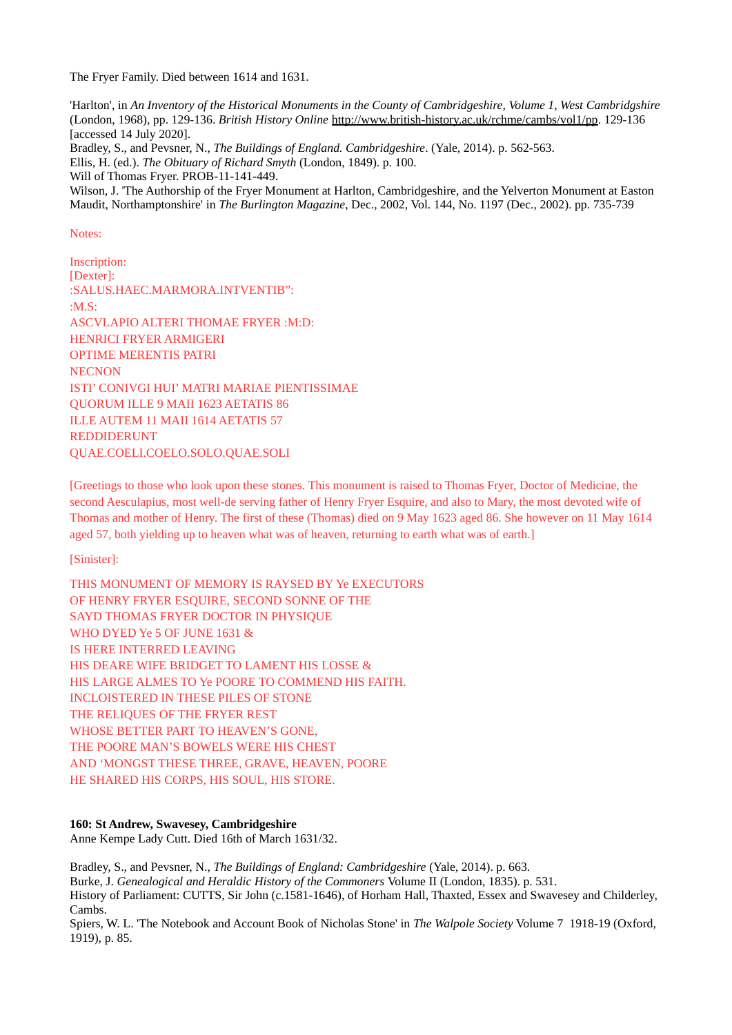The Fryer Family. Died between 1614 and 1631.

'Harlton', in *An Inventory of the Historical Monuments in the County of Cambridgeshire, Volume 1, West Cambridgshire* (London, 1968), pp. 129-136. *British History Online* http://www.british-history.ac.uk/rchme/cambs/vol1/pp. 129-136 [accessed 14 July 2020].
Bradley, S., and Pevsner, N., *The Buildings of England. Cambridgeshire*. (Yale, 2014). p. 562-563.
Ellis, H. (ed.). *The Obituary of Richard Smyth* (London, 1849). p. 100.
Will of Thomas Fryer. PROB-11-141-449.
Wilson, J. 'The Authorship of the Fryer Monument at Harlton, Cambridgeshire, and the Yelverton Monument at Easton Maudit, Northamptonshire' in *The Burlington Magazine*, Dec., 2002, Vol. 144, No. 1197 (Dec., 2002). pp. 735-739

Notes:

Inscription:
[Dexter]:
:SALUS.HAEC.MARMORA.INTVENTIB":
:M.S:
ASCVLAPIO ALTERI THOMAE FRYER :M:D:
HENRICI FRYER ARMIGERI
OPTIME MERENTIS PATRI
NECNON
ISTI' CONIVGI HUI' MATRI MARIAE PIENTISSIMAE
QUORUM ILLE 9 MAII 1623 AETATIS 86
ILLE AUTEM 11 MAII 1614 AETATIS 57
REDDIDERUNT
QUAE.COELI.COELO.SOLO.QUAE.SOLI

[Greetings to those who look upon these stones. This monument is raised to Thomas Fryer, Doctor of Medicine, the second Aesculapius, most well-de serving father of Henry Fryer Esquire, and also to Mary, the most devoted wife of Thomas and mother of Henry. The first of these (Thomas) died on 9 May 1623 aged 86. She however on 11 May 1614 aged 57, both yielding up to heaven what was of heaven, returning to earth what was of earth.]

[Sinister]:

THIS MONUMENT OF MEMORY IS RAYSED BY Ye EXECUTORS
OF HENRY FRYER ESQUIRE, SECOND SONNE OF THE
SAYD THOMAS FRYER DOCTOR IN PHYSIQUE
WHO DYED Ye 5 OF JUNE 1631 &
IS HERE INTERRED LEAVING
HIS DEARE WIFE BRIDGET TO LAMENT HIS LOSSE &
HIS LARGE ALMES TO Ye POORE TO COMMEND HIS FAITH.
INCLOISTERED IN THESE PILES OF STONE
THE RELIQUES OF THE FRYER REST
WHOSE BETTER PART TO HEAVEN'S GONE,
THE POORE MAN'S BOWELS WERE HIS CHEST
AND 'MONGST THESE THREE, GRAVE, HEAVEN, POORE
HE SHARED HIS CORPS, HIS SOUL, HIS STORE.

**160: St Andrew, Swavesey, Cambridgeshire**
Anne Kempe Lady Cutt. Died 16th of March 1631/32.

Bradley, S., and Pevsner, N., *The Buildings of England: Cambridgeshire* (Yale, 2014). p. 663.
Burke, J. *Genealogical and Heraldic History of the Commoners* Volume II (London, 1835). p. 531.
History of Parliament: CUTTS, Sir John (c.1581-1646), of Horham Hall, Thaxted, Essex and Swavesey and Childerley, Cambs.
Spiers, W. L. 'The Notebook and Account Book of Nicholas Stone' in *The Walpole Society* Volume 7 1918-19 (Oxford, 1919), p. 85.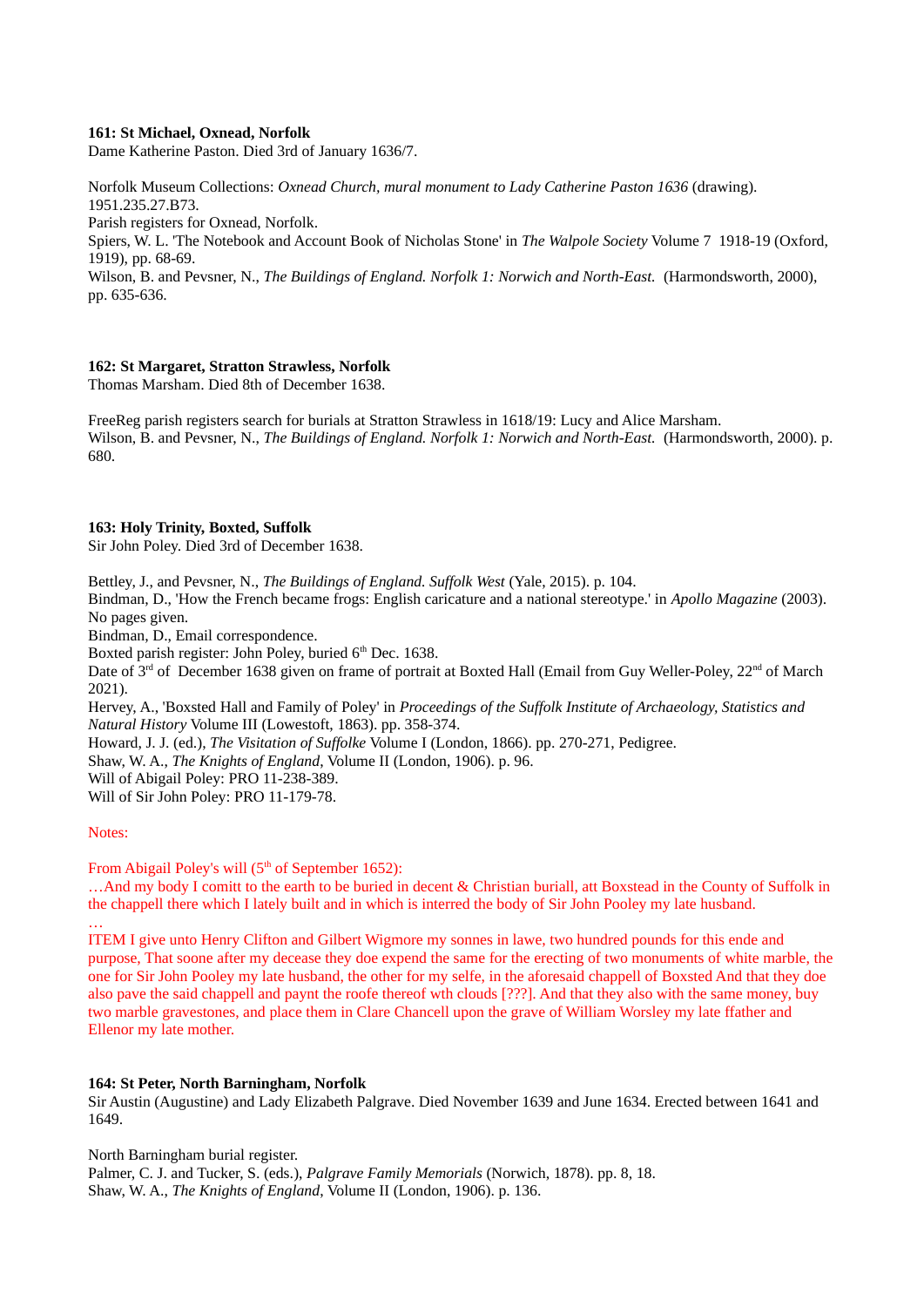**161: St Michael, Oxnead, Norfolk**
Dame Katherine Paston. Died 3rd of January 1636/7.

Norfolk Museum Collections: *Oxnead Church, mural monument to Lady Catherine Paston 1636* (drawing). 1951.235.27.B73.
Parish registers for Oxnead, Norfolk.
Spiers, W. L. 'The Notebook and Account Book of Nicholas Stone' in *The Walpole Society* Volume 7 1918-19 (Oxford, 1919), pp. 68-69.
Wilson, B. and Pevsner, N., *The Buildings of England. Norfolk 1: Norwich and North-East.* (Harmondsworth, 2000), pp. 635-636.

**162: St Margaret, Stratton Strawless, Norfolk**
Thomas Marsham. Died 8th of December 1638.

FreeReg parish registers search for burials at Stratton Strawless in 1618/19: Lucy and Alice Marsham.
Wilson, B. and Pevsner, N., *The Buildings of England. Norfolk 1: Norwich and North-East.* (Harmondsworth, 2000). p. 680.

**163: Holy Trinity, Boxted, Suffolk**
Sir John Poley. Died 3rd of December 1638.

Bettley, J., and Pevsner, N., *The Buildings of England. Suffolk West* (Yale, 2015). p. 104.
Bindman, D., 'How the French became frogs: English caricature and a national stereotype.' in *Apollo Magazine* (2003). No pages given.
Bindman, D., Email correspondence.
Boxted parish register: John Poley, buried 6th Dec. 1638.
Date of 3rd of December 1638 given on frame of portrait at Boxted Hall (Email from Guy Weller-Poley, 22nd of March 2021).
Hervey, A., 'Boxsted Hall and Family of Poley' in *Proceedings of the Suffolk Institute of Archaeology, Statistics and Natural History* Volume III (Lowestoft, 1863). pp. 358-374.
Howard, J. J. (ed.), *The Visitation of Suffolke* Volume I (London, 1866). pp. 270-271, Pedigree.
Shaw, W. A., *The Knights of England*, Volume II (London, 1906). p. 96.
Will of Abigail Poley: PRO 11-238-389.
Will of Sir John Poley: PRO 11-179-78.

Notes:

From Abigail Poley's will (5th of September 1652):
…And my body I comitt to the earth to be buried in decent & Christian buriall, att Boxstead in the County of Suffolk in the chappell there which I lately built and in which is interred the body of Sir John Pooley my late husband.
…
ITEM I give unto Henry Clifton and Gilbert Wigmore my sonnes in lawe, two hundred pounds for this ende and purpose, That soone after my decease they doe expend the same for the erecting of two monuments of white marble, the one for Sir John Pooley my late husband, the other for my selfe, in the aforesaid chappell of Boxsted And that they doe also pave the said chappell and paynt the roofe thereof wth clouds [???]. And that they also with the same money, buy two marble gravestones, and place them in Clare Chancell upon the grave of William Worsley my late ffather and Ellenor my late mother.

**164: St Peter, North Barningham, Norfolk**
Sir Austin (Augustine) and Lady Elizabeth Palgrave. Died November 1639 and June 1634. Erected between 1641 and 1649.

North Barningham burial register.
Palmer, C. J. and Tucker, S. (eds.), *Palgrave Family Memorials* (Norwich, 1878). pp. 8, 18.
Shaw, W. A., *The Knights of England*, Volume II (London, 1906). p. 136.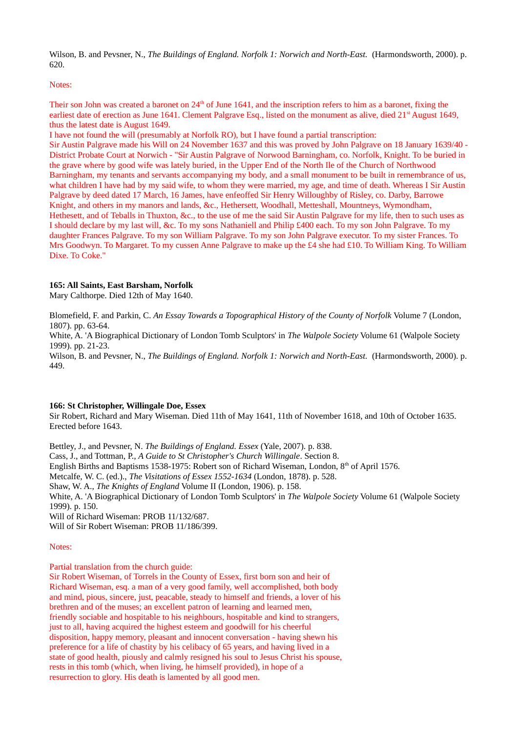Wilson, B. and Pevsner, N., *The Buildings of England. Norfolk 1: Norwich and North-East.* (Harmondsworth, 2000). p. 620.

Notes:

Their son John was created a baronet on 24th of June 1641, and the inscription refers to him as a baronet, fixing the earliest date of erection as June 1641. Clement Palgrave Esq., listed on the monument as alive, died 21st August 1649, thus the latest date is August 1649.
I have not found the will (presumably at Norfolk RO), but I have found a partial transcription:
Sir Austin Palgrave made his Will on 24 November 1637 and this was proved by John Palgrave on 18 January 1639/40 - District Probate Court at Norwich - "Sir Austin Palgrave of Norwood Barningham, co. Norfolk, Knight. To be buried in the grave where by good wife was lately buried, in the Upper End of the North Ile of the Church of Northwood Barningham, my tenants and servants accompanying my body, and a small monument to be built in remembrance of us, what children I have had by my said wife, to whom they were married, my age, and time of death. Whereas I Sir Austin Palgrave by deed dated 17 March, 16 James, have enfeoffed Sir Henry Willoughby of Risley, co. Darby, Barrowe Knight, and others in my manors and lands, &c., Hethersett, Woodhall, Metteshall, Mountneys, Wymondham, Hethesett, and of Teballs in Thuxton, &c., to the use of me the said Sir Austin Palgrave for my life, then to such uses as I should declare by my last will, &c. To my sons Nathaniell and Philip £400 each. To my son John Palgrave. To my daughter Frances Palgrave. To my son William Palgrave. To my son John Palgrave executor. To my sister Frances. To Mrs Goodwyn. To Margaret. To my cussen Anne Palgrave to make up the £4 she had £10. To William King. To William Dixe. To Coke."

**165: All Saints, East Barsham, Norfolk**
Mary Calthorpe. Died 12th of May 1640.

Blomefield, F. and Parkin, C. *An Essay Towards a Topographical History of the County of Norfolk* Volume 7 (London, 1807). pp. 63-64.
White, A. 'A Biographical Dictionary of London Tomb Sculptors' in *The Walpole Society* Volume 61 (Walpole Society 1999). pp. 21-23.
Wilson, B. and Pevsner, N., *The Buildings of England. Norfolk 1: Norwich and North-East.* (Harmondsworth, 2000). p. 449.

**166: St Christopher, Willingale Doe, Essex**
Sir Robert, Richard and Mary Wiseman. Died 11th of May 1641, 11th of November 1618, and 10th of October 1635. Erected before 1643.

Bettley, J., and Pevsner, N. *The Buildings of England. Essex* (Yale, 2007). p. 838.
Cass, J., and Tottman, P., *A Guide to St Christopher's Church Willingale*. Section 8.
English Births and Baptisms 1538-1975: Robert son of Richard Wiseman, London, 8th of April 1576.
Metcalfe, W. C. (ed.)., *The Visitations of Essex 1552-1634* (London, 1878). p. 528.
Shaw, W. A., *The Knights of England* Volume II (London, 1906). p. 158.
White, A. 'A Biographical Dictionary of London Tomb Sculptors' in *The Walpole Society* Volume 61 (Walpole Society 1999). p. 150.
Will of Richard Wiseman: PROB 11/132/687.
Will of Sir Robert Wiseman: PROB 11/186/399.

Notes:

Partial translation from the church guide:
Sir Robert Wiseman, of Torrels in the County of Essex, first born son and heir of Richard Wiseman, esq. a man of a very good family, well accomplished, both body and mind, pious, sincere, just, peacable, steady to himself and friends, a lover of his brethren and of the muses; an excellent patron of learning and learned men, friendly sociable and hospitable to his neighbours, hospitable and kind to strangers, just to all, having acquired the highest esteem and goodwill for his cheerful disposition, happy memory, pleasant and innocent conversation - having shewn his preference for a life of chastity by his celibacy of 65 years, and having lived in a state of good health, piously and calmly resigned his soul to Jesus Christ his spouse, rests in this tomb (which, when living, he himself provided), in hope of a resurrection to glory. His death is lamented by all good men.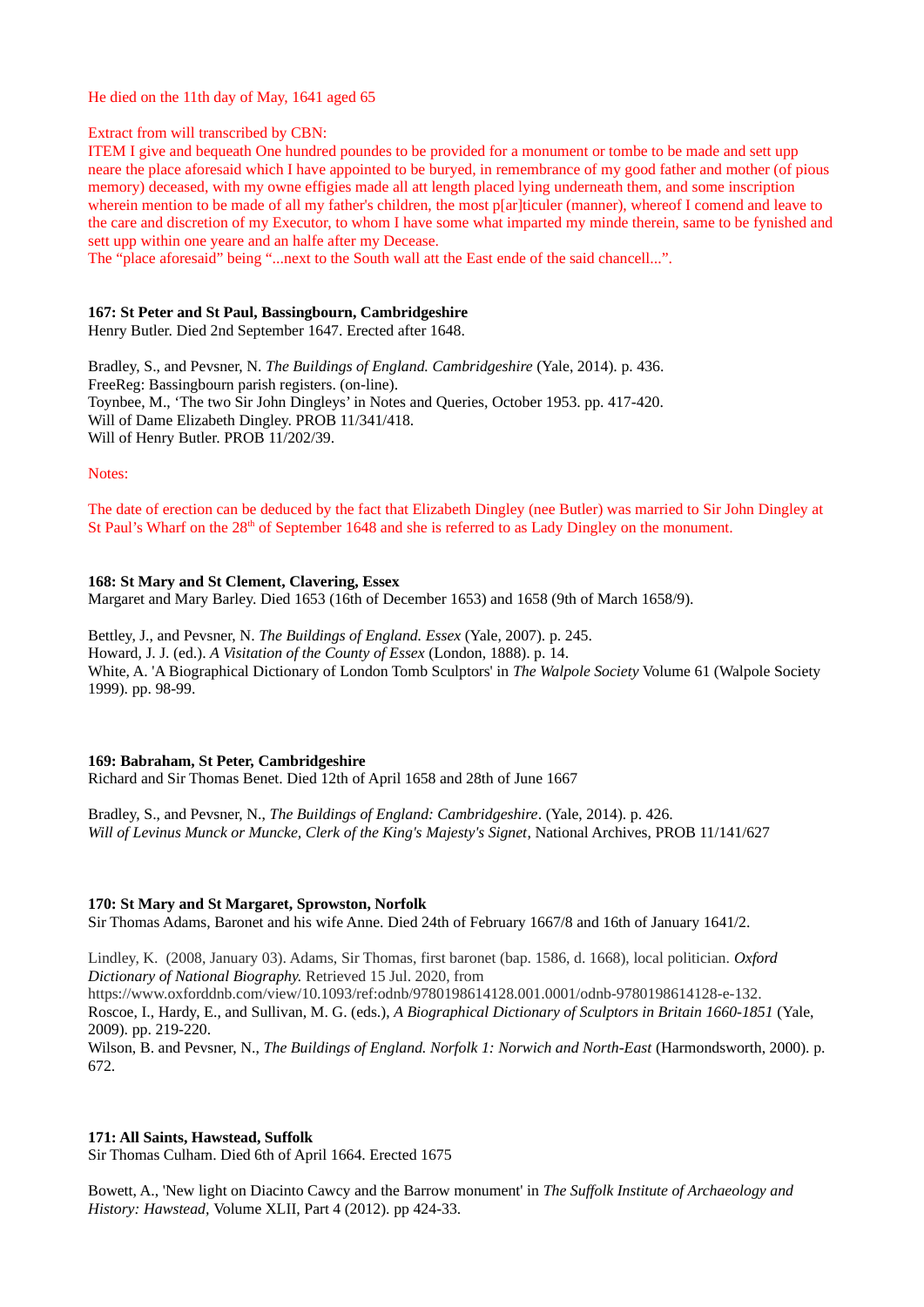He died on the 11th day of May, 1641 aged 65

Extract from will transcribed by CBN:
ITEM I give and bequeath One hundred poundes to be provided for a monument or tombe to be made and sett upp neare the place aforesaid which I have appointed to be buryed, in remembrance of my good father and mother (of pious memory) deceased, with my owne effigies made all att length placed lying underneath them, and some inscription wherein mention to be made of all my father's children, the most p[ar]ticuler (manner), whereof I comend and leave to the care and discretion of my Executor, to whom I have some what imparted my minde therein, same to be fynished and sett upp within one yeare and an halfe after my Decease.
The "place aforesaid" being "...next to the South wall att the East ende of the said chancell...".

**167: St Peter and St Paul, Bassingbourn, Cambridgeshire**
Henry Butler. Died 2nd September 1647. Erected after 1648.

Bradley, S., and Pevsner, N. *The Buildings of England. Cambridgeshire* (Yale, 2014). p. 436.
FreeReg: Bassingbourn parish registers. (on-line).
Toynbee, M., 'The two Sir John Dingleys' in Notes and Queries, October 1953. pp. 417-420.
Will of Dame Elizabeth Dingley. PROB 11/341/418.
Will of Henry Butler. PROB 11/202/39.

Notes:

The date of erection can be deduced by the fact that Elizabeth Dingley (nee Butler) was married to Sir John Dingley at St Paul's Wharf on the 28th of September 1648 and she is referred to as Lady Dingley on the monument.

**168: St Mary and St Clement, Clavering, Essex**
Margaret and Mary Barley. Died 1653 (16th of December 1653) and 1658 (9th of March 1658/9).

Bettley, J., and Pevsner, N. *The Buildings of England. Essex* (Yale, 2007). p. 245.
Howard, J. J. (ed.). *A Visitation of the County of Essex* (London, 1888). p. 14.
White, A. 'A Biographical Dictionary of London Tomb Sculptors' in *The Walpole Society* Volume 61 (Walpole Society 1999). pp. 98-99.

**169: Babraham, St Peter, Cambridgeshire**
Richard and Sir Thomas Benet. Died 12th of April 1658 and 28th of June 1667

Bradley, S., and Pevsner, N., *The Buildings of England: Cambridgeshire*. (Yale, 2014). p. 426.
*Will of Levinus Munck or Muncke, Clerk of the King's Majesty's Signet*, National Archives, PROB 11/141/627

**170: St Mary and St Margaret, Sprowston, Norfolk**
Sir Thomas Adams, Baronet and his wife Anne. Died 24th of February 1667/8 and 16th of January 1641/2.

Lindley, K. (2008, January 03). Adams, Sir Thomas, first baronet (bap. 1586, d. 1668), local politician. *Oxford Dictionary of National Biography.* Retrieved 15 Jul. 2020, from https://www.oxforddnb.com/view/10.1093/ref:odnb/9780198614128.001.0001/odnb-9780198614128-e-132.
Roscoe, I., Hardy, E., and Sullivan, M. G. (eds.), *A Biographical Dictionary of Sculptors in Britain 1660-1851* (Yale, 2009). pp. 219-220.
Wilson, B. and Pevsner, N., *The Buildings of England. Norfolk 1: Norwich and North-East* (Harmondsworth, 2000). p. 672.

**171: All Saints, Hawstead, Suffolk**
Sir Thomas Culham. Died 6th of April 1664. Erected 1675

Bowett, A., 'New light on Diacinto Cawcy and the Barrow monument' in *The Suffolk Institute of Archaeology and History: Hawstead*, Volume XLII, Part 4 (2012). pp 424-33.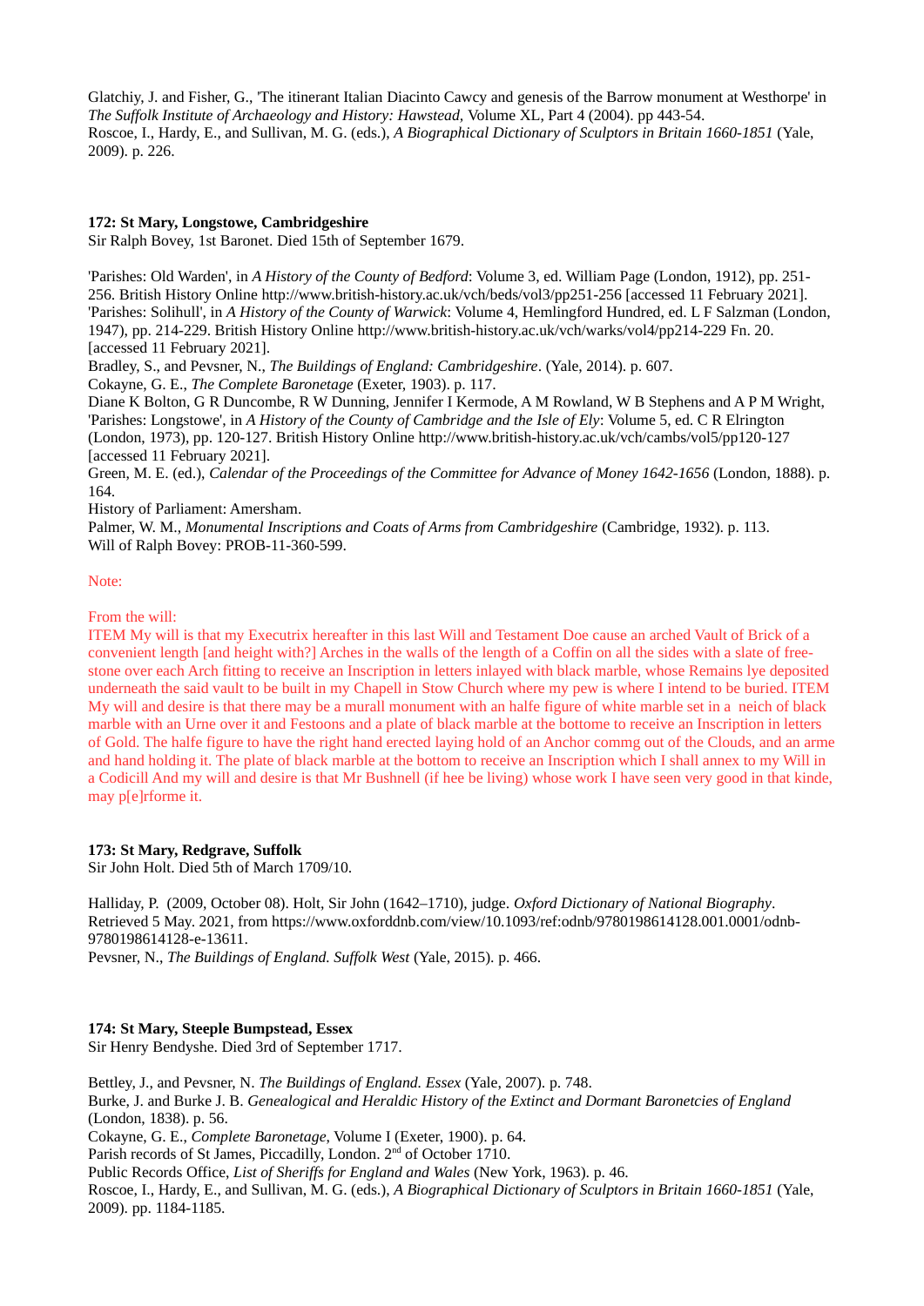Glatchiy, J. and Fisher, G., 'The itinerant Italian Diacinto Cawcy and genesis of the Barrow monument at Westhorpe' in *The Suffolk Institute of Archaeology and History: Hawstead*, Volume XL, Part 4 (2004). pp 443-54.
Roscoe, I., Hardy, E., and Sullivan, M. G. (eds.), *A Biographical Dictionary of Sculptors in Britain 1660-1851* (Yale, 2009). p. 226.

**172: St Mary, Longstowe, Cambridgeshire**
Sir Ralph Bovey, 1st Baronet. Died 15th of September 1679.

'Parishes: Old Warden', in *A History of the County of Bedford*: Volume 3, ed. William Page (London, 1912), pp. 251-256. British History Online http://www.british-history.ac.uk/vch/beds/vol3/pp251-256 [accessed 11 February 2021].
'Parishes: Solihull', in *A History of the County of Warwick*: Volume 4, Hemlingford Hundred, ed. L F Salzman (London, 1947), pp. 214-229. British History Online http://www.british-history.ac.uk/vch/warks/vol4/pp214-229 Fn. 20. [accessed 11 February 2021].
Bradley, S., and Pevsner, N., *The Buildings of England: Cambridgeshire*. (Yale, 2014). p. 607.
Cokayne, G. E., *The Complete Baronetage* (Exeter, 1903). p. 117.
Diane K Bolton, G R Duncombe, R W Dunning, Jennifer I Kermode, A M Rowland, W B Stephens and A P M Wright, 'Parishes: Longstowe', in *A History of the County of Cambridge and the Isle of Ely*: Volume 5, ed. C R Elrington (London, 1973), pp. 120-127. British History Online http://www.british-history.ac.uk/vch/cambs/vol5/pp120-127 [accessed 11 February 2021].
Green, M. E. (ed.), *Calendar of the Proceedings of the Committee for Advance of Money 1642-1656* (London, 1888). p. 164.
History of Parliament: Amersham.
Palmer, W. M., *Monumental Inscriptions and Coats of Arms from Cambridgeshire* (Cambridge, 1932). p. 113.
Will of Ralph Bovey: PROB-11-360-599.

Note:

From the will:
ITEM My will is that my Executrix hereafter in this last Will and Testament Doe cause an arched Vault of Brick of a convenient length [and height with?] Arches in the walls of the length of a Coffin on all the sides with a slate of free-stone over each Arch fitting to receive an Inscription in letters inlayed with black marble, whose Remains lye deposited underneath the said vault to be built in my Chapell in Stow Church where my pew is where I intend to be buried. ITEM My will and desire is that there may be a murall monument with an halfe figure of white marble set in a neich of black marble with an Urne over it and Festoons and a plate of black marble at the bottome to receive an Inscription in letters of Gold. The halfe figure to have the right hand erected laying hold of an Anchor commg out of the Clouds, and an arme and hand holding it. The plate of black marble at the bottom to receive an Inscription which I shall annex to my Will in a Codicill And my will and desire is that Mr Bushnell (if hee be living) whose work I have seen very good in that kinde, may p[e]rforme it.

**173: St Mary, Redgrave, Suffolk**
Sir John Holt. Died 5th of March 1709/10.

Halliday, P. (2009, October 08). Holt, Sir John (1642–1710), judge. *Oxford Dictionary of National Biography*. Retrieved 5 May. 2021, from https://www.oxforddnb.com/view/10.1093/ref:odnb/9780198614128.001.0001/odnb-9780198614128-e-13611.
Pevsner, N., *The Buildings of England. Suffolk West* (Yale, 2015). p. 466.

**174: St Mary, Steeple Bumpstead, Essex**
Sir Henry Bendyshe. Died 3rd of September 1717.

Bettley, J., and Pevsner, N. *The Buildings of England. Essex* (Yale, 2007). p. 748.
Burke, J. and Burke J. B. *Genealogical and Heraldic History of the Extinct and Dormant Baronetcies of England* (London, 1838). p. 56.
Cokayne, G. E., *Complete Baronetage*, Volume I (Exeter, 1900). p. 64.
Parish records of St James, Piccadilly, London. 2nd of October 1710.
Public Records Office, *List of Sheriffs for England and Wales* (New York, 1963). p. 46.
Roscoe, I., Hardy, E., and Sullivan, M. G. (eds.), *A Biographical Dictionary of Sculptors in Britain 1660-1851* (Yale, 2009). pp. 1184-1185.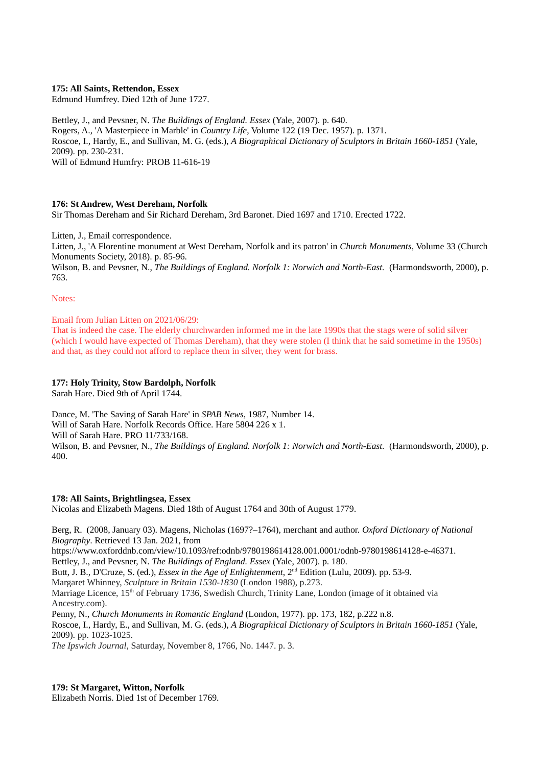**175: All Saints, Rettendon, Essex**
Edmund Humfrey. Died 12th of June 1727.

Bettley, J., and Pevsner, N. *The Buildings of England. Essex* (Yale, 2007). p. 640.
Rogers, A., 'A Masterpiece in Marble' in *Country Life*, Volume 122 (19 Dec. 1957). p. 1371.
Roscoe, I., Hardy, E., and Sullivan, M. G. (eds.), *A Biographical Dictionary of Sculptors in Britain 1660-1851* (Yale, 2009). pp. 230-231.
Will of Edmund Humfry: PROB 11-616-19

**176: St Andrew, West Dereham, Norfolk**
Sir Thomas Dereham and Sir Richard Dereham, 3rd Baronet. Died 1697 and 1710. Erected 1722.

Litten, J., Email correspondence.
Litten, J., 'A Florentine monument at West Dereham, Norfolk and its patron' in *Church Monuments*, Volume 33 (Church Monuments Society, 2018). p. 85-96.
Wilson, B. and Pevsner, N., *The Buildings of England. Norfolk 1: Norwich and North-East.* (Harmondsworth, 2000), p. 763.

Notes:

Email from Julian Litten on 2021/06/29:
That is indeed the case. The elderly churchwarden informed me in the late 1990s that the stags were of solid silver (which I would have expected of Thomas Dereham), that they were stolen (I think that he said sometime in the 1950s) and that, as they could not afford to replace them in silver, they went for brass.

**177: Holy Trinity, Stow Bardolph, Norfolk**
Sarah Hare. Died 9th of April 1744.

Dance, M. 'The Saving of Sarah Hare' in *SPAB News*, 1987, Number 14.
Will of Sarah Hare. Norfolk Records Office. Hare 5804 226 x 1.
Will of Sarah Hare. PRO 11/733/168.
Wilson, B. and Pevsner, N., *The Buildings of England. Norfolk 1: Norwich and North-East.* (Harmondsworth, 2000), p. 400.

**178: All Saints, Brightlingsea, Essex**
Nicolas and Elizabeth Magens. Died 18th of August 1764 and 30th of August 1779.

Berg, R. (2008, January 03). Magens, Nicholas (1697?–1764), merchant and author. *Oxford Dictionary of National Biography*. Retrieved 13 Jan. 2021, from https://www.oxforddnb.com/view/10.1093/ref:odnb/9780198614128.001.0001/odnb-9780198614128-e-46371.
Bettley, J., and Pevsner, N. *The Buildings of England. Essex* (Yale, 2007). p. 180.
Butt, J. B., D'Cruze, S. (ed.), *Essex in the Age of Enlightenment*, 2nd Edition (Lulu, 2009). pp. 53-9.
Margaret Whinney, *Sculpture in Britain 1530-1830* (London 1988), p.273.
Marriage Licence, 15th of February 1736, Swedish Church, Trinity Lane, London (image of it obtained via Ancestry.com).
Penny, N., *Church Monuments in Romantic England* (London, 1977). pp. 173, 182, p.222 n.8.
Roscoe, I., Hardy, E., and Sullivan, M. G. (eds.), *A Biographical Dictionary of Sculptors in Britain 1660-1851* (Yale, 2009). pp. 1023-1025.
*The Ipswich Journal*, Saturday, November 8, 1766, No. 1447. p. 3.

**179: St Margaret, Witton, Norfolk**
Elizabeth Norris. Died 1st of December 1769.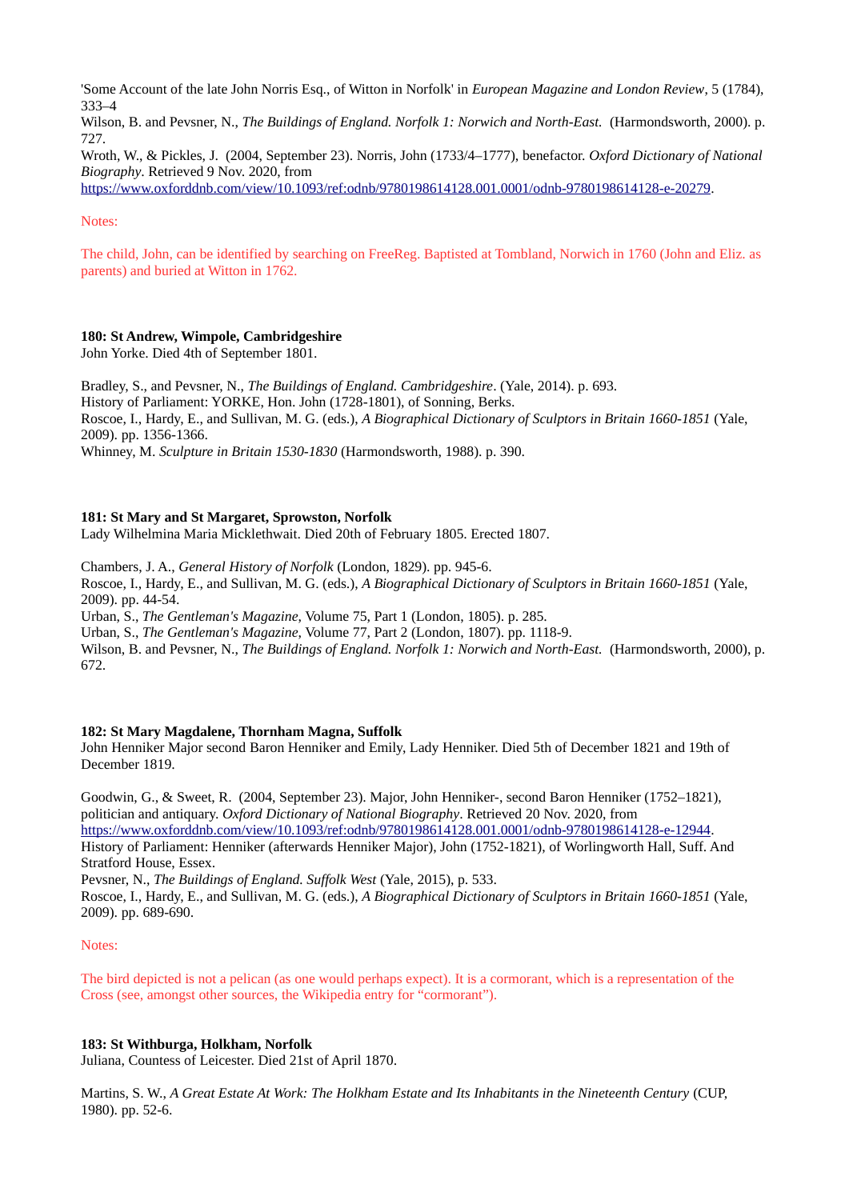'Some Account of the late John Norris Esq., of Witton in Norfolk' in *European Magazine and London Review*, 5 (1784), 333–4
Wilson, B. and Pevsner, N., *The Buildings of England. Norfolk 1: Norwich and North-East.* (Harmondsworth, 2000). p. 727.
Wroth, W., & Pickles, J. (2004, September 23). Norris, John (1733/4–1777), benefactor. *Oxford Dictionary of National Biography*. Retrieved 9 Nov. 2020, from https://www.oxforddnb.com/view/10.1093/ref:odnb/9780198614128.001.0001/odnb-9780198614128-e-20279.

Notes:

The child, John, can be identified by searching on FreeReg. Baptisted at Tombland, Norwich in 1760 (John and Eliz. as parents) and buried at Witton in 1762.

**180: St Andrew, Wimpole, Cambridgeshire**
John Yorke. Died 4th of September 1801.

Bradley, S., and Pevsner, N., *The Buildings of England. Cambridgeshire*. (Yale, 2014). p. 693.
History of Parliament: YORKE, Hon. John (1728-1801), of Sonning, Berks.
Roscoe, I., Hardy, E., and Sullivan, M. G. (eds.), *A Biographical Dictionary of Sculptors in Britain 1660-1851* (Yale, 2009). pp. 1356-1366.
Whinney, M. *Sculpture in Britain 1530-1830* (Harmondsworth, 1988). p. 390.

**181: St Mary and St Margaret, Sprowston, Norfolk**
Lady Wilhelmina Maria Micklethwait. Died 20th of February 1805. Erected 1807.

Chambers, J. A., *General History of Norfolk* (London, 1829). pp. 945-6.
Roscoe, I., Hardy, E., and Sullivan, M. G. (eds.), *A Biographical Dictionary of Sculptors in Britain 1660-1851* (Yale, 2009). pp. 44-54.
Urban, S., *The Gentleman's Magazine*, Volume 75, Part 1 (London, 1805). p. 285.
Urban, S., *The Gentleman's Magazine*, Volume 77, Part 2 (London, 1807). pp. 1118-9.
Wilson, B. and Pevsner, N., *The Buildings of England. Norfolk 1: Norwich and North-East.* (Harmondsworth, 2000), p. 672.

**182: St Mary Magdalene, Thornham Magna, Suffolk**
John Henniker Major second Baron Henniker and Emily, Lady Henniker. Died 5th of December 1821 and 19th of December 1819.

Goodwin, G., & Sweet, R. (2004, September 23). Major, John Henniker-, second Baron Henniker (1752–1821), politician and antiquary. *Oxford Dictionary of National Biography*. Retrieved 20 Nov. 2020, from https://www.oxforddnb.com/view/10.1093/ref:odnb/9780198614128.001.0001/odnb-9780198614128-e-12944.
History of Parliament: Henniker (afterwards Henniker Major), John (1752-1821), of Worlingworth Hall, Suff. And Stratford House, Essex.
Pevsner, N., *The Buildings of England. Suffolk West* (Yale, 2015), p. 533.
Roscoe, I., Hardy, E., and Sullivan, M. G. (eds.), *A Biographical Dictionary of Sculptors in Britain 1660-1851* (Yale, 2009). pp. 689-690.

Notes:

The bird depicted is not a pelican (as one would perhaps expect). It is a cormorant, which is a representation of the Cross (see, amongst other sources, the Wikipedia entry for "cormorant").

**183: St Withburga, Holkham, Norfolk**
Juliana, Countess of Leicester. Died 21st of April 1870.

Martins, S. W., *A Great Estate At Work: The Holkham Estate and Its Inhabitants in the Nineteenth Century* (CUP, 1980). pp. 52-6.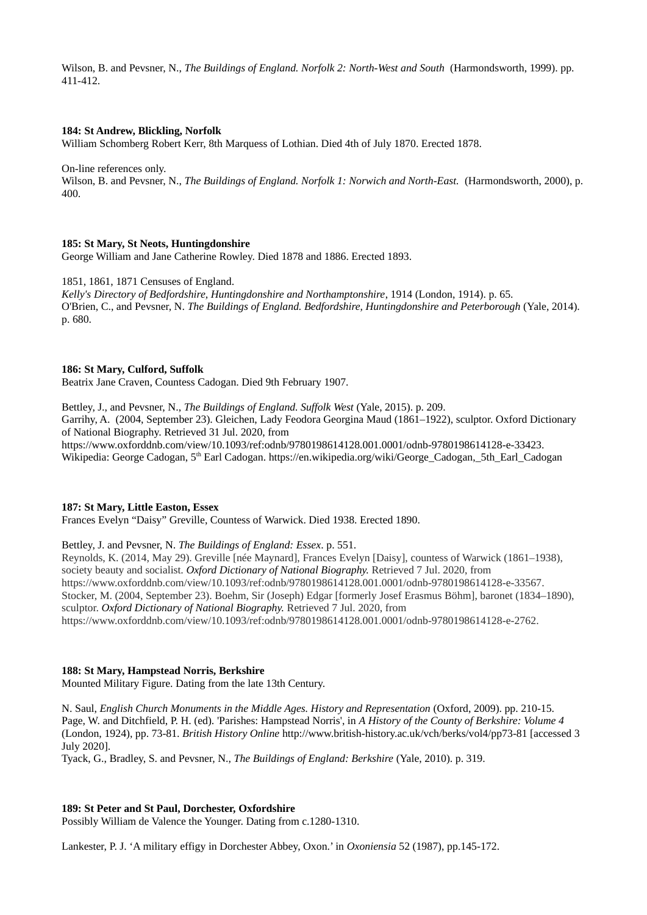Wilson, B. and Pevsner, N., *The Buildings of England. Norfolk 2: North-West and South* (Harmondsworth, 1999). pp. 411-412.

**184: St Andrew, Blickling, Norfolk**
William Schomberg Robert Kerr, 8th Marquess of Lothian. Died 4th of July 1870. Erected 1878.

On-line references only.
Wilson, B. and Pevsner, N., *The Buildings of England. Norfolk 1: Norwich and North-East.* (Harmondsworth, 2000), p. 400.

**185: St Mary, St Neots, Huntingdonshire**
George William and Jane Catherine Rowley. Died 1878 and 1886. Erected 1893.

1851, 1861, 1871 Censuses of England.
*Kelly's Directory of Bedfordshire, Huntingdonshire and Northamptonshire*, 1914 (London, 1914). p. 65.
O'Brien, C., and Pevsner, N. *The Buildings of England. Bedfordshire, Huntingdonshire and Peterborough* (Yale, 2014). p. 680.

**186: St Mary, Culford, Suffolk**
Beatrix Jane Craven, Countess Cadogan. Died 9th February 1907.

Bettley, J., and Pevsner, N., *The Buildings of England. Suffolk West* (Yale, 2015). p. 209.
Garrihy, A. (2004, September 23). Gleichen, Lady Feodora Georgina Maud (1861–1922), sculptor. Oxford Dictionary of National Biography. Retrieved 31 Jul. 2020, from https://www.oxforddnb.com/view/10.1093/ref:odnb/9780198614128.001.0001/odnb-9780198614128-e-33423.
Wikipedia: George Cadogan, 5th Earl Cadogan. https://en.wikipedia.org/wiki/George_Cadogan,_5th_Earl_Cadogan

**187: St Mary, Little Easton, Essex**
Frances Evelyn "Daisy" Greville, Countess of Warwick. Died 1938. Erected 1890.

Bettley, J. and Pevsner, N. *The Buildings of England: Essex*. p. 551.
Reynolds, K. (2014, May 29). Greville [née Maynard], Frances Evelyn [Daisy], countess of Warwick (1861–1938), society beauty and socialist. *Oxford Dictionary of National Biography.* Retrieved 7 Jul. 2020, from https://www.oxforddnb.com/view/10.1093/ref:odnb/9780198614128.001.0001/odnb-9780198614128-e-33567.
Stocker, M. (2004, September 23). Boehm, Sir (Joseph) Edgar [formerly Josef Erasmus Böhm], baronet (1834–1890), sculptor. *Oxford Dictionary of National Biography.* Retrieved 7 Jul. 2020, from https://www.oxforddnb.com/view/10.1093/ref:odnb/9780198614128.001.0001/odnb-9780198614128-e-2762.

**188: St Mary, Hampstead Norris, Berkshire**
Mounted Military Figure. Dating from the late 13th Century.

N. Saul, *English Church Monuments in the Middle Ages. History and Representation* (Oxford, 2009). pp. 210-15.
Page, W. and Ditchfield, P. H. (ed). 'Parishes: Hampstead Norris', in *A History of the County of Berkshire: Volume 4* (London, 1924), pp. 73-81. *British History Online* http://www.british-history.ac.uk/vch/berks/vol4/pp73-81 [accessed 3 July 2020].
Tyack, G., Bradley, S. and Pevsner, N., *The Buildings of England: Berkshire* (Yale, 2010). p. 319.

**189: St Peter and St Paul, Dorchester, Oxfordshire**
Possibly William de Valence the Younger. Dating from c.1280-1310.

Lankester, P. J. 'A military effigy in Dorchester Abbey, Oxon.' in *Oxoniensia* 52 (1987), pp.145-172.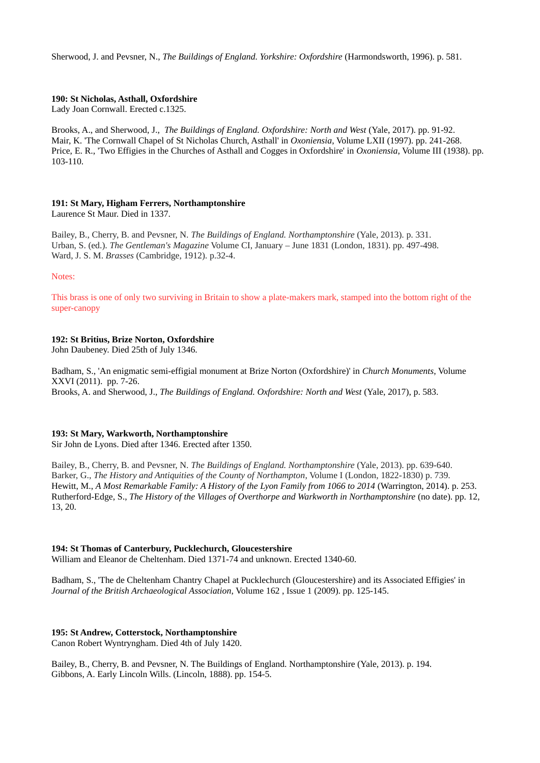Sherwood, J. and Pevsner, N., *The Buildings of England. Yorkshire: Oxfordshire* (Harmondsworth, 1996). p. 581.

**190: St Nicholas, Asthall, Oxfordshire**
Lady Joan Cornwall. Erected c.1325.

Brooks, A., and Sherwood, J., *The Buildings of England. Oxfordshire: North and West* (Yale, 2017). pp. 91-92.
Mair, K. 'The Cornwall Chapel of St Nicholas Church, Asthall' in *Oxoniensia*, Volume LXII (1997). pp. 241-268.
Price, E. R., 'Two Effigies in the Churches of Asthall and Cogges in Oxfordshire' in *Oxoniensia*, Volume III (1938). pp. 103-110.

**191: St Mary, Higham Ferrers, Northamptonshire**
Laurence St Maur. Died in 1337.

Bailey, B., Cherry, B. and Pevsner, N. *The Buildings of England. Northamptonshire* (Yale, 2013). p. 331.
Urban, S. (ed.). *The Gentleman's Magazine* Volume CI, January – June 1831 (London, 1831). pp. 497-498.
Ward, J. S. M. *Brasses* (Cambridge, 1912). p.32-4.

Notes:

This brass is one of only two surviving in Britain to show a plate-makers mark, stamped into the bottom right of the super-canopy

**192: St Britius, Brize Norton, Oxfordshire**
John Daubeney. Died 25th of July 1346.

Badham, S., 'An enigmatic semi-effigial monument at Brize Norton (Oxfordshire)' in *Church Monuments*, Volume XXVI (2011). pp. 7-26.
Brooks, A. and Sherwood, J., *The Buildings of England. Oxfordshire: North and West* (Yale, 2017), p. 583.

**193: St Mary, Warkworth, Northamptonshire**
Sir John de Lyons. Died after 1346. Erected after 1350.

Bailey, B., Cherry, B. and Pevsner, N. *The Buildings of England. Northamptonshire* (Yale, 2013). pp. 639-640.
Barker, G., *The History and Antiquities of the County of Northampton*, Volume I (London, 1822-1830) p. 739.
Hewitt, M., *A Most Remarkable Family: A History of the Lyon Family from 1066 to 2014* (Warrington, 2014). p. 253.
Rutherford-Edge, S., *The History of the Villages of Overthorpe and Warkworth in Northamptonshire* (no date). pp. 12, 13, 20.

**194: St Thomas of Canterbury, Pucklechurch, Gloucestershire**
William and Eleanor de Cheltenham. Died 1371-74 and unknown. Erected 1340-60.

Badham, S., 'The de Cheltenham Chantry Chapel at Pucklechurch (Gloucestershire) and its Associated Effigies' in *Journal of the British Archaeological Association*, Volume 162 , Issue 1 (2009). pp. 125-145.

**195: St Andrew, Cotterstock, Northamptonshire**
Canon Robert Wyntryngham. Died 4th of July 1420.

Bailey, B., Cherry, B. and Pevsner, N. The Buildings of England. Northamptonshire (Yale, 2013). p. 194.
Gibbons, A. Early Lincoln Wills. (Lincoln, 1888). pp. 154-5.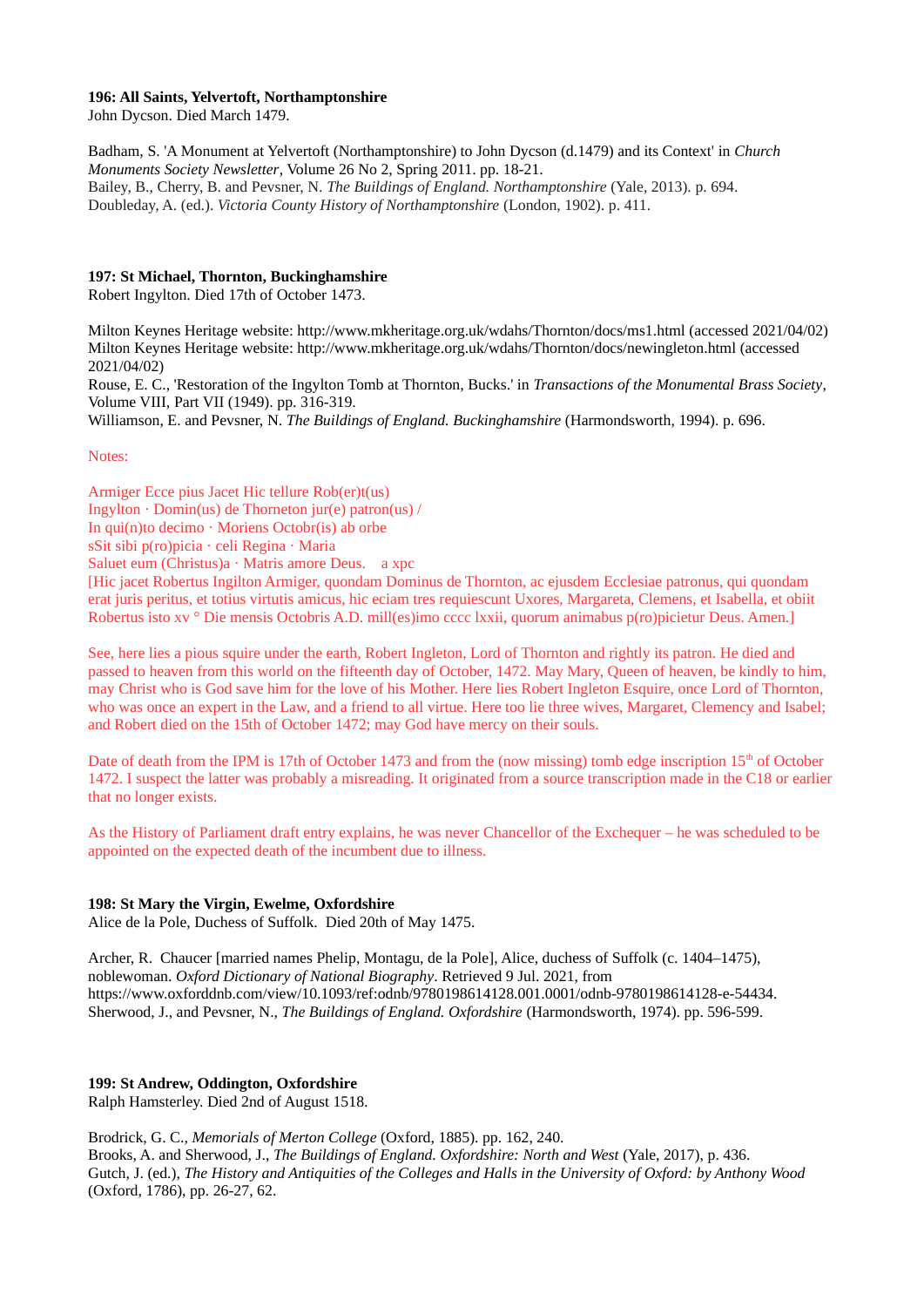**196: All Saints, Yelvertoft, Northamptonshire**
John Dycson. Died March 1479.

Badham, S. 'A Monument at Yelvertoft (Northamptonshire) to John Dycson (d.1479) and its Context' in *Church Monuments Society Newsletter*, Volume 26 No 2, Spring 2011. pp. 18-21.
Bailey, B., Cherry, B. and Pevsner, N. *The Buildings of England. Northamptonshire* (Yale, 2013). p. 694.
Doubleday, A. (ed.). *Victoria County History of Northamptonshire* (London, 1902). p. 411.

**197: St Michael, Thornton, Buckinghamshire**
Robert Ingylton. Died 17th of October 1473.

Milton Keynes Heritage website: http://www.mkheritage.org.uk/wdahs/Thornton/docs/ms1.html (accessed 2021/04/02)
Milton Keynes Heritage website: http://www.mkheritage.org.uk/wdahs/Thornton/docs/newingleton.html (accessed 2021/04/02)
Rouse, E. C., 'Restoration of the Ingylton Tomb at Thornton, Bucks.' in *Transactions of the Monumental Brass Society*, Volume VIII, Part VII (1949). pp. 316-319.
Williamson, E. and Pevsner, N. *The Buildings of England. Buckinghamshire* (Harmondsworth, 1994). p. 696.

Notes:

Armiger Ecce pius Jacet Hic tellure Rob(er)t(us)
Ingylton · Domin(us) de Thorneton jur(e) patron(us) /
In qui(n)to decimo · Moriens Octobr(is) ab orbe
sSit sibi p(ro)picia · celi Regina · Maria
Saluet eum (Christus)a · Matris amore Deus.    a xpc
[Hic jacet Robertus Ingilton Armiger, quondam Dominus de Thornton, ac ejusdem Ecclesiae patronus, qui quondam erat juris peritus, et totius virtutis amicus, hic eciam tres requiescunt Uxores, Margareta, Clemens, et Isabella, et obiit Robertus isto xv ° Die mensis Octobris A.D. mill(es)imo cccc lxxii, quorum animabus p(ro)picietur Deus. Amen.]

See, here lies a pious squire under the earth, Robert Ingleton, Lord of Thornton and rightly its patron. He died and passed to heaven from this world on the fifteenth day of October, 1472. May Mary, Queen of heaven, be kindly to him, may Christ who is God save him for the love of his Mother. Here lies Robert Ingleton Esquire, once Lord of Thornton, who was once an expert in the Law, and a friend to all virtue. Here too lie three wives, Margaret, Clemency and Isabel; and Robert died on the 15th of October 1472; may God have mercy on their souls.

Date of death from the IPM is 17th of October 1473 and from the (now missing) tomb edge inscription 15th of October 1472. I suspect the latter was probably a misreading. It originated from a source transcription made in the C18 or earlier that no longer exists.

As the History of Parliament draft entry explains, he was never Chancellor of the Exchequer – he was scheduled to be appointed on the expected death of the incumbent due to illness.

**198: St Mary the Virgin, Ewelme, Oxfordshire**
Alice de la Pole, Duchess of Suffolk. Died 20th of May 1475.

Archer, R. Chaucer [married names Phelip, Montagu, de la Pole], Alice, duchess of Suffolk (c. 1404–1475), noblewoman. *Oxford Dictionary of National Biography*. Retrieved 9 Jul. 2021, from https://www.oxforddnb.com/view/10.1093/ref:odnb/9780198614128.001.0001/odnb-9780198614128-e-54434.
Sherwood, J., and Pevsner, N., *The Buildings of England. Oxfordshire* (Harmondsworth, 1974). pp. 596-599.

**199: St Andrew, Oddington, Oxfordshire**
Ralph Hamsterley. Died 2nd of August 1518.

Brodrick, G. C., *Memorials of Merton College* (Oxford, 1885). pp. 162, 240.
Brooks, A. and Sherwood, J., *The Buildings of England. Oxfordshire: North and West* (Yale, 2017), p. 436.
Gutch, J. (ed.), *The History and Antiquities of the Colleges and Halls in the University of Oxford: by Anthony Wood* (Oxford, 1786), pp. 26-27, 62.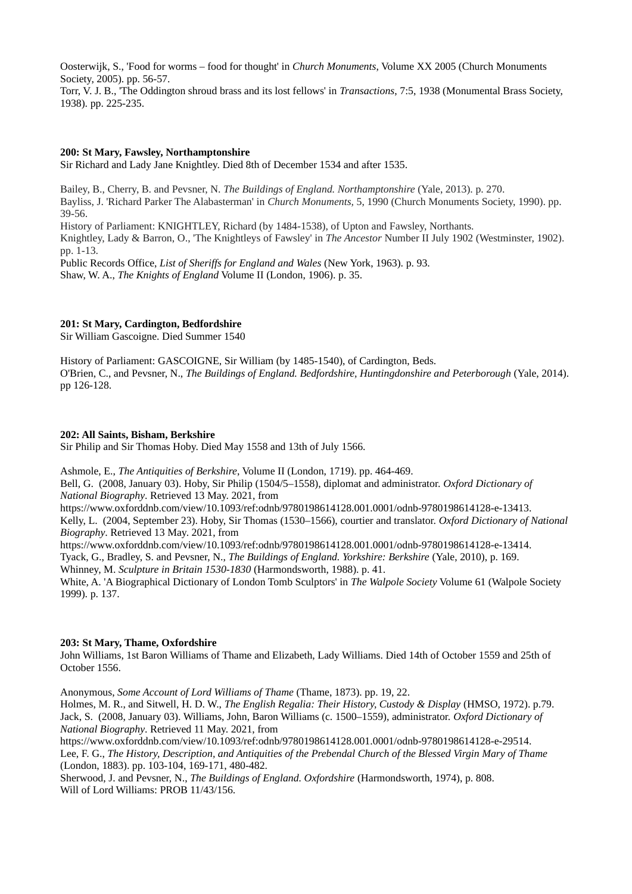Oosterwijk, S., 'Food for worms – food for thought' in *Church Monuments*, Volume XX 2005 (Church Monuments Society, 2005). pp. 56-57.
Torr, V. J. B., 'The Oddington shroud brass and its lost fellows' in *Transactions*, 7:5, 1938 (Monumental Brass Society, 1938). pp. 225-235.

**200: St Mary, Fawsley, Northamptonshire**
Sir Richard and Lady Jane Knightley. Died 8th of December 1534 and after 1535.

Bailey, B., Cherry, B. and Pevsner, N. *The Buildings of England. Northamptonshire* (Yale, 2013). p. 270.
Bayliss, J. 'Richard Parker The Alabasterman' in *Church Monuments*, 5, 1990 (Church Monuments Society, 1990). pp. 39-56.
History of Parliament: KNIGHTLEY, Richard (by 1484-1538), of Upton and Fawsley, Northants.
Knightley, Lady & Barron, O., 'The Knightleys of Fawsley' in *The Ancestor* Number II July 1902 (Westminster, 1902). pp. 1-13.
Public Records Office, *List of Sheriffs for England and Wales* (New York, 1963). p. 93.
Shaw, W. A., *The Knights of England* Volume II (London, 1906). p. 35.

**201: St Mary, Cardington, Bedfordshire**
Sir William Gascoigne. Died Summer 1540

History of Parliament: GASCOIGNE, Sir William (by 1485-1540), of Cardington, Beds.
O'Brien, C., and Pevsner, N., *The Buildings of England. Bedfordshire, Huntingdonshire and Peterborough* (Yale, 2014). pp 126-128.

**202: All Saints, Bisham, Berkshire**
Sir Philip and Sir Thomas Hoby. Died May 1558 and 13th of July 1566.

Ashmole, E., *The Antiquities of Berkshire*, Volume II (London, 1719). pp. 464-469.
Bell, G. (2008, January 03). Hoby, Sir Philip (1504/5–1558), diplomat and administrator. *Oxford Dictionary of National Biography*. Retrieved 13 May. 2021, from
https://www.oxforddnb.com/view/10.1093/ref:odnb/9780198614128.001.0001/odnb-9780198614128-e-13413.
Kelly, L. (2004, September 23). Hoby, Sir Thomas (1530–1566), courtier and translator. *Oxford Dictionary of National Biography*. Retrieved 13 May. 2021, from
https://www.oxforddnb.com/view/10.1093/ref:odnb/9780198614128.001.0001/odnb-9780198614128-e-13414.
Tyack, G., Bradley, S. and Pevsner, N., *The Buildings of England. Yorkshire: Berkshire* (Yale, 2010), p. 169.
Whinney, M. *Sculpture in Britain 1530-1830* (Harmondsworth, 1988). p. 41.
White, A. 'A Biographical Dictionary of London Tomb Sculptors' in *The Walpole Society* Volume 61 (Walpole Society 1999). p. 137.

**203: St Mary, Thame, Oxfordshire**
John Williams, 1st Baron Williams of Thame and Elizabeth, Lady Williams. Died 14th of October 1559 and 25th of October 1556.

Anonymous, *Some Account of Lord Williams of Thame* (Thame, 1873). pp. 19, 22.
Holmes, M. R., and Sitwell, H. D. W., *The English Regalia: Their History, Custody & Display* (HMSO, 1972). p.79.
Jack, S. (2008, January 03). Williams, John, Baron Williams (c. 1500–1559), administrator. *Oxford Dictionary of National Biography*. Retrieved 11 May. 2021, from
https://www.oxforddnb.com/view/10.1093/ref:odnb/9780198614128.001.0001/odnb-9780198614128-e-29514.
Lee, F. G., *The History, Description, and Antiquities of the Prebendal Church of the Blessed Virgin Mary of Thame* (London, 1883). pp. 103-104, 169-171, 480-482.
Sherwood, J. and Pevsner, N., *The Buildings of England. Oxfordshire* (Harmondsworth, 1974), p. 808.
Will of Lord Williams: PROB 11/43/156.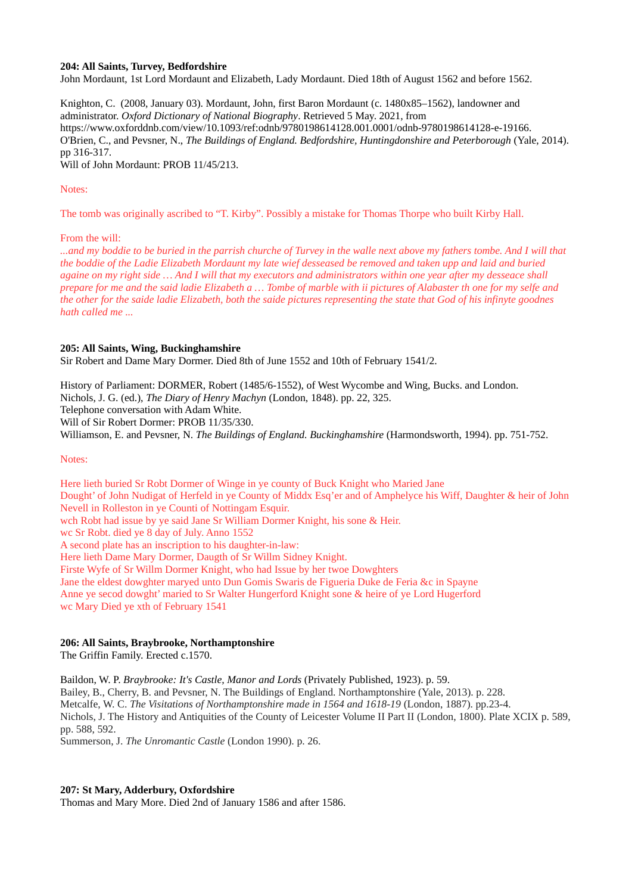**204: All Saints, Turvey, Bedfordshire**
John Mordaunt, 1st Lord Mordaunt and Elizabeth, Lady Mordaunt. Died 18th of August 1562 and before 1562.

Knighton, C. (2008, January 03). Mordaunt, John, first Baron Mordaunt (c. 1480x85–1562), landowner and administrator. *Oxford Dictionary of National Biography*. Retrieved 5 May. 2021, from https://www.oxforddnb.com/view/10.1093/ref:odnb/9780198614128.001.0001/odnb-9780198614128-e-19166.
O'Brien, C., and Pevsner, N., *The Buildings of England. Bedfordshire, Huntingdonshire and Peterborough* (Yale, 2014). pp 316-317.
Will of John Mordaunt: PROB 11/45/213.

Notes:

The tomb was originally ascribed to "T. Kirby". Possibly a mistake for Thomas Thorpe who built Kirby Hall.

From the will:
*...and my boddie to be buried in the parrish churche of Turvey in the walle next above my fathers tombe. And I will that the boddie of the Ladie Elizabeth Mordaunt my late wief desseased be removed and taken upp and laid and buried againe on my right side … And I will that my executors and administrators within one year after my desseace shall prepare for me and the said ladie Elizabeth a … Tombe of marble with ii pictures of Alabaster th one for my selfe and the other for the saide ladie Elizabeth, both the saide pictures representing the state that God of his infinyte goodnes hath called me ...*

**205: All Saints, Wing, Buckinghamshire**
Sir Robert and Dame Mary Dormer. Died 8th of June 1552 and 10th of February 1541/2.

History of Parliament: DORMER, Robert (1485/6-1552), of West Wycombe and Wing, Bucks. and London.
Nichols, J. G. (ed.), *The Diary of Henry Machyn* (London, 1848). pp. 22, 325.
Telephone conversation with Adam White.
Will of Sir Robert Dormer: PROB 11/35/330.
Williamson, E. and Pevsner, N. *The Buildings of England. Buckinghamshire* (Harmondsworth, 1994). pp. 751-752.

Notes:

Here lieth buried Sr Robt Dormer of Winge in ye county of Buck Knight who Maried Jane
Dought' of John Nudigat of Herfeld in ye County of Middx Esq'er and of Amphelyce his Wiff, Daughter & heir of John Nevell in Rolleston in ye Counti of Nottingam Esquir.
wch Robt had issue by ye said Jane Sr William Dormer Knight, his sone & Heir.
wc Sr Robt. died ye 8 day of July. Anno 1552
A second plate has an inscription to his daughter-in-law:
Here lieth Dame Mary Dormer, Daugth of Sr Willm Sidney Knight.
Firste Wyfe of Sr Willm Dormer Knight, who had Issue by her twoe Dowghters
Jane the eldest dowghter maryed unto Dun Gomis Swaris de Figueria Duke de Feria &c in Spayne
Anne ye secod dowght' maried to Sr Walter Hungerford Knight sone & heire of ye Lord Hugerford
wc Mary Died ye xth of February 1541

**206: All Saints, Braybrooke, Northamptonshire**
The Griffin Family. Erected c.1570.

Baildon, W. P. *Braybrooke: It's Castle, Manor and Lords* (Privately Published, 1923). p. 59.
Bailey, B., Cherry, B. and Pevsner, N. The Buildings of England. Northamptonshire (Yale, 2013). p. 228.
Metcalfe, W. C. *The Visitations of Northamptonshire made in 1564 and 1618-19* (London, 1887). pp.23-4.
Nichols, J. The History and Antiquities of the County of Leicester Volume II Part II (London, 1800). Plate XCIX p. 589, pp. 588, 592.
Summerson, J. *The Unromantic Castle* (London 1990). p. 26.

**207: St Mary, Adderbury, Oxfordshire**
Thomas and Mary More. Died 2nd of January 1586 and after 1586.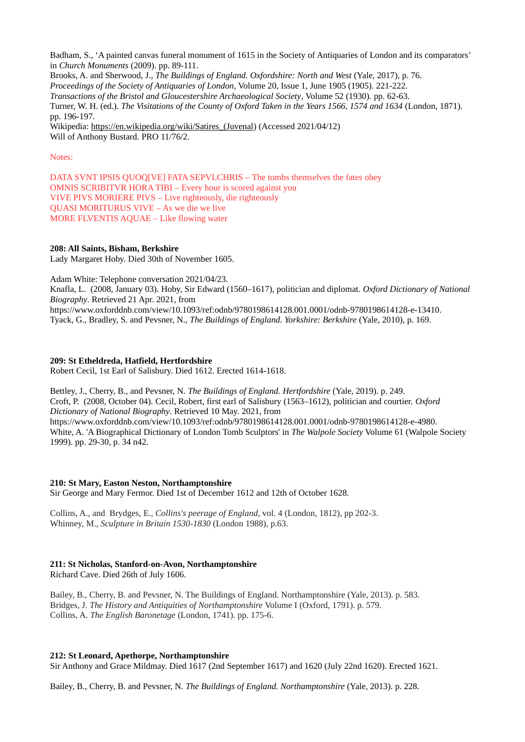Badham, S., 'A painted canvas funeral monument of 1615 in the Society of Antiquaries of London and its comparators' in *Church Monuments* (2009). pp. 89-111.
Brooks, A. and Sherwood, J., *The Buildings of England. Oxfordshire: North and West* (Yale, 2017), p. 76.
*Proceedings of the Society of Antiquaries of London*, Volume 20, Issue 1, June 1905 (1905). 221-222.
*Transactions of the Bristol and Gloucestershire Archaeological Society*, Volume 52 (1930). pp. 62-63.
Turner, W. H. (ed.). *The Visitations of the County of Oxford Taken in the Years 1566, 1574 and 1634* (London, 1871). pp. 196-197.
Wikipedia: https://en.wikipedia.org/wiki/Satires_(Juvenal) (Accessed 2021/04/12)
Will of Anthony Bustard. PRO 11/76/2.

Notes:

DATA SVNT IPSIS QUOQ[VE] FATA SEPVLCHRIS – The tombs themselves the fates obey
OMNIS SCRIBITVR HORA TIBI – Every hour is scored against you
VIVE PIVS MORIERE PIVS – Live righteously, die righteously
QUASI MORITURUS VIVE – As we die we live
MORE FLVENTIS AQUAE – Like flowing water

**208: All Saints, Bisham, Berkshire**
Lady Margaret Hoby. Died 30th of November 1605.

Adam White: Telephone conversation 2021/04/23.
Knafla, L. (2008, January 03). Hoby, Sir Edward (1560–1617), politician and diplomat. *Oxford Dictionary of National Biography*. Retrieved 21 Apr. 2021, from https://www.oxforddnb.com/view/10.1093/ref:odnb/9780198614128.001.0001/odnb-9780198614128-e-13410.
Tyack, G., Bradley, S. and Pevsner, N., *The Buildings of England. Yorkshire: Berkshire* (Yale, 2010), p. 169.

**209: St Etheldreda, Hatfield, Hertfordshire**
Robert Cecil, 1st Earl of Salisbury. Died 1612. Erected 1614-1618.

Bettley, J., Cherry, B., and Pevsner, N. *The Buildings of England. Hertfordshire* (Yale, 2019). p. 249.
Croft, P. (2008, October 04). Cecil, Robert, first earl of Salisbury (1563–1612), politician and courtier. *Oxford Dictionary of National Biography*. Retrieved 10 May. 2021, from https://www.oxforddnb.com/view/10.1093/ref:odnb/9780198614128.001.0001/odnb-9780198614128-e-4980.
White, A. 'A Biographical Dictionary of London Tomb Sculptors' in *The Walpole Society* Volume 61 (Walpole Society 1999). pp. 29-30, p. 34 n42.

**210: St Mary, Easton Neston, Northamptonshire**
Sir George and Mary Fermor. Died 1st of December 1612 and 12th of October 1628.

Collins, A., and Brydges, E., *Collins's peerage of England*, vol. 4 (London, 1812), pp 202-3.
Whinney, M., *Sculpture in Britain 1530-1830* (London 1988), p.63.

**211: St Nicholas, Stanford-on-Avon, Northamptonshire**
Richard Cave. Died 26th of July 1606.

Bailey, B., Cherry, B. and Pevsner, N. The Buildings of England. Northamptonshire (Yale, 2013). p. 583.
Bridges, J. *The History and Antiquities of Northamptonshire* Volume I (Oxford, 1791). p. 579.
Collins, A. *The English Baronetage* (London, 1741). pp. 175-6.

**212: St Leonard, Apethorpe, Northamptonshire**
Sir Anthony and Grace Mildmay. Died 1617 (2nd September 1617) and 1620 (July 22nd 1620). Erected 1621.

Bailey, B., Cherry, B. and Pevsner, N. *The Buildings of England. Northamptonshire* (Yale, 2013). p. 228.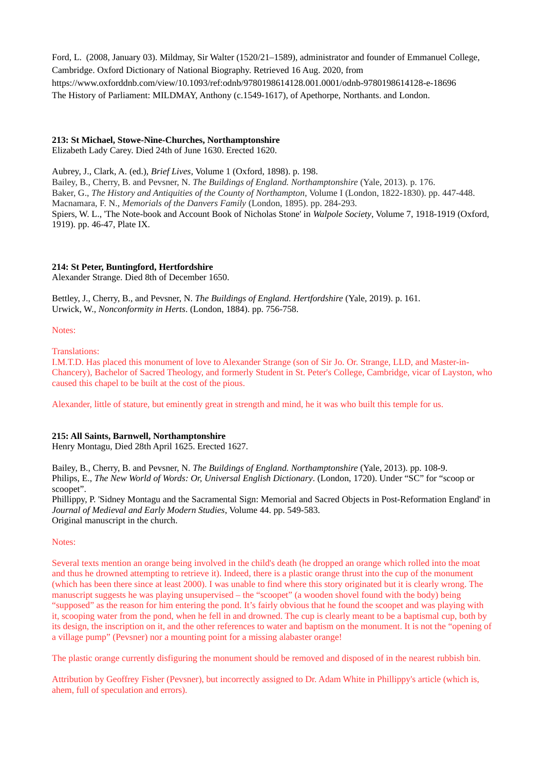Ford, L. (2008, January 03). Mildmay, Sir Walter (1520/21–1589), administrator and founder of Emmanuel College, Cambridge. Oxford Dictionary of National Biography. Retrieved 16 Aug. 2020, from https://www.oxforddnb.com/view/10.1093/ref:odnb/9780198614128.001.0001/odnb-9780198614128-e-18696
The History of Parliament: MILDMAY, Anthony (c.1549-1617), of Apethorpe, Northants. and London.

**213: St Michael, Stowe-Nine-Churches, Northamptonshire**
Elizabeth Lady Carey. Died 24th of June 1630. Erected 1620.

Aubrey, J., Clark, A. (ed.), *Brief Lives*, Volume 1 (Oxford, 1898). p. 198.
Bailey, B., Cherry, B. and Pevsner, N. *The Buildings of England. Northamptonshire* (Yale, 2013). p. 176.
Baker, G., *The History and Antiquities of the County of Northampton*, Volume I (London, 1822-1830). pp. 447-448.
Macnamara, F. N., *Memorials of the Danvers Family* (London, 1895). pp. 284-293.
Spiers, W. L., 'The Note-book and Account Book of Nicholas Stone' in *Walpole Society*, Volume 7, 1918-1919 (Oxford, 1919). pp. 46-47, Plate IX.

**214: St Peter, Buntingford, Hertfordshire**
Alexander Strange. Died 8th of December 1650.

Bettley, J., Cherry, B., and Pevsner, N. *The Buildings of England. Hertfordshire* (Yale, 2019). p. 161.
Urwick, W., *Nonconformity in Herts*. (London, 1884). pp. 756-758.

Notes:

Translations:
I.M.T.D. Has placed this monument of love to Alexander Strange (son of Sir Jo. Or. Strange, LLD, and Master-in-Chancery), Bachelor of Sacred Theology, and formerly Student in St. Peter's College, Cambridge, vicar of Layston, who caused this chapel to be built at the cost of the pious.

Alexander, little of stature, but eminently great in strength and mind, he it was who built this temple for us.

**215: All Saints, Barnwell, Northamptonshire**
Henry Montagu, Died 28th April 1625. Erected 1627.

Bailey, B., Cherry, B. and Pevsner, N. *The Buildings of England. Northamptonshire* (Yale, 2013). pp. 108-9.
Philips, E., *The New World of Words: Or, Universal English Dictionary*. (London, 1720). Under "SC" for "scoop or scoopet".
Phillippy, P. 'Sidney Montagu and the Sacramental Sign: Memorial and Sacred Objects in Post-Reformation England' in *Journal of Medieval and Early Modern Studies*, Volume 44. pp. 549-583.
Original manuscript in the church.

Notes:

Several texts mention an orange being involved in the child's death (he dropped an orange which rolled into the moat and thus he drowned attempting to retrieve it). Indeed, there is a plastic orange thrust into the cup of the monument (which has been there since at least 2000). I was unable to find where this story originated but it is clearly wrong. The manuscript suggests he was playing unsupervised – the "scoopet" (a wooden shovel found with the body) being "supposed" as the reason for him entering the pond. It's fairly obvious that he found the scoopet and was playing with it, scooping water from the pond, when he fell in and drowned. The cup is clearly meant to be a baptismal cup, both by its design, the inscription on it, and the other references to water and baptism on the monument. It is not the "opening of a village pump" (Pevsner) nor a mounting point for a missing alabaster orange!

The plastic orange currently disfiguring the monument should be removed and disposed of in the nearest rubbish bin.

Attribution by Geoffrey Fisher (Pevsner), but incorrectly assigned to Dr. Adam White in Phillippy's article (which is, ahem, full of speculation and errors).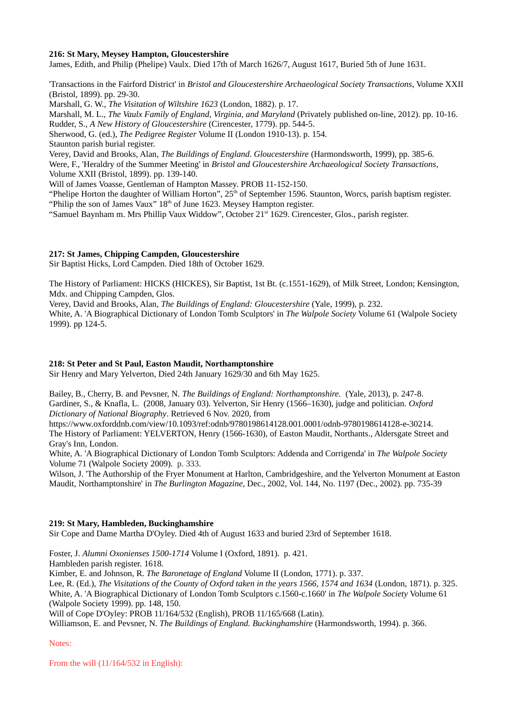**216: St Mary, Meysey Hampton, Gloucestershire**
James, Edith, and Philip (Phelipe) Vaulx. Died 17th of March 1626/7, August 1617, Buried 5th of June 1631.

'Transactions in the Fairford District' in *Bristol and Gloucestershire Archaeological Society Transactions*, Volume XXII (Bristol, 1899). pp. 29-30.
Marshall, G. W., *The Visitation of Wiltshire 1623* (London, 1882). p. 17.
Marshall, M. L., *The Vaulx Family of England, Virginia, and Maryland* (Privately published on-line, 2012). pp. 10-16.
Rudder, S., *A New History of Gloucestershire* (Cirencester, 1779). pp. 544-5.
Sherwood, G. (ed.), *The Pedigree Register* Volume II (London 1910-13). p. 154.
Staunton parish burial register.
Verey, David and Brooks, Alan, *The Buildings of England. Gloucestershire* (Harmondsworth, 1999), pp. 385-6.
Were, F., 'Heraldry of the Summer Meeting' in *Bristol and Gloucestershire Archaeological Society Transactions*, Volume XXII (Bristol, 1899). pp. 139-140.
Will of James Voasse, Gentleman of Hampton Massey. PROB 11-152-150.
"Phelipe Horton the daughter of William Horton", 25th of September 1596. Staunton, Worcs, parish baptism register.
"Philip the son of James Vaux" 18th of June 1623. Meysey Hampton register.
"Samuel Baynham m. Mrs Phillip Vaux Widdow", October 21st 1629. Cirencester, Glos., parish register.

**217: St James, Chipping Campden, Gloucestershire**
Sir Baptist Hicks, Lord Campden. Died 18th of October 1629.

The History of Parliament: HICKS (HICKES), Sir Baptist, 1st Bt. (c.1551-1629), of Milk Street, London; Kensington, Mdx. and Chipping Campden, Glos.
Verey, David and Brooks, Alan, *The Buildings of England: Gloucestershire* (Yale, 1999), p. 232.
White, A. 'A Biographical Dictionary of London Tomb Sculptors' in *The Walpole Society* Volume 61 (Walpole Society 1999). pp 124-5.

**218: St Peter and St Paul, Easton Maudit, Northamptonshire**
Sir Henry and Mary Yelverton, Died 24th January 1629/30 and 6th May 1625.

Bailey, B., Cherry, B. and Pevsner, N. *The Buildings of England: Northamptonshire.* (Yale, 2013), p. 247-8.
Gardiner, S., & Knafla, L. (2008, January 03). Yelverton, Sir Henry (1566–1630), judge and politician. *Oxford Dictionary of National Biography*. Retrieved 6 Nov. 2020, from https://www.oxforddnb.com/view/10.1093/ref:odnb/9780198614128.001.0001/odnb-9780198614128-e-30214.
The History of Parliament: YELVERTON, Henry (1566-1630), of Easton Maudit, Northants., Aldersgate Street and Gray's Inn, London.
White, A. 'A Biographical Dictionary of London Tomb Sculptors: Addenda and Corrigenda' in *The Walpole Society* Volume 71 (Walpole Society 2009). p. 333.
Wilson, J. 'The Authorship of the Fryer Monument at Harlton, Cambridgeshire, and the Yelverton Monument at Easton Maudit, Northamptonshire' in *The Burlington Magazine*, Dec., 2002, Vol. 144, No. 1197 (Dec., 2002). pp. 735-39

**219: St Mary, Hambleden, Buckinghamshire**
Sir Cope and Dame Martha D'Oyley. Died 4th of August 1633 and buried 23rd of September 1618.

Foster, J. *Alumni Oxonienses 1500-1714* Volume I (Oxford, 1891). p. 421.
Hambleden parish register. 1618.
Kimber, E. and Johnson, R. *The Baronetage of England* Volume II (London, 1771). p. 337.
Lee, R. (Ed.), *The Visitations of the County of Oxford taken in the years 1566, 1574 and 1634* (London, 1871). p. 325.
White, A. 'A Biographical Dictionary of London Tomb Sculptors c.1560-c.1660' in *The Walpole Society* Volume 61 (Walpole Society 1999). pp. 148, 150.
Will of Cope D'Oyley: PROB 11/164/532 (English), PROB 11/165/668 (Latin).
Williamson, E. and Pevsner, N. *The Buildings of England. Buckinghamshire* (Harmondsworth, 1994). p. 366.

Notes:

From the will (11/164/532 in English):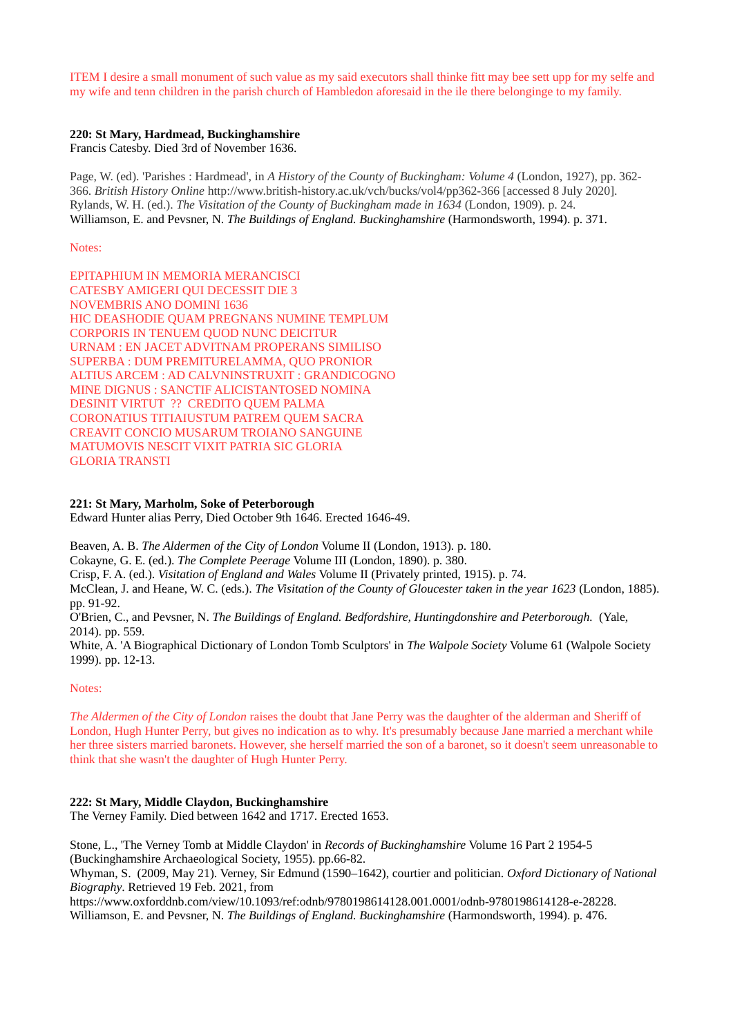ITEM I desire a small monument of such value as my said executors shall thinke fitt may bee sett upp for my selfe and my wife and tenn children in the parish church of Hambledon aforesaid in the ile there belonginge to my family.

**220: St Mary, Hardmead, Buckinghamshire**
Francis Catesby. Died 3rd of November 1636.

Page, W. (ed). 'Parishes : Hardmead', in *A History of the County of Buckingham: Volume 4* (London, 1927), pp. 362-366. *British History Online* http://www.british-history.ac.uk/vch/bucks/vol4/pp362-366 [accessed 8 July 2020].
Rylands, W. H. (ed.). *The Visitation of the County of Buckingham made in 1634* (London, 1909). p. 24.
Williamson, E. and Pevsner, N. *The Buildings of England. Buckinghamshire* (Harmondsworth, 1994). p. 371.

Notes:

EPITAPHIUM IN MEMORIA MERANCISCI
CATESBY AMIGERI QUI DECESSIT DIE 3
NOVEMBRIS ANO DOMINI 1636
HIC DEASHODIE QUAM PREGNANS NUMINE TEMPLUM
CORPORIS IN TENUEM QUOD NUNC DEICITUR
URNAM : EN JACET ADVITNAM PROPERANS SIMILISO
SUPERBA : DUM PREMITURELAMMA, QUO PRONIOR
ALTIUS ARCEM : AD CALVNINSTRUXIT : GRANDICOGNO
MINE DIGNUS : SANCTIF ALICISTANTOSED NOMINA
DESINIT VIRTUT ?? CREDITO QUEM PALMA
CORONATIUS TITIAIUSTUM PATREM QUEM SACRA
CREAVIT CONCIO MUSARUM TROIANO SANGUINE
MATUMOVIS NESCIT VIXIT PATRIA SIC GLORIA
GLORIA TRANSTI

**221: St Mary, Marholm, Soke of Peterborough**
Edward Hunter alias Perry, Died October 9th 1646. Erected 1646-49.

Beaven, A. B. *The Aldermen of the City of London* Volume II (London, 1913). p. 180.
Cokayne, G. E. (ed.). *The Complete Peerage* Volume III (London, 1890). p. 380.
Crisp, F. A. (ed.). *Visitation of England and Wales* Volume II (Privately printed, 1915). p. 74.
McClean, J. and Heane, W. C. (eds.). *The Visitation of the County of Gloucester taken in the year 1623* (London, 1885). pp. 91-92.
O'Brien, C., and Pevsner, N. *The Buildings of England. Bedfordshire, Huntingdonshire and Peterborough.* (Yale, 2014). pp. 559.
White, A. 'A Biographical Dictionary of London Tomb Sculptors' in *The Walpole Society* Volume 61 (Walpole Society 1999). pp. 12-13.

Notes:

*The Aldermen of the City of London* raises the doubt that Jane Perry was the daughter of the alderman and Sheriff of London, Hugh Hunter Perry, but gives no indication as to why. It's presumably because Jane married a merchant while her three sisters married baronets. However, she herself married the son of a baronet, so it doesn't seem unreasonable to think that she wasn't the daughter of Hugh Hunter Perry.

**222: St Mary, Middle Claydon, Buckinghamshire**
The Verney Family. Died between 1642 and 1717. Erected 1653.

Stone, L., 'The Verney Tomb at Middle Claydon' in *Records of Buckinghamshire* Volume 16 Part 2 1954-5 (Buckinghamshire Archaeological Society, 1955). pp.66-82.
Whyman, S. (2009, May 21). Verney, Sir Edmund (1590–1642), courtier and politician. *Oxford Dictionary of National Biography*. Retrieved 19 Feb. 2021, from https://www.oxforddnb.com/view/10.1093/ref:odnb/9780198614128.001.0001/odnb-9780198614128-e-28228.
Williamson, E. and Pevsner, N. *The Buildings of England. Buckinghamshire* (Harmondsworth, 1994). p. 476.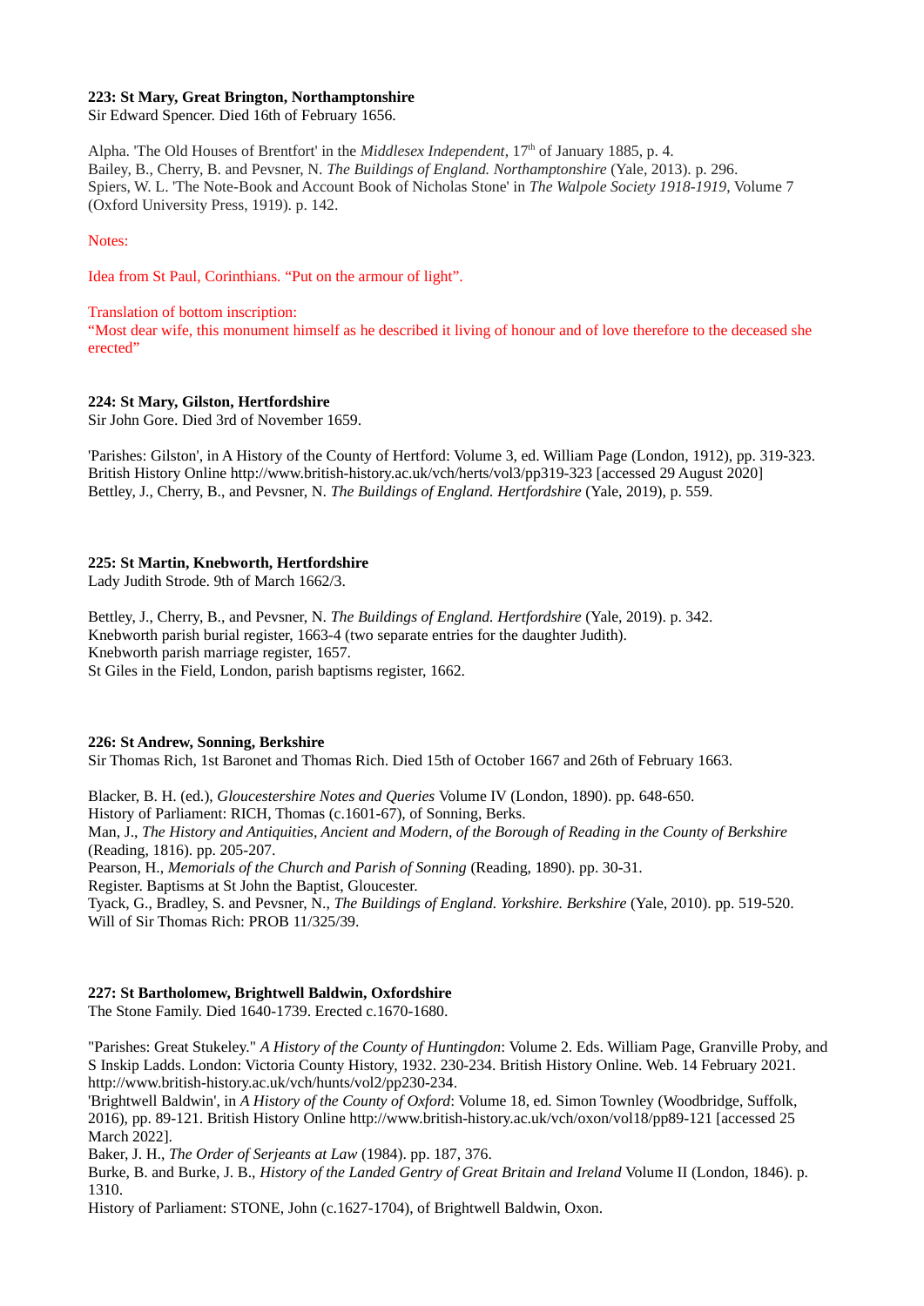**223: St Mary, Great Brington, Northamptonshire**
Sir Edward Spencer. Died 16th of February 1656.

Alpha. 'The Old Houses of Brentfort' in the *Middlesex Independent*, 17th of January 1885, p. 4.
Bailey, B., Cherry, B. and Pevsner, N. *The Buildings of England. Northamptonshire* (Yale, 2013). p. 296.
Spiers, W. L. 'The Note-Book and Account Book of Nicholas Stone' in *The Walpole Society 1918-1919*, Volume 7 (Oxford University Press, 1919). p. 142.

Notes:

Idea from St Paul, Corinthians. "Put on the armour of light".

Translation of bottom inscription:
"Most dear wife, this monument himself as he described it living of honour and of love therefore to the deceased she erected"

**224: St Mary, Gilston, Hertfordshire**
Sir John Gore. Died 3rd of November 1659.

'Parishes: Gilston', in A History of the County of Hertford: Volume 3, ed. William Page (London, 1912), pp. 319-323. British History Online http://www.british-history.ac.uk/vch/herts/vol3/pp319-323 [accessed 29 August 2020]
Bettley, J., Cherry, B., and Pevsner, N. *The Buildings of England. Hertfordshire* (Yale, 2019), p. 559.

**225: St Martin, Knebworth, Hertfordshire**
Lady Judith Strode. 9th of March 1662/3.

Bettley, J., Cherry, B., and Pevsner, N. *The Buildings of England. Hertfordshire* (Yale, 2019). p. 342.
Knebworth parish burial register, 1663-4 (two separate entries for the daughter Judith).
Knebworth parish marriage register, 1657.
St Giles in the Field, London, parish baptisms register, 1662.

**226: St Andrew, Sonning, Berkshire**
Sir Thomas Rich, 1st Baronet and Thomas Rich. Died 15th of October 1667 and 26th of February 1663.

Blacker, B. H. (ed.), *Gloucestershire Notes and Queries* Volume IV (London, 1890). pp. 648-650.
History of Parliament: RICH, Thomas (c.1601-67), of Sonning, Berks.
Man, J., *The History and Antiquities, Ancient and Modern, of the Borough of Reading in the County of Berkshire* (Reading, 1816). pp. 205-207.
Pearson, H., *Memorials of the Church and Parish of Sonning* (Reading, 1890). pp. 30-31.
Register. Baptisms at St John the Baptist, Gloucester.
Tyack, G., Bradley, S. and Pevsner, N., *The Buildings of England. Yorkshire. Berkshire* (Yale, 2010). pp. 519-520.
Will of Sir Thomas Rich: PROB 11/325/39.

**227: St Bartholomew, Brightwell Baldwin, Oxfordshire**
The Stone Family. Died 1640-1739. Erected c.1670-1680.

"Parishes: Great Stukeley." *A History of the County of Huntingdon*: Volume 2. Eds. William Page, Granville Proby, and S Inskip Ladds. London: Victoria County History, 1932. 230-234. British History Online. Web. 14 February 2021. http://www.british-history.ac.uk/vch/hunts/vol2/pp230-234.
'Brightwell Baldwin', in *A History of the County of Oxford*: Volume 18, ed. Simon Townley (Woodbridge, Suffolk, 2016), pp. 89-121. British History Online http://www.british-history.ac.uk/vch/oxon/vol18/pp89-121 [accessed 25 March 2022].
Baker, J. H., *The Order of Serjeants at Law* (1984). pp. 187, 376.
Burke, B. and Burke, J. B., *History of the Landed Gentry of Great Britain and Ireland* Volume II (London, 1846). p. 1310.
History of Parliament: STONE, John (c.1627-1704), of Brightwell Baldwin, Oxon.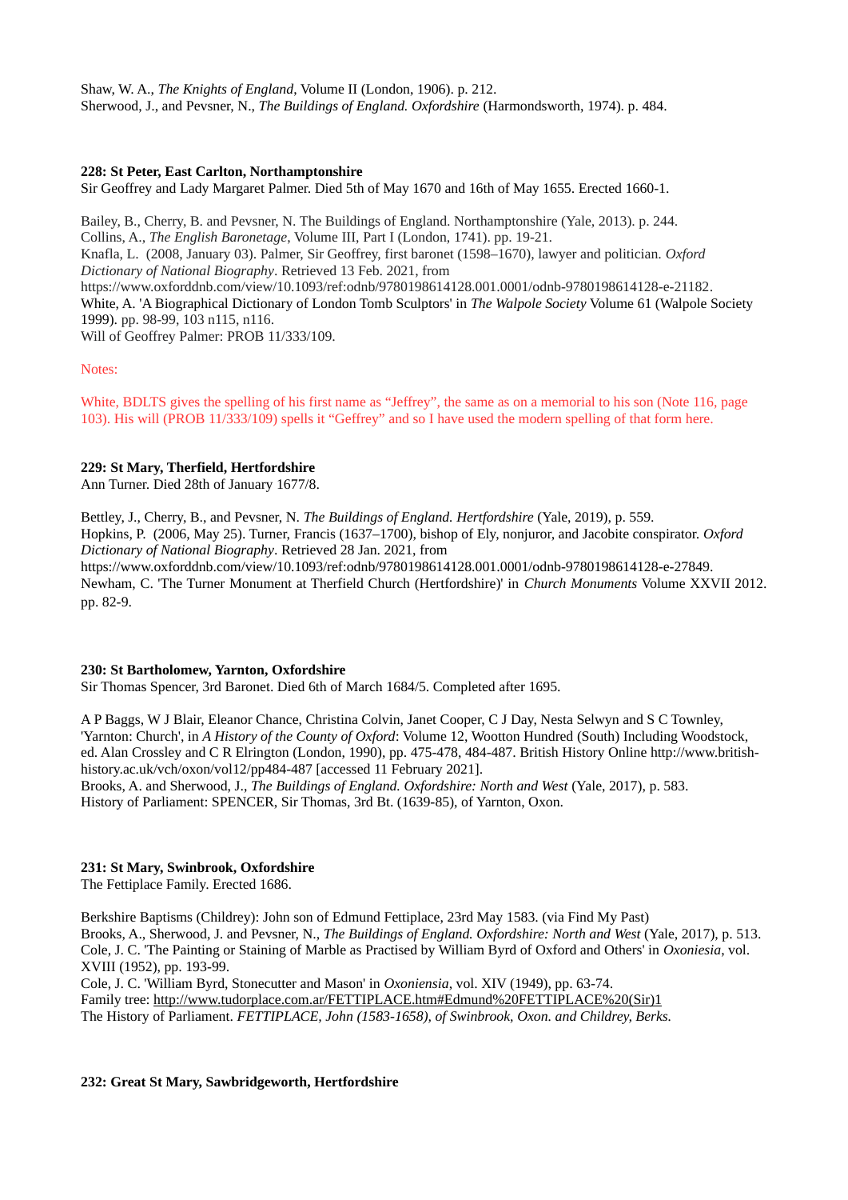Shaw, W. A., *The Knights of England*, Volume II (London, 1906). p. 212.
Sherwood, J., and Pevsner, N., *The Buildings of England. Oxfordshire* (Harmondsworth, 1974). p. 484.

**228: St Peter, East Carlton, Northamptonshire**
Sir Geoffrey and Lady Margaret Palmer. Died 5th of May 1670 and 16th of May 1655. Erected 1660-1.

Bailey, B., Cherry, B. and Pevsner, N. The Buildings of England. Northamptonshire (Yale, 2013). p. 244.
Collins, A., *The English Baronetage*, Volume III, Part I (London, 1741). pp. 19-21.
Knafla, L. (2008, January 03). Palmer, Sir Geoffrey, first baronet (1598–1670), lawyer and politician. *Oxford Dictionary of National Biography*. Retrieved 13 Feb. 2021, from https://www.oxforddnb.com/view/10.1093/ref:odnb/9780198614128.001.0001/odnb-9780198614128-e-21182.
White, A. 'A Biographical Dictionary of London Tomb Sculptors' in *The Walpole Society* Volume 61 (Walpole Society 1999). pp. 98-99, 103 n115, n116.
Will of Geoffrey Palmer: PROB 11/333/109.

Notes:

White, BDLTS gives the spelling of his first name as "Jeffrey", the same as on a memorial to his son (Note 116, page 103). His will (PROB 11/333/109) spells it "Geffrey" and so I have used the modern spelling of that form here.

**229: St Mary, Therfield, Hertfordshire**
Ann Turner. Died 28th of January 1677/8.

Bettley, J., Cherry, B., and Pevsner, N. *The Buildings of England. Hertfordshire* (Yale, 2019), p. 559.
Hopkins, P. (2006, May 25). Turner, Francis (1637–1700), bishop of Ely, nonjuror, and Jacobite conspirator. *Oxford Dictionary of National Biography*. Retrieved 28 Jan. 2021, from https://www.oxforddnb.com/view/10.1093/ref:odnb/9780198614128.001.0001/odnb-9780198614128-e-27849.
Newham, C. 'The Turner Monument at Therfield Church (Hertfordshire)' in *Church Monuments* Volume XXVII 2012. pp. 82-9.

**230: St Bartholomew, Yarnton, Oxfordshire**
Sir Thomas Spencer, 3rd Baronet. Died 6th of March 1684/5. Completed after 1695.

A P Baggs, W J Blair, Eleanor Chance, Christina Colvin, Janet Cooper, C J Day, Nesta Selwyn and S C Townley, 'Yarnton: Church', in *A History of the County of Oxford*: Volume 12, Wootton Hundred (South) Including Woodstock, ed. Alan Crossley and C R Elrington (London, 1990), pp. 475-478, 484-487. British History Online http://www.british-history.ac.uk/vch/oxon/vol12/pp484-487 [accessed 11 February 2021].
Brooks, A. and Sherwood, J., *The Buildings of England. Oxfordshire: North and West* (Yale, 2017), p. 583.
History of Parliament: SPENCER, Sir Thomas, 3rd Bt. (1639-85), of Yarnton, Oxon.

**231: St Mary, Swinbrook, Oxfordshire**
The Fettiplace Family. Erected 1686.

Berkshire Baptisms (Childrey): John son of Edmund Fettiplace, 23rd May 1583. (via Find My Past)
Brooks, A., Sherwood, J. and Pevsner, N., *The Buildings of England. Oxfordshire: North and West* (Yale, 2017), p. 513.
Cole, J. C. 'The Painting or Staining of Marble as Practised by William Byrd of Oxford and Others' in *Oxoniesia*, vol. XVIII (1952), pp. 193-99.
Cole, J. C. 'William Byrd, Stonecutter and Mason' in *Oxoniensia*, vol. XIV (1949), pp. 63-74.
Family tree: http://www.tudorplace.com.ar/FETTIPLACE.htm#Edmund%20FETTIPLACE%20(Sir)1
The History of Parliament. *FETTIPLACE, John (1583-1658), of Swinbrook, Oxon. and Childrey, Berks.*

**232: Great St Mary, Sawbridgeworth, Hertfordshire**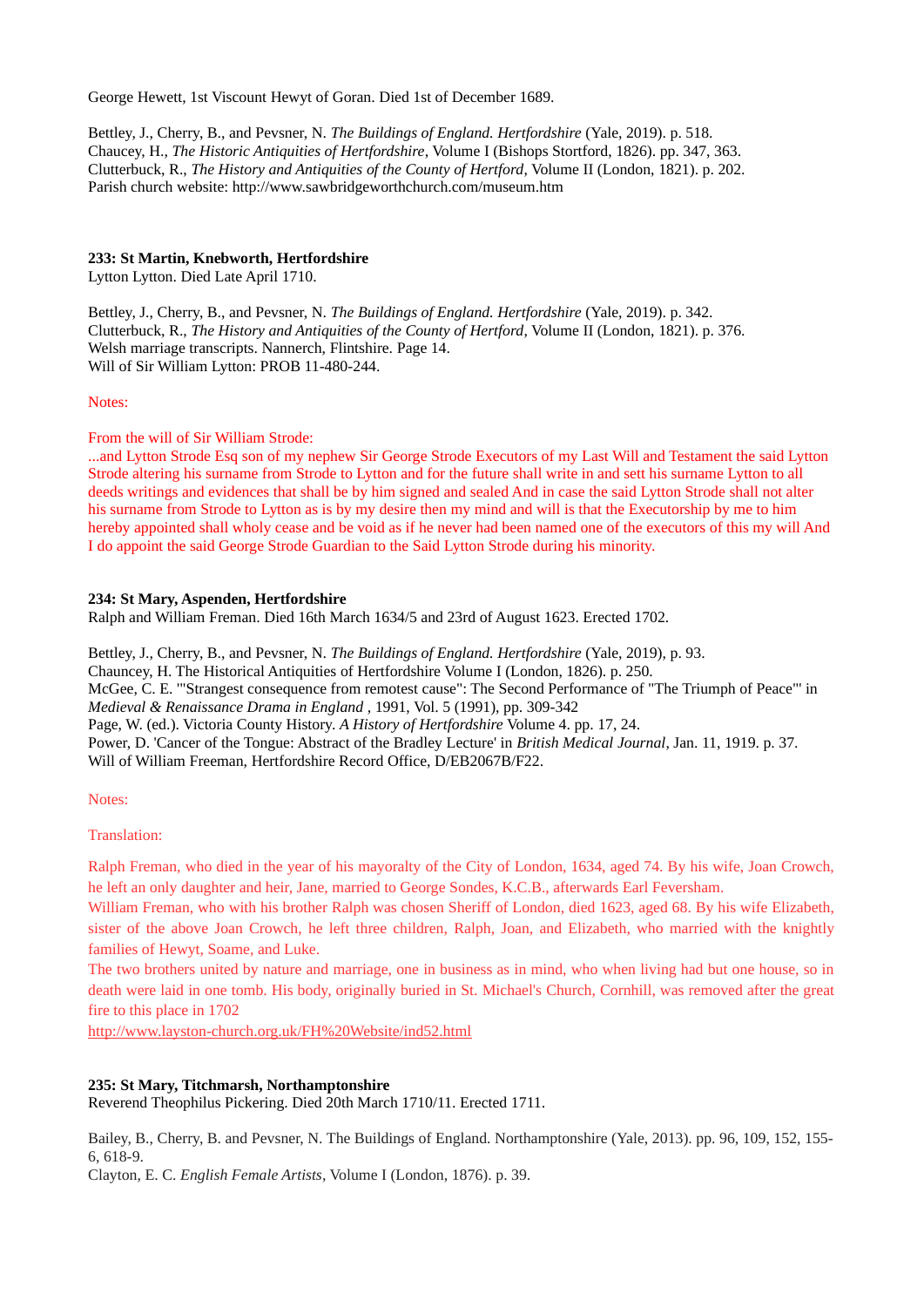George Hewett, 1st Viscount Hewyt of Goran. Died 1st of December 1689.

Bettley, J., Cherry, B., and Pevsner, N. *The Buildings of England. Hertfordshire* (Yale, 2019). p. 518.
Chaucey, H., *The Historic Antiquities of Hertfordshire*, Volume I (Bishops Stortford, 1826). pp. 347, 363.
Clutterbuck, R., *The History and Antiquities of the County of Hertford*, Volume II (London, 1821). p. 202.
Parish church website: http://www.sawbridgeworthchurch.com/museum.htm

**233: St Martin, Knebworth, Hertfordshire**
Lytton Lytton. Died Late April 1710.

Bettley, J., Cherry, B., and Pevsner, N. *The Buildings of England. Hertfordshire* (Yale, 2019). p. 342.
Clutterbuck, R., *The History and Antiquities of the County of Hertford*, Volume II (London, 1821). p. 376.
Welsh marriage transcripts. Nannerch, Flintshire. Page 14.
Will of Sir William Lytton: PROB 11-480-244.

Notes:

From the will of Sir William Strode:
...and Lytton Strode Esq son of my nephew Sir George Strode Executors of my Last Will and Testament the said Lytton Strode altering his surname from Strode to Lytton and for the future shall write in and sett his surname Lytton to all deeds writings and evidences that shall be by him signed and sealed And in case the said Lytton Strode shall not alter his surname from Strode to Lytton as is by my desire then my mind and will is that the Executorship by me to him hereby appointed shall wholy cease and be void as if he never had been named one of the executors of this my will And I do appoint the said George Strode Guardian to the Said Lytton Strode during his minority.

**234: St Mary, Aspenden, Hertfordshire**
Ralph and William Freman. Died 16th March 1634/5 and 23rd of August 1623. Erected 1702.

Bettley, J., Cherry, B., and Pevsner, N. *The Buildings of England. Hertfordshire* (Yale, 2019), p. 93.
Chauncey, H. The Historical Antiquities of Hertfordshire Volume I (London, 1826). p. 250.
McGee, C. E. "'Strangest consequence from remotest cause": The Second Performance of "The Triumph of Peace"' in *Medieval & Renaissance Drama in England* , 1991, Vol. 5 (1991), pp. 309-342
Page, W. (ed.). Victoria County History. *A History of Hertfordshire* Volume 4. pp. 17, 24.
Power, D. 'Cancer of the Tongue: Abstract of the Bradley Lecture' in *British Medical Journal*, Jan. 11, 1919. p. 37.
Will of William Freeman, Hertfordshire Record Office, D/EB2067B/F22.

Notes:

Translation:

Ralph Freman, who died in the year of his mayoralty of the City of London, 1634, aged 74. By his wife, Joan Crowch, he left an only daughter and heir, Jane, married to George Sondes, K.C.B., afterwards Earl Feversham.
William Freman, who with his brother Ralph was chosen Sheriff of London, died 1623, aged 68. By his wife Elizabeth, sister of the above Joan Crowch, he left three children, Ralph, Joan, and Elizabeth, who married with the knightly families of Hewyt, Soame, and Luke.
The two brothers united by nature and marriage, one in business as in mind, who when living had but one house, so in death were laid in one tomb. His body, originally buried in St. Michael's Church, Cornhill, was removed after the great fire to this place in 1702
http://www.layston-church.org.uk/FH%20Website/ind52.html

**235: St Mary, Titchmarsh, Northamptonshire**
Reverend Theophilus Pickering. Died 20th March 1710/11. Erected 1711.

Bailey, B., Cherry, B. and Pevsner, N. The Buildings of England. Northamptonshire (Yale, 2013). pp. 96, 109, 152, 155-6, 618-9.
Clayton, E. C. *English Female Artists*, Volume I (London, 1876). p. 39.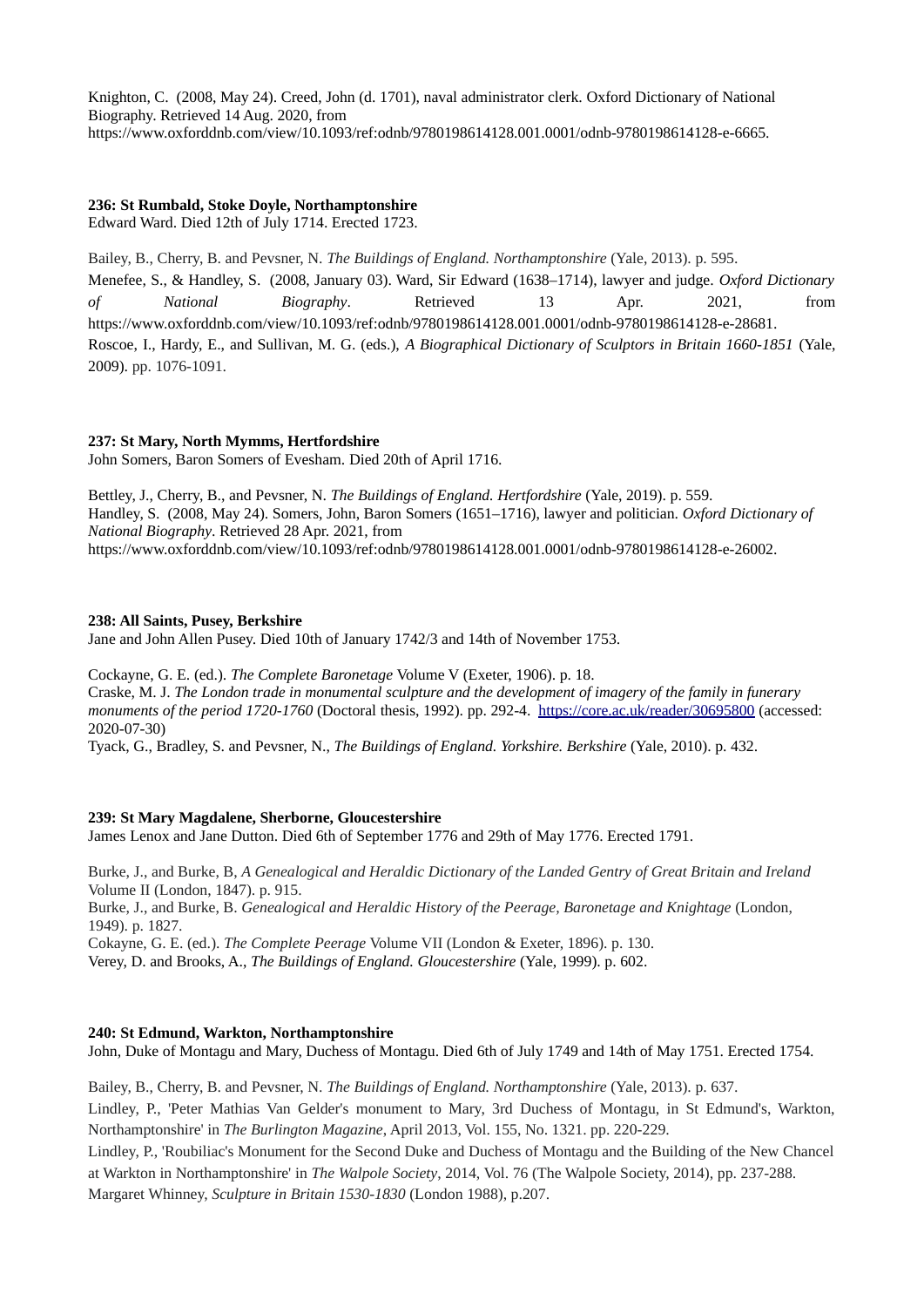Knighton, C. (2008, May 24). Creed, John (d. 1701), naval administrator clerk. Oxford Dictionary of National Biography. Retrieved 14 Aug. 2020, from https://www.oxforddnb.com/view/10.1093/ref:odnb/9780198614128.001.0001/odnb-9780198614128-e-6665.

**236: St Rumbald, Stoke Doyle, Northamptonshire**
Edward Ward. Died 12th of July 1714. Erected 1723.

Bailey, B., Cherry, B. and Pevsner, N. *The Buildings of England. Northamptonshire* (Yale, 2013). p. 595.
Menefee, S., & Handley, S. (2008, January 03). Ward, Sir Edward (1638–1714), lawyer and judge. *Oxford Dictionary of National Biography*. Retrieved 13 Apr. 2021, from https://www.oxforddnb.com/view/10.1093/ref:odnb/9780198614128.001.0001/odnb-9780198614128-e-28681.
Roscoe, I., Hardy, E., and Sullivan, M. G. (eds.), *A Biographical Dictionary of Sculptors in Britain 1660-1851* (Yale, 2009). pp. 1076-1091.

**237: St Mary, North Mymms, Hertfordshire**
John Somers, Baron Somers of Evesham. Died 20th of April 1716.

Bettley, J., Cherry, B., and Pevsner, N. *The Buildings of England. Hertfordshire* (Yale, 2019). p. 559.
Handley, S. (2008, May 24). Somers, John, Baron Somers (1651–1716), lawyer and politician. *Oxford Dictionary of National Biography*. Retrieved 28 Apr. 2021, from https://www.oxforddnb.com/view/10.1093/ref:odnb/9780198614128.001.0001/odnb-9780198614128-e-26002.

**238: All Saints, Pusey, Berkshire**
Jane and John Allen Pusey. Died 10th of January 1742/3 and 14th of November 1753.

Cockayne, G. E. (ed.). *The Complete Baronetage* Volume V (Exeter, 1906). p. 18.
Craske, M. J. *The London trade in monumental sculpture and the development of imagery of the family in funerary monuments of the period 1720-1760* (Doctoral thesis, 1992). pp. 292-4. https://core.ac.uk/reader/30695800 (accessed: 2020-07-30)
Tyack, G., Bradley, S. and Pevsner, N., *The Buildings of England. Yorkshire. Berkshire* (Yale, 2010). p. 432.

**239: St Mary Magdalene, Sherborne, Gloucestershire**
James Lenox and Jane Dutton. Died 6th of September 1776 and 29th of May 1776. Erected 1791.

Burke, J., and Burke, B, *A Genealogical and Heraldic Dictionary of the Landed Gentry of Great Britain and Ireland* Volume II (London, 1847). p. 915.
Burke, J., and Burke, B. *Genealogical and Heraldic History of the Peerage, Baronetage and Knightage* (London, 1949). p. 1827.
Cokayne, G. E. (ed.). *The Complete Peerage* Volume VII (London & Exeter, 1896). p. 130.
Verey, D. and Brooks, A., *The Buildings of England. Gloucestershire* (Yale, 1999). p. 602.

**240: St Edmund, Warkton, Northamptonshire**
John, Duke of Montagu and Mary, Duchess of Montagu. Died 6th of July 1749 and 14th of May 1751. Erected 1754.

Bailey, B., Cherry, B. and Pevsner, N. *The Buildings of England. Northamptonshire* (Yale, 2013). p. 637.
Lindley, P., 'Peter Mathias Van Gelder's monument to Mary, 3rd Duchess of Montagu, in St Edmund's, Warkton, Northamptonshire' in *The Burlington Magazine*, April 2013, Vol. 155, No. 1321. pp. 220-229.
Lindley, P., 'Roubiliac's Monument for the Second Duke and Duchess of Montagu and the Building of the New Chancel at Warkton in Northamptonshire' in *The Walpole Society*, 2014, Vol. 76 (The Walpole Society, 2014), pp. 237-288.
Margaret Whinney, *Sculpture in Britain 1530-1830* (London 1988), p.207.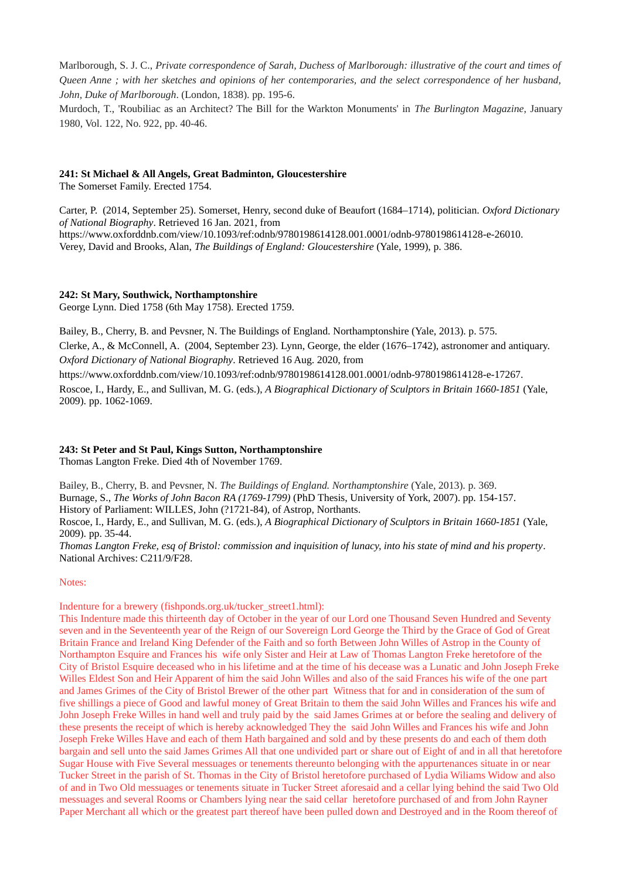Marlborough, S. J. C., *Private correspondence of Sarah, Duchess of Marlborough: illustrative of the court and times of Queen Anne ; with her sketches and opinions of her contemporaries, and the select correspondence of her husband, John, Duke of Marlborough*. (London, 1838). pp. 195-6.

Murdoch, T., 'Roubiliac as an Architect? The Bill for the Warkton Monuments' in *The Burlington Magazine*, January 1980, Vol. 122, No. 922, pp. 40-46.

**241: St Michael & All Angels, Great Badminton, Gloucestershire**

The Somerset Family. Erected 1754.

Carter, P. (2014, September 25). Somerset, Henry, second duke of Beaufort (1684–1714), politician. *Oxford Dictionary of National Biography*. Retrieved 16 Jan. 2021, from https://www.oxforddnb.com/view/10.1093/ref:odnb/9780198614128.001.0001/odnb-9780198614128-e-26010.

Verey, David and Brooks, Alan, *The Buildings of England: Gloucestershire* (Yale, 1999), p. 386.

**242: St Mary, Southwick, Northamptonshire**

George Lynn. Died 1758 (6th May 1758). Erected 1759.

Bailey, B., Cherry, B. and Pevsner, N. The Buildings of England. Northamptonshire (Yale, 2013). p. 575.

Clerke, A., & McConnell, A. (2004, September 23). Lynn, George, the elder (1676–1742), astronomer and antiquary. *Oxford Dictionary of National Biography*. Retrieved 16 Aug. 2020, from https://www.oxforddnb.com/view/10.1093/ref:odnb/9780198614128.001.0001/odnb-9780198614128-e-17267.

Roscoe, I., Hardy, E., and Sullivan, M. G. (eds.), *A Biographical Dictionary of Sculptors in Britain 1660-1851* (Yale, 2009). pp. 1062-1069.

**243: St Peter and St Paul, Kings Sutton, Northamptonshire**

Thomas Langton Freke. Died 4th of November 1769.

Bailey, B., Cherry, B. and Pevsner, N. *The Buildings of England. Northamptonshire* (Yale, 2013). p. 369.

Burnage, S., *The Works of John Bacon RA (1769-1799)* (PhD Thesis, University of York, 2007). pp. 154-157.

History of Parliament: WILLES, John (?1721-84), of Astrop, Northants.

Roscoe, I., Hardy, E., and Sullivan, M. G. (eds.), *A Biographical Dictionary of Sculptors in Britain 1660-1851* (Yale, 2009). pp. 35-44.

*Thomas Langton Freke, esq of Bristol: commission and inquisition of lunacy, into his state of mind and his property*. National Archives: C211/9/F28.

Notes:

Indenture for a brewery (fishponds.org.uk/tucker_street1.html):

This Indenture made this thirteenth day of October in the year of our Lord one Thousand Seven Hundred and Seventy seven and in the Seventeenth year of the Reign of our Sovereign Lord George the Third by the Grace of God of Great Britain France and Ireland King Defender of the Faith and so forth Between John Willes of Astrop in the County of Northampton Esquire and Frances his wife only Sister and Heir at Law of Thomas Langton Freke heretofore of the City of Bristol Esquire deceased who in his lifetime and at the time of his decease was a Lunatic and John Joseph Freke Willes Eldest Son and Heir Apparent of him the said John Willes and also of the said Frances his wife of the one part and James Grimes of the City of Bristol Brewer of the other part Witness that for and in consideration of the sum of five shillings a piece of Good and lawful money of Great Britain to them the said John Willes and Frances his wife and John Joseph Freke Willes in hand well and truly paid by the said James Grimes at or before the sealing and delivery of these presents the receipt of which is hereby acknowledged They the said John Willes and Frances his wife and John Joseph Freke Willes Have and each of them Hath bargained and sold and by these presents do and each of them doth bargain and sell unto the said James Grimes All that one undivided part or share out of Eight of and in all that heretofore Sugar House with Five Several messuages or tenements thereunto belonging with the appurtenances situate in or near Tucker Street in the parish of St. Thomas in the City of Bristol heretofore purchased of Lydia Wiliams Widow and also of and in Two Old messuages or tenements situate in Tucker Street aforesaid and a cellar lying behind the said Two Old messuages and several Rooms or Chambers lying near the said cellar heretofore purchased of and from John Rayner Paper Merchant all which or the greatest part thereof have been pulled down and Destroyed and in the Room thereof of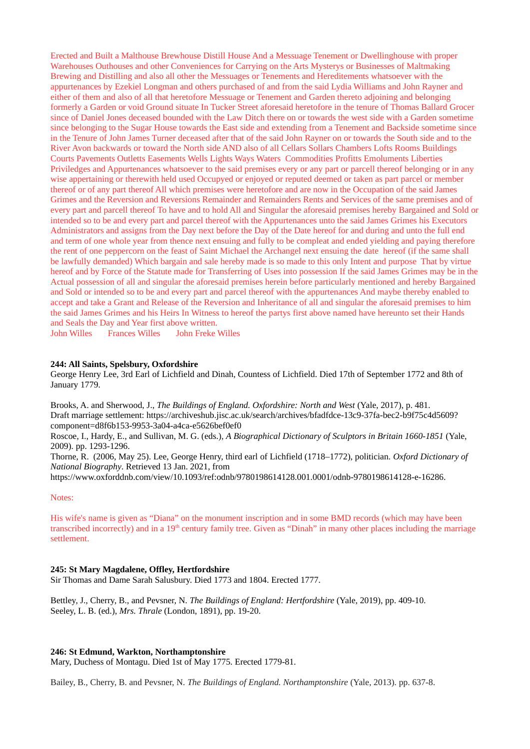Erected and Built a Malthouse Brewhouse Distill House And a Messuage Tenement or Dwellinghouse with proper Warehouses Outhouses and other Conveniences for Carrying on the Arts Mysterys or Businesses of Maltmaking Brewing and Distilling and also all other the Messuages or Tenements and Hereditements whatsoever with the appurtenances by Ezekiel Longman and others purchased of and from the said Lydia Williams and John Rayner and either of them and also of all that heretofore Messuage or Tenement and Garden thereto adjoining and belonging formerly a Garden or void Ground situate In Tucker Street aforesaid heretofore in the tenure of Thomas Ballard Grocer since of Daniel Jones deceased bounded with the Law Ditch there on or towards the west side with a Garden sometime since belonging to the Sugar House towards the East side and extending from a Tenement and Backside sometime since in the Tenure of John James Turner deceased after that of the said John Rayner on or towards the South side and to the River Avon backwards or toward the North side AND also of all Cellars Sollars Chambers Lofts Rooms Buildings Courts Pavements Outletts Easements Wells Lights Ways Waters Commodities Profitts Emoluments Liberties Priviledges and Appurtenances whatsoever to the said premises every or any part or parcell thereof belonging or in any wise appertaining or therewith held used Occupyed or enjoyed or reputed deemed or taken as part parcel or member thereof or of any part thereof All which premises were heretofore and are now in the Occupation of the said James Grimes and the Reversion and Reversions Remainder and Remainders Rents and Services of the same premises and of every part and parcell thereof To have and to hold All and Singular the aforesaid premises hereby Bargained and Sold or intended so to be and every part and parcel thereof with the Appurtenances unto the said James Grimes his Executors Administrators and assigns from the Day next before the Day of the Date hereof for and during and unto the full end and term of one whole year from thence next ensuing and fully to be compleat and ended yielding and paying therefore the rent of one peppercorn on the feast of Saint Michael the Archangel next ensuing the date hereof (if the same shall be lawfully demanded) Which bargain and sale hereby made is so made to this only Intent and purpose That by virtue hereof and by Force of the Statute made for Transferring of Uses into possession If the said James Grimes may be in the Actual possession of all and singular the aforesaid premises herein before particularly mentioned and hereby Bargained and Sold or intended so to be and every part and parcel thereof with the appurtenances And maybe thereby enabled to accept and take a Grant and Release of the Reversion and Inheritance of all and singular the aforesaid premises to him the said James Grimes and his Heirs In Witness to hereof the partys first above named have hereunto set their Hands and Seals the Day and Year first above written.

John Willes Frances Willes John Freke Willes

**244: All Saints, Spelsbury, Oxfordshire**

George Henry Lee, 3rd Earl of Lichfield and Dinah, Countess of Lichfield. Died 17th of September 1772 and 8th of January 1779.

Brooks, A. and Sherwood, J., *The Buildings of England. Oxfordshire: North and West* (Yale, 2017), p. 481.
Draft marriage settlement: https://archiveshub.jisc.ac.uk/search/archives/bfadfdce-13c9-37fa-bec2-b9f75c4d5609?component=d8f6b153-9953-3a04-a4ca-e5626bef0ef0
Roscoe, I., Hardy, E., and Sullivan, M. G. (eds.), *A Biographical Dictionary of Sculptors in Britain 1660-1851* (Yale, 2009). pp. 1293-1296.
Thorne, R. (2006, May 25). Lee, George Henry, third earl of Lichfield (1718–1772), politician. *Oxford Dictionary of National Biography*. Retrieved 13 Jan. 2021, from https://www.oxforddnb.com/view/10.1093/ref:odnb/9780198614128.001.0001/odnb-9780198614128-e-16286.

Notes:

His wife's name is given as "Diana" on the monument inscription and in some BMD records (which may have been transcribed incorrectly) and in a 19th century family tree. Given as "Dinah" in many other places including the marriage settlement.

**245: St Mary Magdalene, Offley, Hertfordshire**

Sir Thomas and Dame Sarah Salusbury. Died 1773 and 1804. Erected 1777.

Bettley, J., Cherry, B., and Pevsner, N. *The Buildings of England: Hertfordshire* (Yale, 2019), pp. 409-10.
Seeley, L. B. (ed.), *Mrs. Thrale* (London, 1891), pp. 19-20.

**246: St Edmund, Warkton, Northamptonshire**

Mary, Duchess of Montagu. Died 1st of May 1775. Erected 1779-81.

Bailey, B., Cherry, B. and Pevsner, N. *The Buildings of England. Northamptonshire* (Yale, 2013). pp. 637-8.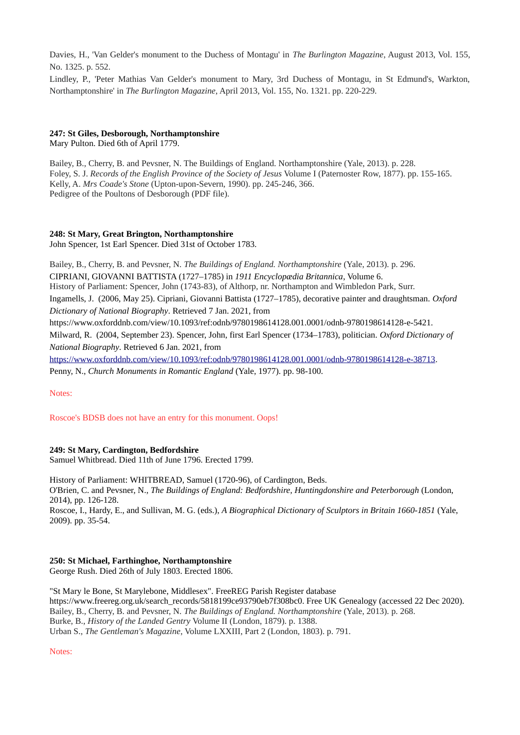Davies, H., 'Van Gelder's monument to the Duchess of Montagu' in *The Burlington Magazine*, August 2013, Vol. 155, No. 1325. p. 552.
Lindley, P., 'Peter Mathias Van Gelder's monument to Mary, 3rd Duchess of Montagu, in St Edmund's, Warkton, Northamptonshire' in *The Burlington Magazine*, April 2013, Vol. 155, No. 1321. pp. 220-229.

**247: St Giles, Desborough, Northamptonshire**
Mary Pulton. Died 6th of April 1779.

Bailey, B., Cherry, B. and Pevsner, N. The Buildings of England. Northamptonshire (Yale, 2013). p. 228.
Foley, S. J. *Records of the English Province of the Society of Jesus* Volume I (Paternoster Row, 1877). pp. 155-165.
Kelly, A. *Mrs Coade's Stone* (Upton-upon-Severn, 1990). pp. 245-246, 366.
Pedigree of the Poultons of Desborough (PDF file).

**248: St Mary, Great Brington, Northamptonshire**
John Spencer, 1st Earl Spencer. Died 31st of October 1783.

Bailey, B., Cherry, B. and Pevsner, N. *The Buildings of England. Northamptonshire* (Yale, 2013). p. 296.
CIPRIANI, GIOVANNI BATTISTA (1727–1785) in *1911 Encyclopædia Britannica*, Volume 6.
History of Parliament: Spencer, John (1743-83), of Althorp, nr. Northampton and Wimbledon Park, Surr.
Ingamells, J. (2006, May 25). Cipriani, Giovanni Battista (1727–1785), decorative painter and draughtsman. *Oxford Dictionary of National Biography*. Retrieved 7 Jan. 2021, from https://www.oxforddnb.com/view/10.1093/ref:odnb/9780198614128.001.0001/odnb-9780198614128-e-5421.
Milward, R. (2004, September 23). Spencer, John, first Earl Spencer (1734–1783), politician. *Oxford Dictionary of National Biography*. Retrieved 6 Jan. 2021, from https://www.oxforddnb.com/view/10.1093/ref:odnb/9780198614128.001.0001/odnb-9780198614128-e-38713.
Penny, N., *Church Monuments in Romantic England* (Yale, 1977). pp. 98-100.

Notes:

Roscoe's BDSB does not have an entry for this monument. Oops!

**249: St Mary, Cardington, Bedfordshire**
Samuel Whitbread. Died 11th of June 1796. Erected 1799.

History of Parliament: WHITBREAD, Samuel (1720-96), of Cardington, Beds.
O'Brien, C. and Pevsner, N., *The Buildings of England: Bedfordshire, Huntingdonshire and Peterborough* (London, 2014), pp. 126-128.
Roscoe, I., Hardy, E., and Sullivan, M. G. (eds.), *A Biographical Dictionary of Sculptors in Britain 1660-1851* (Yale, 2009). pp. 35-54.

**250: St Michael, Farthinghoe, Northamptonshire**
George Rush. Died 26th of July 1803. Erected 1806.

"St Mary le Bone, St Marylebone, Middlesex". FreeREG Parish Register database https://www.freereg.org.uk/search_records/5818199ce93790eb7f308bc0. Free UK Genealogy (accessed 22 Dec 2020).
Bailey, B., Cherry, B. and Pevsner, N. *The Buildings of England. Northamptonshire* (Yale, 2013). p. 268.
Burke, B., *History of the Landed Gentry* Volume II (London, 1879). p. 1388.
Urban S., *The Gentleman's Magazine*, Volume LXXIII, Part 2 (London, 1803). p. 791.

Notes: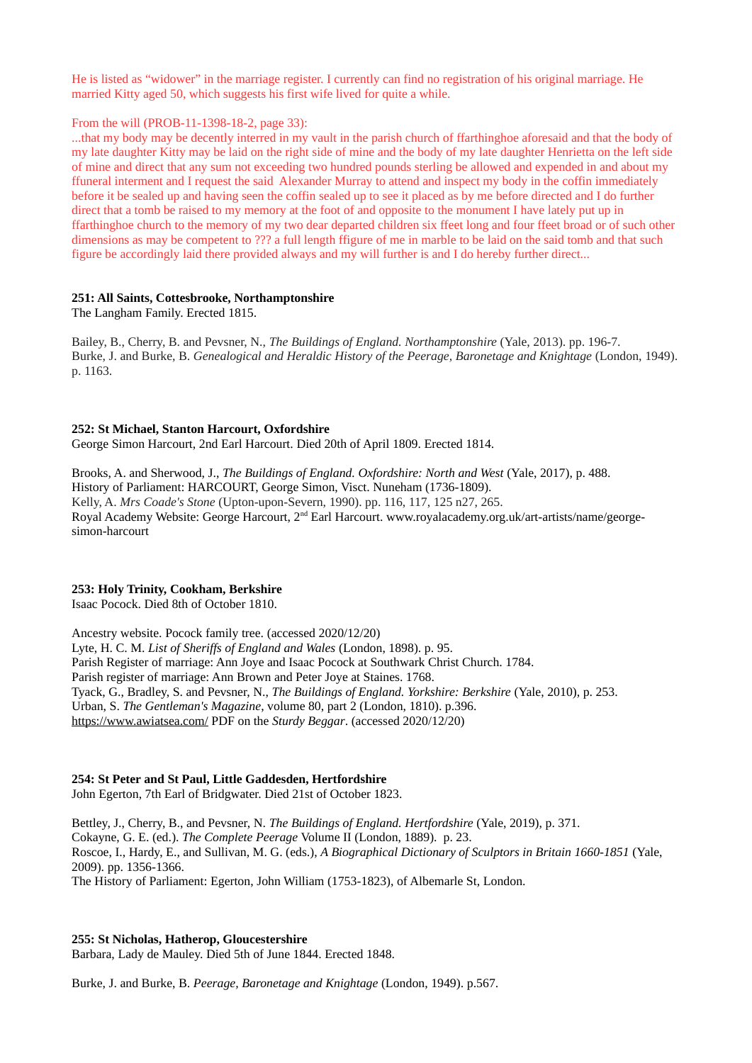He is listed as "widower" in the marriage register. I currently can find no registration of his original marriage. He married Kitty aged 50, which suggests his first wife lived for quite a while.

From the will (PROB-11-1398-18-2, page 33):
...that my body may be decently interred in my vault in the parish church of ffarthinghoe aforesaid and that the body of my late daughter Kitty may be laid on the right side of mine and the body of my late daughter Henrietta on the left side of mine and direct that any sum not exceeding two hundred pounds sterling be allowed and expended in and about my ffuneral interment and I request the said Alexander Murray to attend and inspect my body in the coffin immediately before it be sealed up and having seen the coffin sealed up to see it placed as by me before directed and I do further direct that a tomb be raised to my memory at the foot of and opposite to the monument I have lately put up in ffarthinghoe church to the memory of my two dear departed children six ffeet long and four ffeet broad or of such other dimensions as may be competent to ??? a full length ffigure of me in marble to be laid on the said tomb and that such figure be accordingly laid there provided always and my will further is and I do hereby further direct...

**251: All Saints, Cottesbrooke, Northamptonshire**
The Langham Family. Erected 1815.

Bailey, B., Cherry, B. and Pevsner, N., *The Buildings of England. Northamptonshire* (Yale, 2013). pp. 196-7.
Burke, J. and Burke, B. *Genealogical and Heraldic History of the Peerage, Baronetage and Knightage* (London, 1949). p. 1163.

**252: St Michael, Stanton Harcourt, Oxfordshire**
George Simon Harcourt, 2nd Earl Harcourt. Died 20th of April 1809. Erected 1814.

Brooks, A. and Sherwood, J., *The Buildings of England. Oxfordshire: North and West* (Yale, 2017), p. 488.
History of Parliament: HARCOURT, George Simon, Visct. Nuneham (1736-1809).
Kelly, A. *Mrs Coade's Stone* (Upton-upon-Severn, 1990). pp. 116, 117, 125 n27, 265.
Royal Academy Website: George Harcourt, 2nd Earl Harcourt. www.royalacademy.org.uk/art-artists/name/george-simon-harcourt

**253: Holy Trinity, Cookham, Berkshire**
Isaac Pocock. Died 8th of October 1810.

Ancestry website. Pocock family tree. (accessed 2020/12/20)
Lyte, H. C. M. *List of Sheriffs of England and Wales* (London, 1898). p. 95.
Parish Register of marriage: Ann Joye and Isaac Pocock at Southwark Christ Church. 1784.
Parish register of marriage: Ann Brown and Peter Joye at Staines. 1768.
Tyack, G., Bradley, S. and Pevsner, N., *The Buildings of England. Yorkshire: Berkshire* (Yale, 2010), p. 253.
Urban, S. *The Gentleman's Magazine*, volume 80, part 2 (London, 1810). p.396.
https://www.awiatsea.com/ PDF on the *Sturdy Beggar*. (accessed 2020/12/20)

**254: St Peter and St Paul, Little Gaddesden, Hertfordshire**
John Egerton, 7th Earl of Bridgwater. Died 21st of October 1823.

Bettley, J., Cherry, B., and Pevsner, N. *The Buildings of England. Hertfordshire* (Yale, 2019), p. 371.
Cokayne, G. E. (ed.). *The Complete Peerage* Volume II (London, 1889). p. 23.
Roscoe, I., Hardy, E., and Sullivan, M. G. (eds.), *A Biographical Dictionary of Sculptors in Britain 1660-1851* (Yale, 2009). pp. 1356-1366.
The History of Parliament: Egerton, John William (1753-1823), of Albemarle St, London.

**255: St Nicholas, Hatherop, Gloucestershire**
Barbara, Lady de Mauley. Died 5th of June 1844. Erected 1848.

Burke, J. and Burke, B. *Peerage, Baronetage and Knightage* (London, 1949). p.567.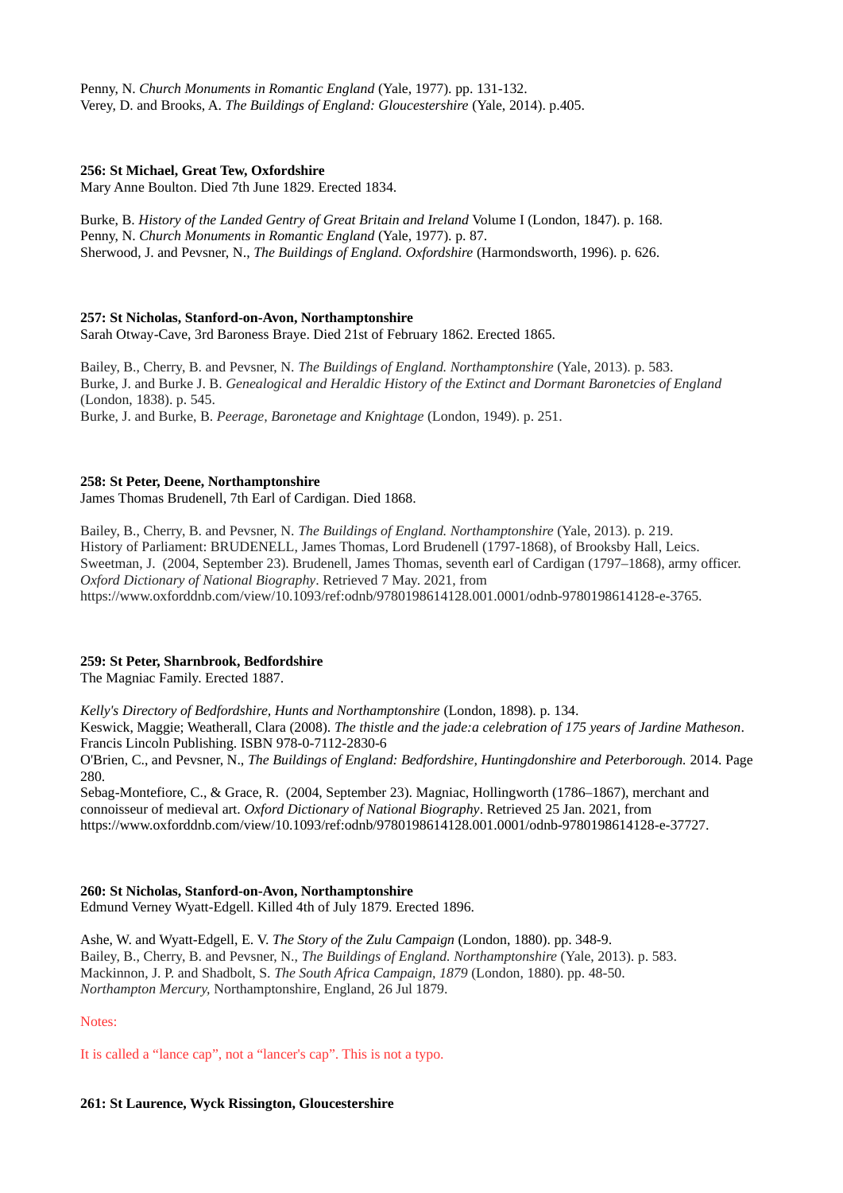Penny, N. *Church Monuments in Romantic England* (Yale, 1977). pp. 131-132.
Verey, D. and Brooks, A. *The Buildings of England: Gloucestershire* (Yale, 2014). p.405.

**256: St Michael, Great Tew, Oxfordshire**
Mary Anne Boulton. Died 7th June 1829. Erected 1834.

Burke, B. *History of the Landed Gentry of Great Britain and Ireland* Volume I (London, 1847). p. 168.
Penny, N. *Church Monuments in Romantic England* (Yale, 1977). p. 87.
Sherwood, J. and Pevsner, N., *The Buildings of England. Oxfordshire* (Harmondsworth, 1996). p. 626.

**257: St Nicholas, Stanford-on-Avon, Northamptonshire**
Sarah Otway-Cave, 3rd Baroness Braye. Died 21st of February 1862. Erected 1865.

Bailey, B., Cherry, B. and Pevsner, N. *The Buildings of England. Northamptonshire* (Yale, 2013). p. 583.
Burke, J. and Burke J. B. *Genealogical and Heraldic History of the Extinct and Dormant Baronetcies of England* (London, 1838). p. 545.
Burke, J. and Burke, B. *Peerage, Baronetage and Knightage* (London, 1949). p. 251.

**258: St Peter, Deene, Northamptonshire**
James Thomas Brudenell, 7th Earl of Cardigan. Died 1868.

Bailey, B., Cherry, B. and Pevsner, N. *The Buildings of England. Northamptonshire* (Yale, 2013). p. 219.
History of Parliament: BRUDENELL, James Thomas, Lord Brudenell (1797-1868), of Brooksby Hall, Leics.
Sweetman, J. (2004, September 23). Brudenell, James Thomas, seventh earl of Cardigan (1797–1868), army officer. *Oxford Dictionary of National Biography*. Retrieved 7 May. 2021, from https://www.oxforddnb.com/view/10.1093/ref:odnb/9780198614128.001.0001/odnb-9780198614128-e-3765.

**259: St Peter, Sharnbrook, Bedfordshire**
The Magniac Family. Erected 1887.

*Kelly's Directory of Bedfordshire, Hunts and Northamptonshire* (London, 1898). p. 134.
Keswick, Maggie; Weatherall, Clara (2008). *The thistle and the jade:a celebration of 175 years of Jardine Matheson*. Francis Lincoln Publishing. ISBN 978-0-7112-2830-6
O'Brien, C., and Pevsner, N., *The Buildings of England: Bedfordshire, Huntingdonshire and Peterborough.* 2014. Page 280.
Sebag-Montefiore, C., & Grace, R. (2004, September 23). Magniac, Hollingworth (1786–1867), merchant and connoisseur of medieval art. *Oxford Dictionary of National Biography*. Retrieved 25 Jan. 2021, from https://www.oxforddnb.com/view/10.1093/ref:odnb/9780198614128.001.0001/odnb-9780198614128-e-37727.

**260: St Nicholas, Stanford-on-Avon, Northamptonshire**
Edmund Verney Wyatt-Edgell. Killed 4th of July 1879. Erected 1896.

Ashe, W. and Wyatt-Edgell, E. V. *The Story of the Zulu Campaign* (London, 1880). pp. 348-9.
Bailey, B., Cherry, B. and Pevsner, N., *The Buildings of England. Northamptonshire* (Yale, 2013). p. 583.
Mackinnon, J. P. and Shadbolt, S. *The South Africa Campaign, 1879* (London, 1880). pp. 48-50.
*Northampton Mercury*, Northamptonshire, England, 26 Jul 1879.

Notes:

It is called a "lance cap", not a "lancer's cap". This is not a typo.

**261: St Laurence, Wyck Rissington, Gloucestershire**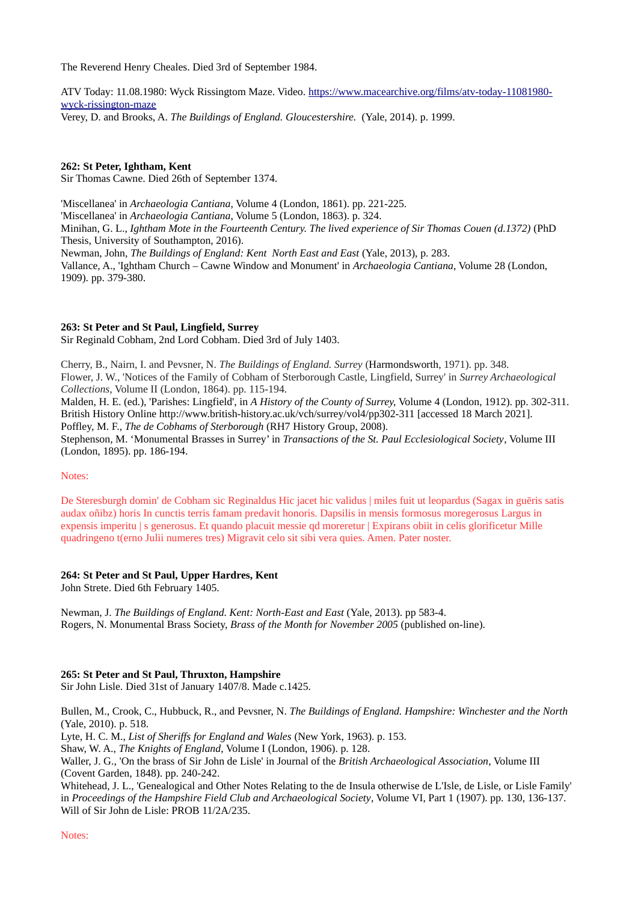The Reverend Henry Cheales. Died 3rd of September 1984.

ATV Today: 11.08.1980: Wyck Rissingtom Maze. Video. https://www.macearchive.org/films/atv-today-11081980-wyck-rissington-maze
Verey, D. and Brooks, A. *The Buildings of England. Gloucestershire.* (Yale, 2014). p. 1999.

**262: St Peter, Ightham, Kent**
Sir Thomas Cawne. Died 26th of September 1374.

'Miscellanea' in *Archaeologia Cantiana*, Volume 4 (London, 1861). pp. 221-225.
'Miscellanea' in *Archaeologia Cantiana*, Volume 5 (London, 1863). p. 324.
Minihan, G. L., *Ightham Mote in the Fourteenth Century. The lived experience of Sir Thomas Couen (d.1372)* (PhD Thesis, University of Southampton, 2016).
Newman, John, *The Buildings of England: Kent North East and East* (Yale, 2013), p. 283.
Vallance, A., 'Ightham Church – Cawne Window and Monument' in *Archaeologia Cantiana*, Volume 28 (London, 1909). pp. 379-380.

**263: St Peter and St Paul, Lingfield, Surrey**
Sir Reginald Cobham, 2nd Lord Cobham. Died 3rd of July 1403.

Cherry, B., Nairn, I. and Pevsner, N. *The Buildings of England. Surrey* (Harmondsworth, 1971). pp. 348.
Flower, J. W., 'Notices of the Family of Cobham of Sterborough Castle, Lingfield, Surrey' in *Surrey Archaeological Collections*, Volume II (London, 1864). pp. 115-194.
Malden, H. E. (ed.), 'Parishes: Lingfield', in *A History of the County of Surrey*, Volume 4 (London, 1912). pp. 302-311. British History Online http://www.british-history.ac.uk/vch/surrey/vol4/pp302-311 [accessed 18 March 2021].
Poffley, M. F., *The de Cobhams of Sterborough* (RH7 History Group, 2008).
Stephenson, M. 'Monumental Brasses in Surrey' in *Transactions of the St. Paul Ecclesiological Society*, Volume III (London, 1895). pp. 186-194.

Notes:

De Steresburgh domin' de Cobham sic Reginaldus Hic jacet hic validus | miles fuit ut leopardus (Sagax in guēris satis audax oñibz) horis In cunctis terris famam predavit honoris. Dapsilis in mensis formosus moregerosus Largus in expensis imperitu | s generosus. Et quando placuit messie qd moreretur | Expirans obiit in celis glorificetur Mille quadringeno t(erno Julii numeres tres) Migravit celo sit sibi vera quies. Amen. Pater noster.

**264: St Peter and St Paul, Upper Hardres, Kent**
John Strete. Died 6th February 1405.

Newman, J. *The Buildings of England. Kent: North-East and East* (Yale, 2013). pp 583-4.
Rogers, N. Monumental Brass Society, *Brass of the Month for November 2005* (published on-line).

**265: St Peter and St Paul, Thruxton, Hampshire**
Sir John Lisle. Died 31st of January 1407/8. Made c.1425.

Bullen, M., Crook, C., Hubbuck, R., and Pevsner, N. *The Buildings of England. Hampshire: Winchester and the North* (Yale, 2010). p. 518.
Lyte, H. C. M., *List of Sheriffs for England and Wales* (New York, 1963). p. 153.
Shaw, W. A., *The Knights of England*, Volume I (London, 1906). p. 128.
Waller, J. G., 'On the brass of Sir John de Lisle' in Journal of the *British Archaeological Association*, Volume III (Covent Garden, 1848). pp. 240-242.
Whitehead, J. L., 'Genealogical and Other Notes Relating to the de Insula otherwise de L'Isle, de Lisle, or Lisle Family' in *Proceedings of the Hampshire Field Club and Archaeological Society*, Volume VI, Part 1 (1907). pp. 130, 136-137.
Will of Sir John de Lisle: PROB 11/2A/235.

Notes: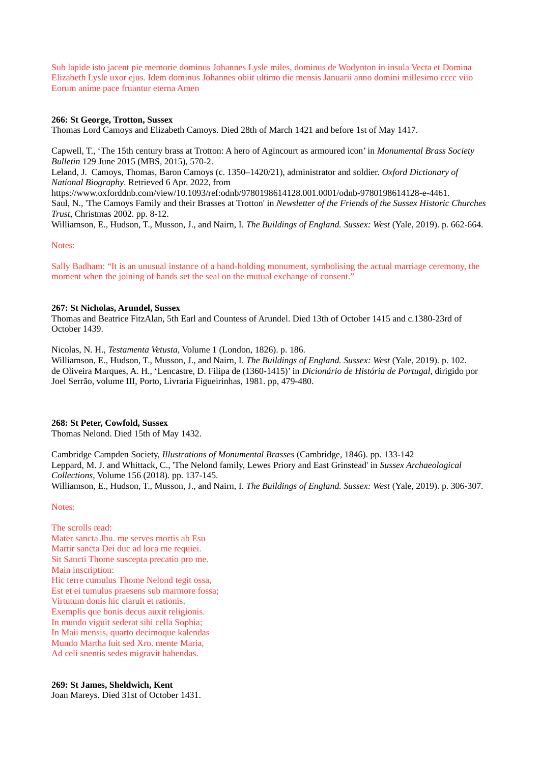Sub lapide isto jacent pie memorie dominus Johannes Lysle miles, dominus de Wodynton in insula Vecta et Domina Elizabeth Lysle uxor ejus. Idem dominus Johannes obiit ultimo die mensis Januarii anno domini millesimo cccc viio Eorum anime pace fruantur eterna Amen

**266: St George, Trotton, Sussex**
Thomas Lord Camoys and Elizabeth Camoys. Died 28th of March 1421 and before 1st of May 1417.

Capwell, T., 'The 15th century brass at Trotton: A hero of Agincourt as armoured icon' in *Monumental Brass Society Bulletin* 129 June 2015 (MBS, 2015), 570-2.
Leland, J. Camoys, Thomas, Baron Camoys (c. 1350–1420/21), administrator and soldier. *Oxford Dictionary of National Biography*. Retrieved 6 Apr. 2022, from https://www.oxforddnb.com/view/10.1093/ref:odnb/9780198614128.001.0001/odnb-9780198614128-e-4461.
Saul, N., 'The Camoys Family and their Brasses at Trotton' in *Newsletter of the Friends of the Sussex Historic Churches Trust*, Christmas 2002. pp. 8-12.
Williamson, E., Hudson, T., Musson, J., and Nairn, I. *The Buildings of England. Sussex: West* (Yale, 2019). p. 662-664.

Notes:

Sally Badham: "It is an unusual instance of a hand-holding monument, symbolising the actual marriage ceremony, the moment when the joining of hands set the seal on the mutual exchange of consent."

**267: St Nicholas, Arundel, Sussex**
Thomas and Beatrice FitzAlan, 5th Earl and Countess of Arundel. Died 13th of October 1415 and c.1380-23rd of October 1439.

Nicolas, N. H., *Testamenta Vetusta*, Volume 1 (London, 1826). p. 186.
Williamson, E., Hudson, T., Musson, J., and Nairn, I. *The Buildings of England. Sussex: West* (Yale, 2019). p. 102.
de Oliveira Marques, A. H., 'Lencastre, D. Filipa de (1360-1415)' in *Dicionário de História de Portugal*, dirigido por Joel Serrão, volume III, Porto, Livraria Figueirinhas, 1981. pp, 479-480.

**268: St Peter, Cowfold, Sussex**
Thomas Nelond. Died 15th of May 1432.

Cambridge Campden Society, *Illustrations of Monumental Brasses* (Cambridge, 1846). pp. 133-142
Leppard, M. J. and Whittack, C., 'The Nelond family, Lewes Priory and East Grinstead' in *Sussex Archaeological Collections*, Volume 156 (2018). pp. 137-145.
Williamson, E., Hudson, T., Musson, J., and Nairn, I. *The Buildings of England. Sussex: West* (Yale, 2019). p. 306-307.

Notes:

The scrolls read:
Mater sancta Jhu. me serves mortis ab Esu
Martir sancta Dei duc ad loca me requiei.
Sit Sancti Thome suscepta precatio pro me.
Main inscription:
Hic terre cumulus Thome Nelond tegit ossa,
Est et ei tumulus praesens sub marmore fossa;
Virtutum donis hic claruit et rationis,
Exemplis que bonis decus auxit religionis.
In mundo viguit sederat sibi cella Sophia;
In Maii mensis, quarto decimoque kalendas
Mundo Martha ſuit sed Xro. mente Maria,
Ad celi snentis sedes migravit habendas.

**269: St James, Sheldwich, Kent**
Joan Mareys. Died 31st of October 1431.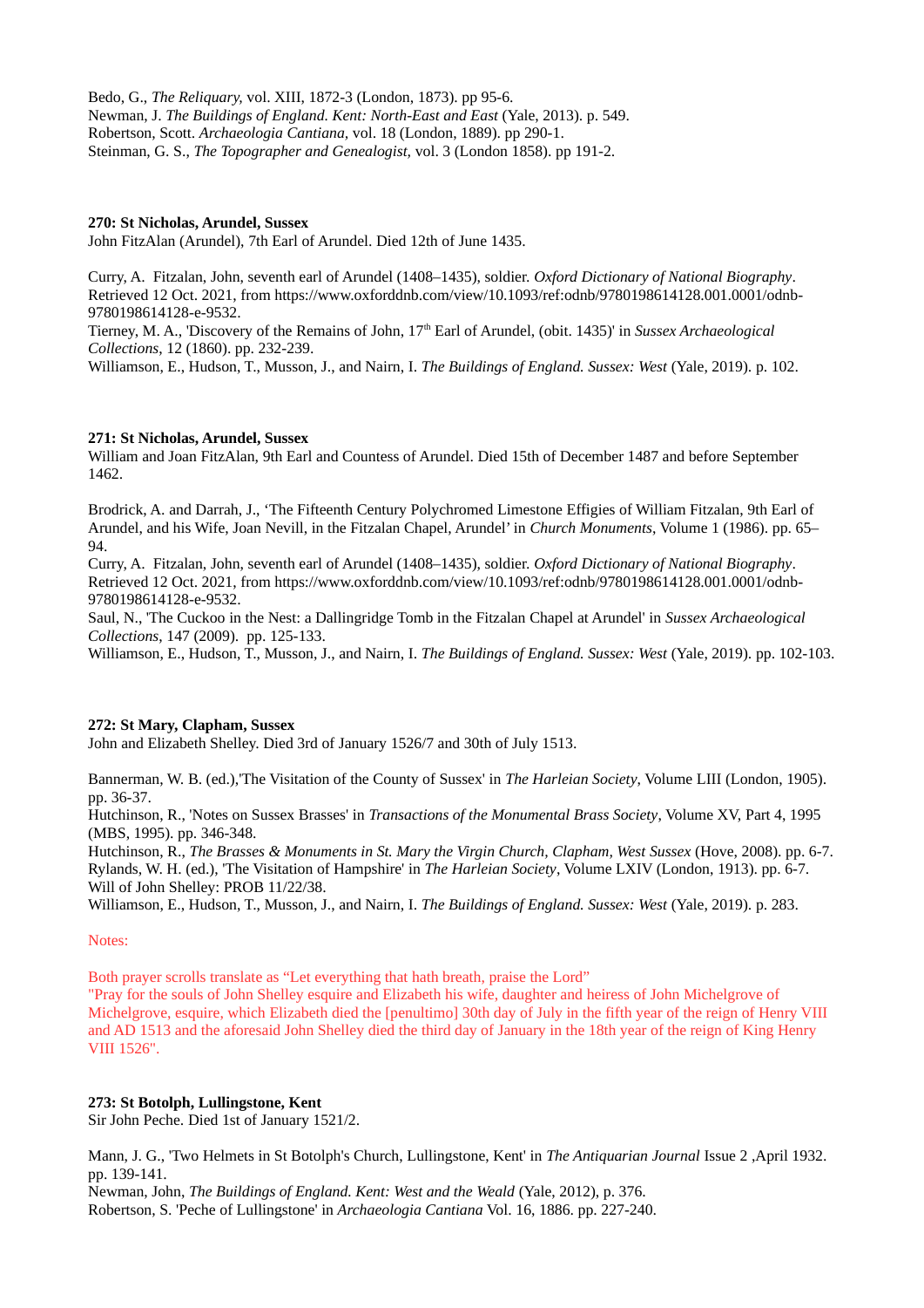Bedo, G., *The Reliquary,* vol. XIII, 1872-3 (London, 1873). pp 95-6.
Newman, J. *The Buildings of England. Kent: North-East and East* (Yale, 2013). p. 549.
Robertson, Scott. *Archaeologia Cantiana,* vol. 18 (London, 1889). pp 290-1.
Steinman, G. S., *The Topographer and Genealogist,* vol. 3 (London 1858). pp 191-2.

**270: St Nicholas, Arundel, Sussex**
John FitzAlan (Arundel), 7th Earl of Arundel. Died 12th of June 1435.

Curry, A. Fitzalan, John, seventh earl of Arundel (1408–1435), soldier. *Oxford Dictionary of National Biography*. Retrieved 12 Oct. 2021, from https://www.oxforddnb.com/view/10.1093/ref:odnb/9780198614128.001.0001/odnb-9780198614128-e-9532.
Tierney, M. A., 'Discovery of the Remains of John, 17th Earl of Arundel, (obit. 1435)' in *Sussex Archaeological Collections*, 12 (1860). pp. 232-239.
Williamson, E., Hudson, T., Musson, J., and Nairn, I. *The Buildings of England. Sussex: West* (Yale, 2019). p. 102.

**271: St Nicholas, Arundel, Sussex**
William and Joan FitzAlan, 9th Earl and Countess of Arundel. Died 15th of December 1487 and before September 1462.

Brodrick, A. and Darrah, J., 'The Fifteenth Century Polychromed Limestone Effigies of William Fitzalan, 9th Earl of Arundel, and his Wife, Joan Nevill, in the Fitzalan Chapel, Arundel' in *Church Monuments*, Volume 1 (1986). pp. 65–94.
Curry, A. Fitzalan, John, seventh earl of Arundel (1408–1435), soldier. *Oxford Dictionary of National Biography*. Retrieved 12 Oct. 2021, from https://www.oxforddnb.com/view/10.1093/ref:odnb/9780198614128.001.0001/odnb-9780198614128-e-9532.
Saul, N., 'The Cuckoo in the Nest: a Dallingridge Tomb in the Fitzalan Chapel at Arundel' in *Sussex Archaeological Collections*, 147 (2009). pp. 125-133.
Williamson, E., Hudson, T., Musson, J., and Nairn, I. *The Buildings of England. Sussex: West* (Yale, 2019). pp. 102-103.

**272: St Mary, Clapham, Sussex**
John and Elizabeth Shelley. Died 3rd of January 1526/7 and 30th of July 1513.

Bannerman, W. B. (ed.),'The Visitation of the County of Sussex' in *The Harleian Society*, Volume LIII (London, 1905). pp. 36-37.
Hutchinson, R., 'Notes on Sussex Brasses' in *Transactions of the Monumental Brass Society*, Volume XV, Part 4, 1995 (MBS, 1995). pp. 346-348.
Hutchinson, R., *The Brasses & Monuments in St. Mary the Virgin Church, Clapham, West Sussex* (Hove, 2008). pp. 6-7.
Rylands, W. H. (ed.), 'The Visitation of Hampshire' in *The Harleian Society*, Volume LXIV (London, 1913). pp. 6-7.
Will of John Shelley: PROB 11/22/38.
Williamson, E., Hudson, T., Musson, J., and Nairn, I. *The Buildings of England. Sussex: West* (Yale, 2019). p. 283.

Notes:

Both prayer scrolls translate as "Let everything that hath breath, praise the Lord"
"Pray for the souls of John Shelley esquire and Elizabeth his wife, daughter and heiress of John Michelgrove of Michelgrove, esquire, which Elizabeth died the [penultimo] 30th day of July in the fifth year of the reign of Henry VIII and AD 1513 and the aforesaid John Shelley died the third day of January in the 18th year of the reign of King Henry VIII 1526".

**273: St Botolph, Lullingstone, Kent**
Sir John Peche. Died 1st of January 1521/2.

Mann, J. G., 'Two Helmets in St Botolph's Church, Lullingstone, Kent' in *The Antiquarian Journal* Issue 2 ,April 1932. pp. 139-141.
Newman, John, *The Buildings of England. Kent: West and the Weald* (Yale, 2012), p. 376.
Robertson, S. 'Peche of Lullingstone' in *Archaeologia Cantiana* Vol. 16, 1886. pp. 227-240.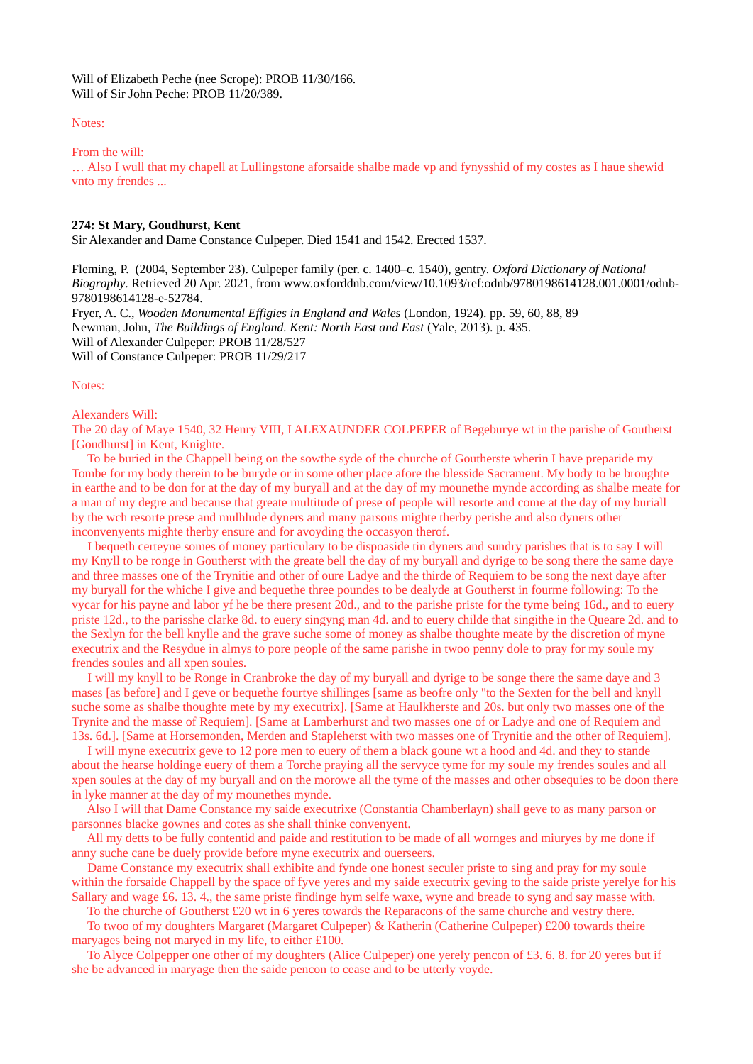Will of Elizabeth Peche (nee Scrope): PROB 11/30/166.
Will of Sir John Peche: PROB 11/20/389.

Notes:

From the will:
… Also I wull that my chapell at Lullingstone aforsaide shalbe made vp and fynysshid of my costes as I haue shewid vnto my frendes ...

**274: St Mary, Goudhurst, Kent**
Sir Alexander and Dame Constance Culpeper. Died 1541 and 1542. Erected 1537.

Fleming, P. (2004, September 23). Culpeper family (per. c. 1400–c. 1540), gentry. *Oxford Dictionary of National Biography*. Retrieved 20 Apr. 2021, from www.oxforddnb.com/view/10.1093/ref:odnb/9780198614128.001.0001/odnb-9780198614128-e-52784.
Fryer, A. C., *Wooden Monumental Effigies in England and Wales* (London, 1924). pp. 59, 60, 88, 89
Newman, John, *The Buildings of England. Kent: North East and East* (Yale, 2013). p. 435.
Will of Alexander Culpeper: PROB 11/28/527
Will of Constance Culpeper: PROB 11/29/217

Notes:

Alexanders Will:
The 20 day of Maye 1540, 32 Henry VIII, I ALEXAUNDER COLPEPER of Begeburye wt in the parishe of Goutherst [Goudhurst] in Kent, Knighte.

To be buried in the Chappell being on the sowthe syde of the churche of Goutherste wherin I have preparide my Tombe for my body therein to be buryde or in some other place afore the blesside Sacrament. My body to be broughte in earthe and to be don for at the day of my buryall and at the day of my mounethe mynde according as shalbe meate for a man of my degre and because that greate multitude of prese of people will resorte and come at the day of my buriall by the wch resorte prese and mulhlude dyners and many parsons mighte therby perishe and also dyners other inconvenyents mighte therby ensure and for avoyding the occasyon therof.

I bequeth certeyne somes of money particulary to be dispoaside tin dyners and sundry parishes that is to say I will my Knyll to be ronge in Goutherst with the greate bell the day of my buryall and dyrige to be song there the same daye and three masses one of the Trynitie and other of oure Ladye and the thirde of Requiem to be song the next daye after my buryall for the whiche I give and bequethe three poundes to be dealyde at Goutherst in fourme following: To the vycar for his payne and labor yf he be there present 20d., and to the parishe priste for the tyme being 16d., and to euery priste 12d., to the parisshe clarke 8d. to euery singyng man 4d. and to euery childe that singithe in the Queare 2d. and to the Sexlyn for the bell knylle and the grave suche some of money as shalbe thoughte meate by the discretion of myne executrix and the Resydue in almys to pore people of the same parishe in twoo penny dole to pray for my soule my frendes soules and all xpen soules.

I will my knyll to be Ronge in Cranbroke the day of my buryall and dyrige to be songe there the same daye and 3 mases [as before] and I geve or bequethe fourtye shillinges [same as beofre only "to the Sexten for the bell and knyll suche some as shalbe thoughte mete by my executrix]. [Same at Haulkherste and 20s. but only two masses one of the Trynite and the masse of Requiem]. [Same at Lamberhurst and two masses one of or Ladye and one of Requiem and 13s. 6d.]. [Same at Horsemonden, Merden and Stapleherst with two masses one of Trynitie and the other of Requiem].

I will myne executrix geve to 12 pore men to euery of them a black goune wt a hood and 4d. and they to stande about the hearse holdinge euery of them a Torche praying all the servyce tyme for my soule my frendes soules and all xpen soules at the day of my buryall and on the morowe all the tyme of the masses and other obsequies to be doon there in lyke manner at the day of my mounethes mynde.

Also I will that Dame Constance my saide executrixe (Constantia Chamberlayn) shall geve to as many parson or parsonnes blacke gownes and cotes as she shall thinke convenyent.

All my detts to be fully contentid and paide and restitution to be made of all wornges and miuryes by me done if anny suche cane be duely provide before myne executrix and ouerseers.

Dame Constance my executrix shall exhibite and fynde one honest seculer priste to sing and pray for my soule within the forsaide Chappell by the space of fyve yeres and my saide executrix geving to the saide priste yerelye for his Sallary and wage £6. 13. 4., the same priste findinge hym selfe waxe, wyne and breade to syng and say masse with.

To the churche of Goutherst £20 wt in 6 yeres towards the Reparacons of the same churche and vestry there.

To twoo of my doughters Margaret (Margaret Culpeper) & Katherin (Catherine Culpeper) £200 towards theire maryages being not maryed in my life, to either £100.

To Alyce Colpepper one other of my doughters (Alice Culpeper) one yerely pencon of £3. 6. 8. for 20 yeres but if she be advanced in maryage then the saide pencon to cease and to be utterly voyde.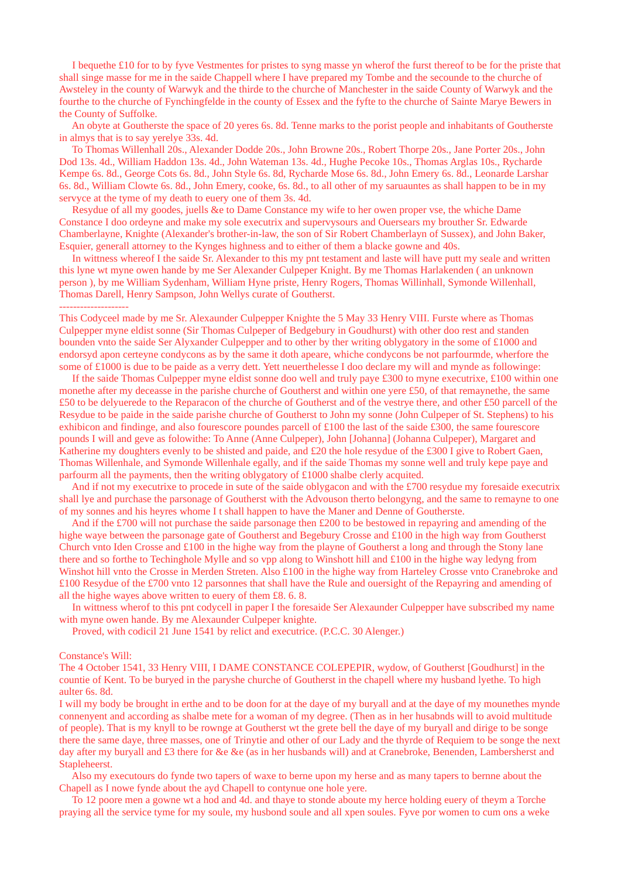I bequethe £10 for to by fyve Vestmentes for pristes to syng masse yn wherof the furst thereof to be for the priste that shall singe masse for me in the saide Chappell where I have prepared my Tombe and the secounde to the churche of Awsteley in the county of Warwyk and the thirde to the church of Manchester in the saide County of Warwyk and the fourthe to the church of Fynchingfelde in the county of Essex and the fyfte to the church of Sainte Marye Bewers in the County of Suffolke.

An obyte at Goutherste the space of 20 yeres 6s. 8d. Tenne marks to the porist people and inhabitants of Goutherste in almys that is to say yerelye 33s. 4d.

To Thomas Willenhall 20s., Alexander Dodde 20s., John Browne 20s., Robert Thorpe 20s., Jane Porter 20s., John Dod 13s. 4d., William Haddon 13s. 4d., John Wateman 13s. 4d., Hughe Pecoke 10s., Thomas Arglas 10s., Rycharde Kempe 6s. 8d., George Cots 6s. 8d., John Style 6s. 8d, Rycharde Mose 6s. 8d., John Emery 6s. 8d., Leonarde Larshar 6s. 8d., William Clowte 6s. 8d., John Emery, cooke, 6s. 8d., to all other of my saruauntes as shall happen to be in my servyce at the tyme of my death to euery one of them 3s. 4d.

Resydue of all my goodes, juells &e to Dame Constance my wife to her owen proper vse, the whiche Dame Constance I doo ordeyne and make my sole executrix and supervysours and Ouersears my brouther Sr. Edwarde Chamberlayne, Knighte (Alexander's brother-in-law, the son of Sir Robert Chamberlayn of Sussex), and John Baker, Esquier, generall attorney to the Kynges highness and to either of them a blacke gowne and 40s.

In wittness whereof I the saide Sr. Alexander to this my pnt testament and laste will have putt my seale and written this lyne wt myne owen hande by me Ser Alexander Culpeper Knight. By me Thomas Harlakenden ( an unknown person ), by me William Sydenham, William Hyne priste, Henry Rogers, Thomas Willinhall, Symonde Willenhall, Thomas Darell, Henry Sampson, John Wellys curate of Goutherst.

--------------------

This Codyceel made by me Sr. Alexaunder Culpepper Knighte the 5 May 33 Henry VIII. Furste where as Thomas Culpepper myne eldist sonne (Sir Thomas Culpeper of Bedgebury in Goudhurst) with other doo rest and standen bounden vnto the saide Ser Alyxander Culpepper and to other by ther writing oblygatory in the some of £1000 and endorsyd apon certeyne condycons as by the same it doth apeare, whiche condycons be not parfourmde, wherfore the some of £1000 is due to be paide as a verry dett. Yett neuerthelesse I doo declare my will and mynde as followinge:

If the saide Thomas Culpepper myne eldist sonne doo well and truly paye £300 to myne executrixe, £100 within one monethe after my deceasse in the parishe churche of Goutherst and within one yere £50, of that remaynethe, the same £50 to be delyuerede to the Reparacon of the churche of Goutherst and of the vestrye there, and other £50 parcell of the Resydue to be paide in the saide parishe churche of Goutherst to John my sonne (John Culpeper of St. Stephens) to his exhibicon and findinge, and also fourescore poundes parcell of £100 the last of the saide £300, the same fourescore pounds I will and geve as folowithe: To Anne (Anne Culpeper), John [Johanna] (Johanna Culpeper), Margaret and Katherine my doughters evenly to be shisted and paide, and £20 the hole resydue of the £300 I give to Robert Gaen, Thomas Willenhale, and Symonde Willenhale egally, and if the saide Thomas my sonne well and truly kepe paye and parfourm all the payments, then the writing oblygatory of £1000 shalbe clerly acquited.

And if not my executrixe to procede in sute of the saide oblygacon and with the £700 resydue my foresaide executrix shall lye and purchase the parsonage of Goutherst with the Advouson therto belongyng, and the same to remayne to one of my sonnes and his heyres whome I t shall happen to have the Maner and Denne of Goutherste.

And if the £700 will not purchase the saide parsonage then £200 to be bestowed in repayring and amending of the highe waye between the parsonage gate of Goutherst and Begebury Crosse and £100 in the high way from Goutherst Church vnto Iden Crosse and £100 in the highe way from the playne of Goutherst a long and through the Stony lane there and so forthe to Techinghole Mylle and so vpp along to Winshott hill and £100 in the highe way ledyng from Winshot hill vnto the Crosse in Merden Streten. Also £100 in the highe way from Harteley Crosse vnto Cranebroke and £100 Resydue of the £700 vnto 12 parsonnes that shall have the Rule and ouersight of the Repayring and amending of all the highe wayes above written to euery of them £8. 6. 8.

In wittness wherof to this pnt codycell in paper I the foresaide Ser Alexaunder Culpepper have subscribed my name with myne owen hande. By me Alexaunder Culpeper knighte.

Proved, with codicil 21 June 1541 by relict and executrice. (P.C.C. 30 Alenger.)

Constance's Will:

The 4 October 1541, 33 Henry VIII, I DAME CONSTANCE COLEPEPIR, wydow, of Goutherst [Goudhurst] in the countie of Kent. To be buryed in the paryshe churche of Goutherst in the chapell where my husband lyethe. To high aulter 6s. 8d.

I will my body be brought in erthe and to be doon for at the daye of my buryall and at the daye of my mounethes mynde connenyent and according as shalbe mete for a woman of my degree. (Then as in her husabnds will to avoid multitude of people). That is my knyll to be rownge at Goutherst wt the grete bell the daye of my buryall and dirige to be songe there the same daye, three masses, one of Trinytie and other of our Lady and the thyrde of Requiem to be songe the next day after my buryall and £3 there for &e &e (as in her husbands will) and at Cranebroke, Benenden, Lambersherst and Stapleheerst.

Also my executours do fynde two tapers of waxe to berne upon my herse and as many tapers to bernne about the Chapell as I nowe fynde about the ayd Chapell to contynue one hole yere.

To 12 poore men a gowne wt a hod and 4d. and thaye to stonde aboute my herce holding euery of theym a Torche praying all the service tyme for my soule, my husbond soule and all xpen soules. Fyve por women to cum ons a weke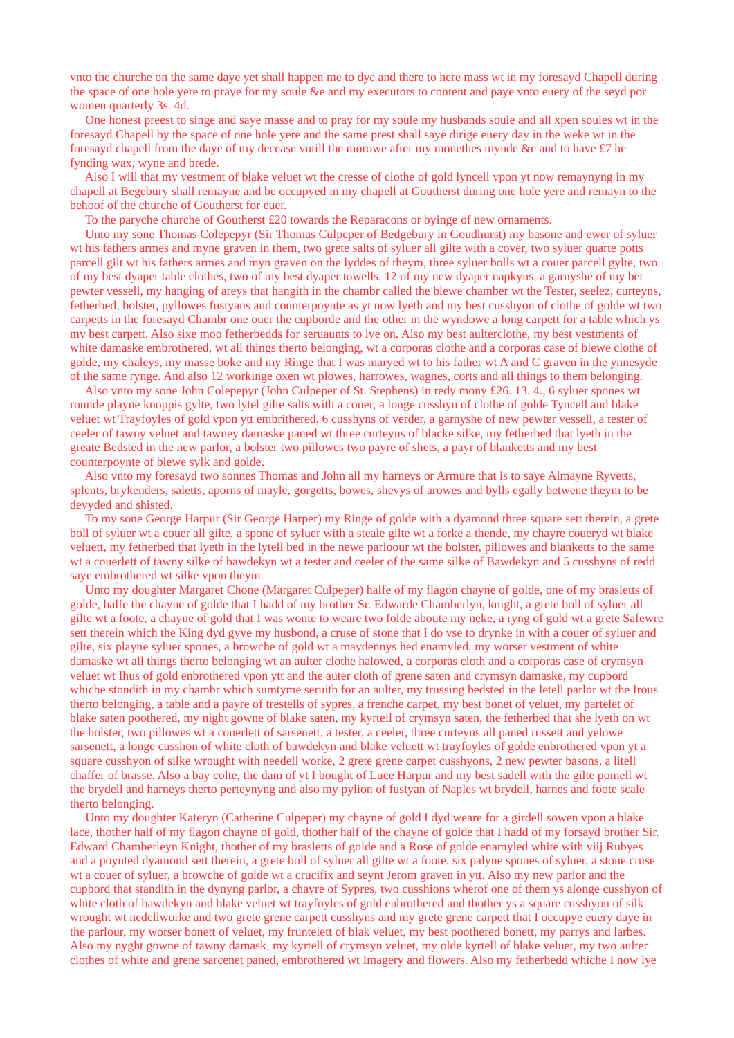vnto the churche on the same daye yet shall happen me to dye and there to here mass wt in my foresayd Chapell during the space of one hole yere to praye for my soule &e and my executors to content and paye vnto euery of the seyd por women quarterly 3s. 4d.

One honest preest to singe and saye masse and to pray for my soule my husbands soule and all xpen soules wt in the foresayd Chapell by the space of one hole yere and the same prest shall saye dirige euery day in the weke wt in the foresayd chapell from the daye of my decease vntill the morowe after my monethes mynde &e and to have £7 he fynding wax, wyne and brede.

Also I will that my vestment of blake veluet wt the cresse of clothe of gold lyncell vpon yt now remaynyng in my chapell at Begebury shall remayne and be occupyed in my chapell at Goutherst during one hole yere and remayn to the behoof of the churche of Goutherst for euer.

To the paryche church of Goutherst £20 towards the Reparacons or byinge of new ornaments.

Unto my sone Thomas Colepepyr (Sir Thomas Culpeper of Bedgebury in Goudhurst) my basone and ewer of syluer wt his fathers armes and myne graven in them, two grete salts of syluer all gilte with a cover, two syluer quarte potts parcell gilt wt his fathers armes and myn graven on the lyddes of theym, three syluer bolls wt a couer parcell gylte, two of my best dyaper table clothes, two of my best dyaper towells, 12 of my new dyaper napkyns, a garnyshe of my bet pewter vessell, my hanging of areys that hangith in the chambr called the blewe chamber wt the Tester, seelez, curteyns, fetherbed, bolster, pyllowes fustyans and counterpoynte as yt now lyeth and my best cusshyon of clothe of golde wt two carpetts in the foresayd Chambr one ouer the cupborde and the other in the wyndowe a long carpett for a table which ys my best carpett. Also sixe moo fetherbedds for seruaunts to lye on. Also my best aulterclothe, my best vestments of white damaske embrothered, wt all things therto belonging, wt a corporas clothe and a corporas case of blewe clothe of golde, my chaleys, my masse boke and my Ringe that I was maryed wt to his father wt A and C graven in the ynnesyde of the same rynge. And also 12 workinge oxen wt plowes, harrowes, wagnes, corts and all things to them belonging.

Also vnto my sone John Colepepyr (John Culpeper of St. Stephens) in redy mony £26. 13. 4., 6 syluer spones wt rounde playne knoppis gylte, two lytel gilte salts with a couer, a longe cusshyn of clothe of golde Tyncell and blake veluet wt Trayfoyles of gold vpon ytt embrithered, 6 cusshyns of verder, a garnyshe of new pewter vessell, a tester of ceeler of tawny veluet and tawney damaske paned wt three curteyns of blacke silke, my fetherbed that lyeth in the greate Bedsted in the new parlor, a bolster two pillowes two payre of shets, a payr of blanketts and my best counterpoynte of blewe sylk and golde.

Also vnto my foresayd two sonnes Thomas and John all my harneys or Armure that is to saye Almayne Ryvetts, splents, brykenders, saletts, aporns of mayle, gorgetts, bowes, shevys of arowes and bylls egally betwene theym to be devyded and shisted.

To my sone George Harpur (Sir George Harper) my Ringe of golde with a dyamond three square sett therein, a grete boll of syluer wt a couer all gilte, a spone of syluer with a steale gilte wt a forke a thende, my chayre coueryd wt blake veluett, my fetherbed that lyeth in the lytell bed in the newe parloour wt the bolster, pillowes and blanketts to the same wt a couerlett of tawny silke of bawdekyn wt a tester and ceeler of the same silke of Bawdekyn and 5 cusshyns of redd saye embrothered wt silke vpon theym.

Unto my doughter Margaret Chone (Margaret Culpeper) halfe of my flagon chayne of golde, one of my brasletts of golde, halfe the chayne of golde that I hadd of my brother Sr. Edwarde Chamberlyn, knight, a grete boll of syluer all gilte wt a foote, a chayne of gold that I was wonte to weare two folde aboute my neke, a ryng of gold wt a grete Safewre sett therein which the King dyd gyve my husbond, a cruse of stone that I do vse to drynke in with a couer of syluer and gilte, six playne syluer spones, a browche of gold wt a maydennys hed enamyled, my worser vestment of white damaske wt all things therto belonging wt an aulter clothe halowed, a corporas cloth and a corporas case of crymsyn veluet wt Ihus of gold enbrothered vpon ytt and the auter cloth of grene saten and crymsyn damaske, my cupbord whiche stondith in my chambr which sumtyme seruith for an aulter, my trussing bedsted in the letell parlor wt the Irous therto belonging, a table and a payre of trestells of sypres, a frenche carpet, my best bonet of veluet, my partelet of blake saten poothered, my night gowne of blake saten, my kyrtell of crymsyn saten, the fetherbed that she lyeth on wt the bolster, two pillowes wt a couerlett of sarsenett, a tester, a ceeler, three curteyns all paned russett and yelowe sarsenett, a longe cusshon of white cloth of bawdekyn and blake veluett wt trayfoyles of golde enbrothered vpon yt a square cusshyon of silke wrought with needell worke, 2 grete grene carpet cusshyons, 2 new pewter basons, a litell chaffer of brasse. Also a bay colte, the dam of yt I bought of Luce Harpur and my best sadell with the gilte pomell wt the brydell and harneys therto perteynyng and also my pylion of fustyan of Naples wt brydell, harnes and foote scale therto belonging.

Unto my doughter Kateryn (Catherine Culpeper) my chayne of gold I dyd weare for a girdell sowen vpon a blake lace, thother half of my flagon chayne of gold, thother half of the chayne of golde that I hadd of my forsayd brother Sir. Edward Chamberleyn Knight, thother of my brasletts of golde and a Rose of golde enamyled white with viij Rubyes and a poynted dyamond sett therein, a grete boll of syluer all gilte wt a foote, six palyne spones of syluer, a stone cruse wt a couer of syluer, a browche of golde wt a crucifix and seynt Jerom graven in ytt. Also my new parlor and the cupbord that standith in the dynyng parlor, a chayre of Sypres, two cusshions wherof one of them ys alonge cusshyon of white cloth of bawdekyn and blake veluet wt trayfoyles of gold enbrothered and thother ys a square cusshyon of silk wrought wt nedellworke and two grete grene carpett cusshyns and my grete grene carpett that I occupye euery daye in the parlour, my worser bonett of veluet, my frunteletť of blak veluet, my best poothered bonett, my parrys and larbes. Also my nyght gowne of tawny damask, my kyrtell of crymsyn veluet, my olde kyrtell of blake veluet, my two aulter clothes of white and grene sarcenet paned, embrothered wt Imagery and flowers. Also my fetherbedd whiche I now lye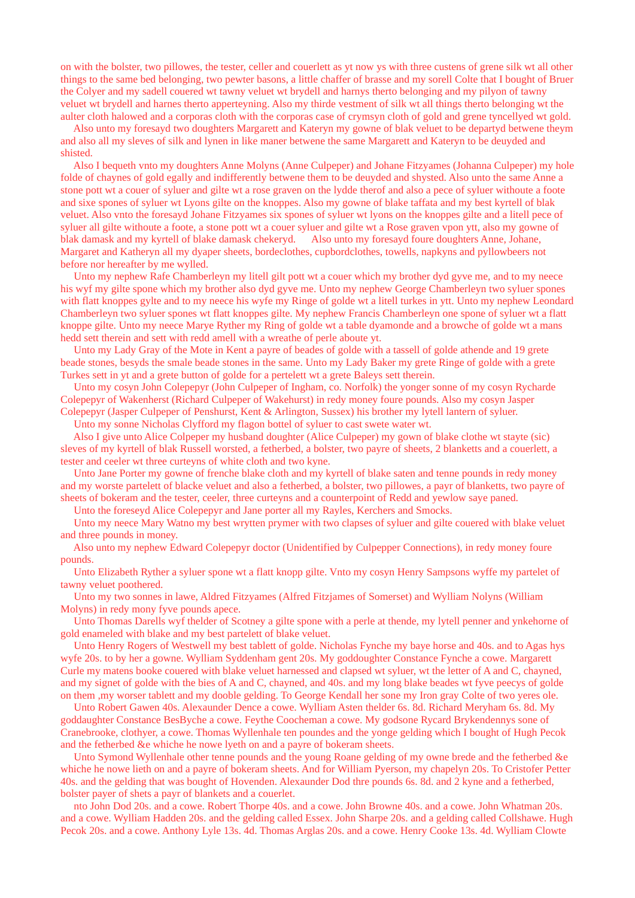on with the bolster, two pillowes, the tester, celler and couerlett as yt now ys with three custens of grene silk wt all other things to the same bed belonging, two pewter basons, a little chaffer of brasse and my sorell Colte that I bought of Bruer the Colyer and my sadell couered wt tawny veluet wt brydell and harnys therto belonging and my pilyon of tawny veluet wt brydell and harnes therto apperteyning. Also my thirde vestment of silk wt all things therto belonging wt the aulter cloth halowed and a corporas cloth with the corporas case of crymsyn cloth of gold and grene tyncellyed wt gold.

Also unto my foresayd two doughters Margarett and Kateryn my gowne of blak veluet to be departyd betwene theym and also all my sleves of silk and lynen in like maner betwene the same Margarett and Kateryn to be deuyded and shisted.

Also I bequeth vnto my doughters Anne Molyns (Anne Culpeper) and Johane Fitzyames (Johanna Culpeper) my hole folde of chaynes of gold egally and indifferently betwene them to be deuyded and shysted. Also unto the same Anne a stone pott wt a couer of syluer and gilte wt a rose graven on the lydde therof and also a pece of syluer withoute a foote and sixe spones of syluer wt Lyons gilte on the knoppes. Also my gowne of blake taffata and my best kyrtell of blak veluet. Also vnto the foresayd Johane Fitzyames six spones of syluer wt lyons on the knoppes gilte and a litell pece of syluer all gilte withoute a foote, a stone pott wt a couer syluer and gilte wt a Rose graven vpon ytt, also my gowne of blak damask and my kyrtell of blake damask chekeryd. Also unto my foresayd foure doughters Anne, Johane, Margaret and Katheryn all my dyaper sheets, bordeclothes, cupbordclothes, towells, napkyns and pyllowbeers not before nor hereafter by me wylled.

Unto my nephew Rafe Chamberleyn my litell gilt pott wt a couer which my brother dyd gyve me, and to my neece his wyf my gilte spone which my brother also dyd gyve me. Unto my nephew George Chamberleyn two syluer spones with flatt knoppes gylte and to my neece his wyfe my Ringe of golde wt a litell turkes in ytt. Unto my nephew Leondard Chamberleyn two syluer spones wt flatt knoppes gilte. My nephew Francis Chamberleyn one spone of syluer wt a flatt knoppe gilte. Unto my neece Marye Ryther my Ring of golde wt a table dyamonde and a browche of golde wt a mans hedd sett therein and sett with redd amell with a wreathe of perle aboute yt.

Unto my Lady Gray of the Mote in Kent a payre of beades of golde with a tassell of golde athende and 19 grete beade stones, besyds the smale beade stones in the same. Unto my Lady Baker my grete Ringe of golde with a grete Turkes sett in yt and a grete button of golde for a pertelett wt a grete Baleys sett therein.

Unto my cosyn John Colepepyr (John Culpeper of Ingham, co. Norfolk) the yonger sonne of my cosyn Rycharde Colepepyr of Wakenherst (Richard Culpeper of Wakehurst) in redy money foure pounds. Also my cosyn Jasper Colepepyr (Jasper Culpeper of Penshurst, Kent & Arlington, Sussex) his brother my lytell lantern of syluer.

Unto my sonne Nicholas Clyfford my flagon bottel of syluer to cast swete water wt.

Also I give unto Alice Colpeper my husband doughter (Alice Culpeper) my gown of blake clothe wt stayte (sic) sleves of my kyrtell of blak Russell worsted, a fetherbed, a bolster, two payre of sheets, 2 blanketts and a couerlett, a tester and ceeler wt three curteyns of white cloth and two kyne.

Unto Jane Porter my gowne of frenche blake cloth and my kyrtell of blake saten and tenne pounds in redy money and my worste partelett of blacke veluet and also a fetherbed, a bolster, two pillowes, a payr of blanketts, two payre of sheets of bokeram and the tester, ceeler, three curteyns and a counterpoint of Redd and yewlow saye paned.

Unto the foreseyd Alice Colepepyr and Jane porter all my Rayles, Kerchers and Smocks.

Unto my neece Mary Watno my best wrytten prymer with two clapses of syluer and gilte couered with blake veluet and three pounds in money.

Also unto my nephew Edward Colepepyr doctor (Unidentified by Culpepper Connections), in redy money foure pounds.

Unto Elizabeth Ryther a syluer spone wt a flatt knopp gilte. Vnto my cosyn Henry Sampsons wyffe my partelet of tawny veluet poothered.

Unto my two sonnes in lawe, Aldred Fitzyames (Alfred Fitzjames of Somerset) and Wylliam Nolyns (William Molyns) in redy mony fyve pounds apece.

Unto Thomas Darells wyf thelder of Scotney a gilte spone with a perle at thende, my lytell penner and ynkehorne of gold enameled with blake and my best partelett of blake veluet.

Unto Henry Rogers of Westwell my best tablett of golde. Nicholas Fynche my baye horse and 40s. and to Agas hys wyfe 20s. to by her a gowne. Wylliam Syddenham gent 20s. My goddoughter Constance Fynche a cowe. Margarett Curle my matens booke couered with blake veluet harnessed and clapsed wt syluer, wt the letter of A and C, chayned, and my signet of golde with the bies of A and C, chayned, and 40s. and my long blake beades wt fyve peecys of golde on them ,my worser tablett and my dooble gelding. To George Kendall her sone my Iron gray Colte of two yeres ole.

Unto Robert Gawen 40s. Alexaunder Dence a cowe. Wylliam Asten thelder 6s. 8d. Richard Meryham 6s. 8d. My goddaughter Constance BesByche a cowe. Feythe Coocheman a cowe. My godsone Rycard Brykendennys sone of Cranebrooke, clothyer, a cowe. Thomas Wyllenhale ten poundes and the yonge gelding which I bought of Hugh Pecok and the fetherbed &e whiche he nowe lyeth on and a payre of bokeram sheets.

Unto Symond Wyllenhale other tenne pounds and the young Roane gelding of my owne brede and the fetherbed &e whiche he nowe lieth on and a payre of bokeram sheets. And for William Pyerson, my chapelyn 20s. To Cristofer Petter 40s. and the gelding that was bought of Hovenden. Alexaunder Dod thre pounds 6s. 8d. and 2 kyne and a fetherbed, bolster payer of shets a payr of blankets and a couerlet.

nto John Dod 20s. and a cowe. Robert Thorpe 40s. and a cowe. John Browne 40s. and a cowe. John Whatman 20s. and a cowe. Wylliam Hadden 20s. and the gelding called Essex. John Sharpe 20s. and a gelding called Collshawe. Hugh Pecok 20s. and a cowe. Anthony Lyle 13s. 4d. Thomas Arglas 20s. and a cowe. Henry Cooke 13s. 4d. Wylliam Clowte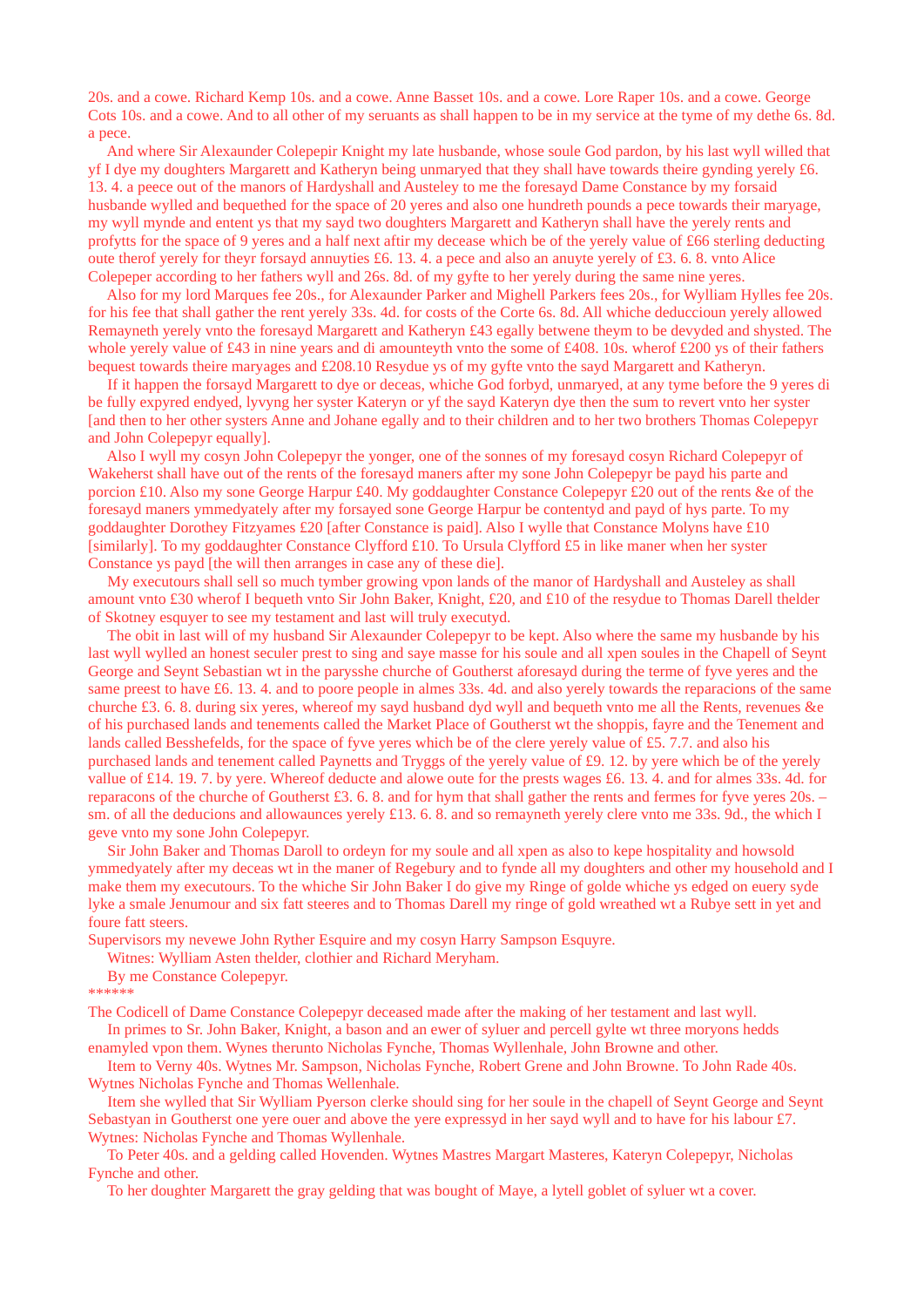20s. and a cowe. Richard Kemp 10s. and a cowe. Anne Basset 10s. and a cowe. Lore Raper 10s. and a cowe. George Cots 10s. and a cowe. And to all other of my seruants as shall happen to be in my service at the tyme of my dethe 6s. 8d. a pece.

And where Sir Alexaunder Colepepir Knight my late husbande, whose soule God pardon, by his last wyll willed that yf I dye my doughters Margarett and Katheryn being unmaryed that they shall have towards theire gynding yerely £6. 13. 4. a peece out of the manors of Hardyshall and Austeley to me the foresayd Dame Constance by my forsaid husbande wylled and bequethed for the space of 20 yeres and also one hundreth pounds a pece towards their maryage, my wyll mynde and entent ys that my sayd two doughters Margarett and Katheryn shall have the yerely rents and profytts for the space of 9 yeres and a half next aftir my decease which be of the yerely value of £66 sterling deducting oute therof yerely for theyr forsayd annuyties £6. 13. 4. a pece and also an anuyte yerely of £3. 6. 8. vnto Alice Colepeper according to her fathers wyll and 26s. 8d. of my gyfte to her yerely during the same nine yeres.

Also for my lord Marques fee 20s., for Alexaunder Parker and Mighell Parkers fees 20s., for Wylliam Hylles fee 20s. for his fee that shall gather the rent yerely 33s. 4d. for costs of the Corte 6s. 8d. All whiche deduccioun yerely allowed Remayneth yerely vnto the foresayd Margarett and Katheryn £43 egally betwene theym to be devyded and shysted. The whole yerely value of £43 in nine years and di amounteyth vnto the some of £408. 10s. wherof £200 ys of theyr fathers bequest towards theire maryages and £208.10 Resydue ys of my gyfte vnto the sayd Margarett and Katheryn.

If it happen the forsayd Margarett to dye or deceas, whiche God forbyd, unmaryed, at any tyme before the 9 yeres di be fully expyred endyed, lyvyng her syster Kateryn or yf the sayd Kateryn dye then the sum to revert vnto her syster [and then to her other systers Anne and Johane egally and to their children and to her two brothers Thomas Colepepyr and John Colepepyr equally].

Also I wyll my cosyn John Colepepyr the yonger, one of the sonnes of my foresayd cosyn Richard Colepepyr of Wakeherst shall have out of the rents of the foresayd maners after my sone John Colepepyr be payd his parte and porcion £10. Also my sone George Harpur £40. My goddaughter Constance Colepepyr £20 out of the rents &e of the foresayd maners ymmedyately after my forsayed sone George Harpur be contentyd and payd of hys parte. To my goddaughter Dorothey Fitzyames £20 [after Constance is paid]. Also I wylle that Constance Molyns have £10 [similarly]. To my goddaughter Constance Clyfford £10. To Ursula Clyfford £5 in like maner when her syster Constance ys payd [the will then arranges in case any of these die].

My executours shall sell so much tymber growing vpon lands of the manor of Hardyshall and Austeley as shall amount vnto £30 wherof I bequeth vnto Sir John Baker, Knight, £20, and £10 of the resydue to Thomas Darell thelder of Skotney esquyer to see my testament and last will truly executyd.

The obit in last will of my husband Sir Alexaunder Colepepyr to be kept. Also where the same my husbande by his last wyll wylled an honest seculer prest to sing and saye masse for his soule and all xpen soules in the Chapell of Seynt George and Seynt Sebastian wt in the parysshe churche of Goutherst aforesayd during the terme of fyve yeres and the same preest to have £6. 13. 4. and to poore people in almes 33s. 4d. and also yerely towards the reparacions of the same churche £3. 6. 8. during six yeres, whereof my sayd husband dyd wyll and bequeth vnto me all the Rents, revenues &e of his purchased lands and tenements called the Market Place of Goutherst wt the shoppis, fayre and the Tenement and lands called Besshefelds, for the space of fyve yeres which be of the clere yerely value of £5. 7.7. and also his purchased lands and tenement called Paynetts and Tryggs of the yerely value of £9. 12. by yere which be of the yerely vallue of £14. 19. 7. by yere. Whereof deducte and alowe oute for the prests wages £6. 13. 4. and for almes 33s. 4d. for reparacons of the churche of Goutherst £3. 6. 8. and for hym that shall gather the rents and fermes for fyve yeres 20s. – sm. of all the deducions and allowaunces yerely £13. 6. 8. and so remayneth yerely clere vnto me 33s. 9d., the which I geve vnto my sone John Colepepyr.

Sir John Baker and Thomas Daroll to ordeyn for my soule and all xpen as also to kepe hospitality and howsold ymmedyately after my deceas wt in the maner of Regebury and to fynde all my doughters and other my household and I make them my executours. To the whiche Sir John Baker I do give my Ringe of golde whiche ys edged on euery syde lyke a smale Jenumour and six fatt steeres and to Thomas Darell my ringe of gold wreathed wt a Rubye sett in yet and foure fatt steers.

Supervisors my nevewe John Ryther Esquire and my cosyn Harry Sampson Esquyre.

Witnes: Wylliam Asten thelder, clothier and Richard Meryham.

By me Constance Colepepyr.

******

The Codicell of Dame Constance Colepepyr deceased made after the making of her testament and last wyll.

In primes to Sr. John Baker, Knight, a bason and an ewer of syluer and percell gylte wt three moryons hedds enamyled vpon them. Wynes therunto Nicholas Fynche, Thomas Wyllenhale, John Browne and other.

Item to Verny 40s. Wytnes Mr. Sampson, Nicholas Fynche, Robert Grene and John Browne. To John Rade 40s. Wytnes Nicholas Fynche and Thomas Wellenhale.

Item she wylled that Sir Wylliam Pyerson clerke should sing for her soule in the chapell of Seynt George and Seynt Sebastyan in Goutherst one yere ouer and above the yere expressyd in her sayd wyll and to have for his labour £7. Wytnes: Nicholas Fynche and Thomas Wyllenhale.

To Peter 40s. and a gelding called Hovenden. Wytnes Mastres Margart Masteres, Kateryn Colepepyr, Nicholas Fynche and other.

To her doughter Margarett the gray gelding that was bought of Maye, a lytell goblet of syluer wt a cover.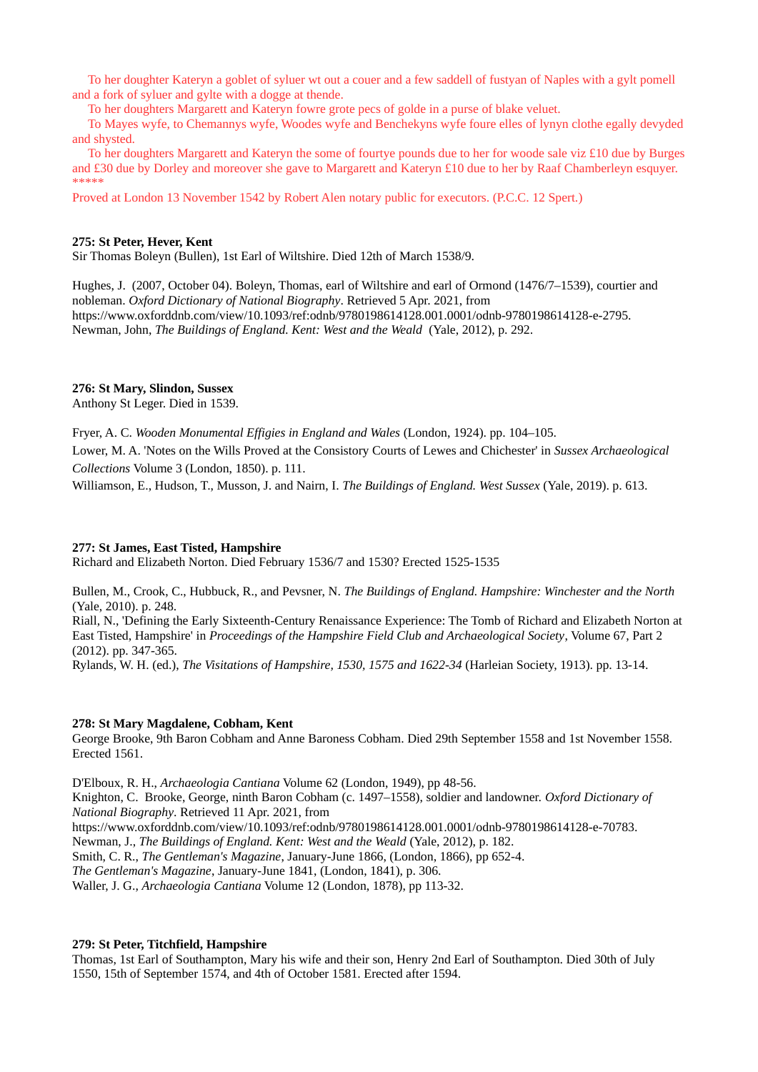To her doughter Kateryn a goblet of syluer wt out a couer and a few saddell of fustyan of Naples with a gylt pomell and a fork of syluer and gylte with a dogge at thende.

To her doughters Margarett and Kateryn fowre grote pecs of golde in a purse of blake veluet.

To Mayes wyfe, to Chemannys wyfe, Woodes wyfe and Benchekyns wyfe foure elles of lynyn clothe egally devyded and shysted.

To her doughters Margarett and Kateryn the some of fourtye pounds due to her for woode sale viz £10 due by Burges and £30 due by Dorley and moreover she gave to Margarett and Kateryn £10 due to her by Raaf Chamberleyn esquyer.

*****

Proved at London 13 November 1542 by Robert Alen notary public for executors. (P.C.C. 12 Spert.)

**275: St Peter, Hever, Kent**

Sir Thomas Boleyn (Bullen), 1st Earl of Wiltshire. Died 12th of March 1538/9.

Hughes, J. (2007, October 04). Boleyn, Thomas, earl of Wiltshire and earl of Ormond (1476/7–1539), courtier and nobleman. *Oxford Dictionary of National Biography*. Retrieved 5 Apr. 2021, from https://www.oxforddnb.com/view/10.1093/ref:odnb/9780198614128.001.0001/odnb-9780198614128-e-2795.
Newman, John, *The Buildings of England. Kent: West and the Weald* (Yale, 2012), p. 292.

**276: St Mary, Slindon, Sussex**

Anthony St Leger. Died in 1539.

Fryer, A. C. *Wooden Monumental Effigies in England and Wales* (London, 1924). pp. 104–105.

Lower, M. A. 'Notes on the Wills Proved at the Consistory Courts of Lewes and Chichester' in *Sussex Archaeological Collections* Volume 3 (London, 1850). p. 111.

Williamson, E., Hudson, T., Musson, J. and Nairn, I. *The Buildings of England. West Sussex* (Yale, 2019). p. 613.

**277: St James, East Tisted, Hampshire**

Richard and Elizabeth Norton. Died February 1536/7 and 1530? Erected 1525-1535

Bullen, M., Crook, C., Hubbuck, R., and Pevsner, N. *The Buildings of England. Hampshire: Winchester and the North* (Yale, 2010). p. 248.
Riall, N., 'Defining the Early Sixteenth-Century Renaissance Experience: The Tomb of Richard and Elizabeth Norton at East Tisted, Hampshire' in *Proceedings of the Hampshire Field Club and Archaeological Society*, Volume 67, Part 2 (2012). pp. 347-365.
Rylands, W. H. (ed.), *The Visitations of Hampshire, 1530, 1575 and 1622-34* (Harleian Society, 1913). pp. 13-14.

**278: St Mary Magdalene, Cobham, Kent**

George Brooke, 9th Baron Cobham and Anne Baroness Cobham. Died 29th September 1558 and 1st November 1558. Erected 1561.

D'Elboux, R. H., *Archaeologia Cantiana* Volume 62 (London, 1949), pp 48-56.
Knighton, C. Brooke, George, ninth Baron Cobham (c. 1497–1558), soldier and landowner. *Oxford Dictionary of National Biography*. Retrieved 11 Apr. 2021, from https://www.oxforddnb.com/view/10.1093/ref:odnb/9780198614128.001.0001/odnb-9780198614128-e-70783.
Newman, J., *The Buildings of England. Kent: West and the Weald* (Yale, 2012), p. 182.
Smith, C. R., *The Gentleman's Magazine*, January-June 1866, (London, 1866), pp 652-4.
*The Gentleman's Magazine*, January-June 1841, (London, 1841), p. 306.
Waller, J. G., *Archaeologia Cantiana* Volume 12 (London, 1878), pp 113-32.

**279: St Peter, Titchfield, Hampshire**

Thomas, 1st Earl of Southampton, Mary his wife and their son, Henry 2nd Earl of Southampton. Died 30th of July 1550, 15th of September 1574, and 4th of October 1581. Erected after 1594.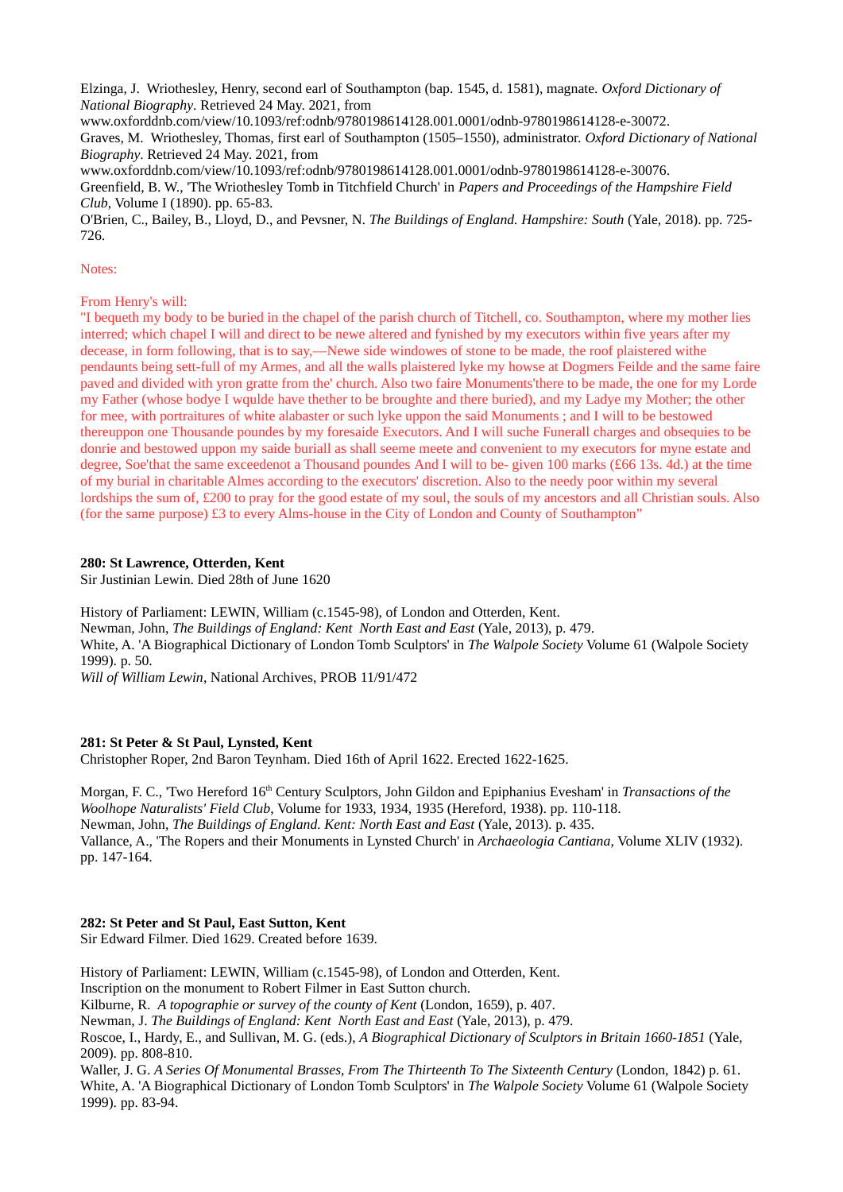Elzinga, J. Wriothesley, Henry, second earl of Southampton (bap. 1545, d. 1581), magnate. *Oxford Dictionary of National Biography*. Retrieved 24 May. 2021, from www.oxforddnb.com/view/10.1093/ref:odnb/9780198614128.001.0001/odnb-9780198614128-e-30072.
Graves, M. Wriothesley, Thomas, first earl of Southampton (1505–1550), administrator. *Oxford Dictionary of National Biography*. Retrieved 24 May. 2021, from www.oxforddnb.com/view/10.1093/ref:odnb/9780198614128.001.0001/odnb-9780198614128-e-30076.
Greenfield, B. W., 'The Wriothesley Tomb in Titchfield Church' in *Papers and Proceedings of the Hampshire Field Club*, Volume I (1890). pp. 65-83.
O'Brien, C., Bailey, B., Lloyd, D., and Pevsner, N. *The Buildings of England. Hampshire: South* (Yale, 2018). pp. 725-726.

Notes:

From Henry's will:
"I bequeth my body to be buried in the chapel of the parish church of Titchell, co. Southampton, where my mother lies interred; which chapel I will and direct to be newe altered and fynished by my executors within five years after my decease, in form following, that is to say,—Newe side windowes of stone to be made, the roof plaistered withe pendaunts being sett-full of my Armes, and all the walls plaistered lyke my howse at Dogmers Feilde and the same faire paved and divided with yron gratte from the' church. Also two faire Monuments'there to be made, the one for my Lorde my Father (whose bodye I wqulde have thether to be broughte and there buried), and my Ladye my Mother; the other for mee, with portraitures of white alabaster or such lyke uppon the said Monuments ; and I will to be bestowed thereuppon one Thousande poundes by my foresaide Executors. And I will suche Funerall charges and obsequies to be donrie and bestowed uppon my saide buriall as shall seeme meete and convenient to my executors for myne estate and degree, Soe'that the same exceedenot a Thousand poundes And I will to be- given 100 marks (£66 13s. 4d.) at the time of my burial in charitable Almes according to the executors' discretion. Also to the needy poor within my several lordships the sum of, £200 to pray for the good estate of my soul, the souls of my ancestors and all Christian souls. Also (for the same purpose) £3 to every Alms-house in the City of London and County of Southampton"

**280: St Lawrence, Otterden, Kent**
Sir Justinian Lewin. Died 28th of June 1620

History of Parliament: LEWIN, William (c.1545-98), of London and Otterden, Kent.
Newman, John, *The Buildings of England: Kent North East and East* (Yale, 2013), p. 479.
White, A. 'A Biographical Dictionary of London Tomb Sculptors' in *The Walpole Society* Volume 61 (Walpole Society 1999). p. 50.
*Will of William Lewin*, National Archives, PROB 11/91/472

**281: St Peter & St Paul, Lynsted, Kent**
Christopher Roper, 2nd Baron Teynham. Died 16th of April 1622. Erected 1622-1625.

Morgan, F. C., 'Two Hereford 16th Century Sculptors, John Gildon and Epiphanius Evesham' in *Transactions of the Woolhope Naturalists' Field Club*, Volume for 1933, 1934, 1935 (Hereford, 1938). pp. 110-118.
Newman, John, *The Buildings of England. Kent: North East and East* (Yale, 2013). p. 435.
Vallance, A., 'The Ropers and their Monuments in Lynsted Church' in *Archaeologia Cantiana*, Volume XLIV (1932). pp. 147-164.

**282: St Peter and St Paul, East Sutton, Kent**
Sir Edward Filmer. Died 1629. Created before 1639.

History of Parliament: LEWIN, William (c.1545-98), of London and Otterden, Kent.
Inscription on the monument to Robert Filmer in East Sutton church.
Kilburne, R. *A topographie or survey of the county of Kent* (London, 1659), p. 407.
Newman, J. *The Buildings of England: Kent North East and East* (Yale, 2013), p. 479.
Roscoe, I., Hardy, E., and Sullivan, M. G. (eds.), *A Biographical Dictionary of Sculptors in Britain 1660-1851* (Yale, 2009). pp. 808-810.
Waller, J. G. *A Series Of Monumental Brasses, From The Thirteenth To The Sixteenth Century* (London, 1842) p. 61.
White, A. 'A Biographical Dictionary of London Tomb Sculptors' in *The Walpole Society* Volume 61 (Walpole Society 1999). pp. 83-94.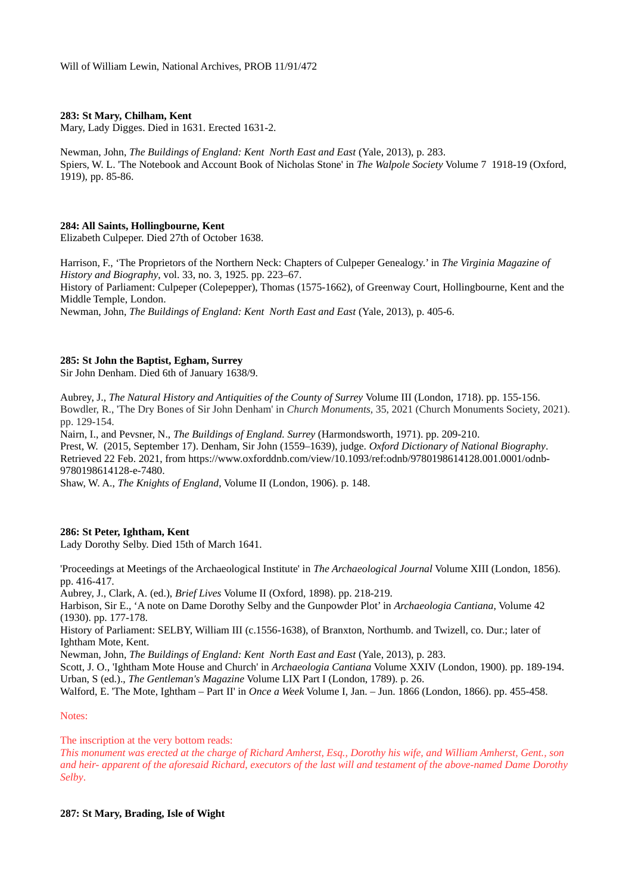Will of William Lewin, National Archives, PROB 11/91/472

**283: St Mary, Chilham, Kent**
Mary, Lady Digges. Died in 1631. Erected 1631-2.

Newman, John, *The Buildings of England: Kent North East and East* (Yale, 2013), p. 283.
Spiers, W. L. 'The Notebook and Account Book of Nicholas Stone' in *The Walpole Society* Volume 7 1918-19 (Oxford, 1919), pp. 85-86.

**284: All Saints, Hollingbourne, Kent**
Elizabeth Culpeper. Died 27th of October 1638.

Harrison, F., 'The Proprietors of the Northern Neck: Chapters of Culpeper Genealogy.' in *The Virginia Magazine of History and Biography*, vol. 33, no. 3, 1925. pp. 223–67.
History of Parliament: Culpeper (Colepepper), Thomas (1575-1662), of Greenway Court, Hollingbourne, Kent and the Middle Temple, London.
Newman, John, *The Buildings of England: Kent North East and East* (Yale, 2013), p. 405-6.

**285: St John the Baptist, Egham, Surrey**
Sir John Denham. Died 6th of January 1638/9.

Aubrey, J., *The Natural History and Antiquities of the County of Surrey* Volume III (London, 1718). pp. 155-156.
Bowdler, R., 'The Dry Bones of Sir John Denham' in *Church Monuments*, 35, 2021 (Church Monuments Society, 2021). pp. 129-154.
Nairn, I., and Pevsner, N., *The Buildings of England. Surrey* (Harmondsworth, 1971). pp. 209-210.
Prest, W. (2015, September 17). Denham, Sir John (1559–1639), judge. *Oxford Dictionary of National Biography*. Retrieved 22 Feb. 2021, from https://www.oxforddnb.com/view/10.1093/ref:odnb/9780198614128.001.0001/odnb-9780198614128-e-7480.
Shaw, W. A., *The Knights of England*, Volume II (London, 1906). p. 148.

**286: St Peter, Ightham, Kent**
Lady Dorothy Selby. Died 15th of March 1641.

'Proceedings at Meetings of the Archaeological Institute' in *The Archaeological Journal* Volume XIII (London, 1856). pp. 416-417.
Aubrey, J., Clark, A. (ed.), *Brief Lives* Volume II (Oxford, 1898). pp. 218-219.
Harbison, Sir E., 'A note on Dame Dorothy Selby and the Gunpowder Plot' in *Archaeologia Cantiana*, Volume 42 (1930). pp. 177-178.
History of Parliament: SELBY, William III (c.1556-1638), of Branxton, Northumb. and Twizell, co. Dur.; later of Ightham Mote, Kent.
Newman, John, *The Buildings of England: Kent North East and East* (Yale, 2013), p. 283.
Scott, J. O., 'Ightham Mote House and Church' in *Archaeologia Cantiana* Volume XXIV (London, 1900). pp. 189-194.
Urban, S (ed.), *The Gentleman's Magazine* Volume LIX Part I (London, 1789). p. 26.
Walford, E. 'The Mote, Ightham – Part II' in *Once a Week* Volume I, Jan. – Jun. 1866 (London, 1866). pp. 455-458.

Notes:

The inscription at the very bottom reads:
*This monument was erected at the charge of Richard Amherst, Esq., Dorothy his wife, and William Amherst, Gent., son and heir- apparent of the aforesaid Richard, executors of the last will and testament of the above-named Dame Dorothy Selby*.

**287: St Mary, Brading, Isle of Wight**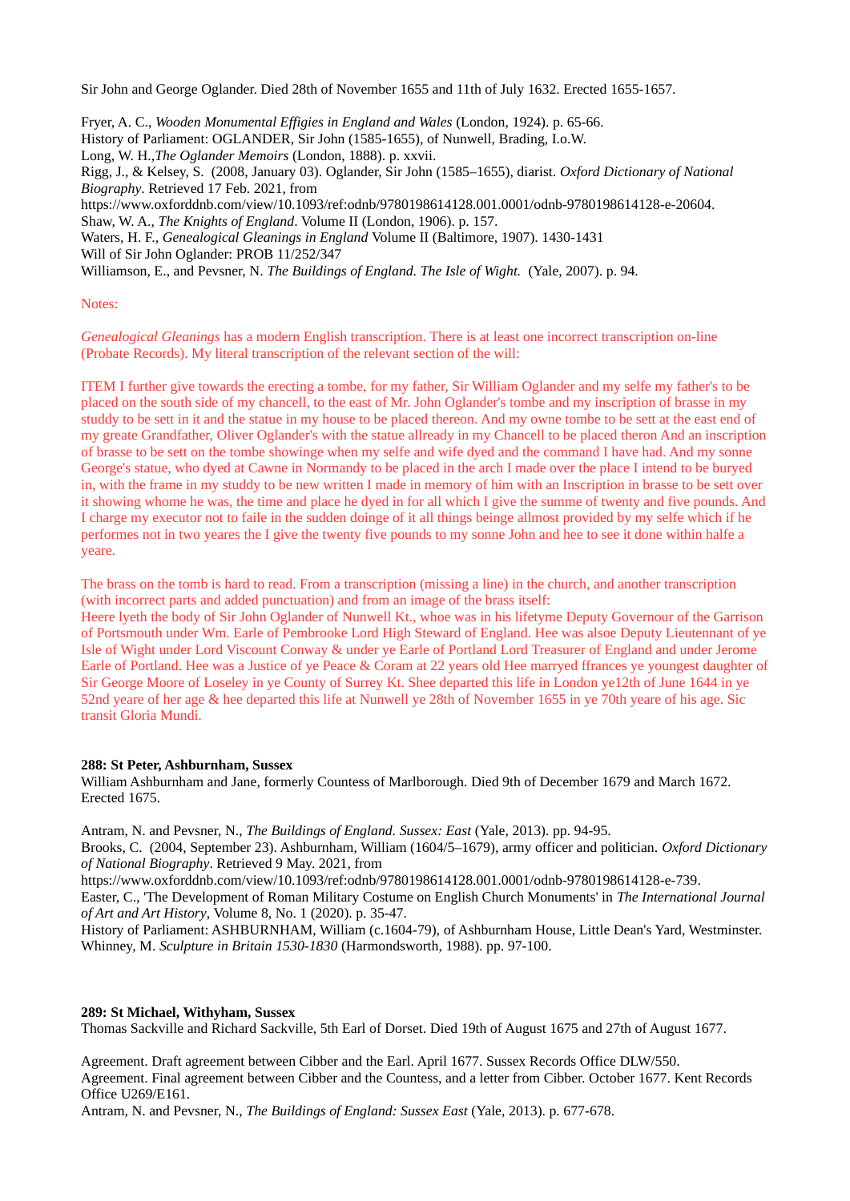Sir John and George Oglander. Died 28th of November 1655 and 11th of July 1632. Erected 1655-1657.

Fryer, A. C., *Wooden Monumental Effigies in England and Wales* (London, 1924). p. 65-66.
History of Parliament: OGLANDER, Sir John (1585-1655), of Nunwell, Brading, I.o.W.
Long, W. H.,*The Oglander Memoirs* (London, 1888). p. xxvii.
Rigg, J., & Kelsey, S. (2008, January 03). Oglander, Sir John (1585–1655), diarist. *Oxford Dictionary of National Biography*. Retrieved 17 Feb. 2021, from
https://www.oxforddnb.com/view/10.1093/ref:odnb/9780198614128.001.0001/odnb-9780198614128-e-20604.
Shaw, W. A., *The Knights of England*. Volume II (London, 1906). p. 157.
Waters, H. F., *Genealogical Gleanings in England* Volume II (Baltimore, 1907). 1430-1431
Will of Sir John Oglander: PROB 11/252/347
Williamson, E., and Pevsner, N. *The Buildings of England. The Isle of Wight.* (Yale, 2007). p. 94.

Notes:

*Genealogical Gleanings* has a modern English transcription. There is at least one incorrect transcription on-line (Probate Records). My literal transcription of the relevant section of the will:

ITEM I further give towards the erecting a tombe, for my father, Sir William Oglander and my selfe my father's to be placed on the south side of my chancell, to the east of Mr. John Oglander's tombe and my inscription of brasse in my studdy to be sett in it and the statue in my house to be placed thereon. And my owne tombe to be sett at the east end of my greate Grandfather, Oliver Oglander's with the statue allready in my Chancell to be placed theron And an inscription of brasse to be sett on the tombe showinge when my selfe and wife dyed and the command I have had. And my sonne George's statue, who dyed at Cawne in Normandy to be placed in the arch I made over the place I intend to be buryed in, with the frame in my studdy to be new written I made in memory of him with an Inscription in brasse to be sett over it showing whome he was, the time and place he dyed in for all which I give the summe of twenty and five pounds. And I charge my executor not to faile in the sudden doinge of it all things beinge allmost provided by my selfe which if he performes not in two yeares the I give the twenty five pounds to my sonne John and hee to see it done within halfe a yeare.

The brass on the tomb is hard to read. From a transcription (missing a line) in the church, and another transcription (with incorrect parts and added punctuation) and from an image of the brass itself:
Heere lyeth the body of Sir John Oglander of Nunwell Kt., whoe was in his lifetyme Deputy Governour of the Garrison of Portsmouth under Wm. Earle of Pembrooke Lord High Steward of England. Hee was alsoe Deputy Lieutennant of ye Isle of Wight under Lord Viscount Conway & under ye Earle of Portland Lord Treasurer of England and under Jerome Earle of Portland. Hee was a Justice of ye Peace & Coram at 22 years old Hee marryed ffrances ye youngest daughter of Sir George Moore of Loseley in ye County of Surrey Kt. Shee departed this life in London ye12th of June 1644 in ye 52nd yeare of her age & hee departed this life at Nunwell ye 28th of November 1655 in ye 70th yeare of his age. Sic transit Gloria Mundi.

**288: St Peter, Ashburnham, Sussex**
William Ashburnham and Jane, formerly Countess of Marlborough. Died 9th of December 1679 and March 1672. Erected 1675.

Antram, N. and Pevsner, N., *The Buildings of England. Sussex: East* (Yale, 2013). pp. 94-95.
Brooks, C. (2004, September 23). Ashburnham, William (1604/5–1679), army officer and politician. *Oxford Dictionary of National Biography*. Retrieved 9 May. 2021, from
https://www.oxforddnb.com/view/10.1093/ref:odnb/9780198614128.001.0001/odnb-9780198614128-e-739.
Easter, C., 'The Development of Roman Military Costume on English Church Monuments' in *The International Journal of Art and Art History*, Volume 8, No. 1 (2020). p. 35-47.
History of Parliament: ASHBURNHAM, William (c.1604-79), of Ashburnham House, Little Dean's Yard, Westminster.
Whinney, M. *Sculpture in Britain 1530-1830* (Harmondsworth, 1988). pp. 97-100.

**289: St Michael, Withyham, Sussex**
Thomas Sackville and Richard Sackville, 5th Earl of Dorset. Died 19th of August 1675 and 27th of August 1677.

Agreement. Draft agreement between Cibber and the Earl. April 1677. Sussex Records Office DLW/550.
Agreement. Final agreement between Cibber and the Countess, and a letter from Cibber. October 1677. Kent Records Office U269/E161.
Antram, N. and Pevsner, N., *The Buildings of England: Sussex East* (Yale, 2013). p. 677-678.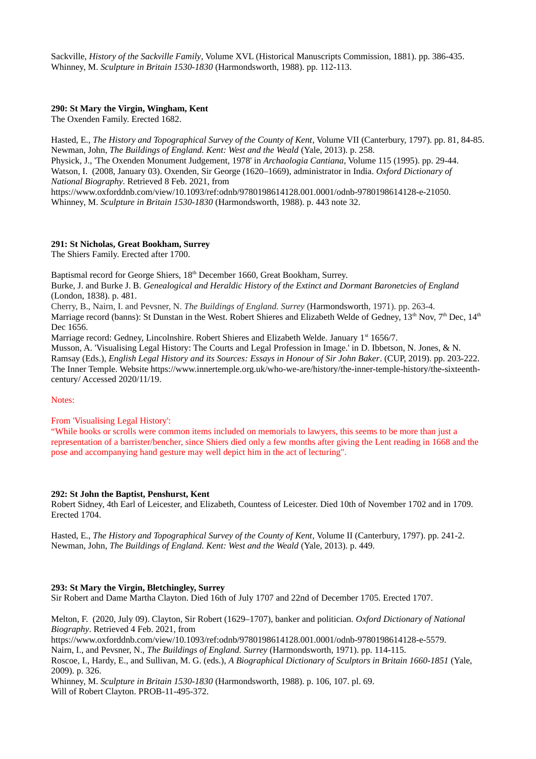Sackville, *History of the Sackville Family*, Volume XVL (Historical Manuscripts Commission, 1881). pp. 386-435.
Whinney, M. *Sculpture in Britain 1530-1830* (Harmondsworth, 1988). pp. 112-113.

**290: St Mary the Virgin, Wingham, Kent**
The Oxenden Family. Erected 1682.

Hasted, E., *The History and Topographical Survey of the County of Kent*, Volume VII (Canterbury, 1797). pp. 81, 84-85.
Newman, John, *The Buildings of England. Kent: West and the Weald* (Yale, 2013). p. 258.
Physick, J., 'The Oxenden Monument Judgement, 1978' in *Archaologia Cantiana*, Volume 115 (1995). pp. 29-44.
Watson, I. (2008, January 03). Oxenden, Sir George (1620–1669), administrator in India. *Oxford Dictionary of National Biography*. Retrieved 8 Feb. 2021, from https://www.oxforddnb.com/view/10.1093/ref:odnb/9780198614128.001.0001/odnb-9780198614128-e-21050.
Whinney, M. *Sculpture in Britain 1530-1830* (Harmondsworth, 1988). p. 443 note 32.

**291: St Nicholas, Great Bookham, Surrey**
The Shiers Family. Erected after 1700.

Baptismal record for George Shiers, 18th December 1660, Great Bookham, Surrey.
Burke, J. and Burke J. B. *Genealogical and Heraldic History of the Extinct and Dormant Baronetcies of England* (London, 1838). p. 481.
Cherry, B., Nairn, I. and Pevsner, N. *The Buildings of England. Surrey* (Harmondsworth, 1971). pp. 263-4.
Marriage record (banns): St Dunstan in the West. Robert Shieres and Elizabeth Welde of Gedney, 13th Nov, 7th Dec, 14th Dec 1656.
Marriage record: Gedney, Lincolnshire. Robert Shieres and Elizabeth Welde. January 1st 1656/7.
Musson, A. 'Visualising Legal History: The Courts and Legal Profession in Image.' in D. Ibbetson, N. Jones, & N. Ramsay (Eds.), *English Legal History and its Sources: Essays in Honour of Sir John Baker*. (CUP, 2019). pp. 203-222.
The Inner Temple. Website https://www.innertemple.org.uk/who-we-are/history/the-inner-temple-history/the-sixteenth-century/ Accessed 2020/11/19.

Notes:

From 'Visualising Legal History':
"While books or scrolls were common items included on memorials to lawyers, this seems to be more than just a representation of a barrister/bencher, since Shiers died only a few months after giving the Lent reading in 1668 and the pose and accompanying hand gesture may well depict him in the act of lecturing".

**292: St John the Baptist, Penshurst, Kent**
Robert Sidney, 4th Earl of Leicester, and Elizabeth, Countess of Leicester. Died 10th of November 1702 and in 1709. Erected 1704.

Hasted, E., *The History and Topographical Survey of the County of Kent*, Volume II (Canterbury, 1797). pp. 241-2.
Newman, John, *The Buildings of England. Kent: West and the Weald* (Yale, 2013). p. 449.

**293: St Mary the Virgin, Bletchingley, Surrey**
Sir Robert and Dame Martha Clayton. Died 16th of July 1707 and 22nd of December 1705. Erected 1707.

Melton, F. (2020, July 09). Clayton, Sir Robert (1629–1707), banker and politician. *Oxford Dictionary of National Biography*. Retrieved 4 Feb. 2021, from https://www.oxforddnb.com/view/10.1093/ref:odnb/9780198614128.001.0001/odnb-9780198614128-e-5579.
Nairn, I., and Pevsner, N., *The Buildings of England. Surrey* (Harmondsworth, 1971). pp. 114-115.
Roscoe, I., Hardy, E., and Sullivan, M. G. (eds.), *A Biographical Dictionary of Sculptors in Britain 1660-1851* (Yale, 2009). p. 326.
Whinney, M. *Sculpture in Britain 1530-1830* (Harmondsworth, 1988). p. 106, 107. pl. 69.
Will of Robert Clayton. PROB-11-495-372.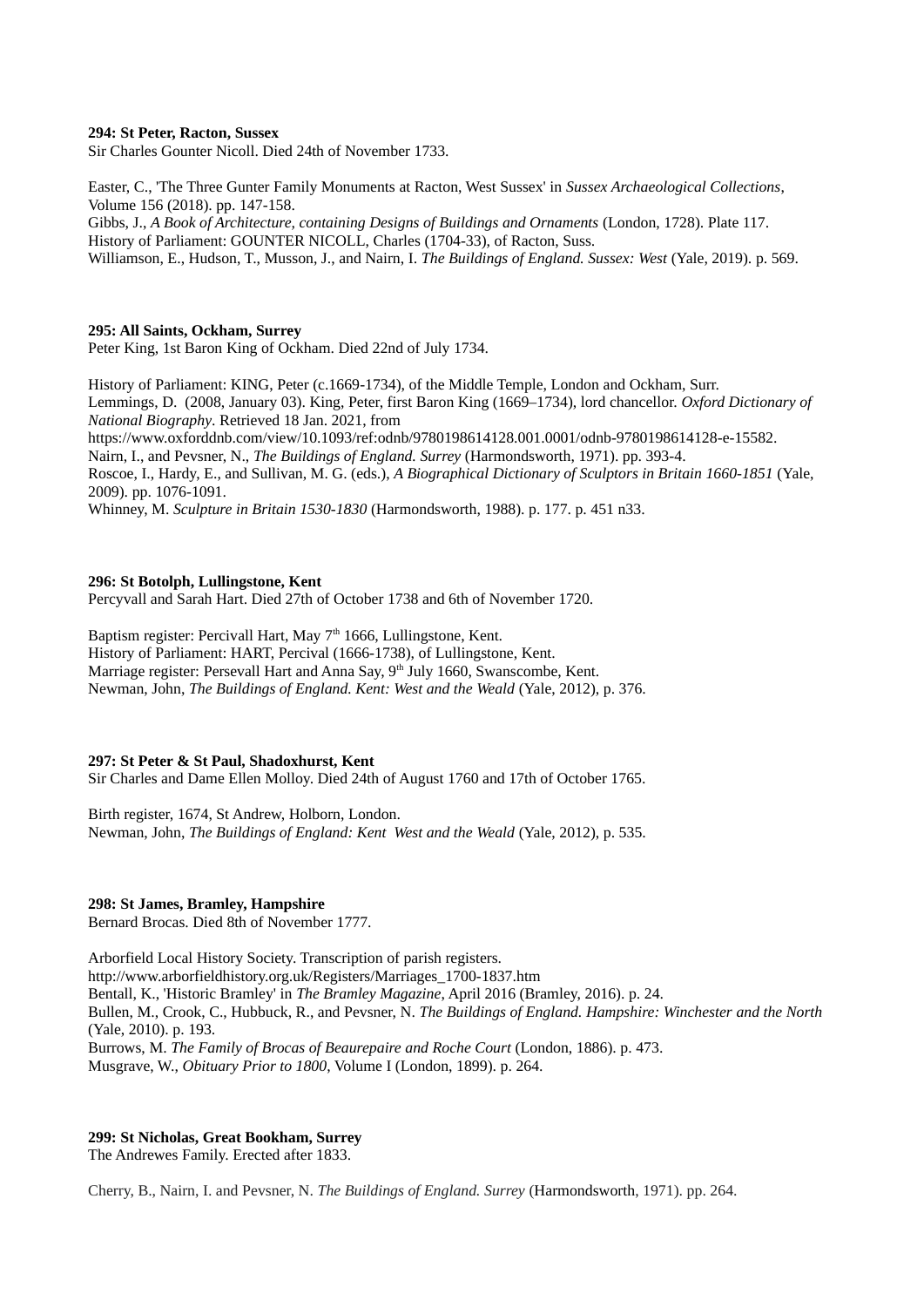**294: St Peter, Racton, Sussex**
Sir Charles Gounter Nicoll. Died 24th of November 1733.

Easter, C., 'The Three Gunter Family Monuments at Racton, West Sussex' in *Sussex Archaeological Collections*, Volume 156 (2018). pp. 147-158.
Gibbs, J., *A Book of Architecture, containing Designs of Buildings and Ornaments* (London, 1728). Plate 117.
History of Parliament: GOUNTER NICOLL, Charles (1704-33), of Racton, Suss.
Williamson, E., Hudson, T., Musson, J., and Nairn, I. *The Buildings of England. Sussex: West* (Yale, 2019). p. 569.

**295: All Saints, Ockham, Surrey**
Peter King, 1st Baron King of Ockham. Died 22nd of July 1734.

History of Parliament: KING, Peter (c.1669-1734), of the Middle Temple, London and Ockham, Surr.
Lemmings, D. (2008, January 03). King, Peter, first Baron King (1669–1734), lord chancellor. *Oxford Dictionary of National Biography*. Retrieved 18 Jan. 2021, from https://www.oxforddnb.com/view/10.1093/ref:odnb/9780198614128.001.0001/odnb-9780198614128-e-15582.
Nairn, I., and Pevsner, N., *The Buildings of England. Surrey* (Harmondsworth, 1971). pp. 393-4.
Roscoe, I., Hardy, E., and Sullivan, M. G. (eds.), *A Biographical Dictionary of Sculptors in Britain 1660-1851* (Yale, 2009). pp. 1076-1091.
Whinney, M. *Sculpture in Britain 1530-1830* (Harmondsworth, 1988). p. 177. p. 451 n33.

**296: St Botolph, Lullingstone, Kent**
Percyvall and Sarah Hart. Died 27th of October 1738 and 6th of November 1720.

Baptism register: Percivall Hart, May 7th 1666, Lullingstone, Kent.
History of Parliament: HART, Percival (1666-1738), of Lullingstone, Kent.
Marriage register: Persevall Hart and Anna Say, 9th July 1660, Swanscombe, Kent.
Newman, John, *The Buildings of England. Kent: West and the Weald* (Yale, 2012), p. 376.

**297: St Peter & St Paul, Shadoxhurst, Kent**
Sir Charles and Dame Ellen Molloy. Died 24th of August 1760 and 17th of October 1765.

Birth register, 1674, St Andrew, Holborn, London.
Newman, John, *The Buildings of England: Kent West and the Weald* (Yale, 2012), p. 535.

**298: St James, Bramley, Hampshire**
Bernard Brocas. Died 8th of November 1777.

Arborfield Local History Society. Transcription of parish registers. http://www.arborfieldhistory.org.uk/Registers/Marriages_1700-1837.htm
Bentall, K., 'Historic Bramley' in *The Bramley Magazine*, April 2016 (Bramley, 2016). p. 24.
Bullen, M., Crook, C., Hubbuck, R., and Pevsner, N. *The Buildings of England. Hampshire: Winchester and the North* (Yale, 2010). p. 193.
Burrows, M. *The Family of Brocas of Beaurepaire and Roche Court* (London, 1886). p. 473.
Musgrave, W., *Obituary Prior to 1800*, Volume I (London, 1899). p. 264.

**299: St Nicholas, Great Bookham, Surrey**
The Andrewes Family. Erected after 1833.

Cherry, B., Nairn, I. and Pevsner, N. *The Buildings of England. Surrey* (Harmondsworth, 1971). pp. 264.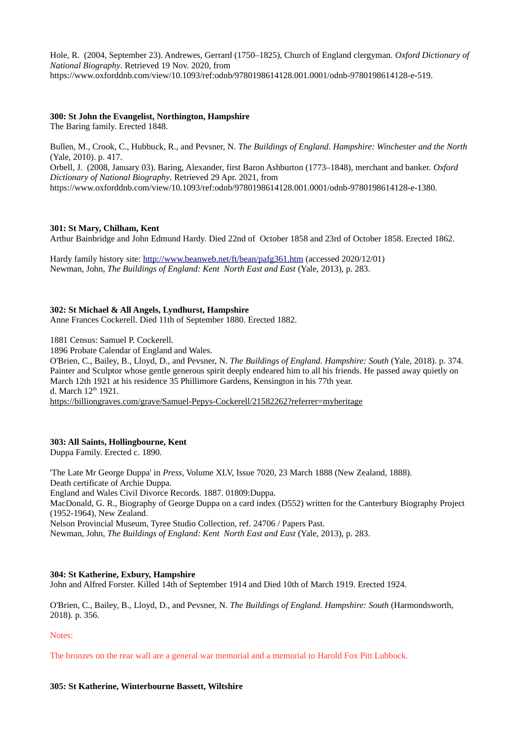Hole, R. (2004, September 23). Andrewes, Gerrard (1750–1825), Church of England clergyman. *Oxford Dictionary of National Biography*. Retrieved 19 Nov. 2020, from https://www.oxforddnb.com/view/10.1093/ref:odnb/9780198614128.001.0001/odnb-9780198614128-e-519.

**300: St John the Evangelist, Northington, Hampshire**
The Baring family. Erected 1848.

Bullen, M., Crook, C., Hubbuck, R., and Pevsner, N. *The Buildings of England. Hampshire: Winchester and the North* (Yale, 2010). p. 417.
Orbell, J. (2008, January 03). Baring, Alexander, first Baron Ashburton (1773–1848), merchant and banker. *Oxford Dictionary of National Biography*. Retrieved 29 Apr. 2021, from https://www.oxforddnb.com/view/10.1093/ref:odnb/9780198614128.001.0001/odnb-9780198614128-e-1380.

**301: St Mary, Chilham, Kent**
Arthur Bainbridge and John Edmund Hardy. Died 22nd of October 1858 and 23rd of October 1858. Erected 1862.

Hardy family history site: http://www.beanweb.net/ft/bean/pafg361.htm (accessed 2020/12/01)
Newman, John, *The Buildings of England: Kent North East and East* (Yale, 2013), p. 283.

**302: St Michael & All Angels, Lyndhurst, Hampshire**
Anne Frances Cockerell. Died 11th of September 1880. Erected 1882.

1881 Census: Samuel P. Cockerell.
1896 Probate Calendar of England and Wales.
O'Brien, C., Bailey, B., Lloyd, D., and Pevsner, N. *The Buildings of England. Hampshire: South* (Yale, 2018). p. 374.
Painter and Sculptor whose gentle generous spirit deeply endeared him to all his friends. He passed away quietly on March 12th 1921 at his residence 35 Phillimore Gardens, Kensington in his 77th year.
d. March 12th 1921.
https://billiongraves.com/grave/Samuel-Pepys-Cockerell/21582262?referrer=myheritage

**303: All Saints, Hollingbourne, Kent**
Duppa Family. Erected c. 1890.

'The Late Mr George Duppa' in *Press*, Volume XLV, Issue 7020, 23 March 1888 (New Zealand, 1888).
Death certificate of Archie Duppa.
England and Wales Civil Divorce Records. 1887. 01809:Duppa.
MacDonald, G. R., Biography of George Duppa on a card index (D552) written for the Canterbury Biography Project (1952-1964), New Zealand.
Nelson Provincial Museum, Tyree Studio Collection, ref. 24706 / Papers Past.
Newman, John, *The Buildings of England: Kent North East and East* (Yale, 2013), p. 283.

**304: St Katherine, Exbury, Hampshire**
John and Alfred Forster. Killed 14th of September 1914 and Died 10th of March 1919. Erected 1924.

O'Brien, C., Bailey, B., Lloyd, D., and Pevsner, N. *The Buildings of England. Hampshire: South* (Harmondsworth, 2018). p. 356.

Notes:

The bronzes on the rear wall are a general war memorial and a memorial to Harold Fox Pitt Lubbock.

**305: St Katherine, Winterbourne Bassett, Wiltshire**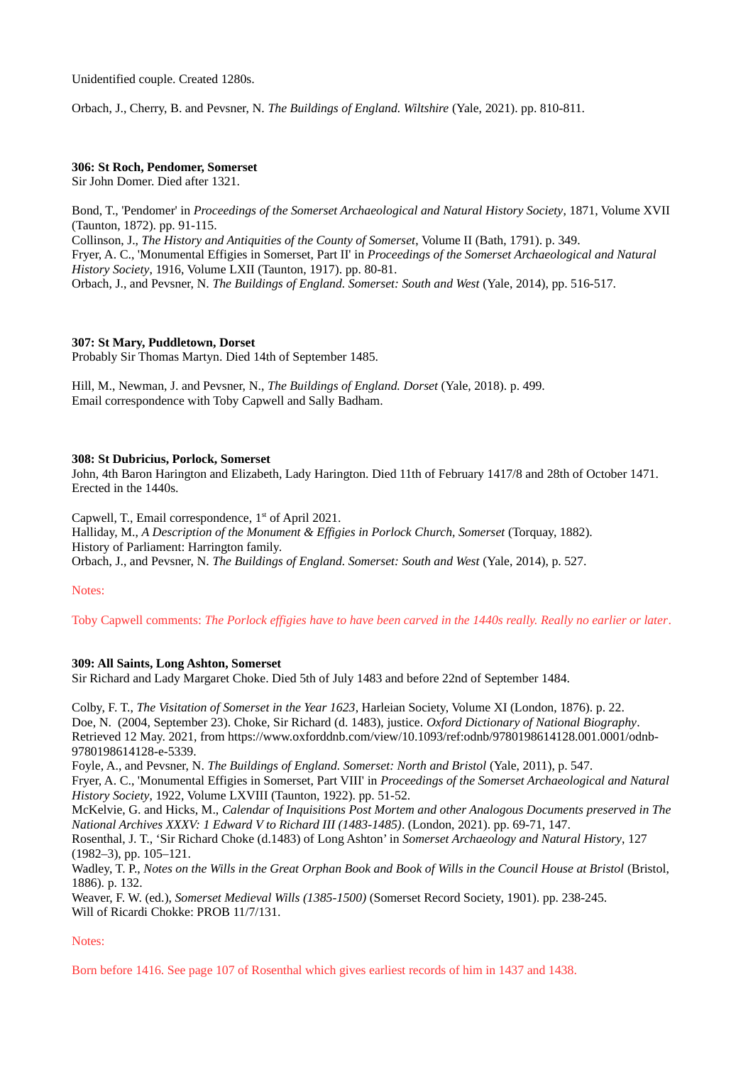Unidentified couple. Created 1280s.

Orbach, J., Cherry, B. and Pevsner, N. *The Buildings of England. Wiltshire* (Yale, 2021). pp. 810-811.

**306: St Roch, Pendomer, Somerset**
Sir John Domer. Died after 1321.

Bond, T., 'Pendomer' in *Proceedings of the Somerset Archaeological and Natural History Society*, 1871, Volume XVII (Taunton, 1872). pp. 91-115.
Collinson, J., *The History and Antiquities of the County of Somerset*, Volume II (Bath, 1791). p. 349.
Fryer, A. C., 'Monumental Effigies in Somerset, Part II' in *Proceedings of the Somerset Archaeological and Natural History Society*, 1916, Volume LXII (Taunton, 1917). pp. 80-81.
Orbach, J., and Pevsner, N. *The Buildings of England. Somerset: South and West* (Yale, 2014), pp. 516-517.

**307: St Mary, Puddletown, Dorset**
Probably Sir Thomas Martyn. Died 14th of September 1485.

Hill, M., Newman, J. and Pevsner, N., *The Buildings of England. Dorset* (Yale, 2018). p. 499.
Email correspondence with Toby Capwell and Sally Badham.

**308: St Dubricius, Porlock, Somerset**
John, 4th Baron Harington and Elizabeth, Lady Harington. Died 11th of February 1417/8 and 28th of October 1471. Erected in the 1440s.

Capwell, T., Email correspondence, 1st of April 2021.
Halliday, M., *A Description of the Monument & Effigies in Porlock Church, Somerset* (Torquay, 1882).
History of Parliament: Harrington family.
Orbach, J., and Pevsner, N. *The Buildings of England. Somerset: South and West* (Yale, 2014), p. 527.

Notes:

Toby Capwell comments: *The Porlock effigies have to have been carved in the 1440s really. Really no earlier or later*.

**309: All Saints, Long Ashton, Somerset**
Sir Richard and Lady Margaret Choke. Died 5th of July 1483 and before 22nd of September 1484.

Colby, F. T., *The Visitation of Somerset in the Year 1623*, Harleian Society, Volume XI (London, 1876). p. 22.
Doe, N. (2004, September 23). Choke, Sir Richard (d. 1483), justice. *Oxford Dictionary of National Biography*. Retrieved 12 May. 2021, from https://www.oxforddnb.com/view/10.1093/ref:odnb/9780198614128.001.0001/odnb-9780198614128-e-5339.
Foyle, A., and Pevsner, N. *The Buildings of England. Somerset: North and Bristol* (Yale, 2011), p. 547.
Fryer, A. C., 'Monumental Effigies in Somerset, Part VIII' in *Proceedings of the Somerset Archaeological and Natural History Society*, 1922, Volume LXVIII (Taunton, 1922). pp. 51-52.
McKelvie, G. and Hicks, M., *Calendar of Inquisitions Post Mortem and other Analogous Documents preserved in The National Archives XXXV: 1 Edward V to Richard III (1483-1485)*. (London, 2021). pp. 69-71, 147.
Rosenthal, J. T., 'Sir Richard Choke (d.1483) of Long Ashton' in *Somerset Archaeology and Natural History*, 127 (1982–3), pp. 105–121.
Wadley, T. P., *Notes on the Wills in the Great Orphan Book and Book of Wills in the Council House at Bristol* (Bristol, 1886). p. 132.
Weaver, F. W. (ed.), *Somerset Medieval Wills (1385-1500)* (Somerset Record Society, 1901). pp. 238-245.
Will of Ricardi Chokke: PROB 11/7/131.

Notes:

Born before 1416. See page 107 of Rosenthal which gives earliest records of him in 1437 and 1438.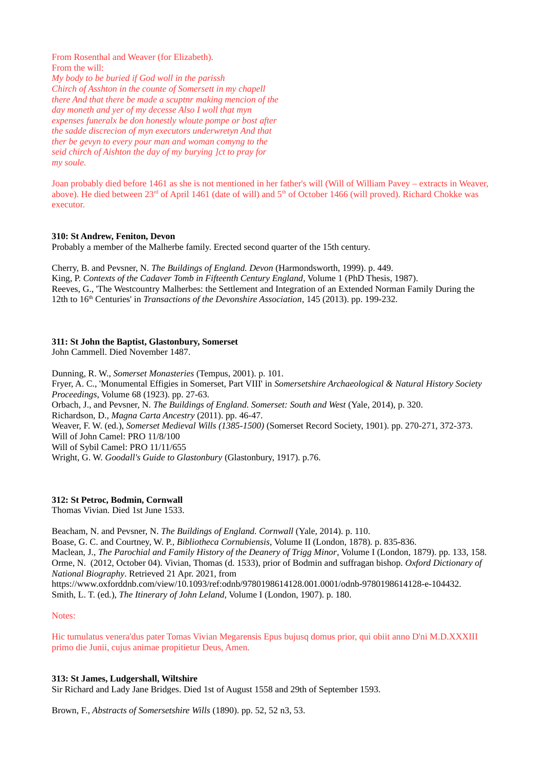From Rosenthal and Weaver (for Elizabeth).
From the will:
*My body to be buried if God woll in the parissh
Chirch of Asshton in the counte of Somersett in my chapell
there And that there be made a scuptnr making mencion of the
day moneth and yer of my decesse Also I woll that myn
expenses funeralx be don honestly wloute pompe or bost after
the sadde discrecion of myn executors underwretyn And that
ther be gevyn to every pour man and woman comyng to the
seid chirch of Aishton the day of my burying ]ct to pray for
my soule.*

Joan probably died before 1461 as she is not mentioned in her father's will (Will of William Pavey – extracts in Weaver, above). He died between 23rd of April 1461 (date of will) and 5th of October 1466 (will proved). Richard Chokke was executor.

### 310: St Andrew, Feniton, Devon

Probably a member of the Malherbe family. Erected second quarter of the 15th century.

Cherry, B. and Pevsner, N. *The Buildings of England. Devon* (Harmondsworth, 1999). p. 449.
King, P. *Contexts of the Cadaver Tomb in Fifteenth Century England*, Volume 1 (PhD Thesis, 1987).
Reeves, G., 'The Westcountry Malherbes: the Settlement and Integration of an Extended Norman Family During the 12th to 16th Centuries' in *Transactions of the Devonshire Association*, 145 (2013). pp. 199-232.

### 311: St John the Baptist, Glastonbury, Somerset

John Cammell. Died November 1487.

Dunning, R. W., *Somerset Monasteries* (Tempus, 2001). p. 101.
Fryer, A. C., 'Monumental Effigies in Somerset, Part VIII' in *Somersetshire Archaeological & Natural History Society Proceedings*, Volume 68 (1923). pp. 27-63.
Orbach, J., and Pevsner, N. *The Buildings of England. Somerset: South and West* (Yale, 2014), p. 320.
Richardson, D., *Magna Carta Ancestry* (2011). pp. 46-47.
Weaver, F. W. (ed.), *Somerset Medieval Wills (1385-1500)* (Somerset Record Society, 1901). pp. 270-271, 372-373.
Will of John Camel: PRO 11/8/100
Will of Sybil Camel: PRO 11/11/655
Wright, G. W. *Goodall's Guide to Glastonbury* (Glastonbury, 1917). p.76.

### 312: St Petroc, Bodmin, Cornwall

Thomas Vivian. Died 1st June 1533.

Beacham, N. and Pevsner, N. *The Buildings of England. Cornwall* (Yale, 2014). p. 110.
Boase, G. C. and Courtney, W. P., *Bibliotheca Cornubiensis*, Volume II (London, 1878). p. 835-836.
Maclean, J., *The Parochial and Family History of the Deanery of Trigg Minor*, Volume I (London, 1879). pp. 133, 158.
Orme, N. (2012, October 04). Vivian, Thomas (d. 1533), prior of Bodmin and suffragan bishop. *Oxford Dictionary of National Biography*. Retrieved 21 Apr. 2021, from https://www.oxforddnb.com/view/10.1093/ref:odnb/9780198614128.001.0001/odnb-9780198614128-e-104432.
Smith, L. T. (ed.), *The Itinerary of John Leland*, Volume I (London, 1907). p. 180.

Notes:

Hic tumulatus venera'dus pater Tomas Vivian Megarensis Epus bujusq domus prior, qui obiit anno D'ni M.D.XXXIII primo die Junii, cujus animae propitietur Deus, Amen.

### 313: St James, Ludgershall, Wiltshire

Sir Richard and Lady Jane Bridges. Died 1st of August 1558 and 29th of September 1593.

Brown, F., *Abstracts of Somersetshire Wills* (1890). pp. 52, 52 n3, 53.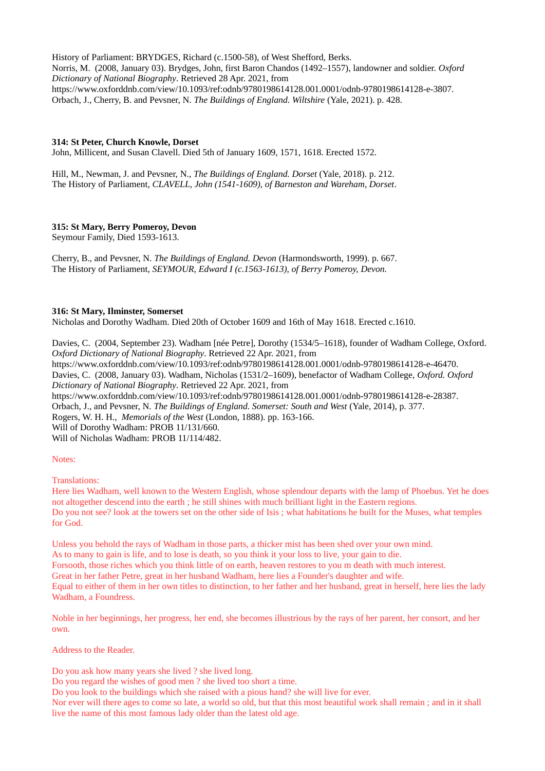History of Parliament: BRYDGES, Richard (c.1500-58), of West Shefford, Berks.
Norris, M. (2008, January 03). Brydges, John, first Baron Chandos (1492–1557), landowner and soldier. *Oxford Dictionary of National Biography*. Retrieved 28 Apr. 2021, from https://www.oxforddnb.com/view/10.1093/ref:odnb/9780198614128.001.0001/odnb-9780198614128-e-3807.
Orbach, J., Cherry, B. and Pevsner, N. *The Buildings of England. Wiltshire* (Yale, 2021). p. 428.

**314: St Peter, Church Knowle, Dorset**
John, Millicent, and Susan Clavell. Died 5th of January 1609, 1571, 1618. Erected 1572.

Hill, M., Newman, J. and Pevsner, N., *The Buildings of England. Dorset* (Yale, 2018). p. 212.
The History of Parliament, *CLAVELL, John (1541-1609), of Barneston and Wareham, Dorset*.

**315: St Mary, Berry Pomeroy, Devon**
Seymour Family, Died 1593-1613.

Cherry, B., and Pevsner, N. *The Buildings of England. Devon* (Harmondsworth, 1999). p. 667.
The History of Parliament, *SEYMOUR, Edward I (c.1563-1613), of Berry Pomeroy, Devon.*

**316: St Mary, Ilminster, Somerset**
Nicholas and Dorothy Wadham. Died 20th of October 1609 and 16th of May 1618. Erected c.1610.

Davies, C. (2004, September 23). Wadham [née Petre], Dorothy (1534/5–1618), founder of Wadham College, Oxford. *Oxford Dictionary of National Biography*. Retrieved 22 Apr. 2021, from https://www.oxforddnb.com/view/10.1093/ref:odnb/9780198614128.001.0001/odnb-9780198614128-e-46470.
Davies, C. (2008, January 03). Wadham, Nicholas (1531/2–1609), benefactor of Wadham College, *Oxford. Oxford Dictionary of National Biography*. Retrieved 22 Apr. 2021, from https://www.oxforddnb.com/view/10.1093/ref:odnb/9780198614128.001.0001/odnb-9780198614128-e-28387.
Orbach, J., and Pevsner, N. *The Buildings of England. Somerset: South and West* (Yale, 2014), p. 377.
Rogers, W. H. H., *Memorials of the West* (London, 1888). pp. 163-166.
Will of Dorothy Wadham: PROB 11/131/660.
Will of Nicholas Wadham: PROB 11/114/482.

Notes:

Translations:
Here lies Wadham, well known to the Western English, whose splendour departs with the lamp of Phoebus. Yet he does not altogether descend into the earth ; he still shines with much brilliant light in the Eastern regions.
Do you not see? look at the towers set on the other side of Isis ; what habitations he built for the Muses, what temples for God.

Unless you behold the rays of Wadham in those parts, a thicker mist has been shed over your own mind.
As to many to gain is life, and to lose is death, so you think it your loss to live, your gain to die.
Forsooth, those riches which you think little of on earth, heaven restores to you m death with much interest.
Great in her father Petre, great in her husband Wadham, here lies a Founder's daughter and wife.
Equal to either of them in her own titles to distinction, to her father and her husband, great in herself, here lies the lady Wadham, a Foundress.

Noble in her beginnings, her progress, her end, she becomes illustrious by the rays of her parent, her consort, and her own.

Address to the Reader.

Do you ask how many years she lived ? she lived long.
Do you regard the wishes of good men ? she lived too short a time.
Do you look to the buildings which she raised with a pious hand? she will live for ever.
Nor ever will there ages to come so late, a world so old, but that this most beautiful work shall remain ; and in it shall live the name of this most famous lady older than the latest old age.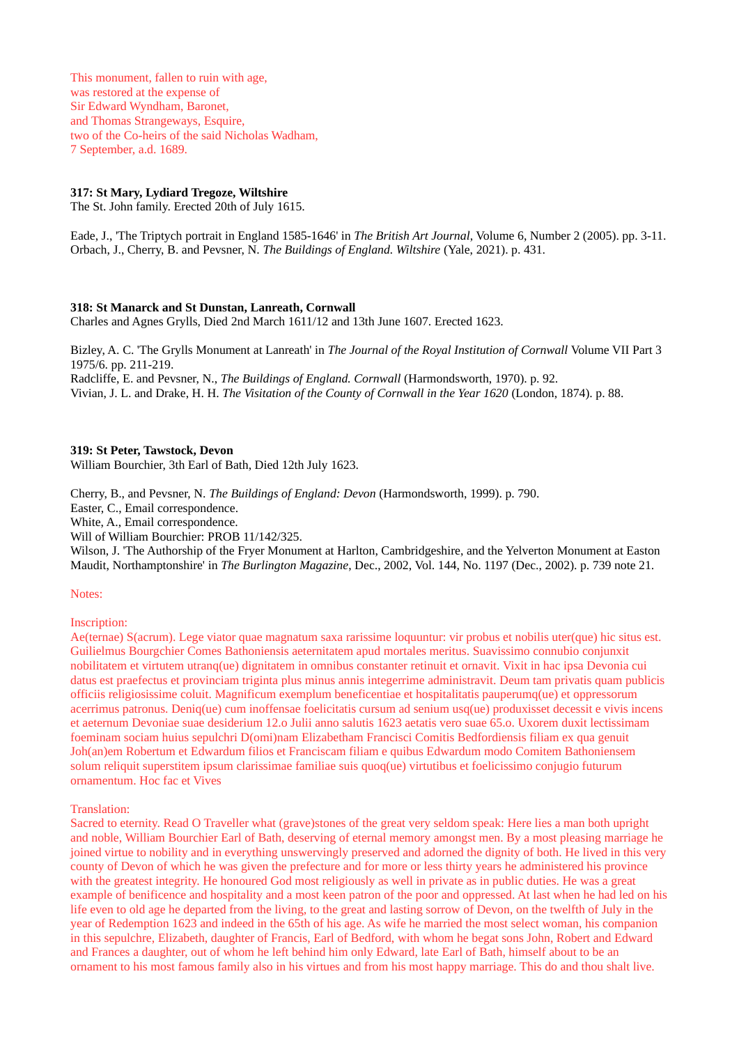This monument, fallen to ruin with age,
was restored at the expense of
Sir Edward Wyndham, Baronet,
and Thomas Strangeways, Esquire,
two of the Co-heirs of the said Nicholas Wadham,
7 September, a.d. 1689.

**317: St Mary, Lydiard Tregoze, Wiltshire**
The St. John family. Erected 20th of July 1615.

Eade, J., 'The Triptych portrait in England 1585-1646' in *The British Art Journal*, Volume 6, Number 2 (2005). pp. 3-11.
Orbach, J., Cherry, B. and Pevsner, N. *The Buildings of England. Wiltshire* (Yale, 2021). p. 431.

**318: St Manarck and St Dunstan, Lanreath, Cornwall**
Charles and Agnes Grylls, Died 2nd March 1611/12 and 13th June 1607. Erected 1623.

Bizley, A. C. 'The Grylls Monument at Lanreath' in *The Journal of the Royal Institution of Cornwall* Volume VII Part 3 1975/6. pp. 211-219.
Radcliffe, E. and Pevsner, N., *The Buildings of England. Cornwall* (Harmondsworth, 1970). p. 92.
Vivian, J. L. and Drake, H. H. *The Visitation of the County of Cornwall in the Year 1620* (London, 1874). p. 88.

**319: St Peter, Tawstock, Devon**
William Bourchier, 3th Earl of Bath, Died 12th July 1623.

Cherry, B., and Pevsner, N. *The Buildings of England: Devon* (Harmondsworth, 1999). p. 790.
Easter, C., Email correspondence.
White, A., Email correspondence.
Will of William Bourchier: PROB 11/142/325.
Wilson, J. 'The Authorship of the Fryer Monument at Harlton, Cambridgeshire, and the Yelverton Monument at Easton Maudit, Northamptonshire' in *The Burlington Magazine*, Dec., 2002, Vol. 144, No. 1197 (Dec., 2002). p. 739 note 21.

Notes:

Inscription:
Ae(ternae) S(acrum). Lege viator quae magnatum saxa rarissime loquuntur: vir probus et nobilis uter(que) hic situs est. Guilielmus Bourgchier Comes Bathoniensis aeternitatem apud mortales meritus. Suavissimo connubio conjunxit nobilitatem et virtutem utranq(ue) dignitatem in omnibus constanter retinuit et ornavit. Vixit in hac ipsa Devonia cui datus est praefectus et provinciam triginta plus minus annis integerrime administravit. Deum tam privatis quam publicis officiis religiosissime coluit. Magnificum exemplum beneficentiae et hospitalitatis pauperumq(ue) et oppressorum acerrimus patronus. Deniq(ue) cum inoffensae foelicitatis cursum ad senium usq(ue) produxisset decessit e vivis incens et aeternum Devoniae suae desiderium 12.o Julii anno salutis 1623 aetatis vero suae 65.o. Uxorem duxit lectissimam foeminam sociam huius sepulchri D(omi)nam Elizabetham Francisci Comitis Bedfordiensis filiam ex qua genuit Joh(an)em Robertum et Edwardum filios et Franciscam filiam e quibus Edwardum modo Comitem Bathoniensem solum reliquit superstitem ipsum clarissimae familiae suis quoq(ue) virtutibus et foelicissimo conjugio futurum ornamentum. Hoc fac et Vives

Translation:
Sacred to eternity. Read O Traveller what (grave)stones of the great very seldom speak: Here lies a man both upright and noble, William Bourchier Earl of Bath, deserving of eternal memory amongst men. By a most pleasing marriage he joined virtue to nobility and in everything unswervingly preserved and adorned the dignity of both. He lived in this very county of Devon of which he was given the prefecture and for more or less thirty years he administered his province with the greatest integrity. He honoured God most religiously as well in private as in public duties. He was a great example of benificence and hospitality and a most keen patron of the poor and oppressed. At last when he had led on his life even to old age he departed from the living, to the great and lasting sorrow of Devon, on the twelfth of July in the year of Redemption 1623 and indeed in the 65th of his age. As wife he married the most select woman, his companion in this sepulchre, Elizabeth, daughter of Francis, Earl of Bedford, with whom he begat sons John, Robert and Edward and Frances a daughter, out of whom he left behind him only Edward, late Earl of Bath, himself about to be an ornament to his most famous family also in his virtues and from his most happy marriage. This do and thou shalt live.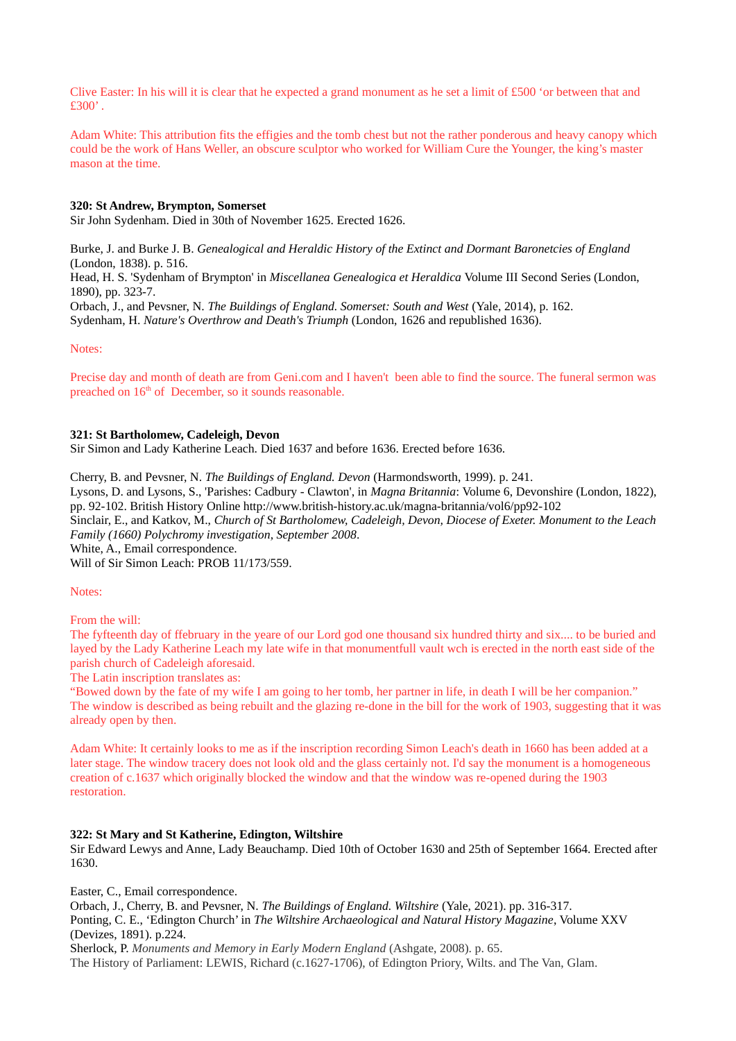Clive Easter: In his will it is clear that he expected a grand monument as he set a limit of £500 'or between that and £300'.

Adam White: This attribution fits the effigies and the tomb chest but not the rather ponderous and heavy canopy which could be the work of Hans Weller, an obscure sculptor who worked for William Cure the Younger, the king's master mason at the time.

**320: St Andrew, Brympton, Somerset**
Sir John Sydenham. Died in 30th of November 1625. Erected 1626.

Burke, J. and Burke J. B. *Genealogical and Heraldic History of the Extinct and Dormant Baronetcies of England* (London, 1838). p. 516.
Head, H. S. 'Sydenham of Brympton' in *Miscellanea Genealogica et Heraldica* Volume III Second Series (London, 1890), pp. 323-7.
Orbach, J., and Pevsner, N. *The Buildings of England. Somerset: South and West* (Yale, 2014), p. 162.
Sydenham, H. *Nature's Overthrow and Death's Triumph* (London, 1626 and republished 1636).

Notes:

Precise day and month of death are from Geni.com and I haven't been able to find the source. The funeral sermon was preached on 16th of December, so it sounds reasonable.

**321: St Bartholomew, Cadeleigh, Devon**
Sir Simon and Lady Katherine Leach. Died 1637 and before 1636. Erected before 1636.

Cherry, B. and Pevsner, N. *The Buildings of England. Devon* (Harmondsworth, 1999). p. 241.
Lysons, D. and Lysons, S., 'Parishes: Cadbury - Clawton', in *Magna Britannia*: Volume 6, Devonshire (London, 1822), pp. 92-102. British History Online http://www.british-history.ac.uk/magna-britannia/vol6/pp92-102
Sinclair, E., and Katkov, M., *Church of St Bartholomew, Cadeleigh, Devon, Diocese of Exeter. Monument to the Leach Family (1660) Polychromy investigation, September 2008*.
White, A., Email correspondence.
Will of Sir Simon Leach: PROB 11/173/559.

Notes:

From the will:
The fyfteenth day of ffebruary in the yeare of our Lord god one thousand six hundred thirty and six.... to be buried and layed by the Lady Katherine Leach my late wife in that monumentfull vault wch is erected in the north east side of the parish church of Cadeleigh aforesaid.
The Latin inscription translates as:
"Bowed down by the fate of my wife I am going to her tomb, her partner in life, in death I will be her companion."
The window is described as being rebuilt and the glazing re-done in the bill for the work of 1903, suggesting that it was already open by then.

Adam White: It certainly looks to me as if the inscription recording Simon Leach's death in 1660 has been added at a later stage. The window tracery does not look old and the glass certainly not. I'd say the monument is a homogeneous creation of c.1637 which originally blocked the window and that the window was re-opened during the 1903 restoration.

**322: St Mary and St Katherine, Edington, Wiltshire**
Sir Edward Lewys and Anne, Lady Beauchamp. Died 10th of October 1630 and 25th of September 1664. Erected after 1630.

Easter, C., Email correspondence.
Orbach, J., Cherry, B. and Pevsner, N. *The Buildings of England. Wiltshire* (Yale, 2021). pp. 316-317.
Ponting, C. E., 'Edington Church' in *The Wiltshire Archaeological and Natural History Magazine*, Volume XXV (Devizes, 1891). p.224.
Sherlock, P. *Monuments and Memory in Early Modern England* (Ashgate, 2008). p. 65.
The History of Parliament: LEWIS, Richard (c.1627-1706), of Edington Priory, Wilts. and The Van, Glam.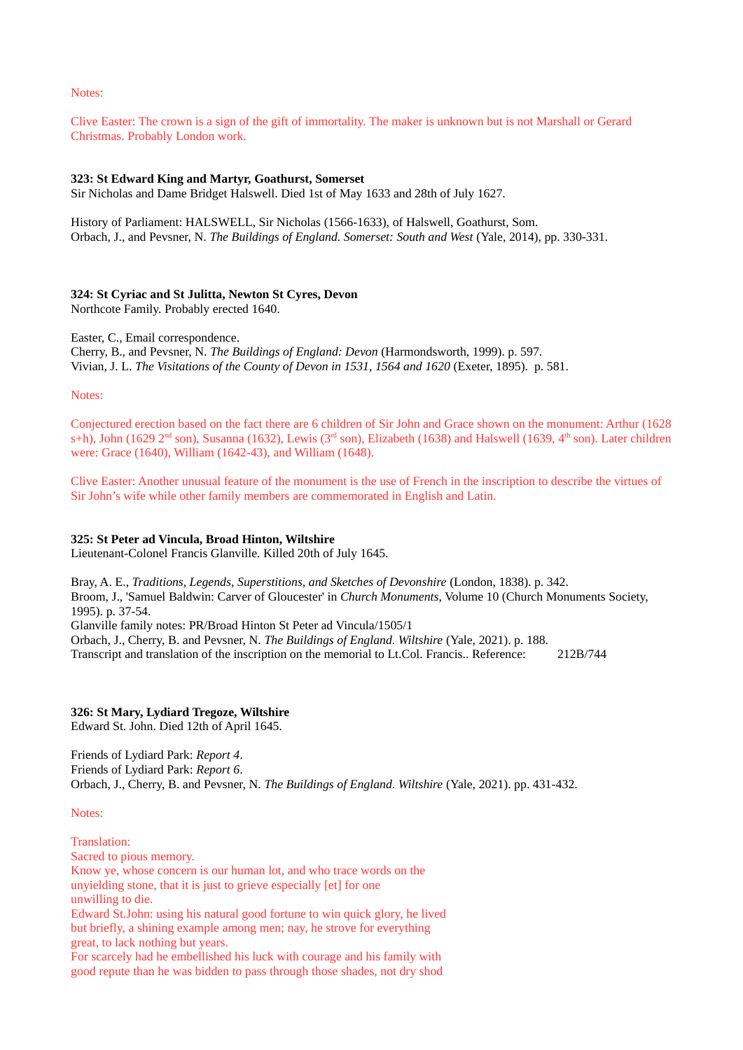Notes:

Clive Easter: The crown is a sign of the gift of immortality. The maker is unknown but is not Marshall or Gerard Christmas. Probably London work.

**323: St Edward King and Martyr, Goathurst, Somerset**
Sir Nicholas and Dame Bridget Halswell. Died 1st of May 1633 and 28th of July 1627.

History of Parliament: HALSWELL, Sir Nicholas (1566-1633), of Halswell, Goathurst, Som.
Orbach, J., and Pevsner, N. *The Buildings of England. Somerset: South and West* (Yale, 2014), pp. 330-331.

**324: St Cyriac and St Julitta, Newton St Cyres, Devon**
Northcote Family. Probably erected 1640.

Easter, C., Email correspondence.
Cherry, B., and Pevsner, N. *The Buildings of England: Devon* (Harmondsworth, 1999). p. 597.
Vivian, J. L. *The Visitations of the County of Devon in 1531, 1564 and 1620* (Exeter, 1895). p. 581.

Notes:

Conjectured erection based on the fact there are 6 children of Sir John and Grace shown on the monument: Arthur (1628 s+h), John (1629 2nd son), Susanna (1632), Lewis (3rd son), Elizabeth (1638) and Halswell (1639, 4th son). Later children were: Grace (1640), William (1642-43), and William (1648).

Clive Easter: Another unusual feature of the monument is the use of French in the inscription to describe the virtues of Sir John's wife while other family members are commemorated in English and Latin.

**325: St Peter ad Vincula, Broad Hinton, Wiltshire**
Lieutenant-Colonel Francis Glanville. Killed 20th of July 1645.

Bray, A. E., *Traditions, Legends, Superstitions, and Sketches of Devonshire* (London, 1838). p. 342.
Broom, J., 'Samuel Baldwin: Carver of Gloucester' in *Church Monuments*, Volume 10 (Church Monuments Society, 1995). p. 37-54.
Glanville family notes: PR/Broad Hinton St Peter ad Vincula/1505/1
Orbach, J., Cherry, B. and Pevsner, N. *The Buildings of England. Wiltshire* (Yale, 2021). p. 188.
Transcript and translation of the inscription on the memorial to Lt.Col. Francis.. Reference: 212B/744

**326: St Mary, Lydiard Tregoze, Wiltshire**
Edward St. John. Died 12th of April 1645.

Friends of Lydiard Park: *Report 4*.
Friends of Lydiard Park: *Report 6*.
Orbach, J., Cherry, B. and Pevsner, N. *The Buildings of England. Wiltshire* (Yale, 2021). pp. 431-432.

Notes:

Translation:
Sacred to pious memory.
Know ye, whose concern is our human lot, and who trace words on the unyielding stone, that it is just to grieve especially [et] for one unwilling to die.
Edward St.John: using his natural good fortune to win quick glory, he lived but briefly, a shining example among men; nay, he strove for everything great, to lack nothing but years.
For scarcely had he embellished his luck with courage and his family with good repute than he was bidden to pass through those shades, not dry shod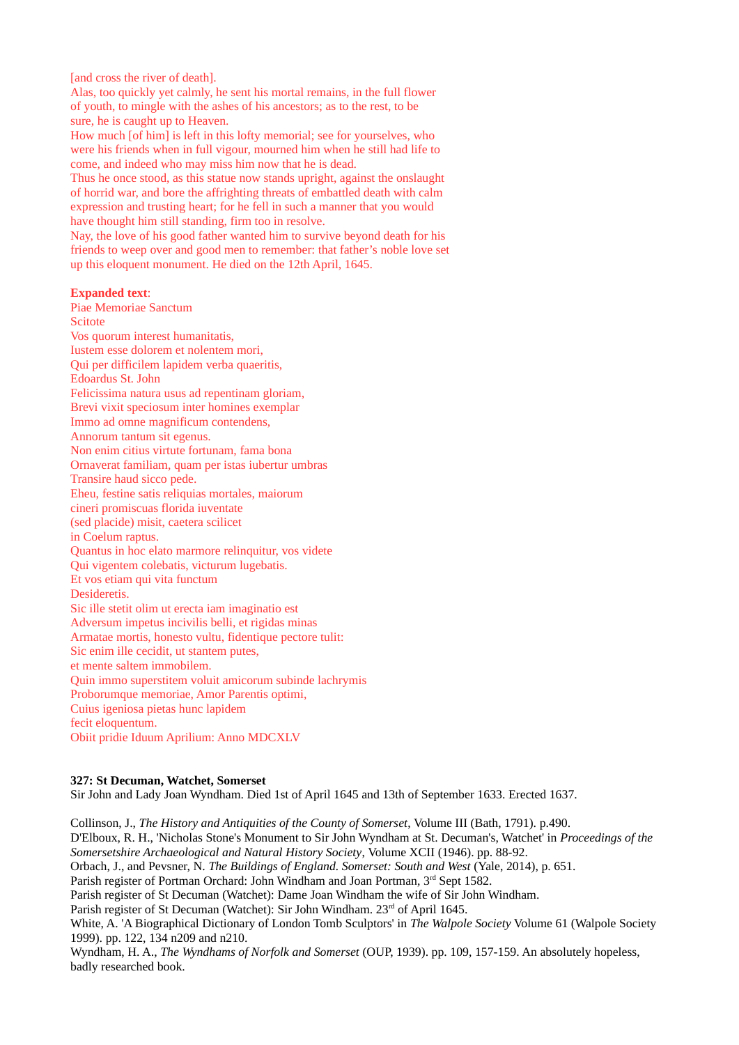[and cross the river of death].
Alas, too quickly yet calmly, he sent his mortal remains, in the full flower of youth, to mingle with the ashes of his ancestors; as to the rest, to be sure, he is caught up to Heaven.
How much [of him] is left in this lofty memorial; see for yourselves, who were his friends when in full vigour, mourned him when he still had life to come, and indeed who may miss him now that he is dead.
Thus he once stood, as this statue now stands upright, against the onslaught of horrid war, and bore the affrighting threats of embattled death with calm expression and trusting heart; for he fell in such a manner that you would have thought him still standing, firm too in resolve.
Nay, the love of his good father wanted him to survive beyond death for his friends to weep over and good men to remember: that father's noble love set up this eloquent monument. He died on the 12th April, 1645.

**Expanded text**:
Piae Memoriae Sanctum
Scitote
Vos quorum interest humanitatis,
Iustem esse dolorem et nolentem mori,
Qui per difficilem lapidem verba quaeritis,
Edoardus St. John
Felicissima natura usus ad repentinam gloriam,
Brevi vixit speciosum inter homines exemplar
Immo ad omne magnificum contendens,
Annorum tantum sit egenus.
Non enim citius virtute fortunam, fama bona
Ornaverat familiam, quam per istas iubertur umbras
Transire haud sicco pede.
Eheu, festine satis reliquias mortales, maiorum
cineri promiscuas florida iuventate
(sed placide) misit, caetera scilicet
in Coelum raptus.
Quantus in hoc elato marmore relinquitur, vos videte
Qui vigentem colebatis, victurum lugebatis.
Et vos etiam qui vita functum
Desideretis.
Sic ille stetit olim ut erecta iam imaginatio est
Adversum impetus incivilis belli, et rigidas minas
Armatae mortis, honesto vultu, fidentique pectore tulit:
Sic enim ille cecidit, ut stantem putes,
et mente saltem immobilem.
Quin immo superstitem voluit amicorum subinde lachrymis
Proborumque memoriae, Amor Parentis optimi,
Cuius igeniosa pietas hunc lapidem
fecit eloquentum.
Obiit pridie Iduum Aprilium: Anno MDCXLV

**327: St Decuman, Watchet, Somerset**
Sir John and Lady Joan Wyndham. Died 1st of April 1645 and 13th of September 1633. Erected 1637.

Collinson, J., *The History and Antiquities of the County of Somerset*, Volume III (Bath, 1791). p.490.
D'Elboux, R. H., 'Nicholas Stone's Monument to Sir John Wyndham at St. Decuman's, Watchet' in *Proceedings of the Somersetshire Archaeological and Natural History Society*, Volume XCII (1946). pp. 88-92.
Orbach, J., and Pevsner, N. *The Buildings of England. Somerset: South and West* (Yale, 2014), p. 651.
Parish register of Portman Orchard: John Windham and Joan Portman, 3rd Sept 1582.
Parish register of St Decuman (Watchet): Dame Joan Windham the wife of Sir John Windham.
Parish register of St Decuman (Watchet): Sir John Windham. 23rd of April 1645.
White, A. 'A Biographical Dictionary of London Tomb Sculptors' in *The Walpole Society* Volume 61 (Walpole Society 1999). pp. 122, 134 n209 and n210.
Wyndham, H. A., *The Wyndhams of Norfolk and Somerset* (OUP, 1939). pp. 109, 157-159. An absolutely hopeless, badly researched book.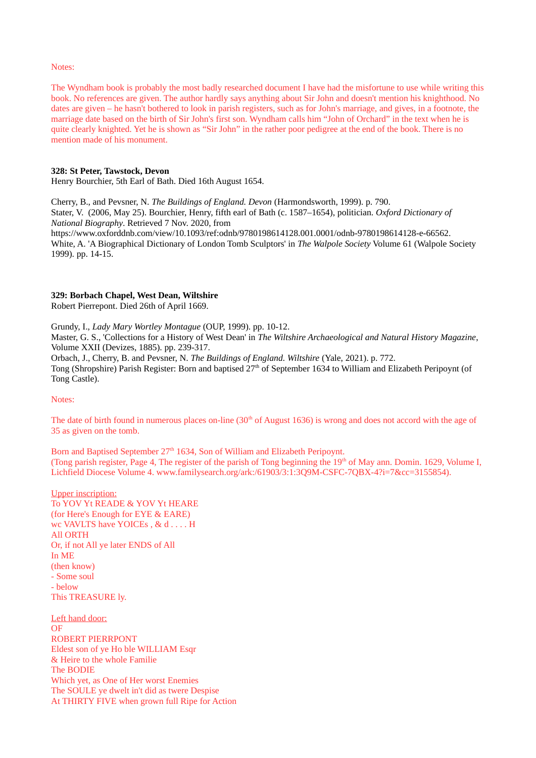Notes:

The Wyndham book is probably the most badly researched document I have had the misfortune to use while writing this book. No references are given. The author hardly says anything about Sir John and doesn't mention his knighthood. No dates are given – he hasn't bothered to look in parish registers, such as for John's marriage, and gives, in a footnote, the marriage date based on the birth of Sir John's first son. Wyndham calls him "John of Orchard" in the text when he is quite clearly knighted. Yet he is shown as "Sir John" in the rather poor pedigree at the end of the book. There is no mention made of his monument.

**328: St Peter, Tawstock, Devon**
Henry Bourchier, 5th Earl of Bath. Died 16th August 1654.

Cherry, B., and Pevsner, N. *The Buildings of England. Devon* (Harmondsworth, 1999). p. 790.
Stater, V. (2006, May 25). Bourchier, Henry, fifth earl of Bath (c. 1587–1654), politician. *Oxford Dictionary of National Biography*. Retrieved 7 Nov. 2020, from https://www.oxforddnb.com/view/10.1093/ref:odnb/9780198614128.001.0001/odnb-9780198614128-e-66562.
White, A. 'A Biographical Dictionary of London Tomb Sculptors' in *The Walpole Society* Volume 61 (Walpole Society 1999). pp. 14-15.

**329: Borbach Chapel, West Dean, Wiltshire**
Robert Pierrepont. Died 26th of April 1669.

Grundy, I., *Lady Mary Wortley Montague* (OUP, 1999). pp. 10-12.
Master, G. S., 'Collections for a History of West Dean' in *The Wiltshire Archaeological and Natural History Magazine*, Volume XXII (Devizes, 1885). pp. 239-317.
Orbach, J., Cherry, B. and Pevsner, N. *The Buildings of England. Wiltshire* (Yale, 2021). p. 772.
Tong (Shropshire) Parish Register: Born and baptised 27th of September 1634 to William and Elizabeth Peripoynt (of Tong Castle).

Notes:

The date of birth found in numerous places on-line (30th of August 1636) is wrong and does not accord with the age of 35 as given on the tomb.

Born and Baptised September 27th 1634, Son of William and Elizabeth Peripoynt.
(Tong parish register, Page 4, The register of the parish of Tong beginning the 19th of May ann. Domin. 1629, Volume I, Lichfield Diocese Volume 4. www.familysearch.org/ark:/61903/3:1:3Q9M-CSFC-7QBX-4?i=7&cc=3155854).

Upper inscription:
To YOV Yt READE & YOV Yt HEARE
(for Here's Enough for EYE & EARE)
wc VAVLTS have YOICEs , & d . . . . H
All ORTH
Or, if not All ye later ENDS of All
In ME
(then know)
- Some soul
- below
This TREASURE ly.

Left hand door:
OF
ROBERT PIERRPONT
Eldest son of ye Ho ble WILLIAM Esqr
& Heire to the whole Familie
The BODIE
Which yet, as One of Her worst Enemies
The SOULE ye dwelt in't did as twere Despise
At THIRTY FIVE when grown full Ripe for Action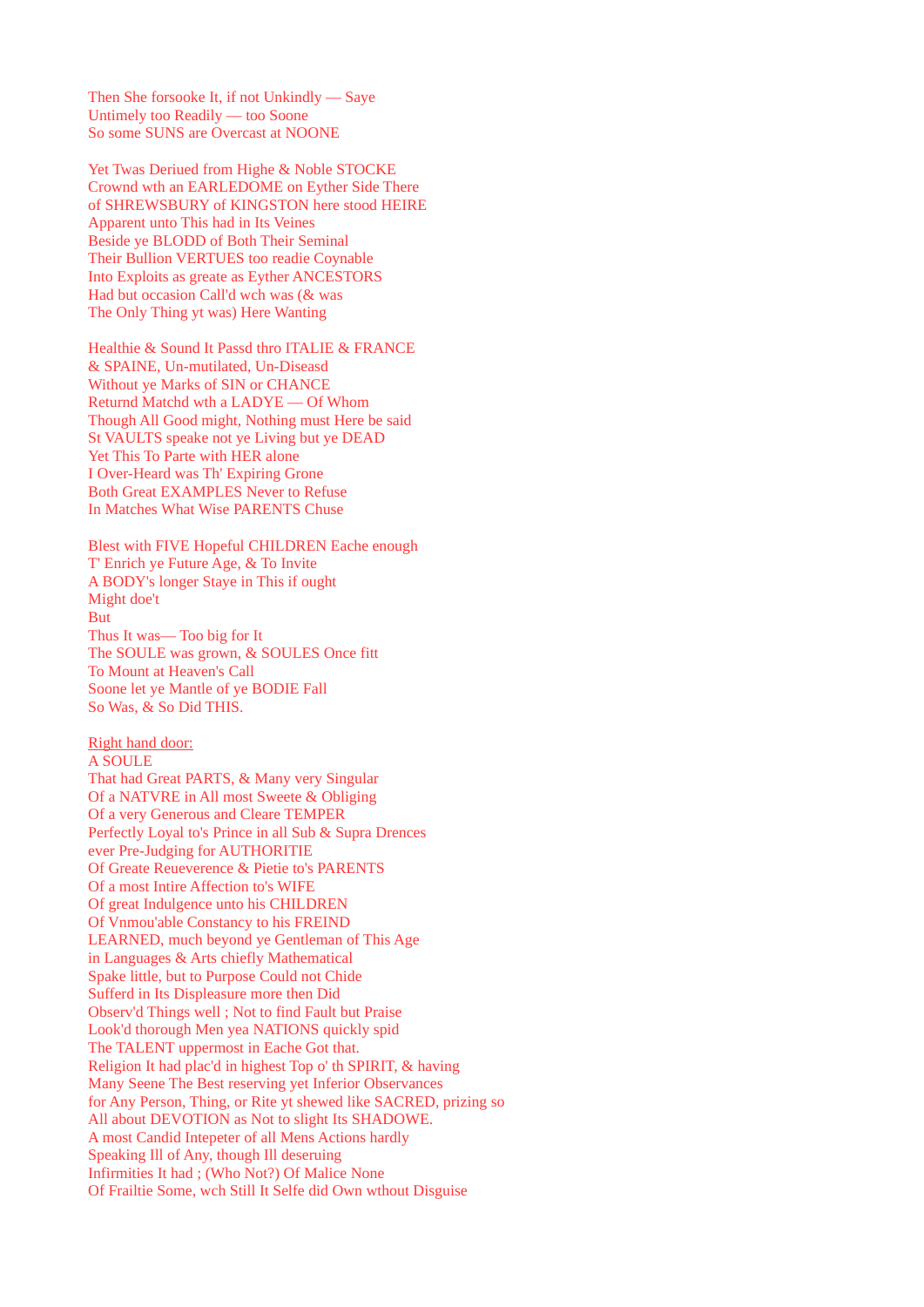Then She forsooke It, if not Unkindly — Saye
Untimely too Readily — too Soone
So some SUNS are Overcast at NOONE

Yet Twas Deriued from Highe & Noble STOCKE
Crownd wth an EARLEDOME on Eyther Side There
of SHREWSBURY of KINGSTON here stood HEIRE
Apparent unto This had in Its Veines
Beside ye BLODD of Both Their Seminal
Their Bullion VERTUES too readie Coynable
Into Exploits as greate as Eyther ANCESTORS
Had but occasion Call'd wch was (& was
The Only Thing yt was) Here Wanting

Healthie & Sound It Passd thro ITALIE & FRANCE
& SPAINE, Un-mutilated, Un-Diseasd
Without ye Marks of SIN or CHANCE
Returnd Matchd wth a LADYE — Of Whom
Though All Good might, Nothing must Here be said
St VAULTS speake not ye Living but ye DEAD
Yet This To Parte with HER alone
I Over-Heard was Th' Expiring Grone
Both Great EXAMPLES Never to Refuse
In Matches What Wise PARENTS Chuse

Blest with FIVE Hopeful CHILDREN Eache enough
T' Enrich ye Future Age, & To Invite
A BODY's longer Staye in This if ought
Might doe't
But
Thus It was— Too big for It
The SOULE was grown, & SOULES Once fitt
To Mount at Heaven's Call
Soone let ye Mantle of ye BODIE Fall
So Was, & So Did THIS.

<u>Right hand door:</u>
A SOULE
That had Great PARTS, & Many very Singular
Of a NATVRE in All most Sweete & Obliging
Of a very Generous and Cleare TEMPER
Perfectly Loyal to's Prince in all Sub & Supra Drences
ever Pre-Judging for AUTHORITIE
Of Greate Reueverence & Pietie to's PARENTS
Of a most Intire Affection to's WIFE
Of great Indulgence unto his CHILDREN
Of Vnmou'able Constancy to his FREIND
LEARNED, much beyond ye Gentleman of This Age
in Languages & Arts chiefly Mathematical
Spake little, but to Purpose Could not Chide
Sufferd in Its Displeasure more then Did
Observ'd Things well ; Not to find Fault but Praise
Look'd thorough Men yea NATIONS quickly spid
The TALENT uppermost in Eache Got that.
Religion It had plac'd in highest Top o' th SPIRIT, & having
Many Seene The Best reserving yet Inferior Observances
for Any Person, Thing, or Rite yt shewed like SACRED, prizing so
All about DEVOTION as Not to slight Its SHADOWE.
A most Candid Intepeter of all Mens Actions hardly
Speaking Ill of Any, though Ill deseruing
Infirmities It had ; (Who Not?) Of Malice None
Of Frailtie Some, wch Still It Selfe did Own wthout Disguise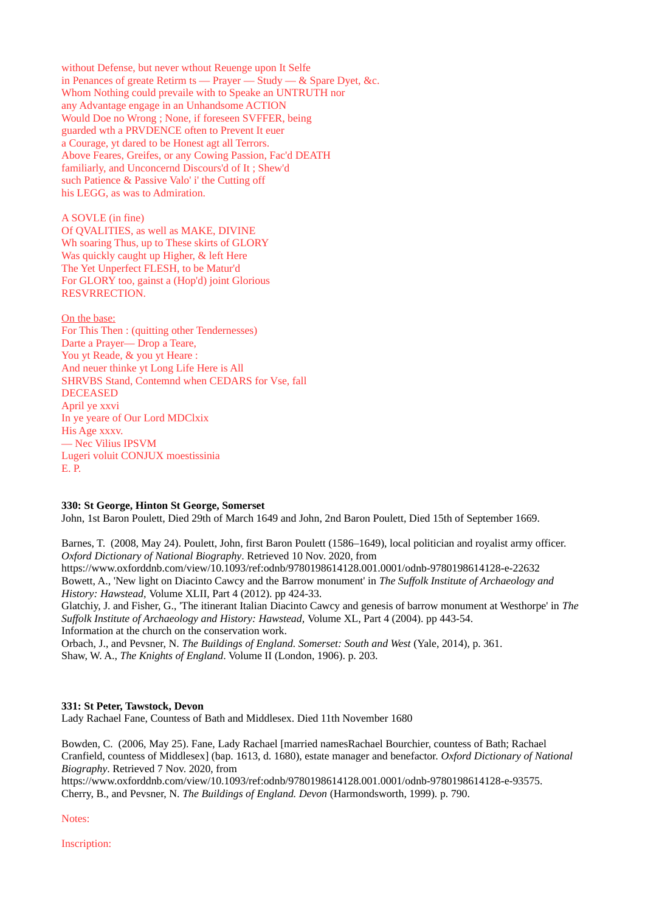without Defense, but never wthout Reuenge upon It Selfe
in Penances of greate Retirm ts — Prayer — Study — & Spare Dyet, &c.
Whom Nothing could prevaile with to Speake an UNTRUTH nor
any Advantage engage in an Unhandsome ACTION
Would Doe no Wrong ; None, if foreseen SVFFER, being
guarded wth a PRVDENCE often to Prevent It euer
a Courage, yt dared to be Honest agt all Terrors.
Above Feares, Greifes, or any Cowing Passion, Fac'd DEATH
familiarly, and Unconcernd Discours'd of It ; Shew'd
such Patience & Passive Valo' i' the Cutting off
his LEGG, as was to Admiration.

A SOVLE (in fine)
Of QVALITIES, as well as MAKE, DIVINE
Wh soaring Thus, up to These skirts of GLORY
Was quickly caught up Higher, & left Here
The Yet Unperfect FLESH, to be Matur'd
For GLORY too, gainst a (Hop'd) joint Glorious
RESVRRECTION.

On the base:
For This Then : (quitting other Tendernesses)
Darte a Prayer— Drop a Teare,
You yt Reade, & you yt Heare :
And neuer thinke yt Long Life Here is All
SHRVBS Stand, Contemnd when CEDARS for Vse, fall
DECEASED
April ye xxvi
In ye yeare of Our Lord MDClxix
His Age xxxv.
— Nec Vilius IPSVM
Lugeri voluit CONJUX moestissinia
E. P.

**330: St George, Hinton St George, Somerset**
John, 1st Baron Poulett, Died 29th of March 1649 and John, 2nd Baron Poulett, Died 15th of September 1669.

Barnes, T. (2008, May 24). Poulett, John, first Baron Poulett (1586–1649), local politician and royalist army officer. *Oxford Dictionary of National Biography*. Retrieved 10 Nov. 2020, from https://www.oxforddnb.com/view/10.1093/ref:odnb/9780198614128.001.0001/odnb-9780198614128-e-22632
Bowett, A., 'New light on Diacinto Cawcy and the Barrow monument' in *The Suffolk Institute of Archaeology and History: Hawstead*, Volume XLII, Part 4 (2012). pp 424-33.
Glatchiy, J. and Fisher, G., 'The itinerant Italian Diacinto Cawcy and genesis of barrow monument at Westhorpe' in *The Suffolk Institute of Archaeology and History: Hawstead*, Volume XL, Part 4 (2004). pp 443-54.
Information at the church on the conservation work.
Orbach, J., and Pevsner, N. *The Buildings of England. Somerset: South and West* (Yale, 2014), p. 361.
Shaw, W. A., *The Knights of England*. Volume II (London, 1906). p. 203.

**331: St Peter, Tawstock, Devon**
Lady Rachael Fane, Countess of Bath and Middlesex. Died 11th November 1680

Bowden, C. (2006, May 25). Fane, Lady Rachael [married namesRachael Bourchier, countess of Bath; Rachael Cranfield, countess of Middlesex] (bap. 1613, d. 1680), estate manager and benefactor. *Oxford Dictionary of National Biography*. Retrieved 7 Nov. 2020, from https://www.oxforddnb.com/view/10.1093/ref:odnb/9780198614128.001.0001/odnb-9780198614128-e-93575.
Cherry, B., and Pevsner, N. *The Buildings of England. Devon* (Harmondsworth, 1999). p. 790.

Notes:

Inscription: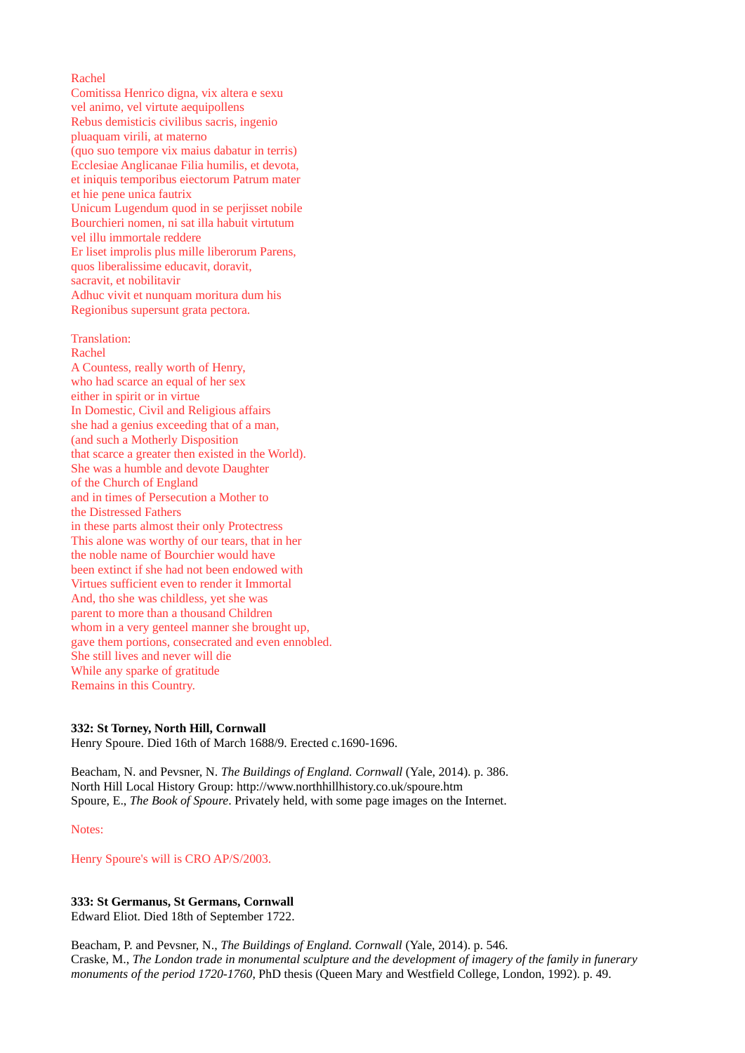Rachel
Comitissa Henrico digna, vix altera e sexu
vel animo, vel virtute aequipollens
Rebus demisticis civilibus sacris, ingenio
pluaquam virili, at materno
(quo suo tempore vix maius dabatur in terris)
Ecclesiae Anglicanae Filia humilis, et devota,
et iniquis temporibus eiectorum Patrum mater
et hie pene unica fautrix
Unicum Lugendum quod in se perjisset nobile
Bourchieri nomen, ni sat illa habuit virtutum
vel illu immortale reddere
Er liset improlis plus mille liberorum Parens,
quos liberalissime educavit, doravit,
sacravit, et nobilitavir
Adhuc vivit et nunquam moritura dum his
Regionibus supersunt grata pectora.

Translation:
Rachel
A Countess, really worth of Henry,
who had scarce an equal of her sex
either in spirit or in virtue
In Domestic, Civil and Religious affairs
she had a genius exceeding that of a man,
(and such a Motherly Disposition
that scarce a greater then existed in the World).
She was a humble and devote Daughter
of the Church of England
and in times of Persecution a Mother to
the Distressed Fathers
in these parts almost their only Protectress
This alone was worthy of our tears, that in her
the noble name of Bourchier would have
been extinct if she had not been endowed with
Virtues sufficient even to render it Immortal
And, tho she was childless, yet she was
parent to more than a thousand Children
whom in a very genteel manner she brought up,
gave them portions, consecrated and even ennobled.
She still lives and never will die
While any sparke of gratitude
Remains in this Country.

**332: St Torney, North Hill, Cornwall**
Henry Spoure. Died 16th of March 1688/9. Erected c.1690-1696.

Beacham, N. and Pevsner, N. *The Buildings of England. Cornwall* (Yale, 2014). p. 386.
North Hill Local History Group: http://www.northhillhistory.co.uk/spoure.htm
Spoure, E., *The Book of Spoure*. Privately held, with some page images on the Internet.

Notes:

Henry Spoure's will is CRO AP/S/2003.

**333: St Germanus, St Germans, Cornwall**
Edward Eliot. Died 18th of September 1722.

Beacham, P. and Pevsner, N., *The Buildings of England. Cornwall* (Yale, 2014). p. 546.
Craske, M., *The London trade in monumental sculpture and the development of imagery of the family in funerary monuments of the period 1720-1760*, PhD thesis (Queen Mary and Westfield College, London, 1992). p. 49.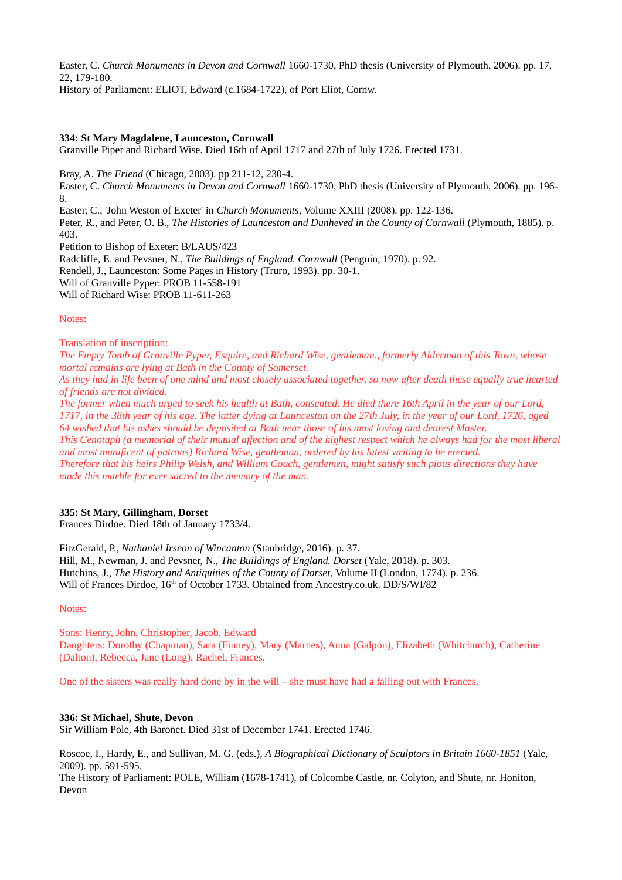Easter, C. *Church Monuments in Devon and Cornwall* 1660-1730, PhD thesis (University of Plymouth, 2006). pp. 17, 22, 179-180.
History of Parliament: ELIOT, Edward (c.1684-1722), of Port Eliot, Cornw.

**334: St Mary Magdalene, Launceston, Cornwall**
Granville Piper and Richard Wise. Died 16th of April 1717 and 27th of July 1726. Erected 1731.

Bray, A. *The Friend* (Chicago, 2003). pp 211-12, 230-4.
Easter, C. *Church Monuments in Devon and Cornwall* 1660-1730, PhD thesis (University of Plymouth, 2006). pp. 196-8.
Easter, C., 'John Weston of Exeter' in *Church Monuments*, Volume XXIII (2008). pp. 122-136.
Peter, R., and Peter, O. B., *The Histories of Launceston and Dunheved in the County of Cornwall* (Plymouth, 1885). p. 403.
Petition to Bishop of Exeter: B/LAUS/423
Radcliffe, E. and Pevsner, N., *The Buildings of England. Cornwall* (Penguin, 1970). p. 92.
Rendell, J., Launceston: Some Pages in History (Truro, 1993). pp. 30-1.
Will of Granville Pyper: PROB 11-558-191
Will of Richard Wise: PROB 11-611-263

Notes:

Translation of inscription:
*The Empty Tomb of Granville Pyper, Esquire, and Richard Wise, gentleman., formerly Alderman of this Town, whose mortal remains are lying at Bath in the County of Somerset.*
*As they had in life been of one mind and most closely associated together, so now after death these equally true hearted of friends are not divided.*
*The former when much urged to seek his health at Bath, consented. He died there 16th April in the year of our Lord, 1717, in the 38th year of his age. The latter dying at Launceston on the 27th July, in the year of our Lord, 1726, aged 64 wished that his ashes should be deposited at Bath near those of his most loving and dearest Master.*
*This Cenotaph (a memorial of their mutual affection and of the highest respect which he always had for the most liberal and most munificent of patrons) Richard Wise, gentleman, ordered by his latest writing to be erected.*
*Therefore that his heirs Philip Welsh, and William Couch, gentlemen, might satisfy such pious directions they have made this marble for ever sacred to the memory of the man.*

**335: St Mary, Gillingham, Dorset**
Frances Dirdoe. Died 18th of January 1733/4.

FitzGerald, P., *Nathaniel Irseon of Wincanton* (Stanbridge, 2016). p. 37.
Hill, M., Newman, J. and Pevsner, N., *The Buildings of England. Dorset* (Yale, 2018). p. 303.
Hutchins, J., *The History and Antiquities of the County of Dorset*, Volume II (London, 1774). p. 236.
Will of Frances Dirdoe, 16th of October 1733. Obtained from Ancestry.co.uk. DD/S/WI/82

Notes:

Sons: Henry, John, Christopher, Jacob, Edward
Daughters: Dorothy (Chapman), Sara (Finney), Mary (Marnes), Anna (Galpon), Elizabeth (Whitchurch), Catherine (Dalton), Rebecca, Jane (Long), Rachel, Frances.

One of the sisters was really hard done by in the will – she must have had a falling out with Frances.

**336: St Michael, Shute, Devon**
Sir William Pole, 4th Baronet. Died 31st of December 1741. Erected 1746.

Roscoe, I., Hardy, E., and Sullivan, M. G. (eds.), *A Biographical Dictionary of Sculptors in Britain 1660-1851* (Yale, 2009). pp. 591-595.
The History of Parliament: POLE, William (1678-1741), of Colcombe Castle, nr. Colyton, and Shute, nr. Honiton, Devon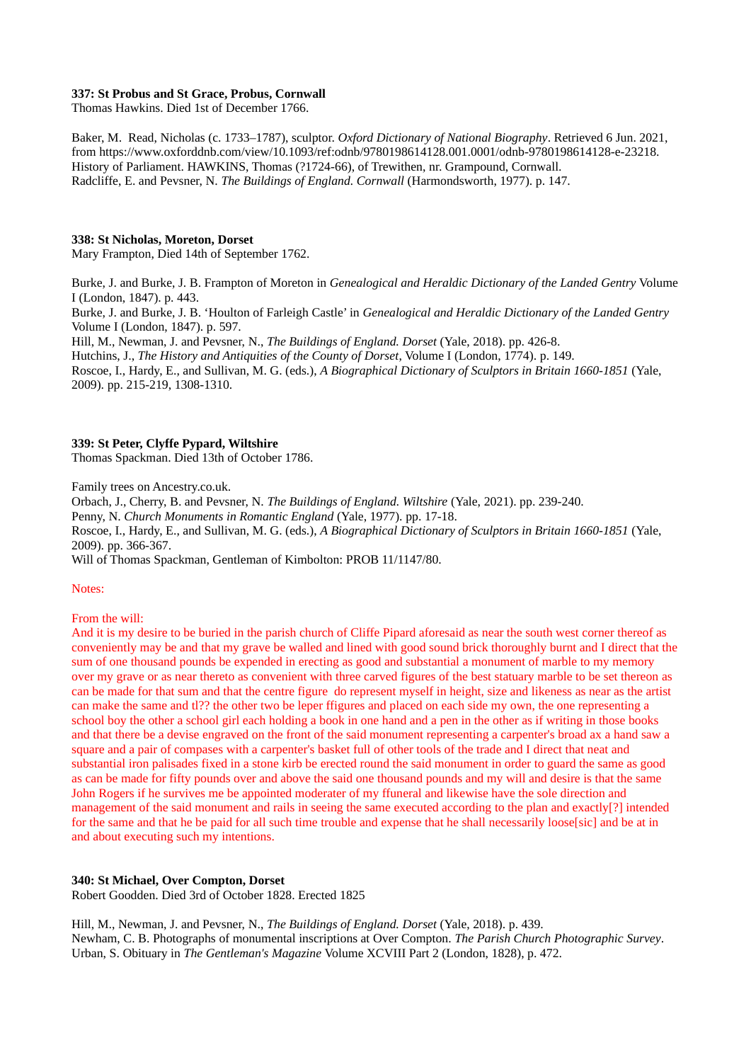**337: St Probus and St Grace, Probus, Cornwall**
Thomas Hawkins. Died 1st of December 1766.

Baker, M. Read, Nicholas (c. 1733–1787), sculptor. *Oxford Dictionary of National Biography*. Retrieved 6 Jun. 2021, from https://www.oxforddnb.com/view/10.1093/ref:odnb/9780198614128.001.0001/odnb-9780198614128-e-23218.
History of Parliament. HAWKINS, Thomas (?1724-66), of Trewithen, nr. Grampound, Cornwall.
Radcliffe, E. and Pevsner, N. *The Buildings of England. Cornwall* (Harmondsworth, 1977). p. 147.

**338: St Nicholas, Moreton, Dorset**
Mary Frampton, Died 14th of September 1762.

Burke, J. and Burke, J. B. Frampton of Moreton in *Genealogical and Heraldic Dictionary of the Landed Gentry* Volume I (London, 1847). p. 443.
Burke, J. and Burke, J. B. 'Houlton of Farleigh Castle' in *Genealogical and Heraldic Dictionary of the Landed Gentry* Volume I (London, 1847). p. 597.
Hill, M., Newman, J. and Pevsner, N., *The Buildings of England. Dorset* (Yale, 2018). pp. 426-8.
Hutchins, J., *The History and Antiquities of the County of Dorset*, Volume I (London, 1774). p. 149.
Roscoe, I., Hardy, E., and Sullivan, M. G. (eds.), *A Biographical Dictionary of Sculptors in Britain 1660-1851* (Yale, 2009). pp. 215-219, 1308-1310.

**339: St Peter, Clyffe Pypard, Wiltshire**
Thomas Spackman. Died 13th of October 1786.

Family trees on Ancestry.co.uk.
Orbach, J., Cherry, B. and Pevsner, N. *The Buildings of England. Wiltshire* (Yale, 2021). pp. 239-240.
Penny, N. *Church Monuments in Romantic England* (Yale, 1977). pp. 17-18.
Roscoe, I., Hardy, E., and Sullivan, M. G. (eds.), *A Biographical Dictionary of Sculptors in Britain 1660-1851* (Yale, 2009). pp. 366-367.
Will of Thomas Spackman, Gentleman of Kimbolton: PROB 11/1147/80.

Notes:

From the will:
And it is my desire to be buried in the parish church of Cliffe Pipard aforesaid as near the south west corner thereof as conveniently may be and that my grave be walled and lined with good sound brick thoroughly burnt and I direct that the sum of one thousand pounds be expended in erecting as good and substantial a monument of marble to my memory over my grave or as near thereto as convenient with three carved figures of the best statuary marble to be set thereon as can be made for that sum and that the centre figure do represent myself in height, size and likeness as near as the artist can make the same and tl?? the other two be leper ffigures and placed on each side my own, the one representing a school boy the other a school girl each holding a book in one hand and a pen in the other as if writing in those books and that there be a devise engraved on the front of the said monument representing a carpenter's broad ax a hand saw a square and a pair of compases with a carpenter's basket full of other tools of the trade and I direct that neat and substantial iron palisades fixed in a stone kirb be erected round the said monument in order to guard the same as good as can be made for fifty pounds over and above the said one thousand pounds and my will and desire is that the same John Rogers if he survives me be appointed moderater of my ffuneral and likewise have the sole direction and management of the said monument and rails in seeing the same executed according to the plan and exactly[?] intended for the same and that he be paid for all such time trouble and expense that he shall necessarily loose[sic] and be at in and about executing such my intentions.

**340: St Michael, Over Compton, Dorset**
Robert Goodden. Died 3rd of October 1828. Erected 1825

Hill, M., Newman, J. and Pevsner, N., *The Buildings of England. Dorset* (Yale, 2018). p. 439.
Newham, C. B. Photographs of monumental inscriptions at Over Compton. *The Parish Church Photographic Survey*.
Urban, S. Obituary in *The Gentleman's Magazine* Volume XCVIII Part 2 (London, 1828), p. 472.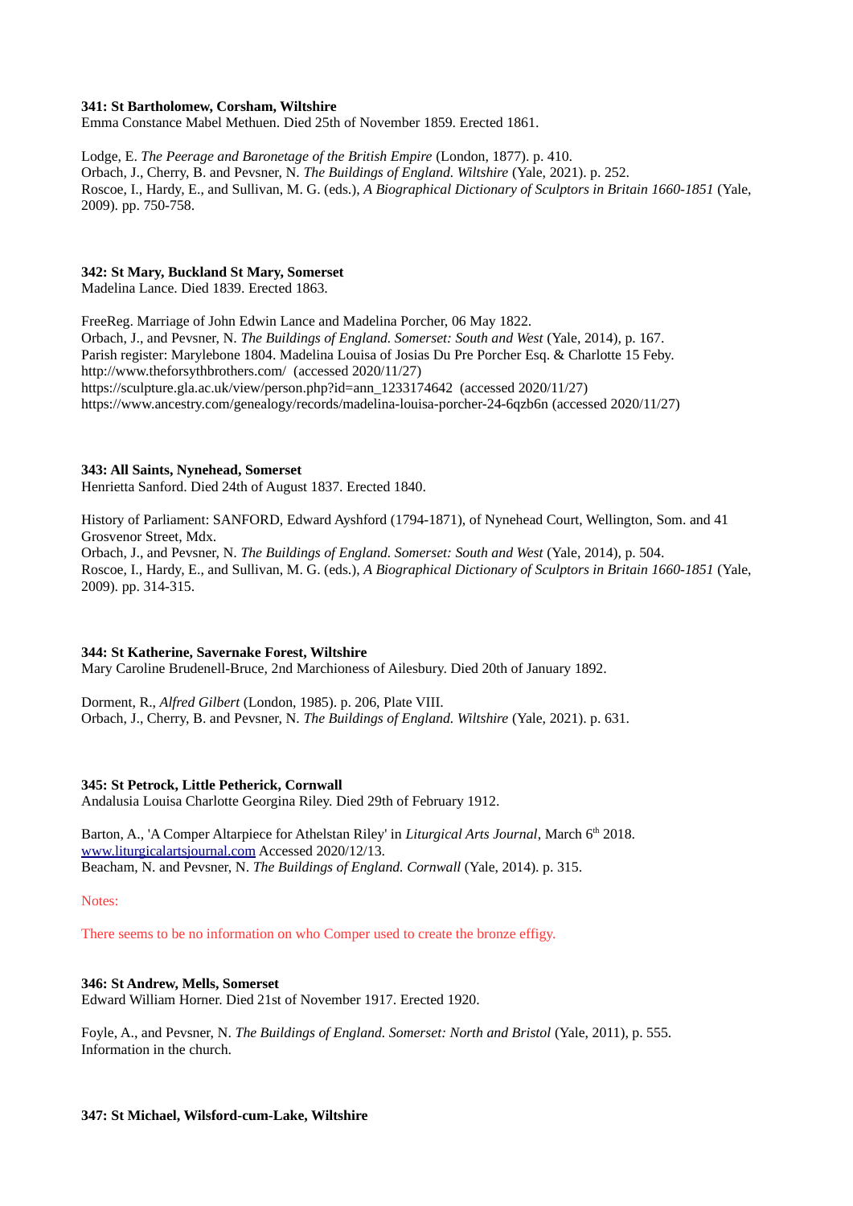**341: St Bartholomew, Corsham, Wiltshire**
Emma Constance Mabel Methuen. Died 25th of November 1859. Erected 1861.

Lodge, E. *The Peerage and Baronetage of the British Empire* (London, 1877). p. 410.
Orbach, J., Cherry, B. and Pevsner, N. *The Buildings of England. Wiltshire* (Yale, 2021). p. 252.
Roscoe, I., Hardy, E., and Sullivan, M. G. (eds.), *A Biographical Dictionary of Sculptors in Britain 1660-1851* (Yale, 2009). pp. 750-758.

**342: St Mary, Buckland St Mary, Somerset**
Madelina Lance. Died 1839. Erected 1863.

FreeReg. Marriage of John Edwin Lance and Madelina Porcher, 06 May 1822.
Orbach, J., and Pevsner, N. *The Buildings of England. Somerset: South and West* (Yale, 2014), p. 167.
Parish register: Marylebone 1804. Madelina Louisa of Josias Du Pre Porcher Esq. & Charlotte 15 Feby.
http://www.theforsythbrothers.com/ (accessed 2020/11/27)
https://sculpture.gla.ac.uk/view/person.php?id=ann_1233174642 (accessed 2020/11/27)
https://www.ancestry.com/genealogy/records/madelina-louisa-porcher-24-6qzb6n (accessed 2020/11/27)

**343: All Saints, Nynehead, Somerset**
Henrietta Sanford. Died 24th of August 1837. Erected 1840.

History of Parliament: SANFORD, Edward Ayshford (1794-1871), of Nynehead Court, Wellington, Som. and 41 Grosvenor Street, Mdx.
Orbach, J., and Pevsner, N. *The Buildings of England. Somerset: South and West* (Yale, 2014), p. 504.
Roscoe, I., Hardy, E., and Sullivan, M. G. (eds.), *A Biographical Dictionary of Sculptors in Britain 1660-1851* (Yale, 2009). pp. 314-315.

**344: St Katherine, Savernake Forest, Wiltshire**
Mary Caroline Brudenell-Bruce, 2nd Marchioness of Ailesbury. Died 20th of January 1892.

Dorment, R., *Alfred Gilbert* (London, 1985). p. 206, Plate VIII.
Orbach, J., Cherry, B. and Pevsner, N. *The Buildings of England. Wiltshire* (Yale, 2021). p. 631.

**345: St Petrock, Little Petherick, Cornwall**
Andalusia Louisa Charlotte Georgina Riley. Died 29th of February 1912.

Barton, A., 'A Comper Altarpiece for Athelstan Riley' in *Liturgical Arts Journal*, March 6th 2018. www.liturgicalartsjournal.com Accessed 2020/12/13.
Beacham, N. and Pevsner, N. *The Buildings of England. Cornwall* (Yale, 2014). p. 315.

Notes:

There seems to be no information on who Comper used to create the bronze effigy.

**346: St Andrew, Mells, Somerset**
Edward William Horner. Died 21st of November 1917. Erected 1920.

Foyle, A., and Pevsner, N. *The Buildings of England. Somerset: North and Bristol* (Yale, 2011), p. 555.
Information in the church.

**347: St Michael, Wilsford-cum-Lake, Wiltshire**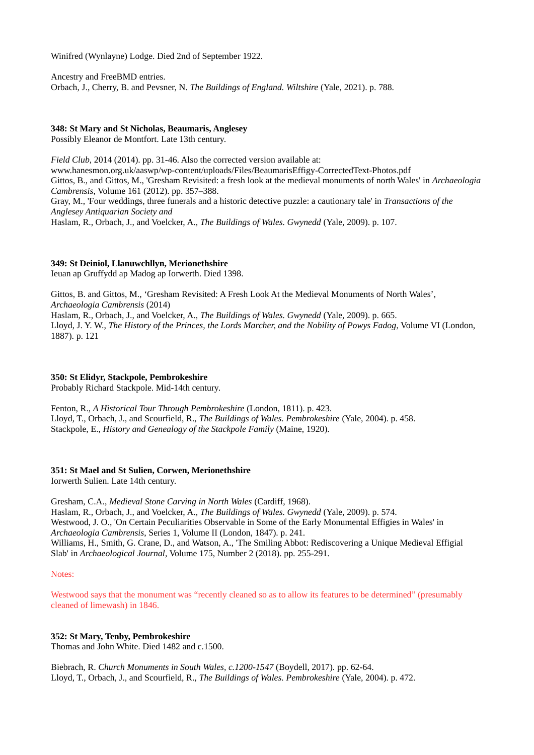Winifred (Wynlayne) Lodge. Died 2nd of September 1922.

Ancestry and FreeBMD entries.
Orbach, J., Cherry, B. and Pevsner, N. *The Buildings of England. Wiltshire* (Yale, 2021). p. 788.

**348: St Mary and St Nicholas, Beaumaris, Anglesey**
Possibly Eleanor de Montfort. Late 13th century.

*Field Club*, 2014 (2014). pp. 31-46. Also the corrected version available at:
www.hanesmon.org.uk/aaswp/wp-content/uploads/Files/BeaumarisEffigy-CorrectedText-Photos.pdf
Gittos, B., and Gittos, M., 'Gresham Revisited: a fresh look at the medieval monuments of north Wales' in *Archaeologia Cambrensis*, Volume 161 (2012). pp. 357–388.
Gray, M., 'Four weddings, three funerals and a historic detective puzzle: a cautionary tale' in *Transactions of the Anglesey Antiquarian Society and*
Haslam, R., Orbach, J., and Voelcker, A., *The Buildings of Wales. Gwynedd* (Yale, 2009). p. 107.

**349: St Deiniol, Llanuwchllyn, Merionethshire**
Ieuan ap Gruffydd ap Madog ap Iorwerth. Died 1398.

Gittos, B. and Gittos, M., 'Gresham Revisited: A Fresh Look At the Medieval Monuments of North Wales', *Archaeologia Cambrensis* (2014)
Haslam, R., Orbach, J., and Voelcker, A., *The Buildings of Wales. Gwynedd* (Yale, 2009). p. 665.
Lloyd, J. Y. W., *The History of the Princes, the Lords Marcher, and the Nobility of Powys Fadog*, Volume VI (London, 1887). p. 121

**350: St Elidyr, Stackpole, Pembrokeshire**
Probably Richard Stackpole. Mid-14th century.

Fenton, R., *A Historical Tour Through Pembrokeshire* (London, 1811). p. 423.
Lloyd, T., Orbach, J., and Scourfield, R., *The Buildings of Wales. Pembrokeshire* (Yale, 2004). p. 458.
Stackpole, E., *History and Genealogy of the Stackpole Family* (Maine, 1920).

**351: St Mael and St Sulien, Corwen, Merionethshire**
Iorwerth Sulien. Late 14th century.

Gresham, C.A., *Medieval Stone Carving in North Wales* (Cardiff, 1968).
Haslam, R., Orbach, J., and Voelcker, A., *The Buildings of Wales. Gwynedd* (Yale, 2009). p. 574.
Westwood, J. O., 'On Certain Peculiarities Observable in Some of the Early Monumental Effigies in Wales' in *Archaeologia Cambrensis*, Series 1, Volume II (London, 1847). p. 241.
Williams, H., Smith, G. Crane, D., and Watson, A., 'The Smiling Abbot: Rediscovering a Unique Medieval Effigial Slab' in *Archaeological Journal*, Volume 175, Number 2 (2018). pp. 255-291.

Notes:

Westwood says that the monument was "recently cleaned so as to allow its features to be determined" (presumably cleaned of limewash) in 1846.

**352: St Mary, Tenby, Pembrokeshire**
Thomas and John White. Died 1482 and c.1500.

Biebrach, R. *Church Monuments in South Wales, c.1200-1547* (Boydell, 2017). pp. 62-64.
Lloyd, T., Orbach, J., and Scourfield, R., *The Buildings of Wales. Pembrokeshire* (Yale, 2004). p. 472.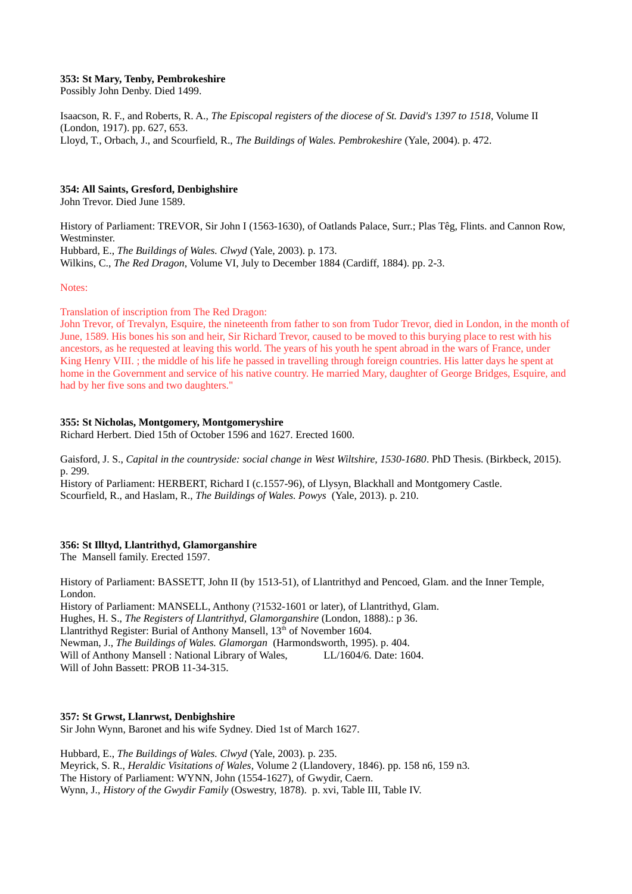**353: St Mary, Tenby, Pembrokeshire**
Possibly John Denby. Died 1499.

Isaacson, R. F., and Roberts, R. A., *The Episcopal registers of the diocese of St. David's 1397 to 1518*, Volume II (London, 1917). pp. 627, 653.
Lloyd, T., Orbach, J., and Scourfield, R., *The Buildings of Wales. Pembrokeshire* (Yale, 2004). p. 472.

**354: All Saints, Gresford, Denbighshire**
John Trevor. Died June 1589.

History of Parliament: TREVOR, Sir John I (1563-1630), of Oatlands Palace, Surr.; Plas Têg, Flints. and Cannon Row, Westminster.
Hubbard, E., *The Buildings of Wales. Clwyd* (Yale, 2003). p. 173.
Wilkins, C., *The Red Dragon*, Volume VI, July to December 1884 (Cardiff, 1884). pp. 2-3.

Notes:

Translation of inscription from The Red Dragon:
John Trevor, of Trevalyn, Esquire, the nineteenth from father to son from Tudor Trevor, died in London, in the month of June, 1589. His bones his son and heir, Sir Richard Trevor, caused to be moved to this burying place to rest with his ancestors, as he requested at leaving this world. The years of his youth he spent abroad in the wars of France, under King Henry VIII. ; the middle of his life he passed in travelling through foreign countries. His latter days he spent at home in the Government and service of his native country. He married Mary, daughter of George Bridges, Esquire, and had by her five sons and two daughters."

**355: St Nicholas, Montgomery, Montgomeryshire**
Richard Herbert. Died 15th of October 1596 and 1627. Erected 1600.

Gaisford, J. S., *Capital in the countryside: social change in West Wiltshire, 1530-1680*. PhD Thesis. (Birkbeck, 2015). p. 299.
History of Parliament: HERBERT, Richard I (c.1557-96), of Llysyn, Blackhall and Montgomery Castle.
Scourfield, R., and Haslam, R., *The Buildings of Wales. Powys* (Yale, 2013). p. 210.

**356: St Illtyd, Llantrithyd, Glamorganshire**
The Mansell family. Erected 1597.

History of Parliament: BASSETT, John II (by 1513-51), of Llantrithyd and Pencoed, Glam. and the Inner Temple, London.
History of Parliament: MANSELL, Anthony (?1532-1601 or later), of Llantrithyd, Glam.
Hughes, H. S., *The Registers of Llantrithyd, Glamorganshire* (London, 1888).: p 36.
Llantrithyd Register: Burial of Anthony Mansell, 13th of November 1604.
Newman, J., *The Buildings of Wales. Glamorgan* (Harmondsworth, 1995). p. 404.
Will of Anthony Mansell : National Library of Wales, LL/1604/6. Date: 1604.
Will of John Bassett: PROB 11-34-315.

**357: St Grwst, Llanrwst, Denbighshire**
Sir John Wynn, Baronet and his wife Sydney. Died 1st of March 1627.

Hubbard, E., *The Buildings of Wales. Clwyd* (Yale, 2003). p. 235.
Meyrick, S. R., *Heraldic Visitations of Wales*, Volume 2 (Llandovery, 1846). pp. 158 n6, 159 n3.
The History of Parliament: WYNN, John (1554-1627), of Gwydir, Caern.
Wynn, J., *History of the Gwydir Family* (Oswestry, 1878). p. xvi, Table III, Table IV.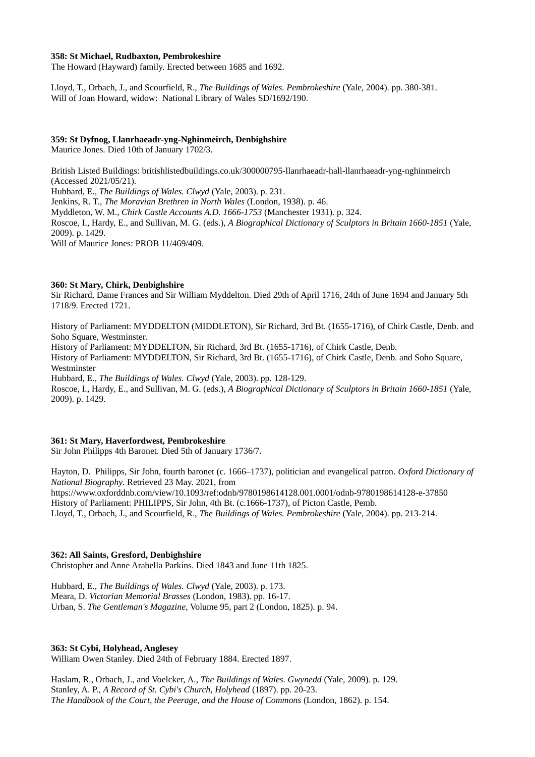**358: St Michael, Rudbaxton, Pembrokeshire**
The Howard (Hayward) family. Erected between 1685 and 1692.

Lloyd, T., Orbach, J., and Scourfield, R., *The Buildings of Wales. Pembrokeshire* (Yale, 2004). pp. 380-381.
Will of Joan Howard, widow: National Library of Wales SD/1692/190.

**359: St Dyfnog, Llanrhaeadr-yng-Nghinmeirch, Denbighshire**
Maurice Jones. Died 10th of January 1702/3.

British Listed Buildings: britishlistedbuildings.co.uk/300000795-llanrhaeadr-hall-llanrhaeadr-yng-nghinmeirch (Accessed 2021/05/21).
Hubbard, E., *The Buildings of Wales. Clwyd* (Yale, 2003). p. 231.
Jenkins, R. T., *The Moravian Brethren in North Wales* (London, 1938). p. 46.
Myddleton, W. M., *Chirk Castle Accounts A.D. 1666-1753* (Manchester 1931). p. 324.
Roscoe, I., Hardy, E., and Sullivan, M. G. (eds.), *A Biographical Dictionary of Sculptors in Britain 1660-1851* (Yale, 2009). p. 1429.
Will of Maurice Jones: PROB 11/469/409.

**360: St Mary, Chirk, Denbighshire**
Sir Richard, Dame Frances and Sir William Myddelton. Died 29th of April 1716, 24th of June 1694 and January 5th 1718/9. Erected 1721.

History of Parliament: MYDDELTON (MIDDLETON), Sir Richard, 3rd Bt. (1655-1716), of Chirk Castle, Denb. and Soho Square, Westminster.
History of Parliament: MYDDELTON, Sir Richard, 3rd Bt. (1655-1716), of Chirk Castle, Denb.
History of Parliament: MYDDELTON, Sir Richard, 3rd Bt. (1655-1716), of Chirk Castle, Denb. and Soho Square, Westminster
Hubbard, E., *The Buildings of Wales. Clwyd* (Yale, 2003). pp. 128-129.
Roscoe, I., Hardy, E., and Sullivan, M. G. (eds.), *A Biographical Dictionary of Sculptors in Britain 1660-1851* (Yale, 2009). p. 1429.

**361: St Mary, Haverfordwest, Pembrokeshire**
Sir John Philipps 4th Baronet. Died 5th of January 1736/7.

Hayton, D. Philipps, Sir John, fourth baronet (c. 1666–1737), politician and evangelical patron. *Oxford Dictionary of National Biography*. Retrieved 23 May. 2021, from https://www.oxforddnb.com/view/10.1093/ref:odnb/9780198614128.001.0001/odnb-9780198614128-e-37850
History of Parliament: PHILIPPS, Sir John, 4th Bt. (c.1666-1737), of Picton Castle, Pemb.
Lloyd, T., Orbach, J., and Scourfield, R., *The Buildings of Wales. Pembrokeshire* (Yale, 2004). pp. 213-214.

**362: All Saints, Gresford, Denbighshire**
Christopher and Anne Arabella Parkins. Died 1843 and June 11th 1825.

Hubbard, E., *The Buildings of Wales. Clwyd* (Yale, 2003). p. 173.
Meara, D. *Victorian Memorial Brasses* (London, 1983). pp. 16-17.
Urban, S. *The Gentleman's Magazine*, Volume 95, part 2 (London, 1825). p. 94.

**363: St Cybi, Holyhead, Anglesey**
William Owen Stanley. Died 24th of February 1884. Erected 1897.

Haslam, R., Orbach, J., and Voelcker, A., *The Buildings of Wales. Gwynedd* (Yale, 2009). p. 129.
Stanley, A. P., *A Record of St. Cybi's Church, Holyhead* (1897). pp. 20-23.
*The Handbook of the Court, the Peerage, and the House of Commons* (London, 1862). p. 154.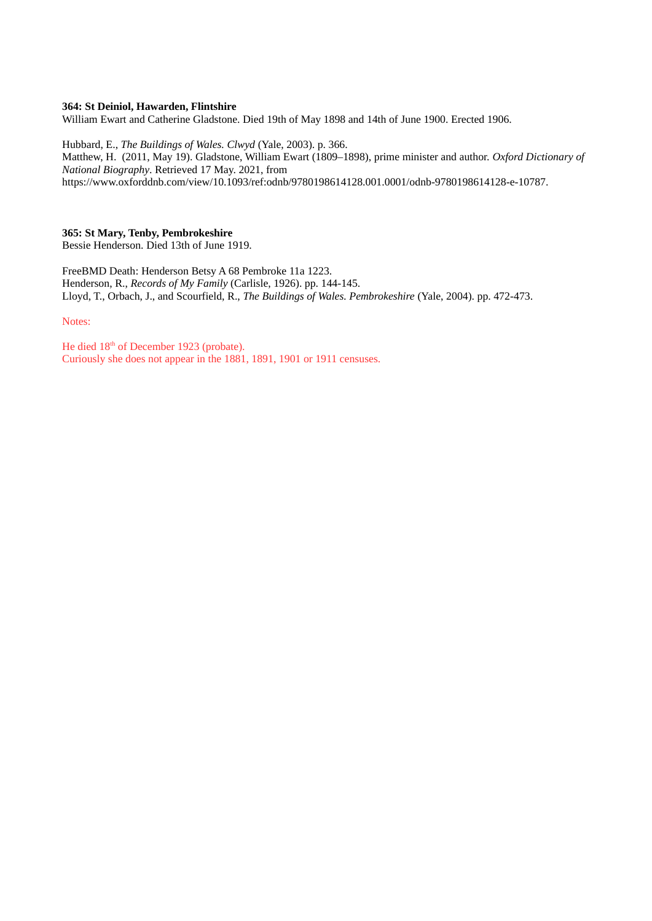**364: St Deiniol, Hawarden, Flintshire**
William Ewart and Catherine Gladstone. Died 19th of May 1898 and 14th of June 1900. Erected 1906.

Hubbard, E., *The Buildings of Wales. Clwyd* (Yale, 2003). p. 366.
Matthew, H. (2011, May 19). Gladstone, William Ewart (1809–1898), prime minister and author. *Oxford Dictionary of National Biography*. Retrieved 17 May. 2021, from https://www.oxforddnb.com/view/10.1093/ref:odnb/9780198614128.001.0001/odnb-9780198614128-e-10787.

**365: St Mary, Tenby, Pembrokeshire**
Bessie Henderson. Died 13th of June 1919.

FreeBMD Death: Henderson Betsy A 68 Pembroke 11a 1223.
Henderson, R., *Records of My Family* (Carlisle, 1926). pp. 144-145.
Lloyd, T., Orbach, J., and Scourfield, R., *The Buildings of Wales. Pembrokeshire* (Yale, 2004). pp. 472-473.

Notes:

He died 18th of December 1923 (probate).
Curiously she does not appear in the 1881, 1891, 1901 or 1911 censuses.